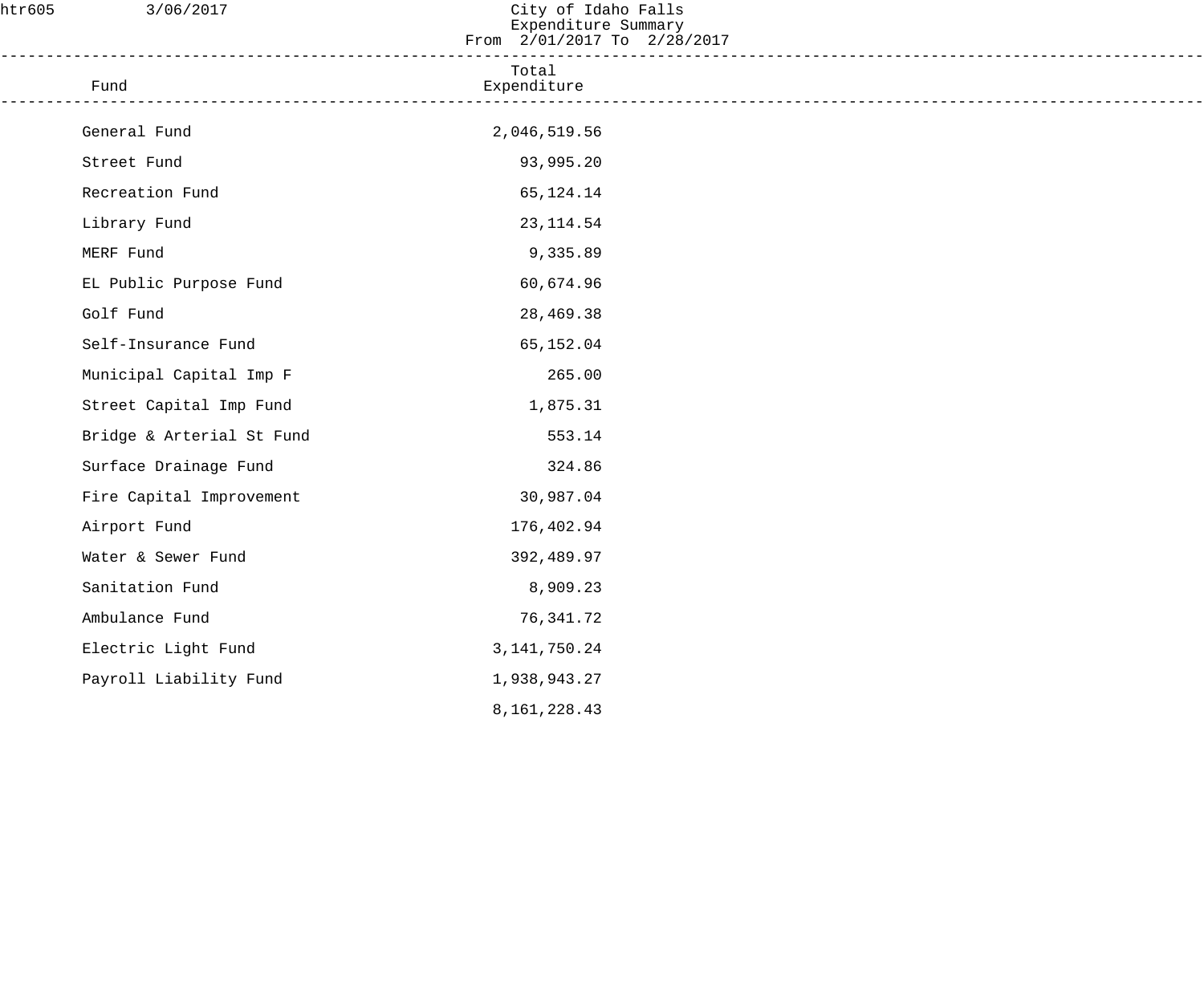htr605 3/06/2017

# City of Idaho Falls

## Expenditure Summary

From 2/01/2017 To 2/28/2017

| Fund | Total Expenditure |
|---|---|
| General Fund | 2,046,519.56 |
| Street Fund | 93,995.20 |
| Recreation Fund | 65,124.14 |
| Library Fund | 23,114.54 |
| MERF Fund | 9,335.89 |
| EL Public Purpose Fund | 60,674.96 |
| Golf Fund | 28,469.38 |
| Self-Insurance Fund | 65,152.04 |
| Municipal Capital Imp F | 265.00 |
| Street Capital Imp Fund | 1,875.31 |
| Bridge & Arterial St Fund | 553.14 |
| Surface Drainage Fund | 324.86 |
| Fire Capital Improvement | 30,987.04 |
| Airport Fund | 176,402.94 |
| Water & Sewer Fund | 392,489.97 |
| Sanitation Fund | 8,909.23 |
| Ambulance Fund | 76,341.72 |
| Electric Light Fund | 3,141,750.24 |
| Payroll Liability Fund | 1,938,943.27 |
| | 8,161,228.43 |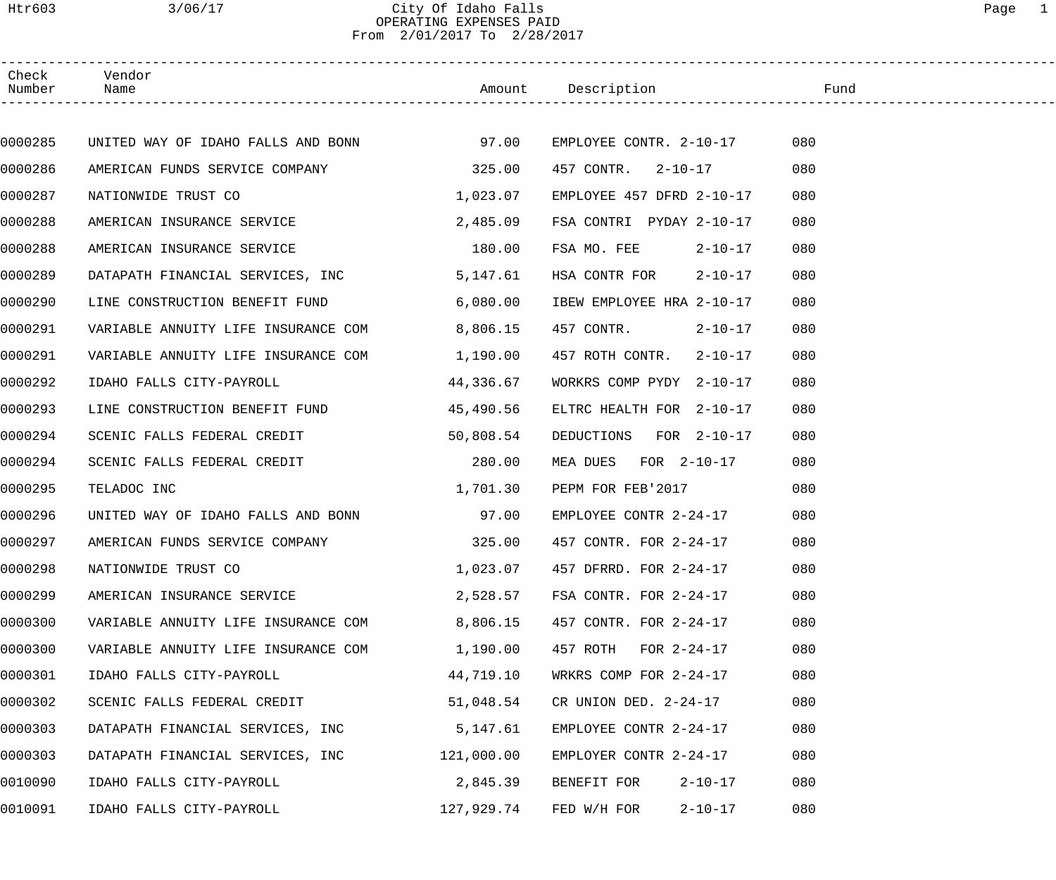City Of Idaho Falls
OPERATING EXPENSES PAID
From 2/01/2017 To 2/28/2017

| Check Number | Vendor Name | Amount | Description | Fund |
|---|---|---|---|---|
| 0000285 | UNITED WAY OF IDAHO FALLS AND BONN | 97.00 | EMPLOYEE CONTR. 2-10-17 | 080 |
| 0000286 | AMERICAN FUNDS SERVICE COMPANY | 325.00 | 457 CONTR. 2-10-17 | 080 |
| 0000287 | NATIONWIDE TRUST CO | 1,023.07 | EMPLOYEE 457 DFRD 2-10-17 | 080 |
| 0000288 | AMERICAN INSURANCE SERVICE | 2,485.09 | FSA CONTRI PYDAY 2-10-17 | 080 |
| 0000288 | AMERICAN INSURANCE SERVICE | 180.00 | FSA MO. FEE 2-10-17 | 080 |
| 0000289 | DATAPATH FINANCIAL SERVICES, INC | 5,147.61 | HSA CONTR FOR 2-10-17 | 080 |
| 0000290 | LINE CONSTRUCTION BENEFIT FUND | 6,080.00 | IBEW EMPLOYEE HRA 2-10-17 | 080 |
| 0000291 | VARIABLE ANNUITY LIFE INSURANCE COM | 8,806.15 | 457 CONTR. 2-10-17 | 080 |
| 0000291 | VARIABLE ANNUITY LIFE INSURANCE COM | 1,190.00 | 457 ROTH CONTR. 2-10-17 | 080 |
| 0000292 | IDAHO FALLS CITY-PAYROLL | 44,336.67 | WORKRS COMP PYDY 2-10-17 | 080 |
| 0000293 | LINE CONSTRUCTION BENEFIT FUND | 45,490.56 | ELTRC HEALTH FOR 2-10-17 | 080 |
| 0000294 | SCENIC FALLS FEDERAL CREDIT | 50,808.54 | DEDUCTIONS FOR 2-10-17 | 080 |
| 0000294 | SCENIC FALLS FEDERAL CREDIT | 280.00 | MEA DUES FOR 2-10-17 | 080 |
| 0000295 | TELADOC INC | 1,701.30 | PEPM FOR FEB'2017 | 080 |
| 0000296 | UNITED WAY OF IDAHO FALLS AND BONN | 97.00 | EMPLOYEE CONTR 2-24-17 | 080 |
| 0000297 | AMERICAN FUNDS SERVICE COMPANY | 325.00 | 457 CONTR. FOR 2-24-17 | 080 |
| 0000298 | NATIONWIDE TRUST CO | 1,023.07 | 457 DFRRD. FOR 2-24-17 | 080 |
| 0000299 | AMERICAN INSURANCE SERVICE | 2,528.57 | FSA CONTR. FOR 2-24-17 | 080 |
| 0000300 | VARIABLE ANNUITY LIFE INSURANCE COM | 8,806.15 | 457 CONTR. FOR 2-24-17 | 080 |
| 0000300 | VARIABLE ANNUITY LIFE INSURANCE COM | 1,190.00 | 457 ROTH FOR 2-24-17 | 080 |
| 0000301 | IDAHO FALLS CITY-PAYROLL | 44,719.10 | WRKRS COMP FOR 2-24-17 | 080 |
| 0000302 | SCENIC FALLS FEDERAL CREDIT | 51,048.54 | CR UNION DED. 2-24-17 | 080 |
| 0000303 | DATAPATH FINANCIAL SERVICES, INC | 5,147.61 | EMPLOYEE CONTR 2-24-17 | 080 |
| 0000303 | DATAPATH FINANCIAL SERVICES, INC | 121,000.00 | EMPLOYER CONTR 2-24-17 | 080 |
| 0010090 | IDAHO FALLS CITY-PAYROLL | 2,845.39 | BENEFIT FOR 2-10-17 | 080 |
| 0010091 | IDAHO FALLS CITY-PAYROLL | 127,929.74 | FED W/H FOR 2-10-17 | 080 |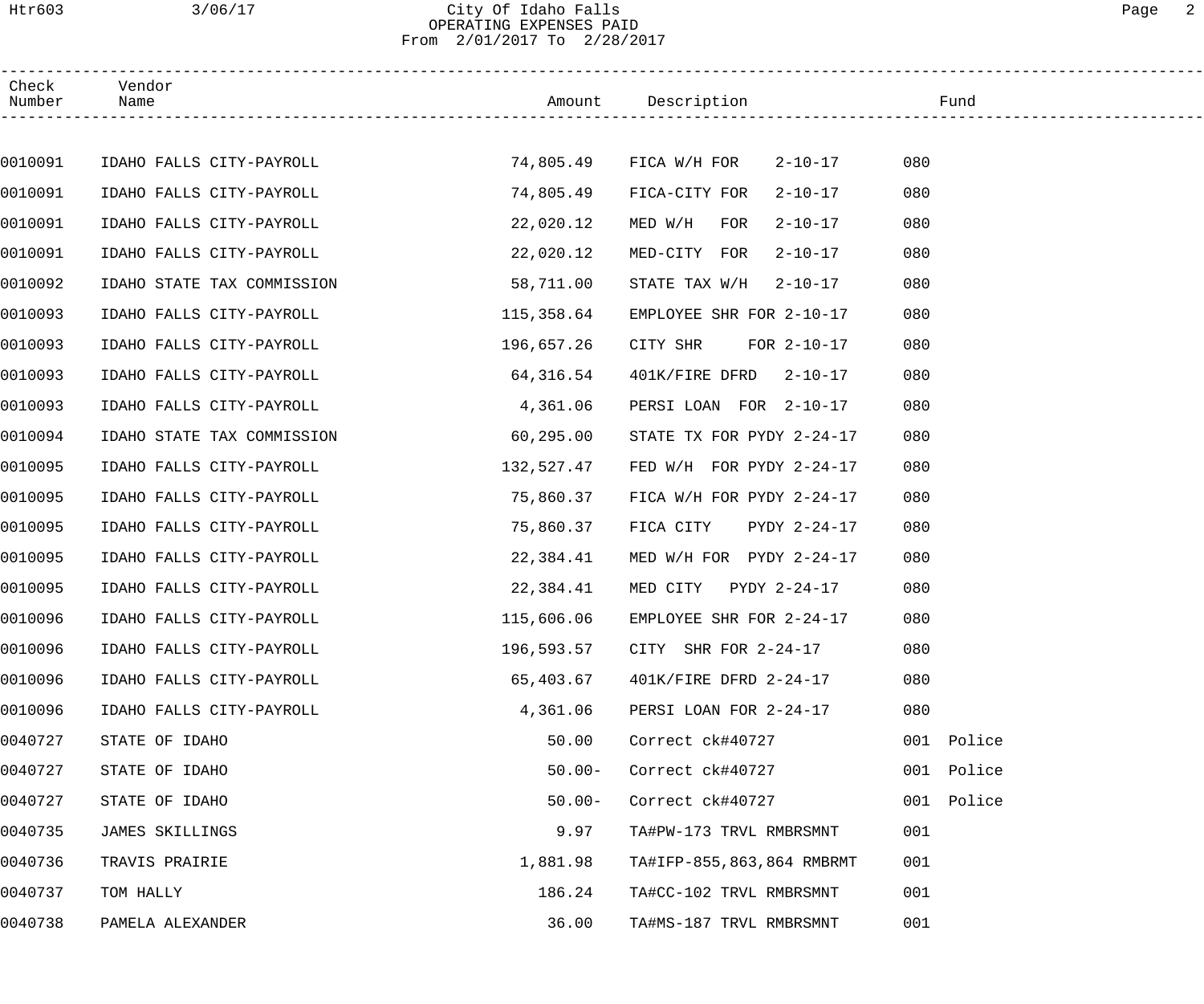City Of Idaho Falls
OPERATING EXPENSES PAID
From 2/01/2017 To 2/28/2017

| Check Number | Vendor Name | Amount | Description | Fund | |
|---|---|---|---|---|---|
| 0010091 | IDAHO FALLS CITY-PAYROLL | 74,805.49 | FICA W/H FOR 2-10-17 | 080 | |
| 0010091 | IDAHO FALLS CITY-PAYROLL | 74,805.49 | FICA-CITY FOR 2-10-17 | 080 | |
| 0010091 | IDAHO FALLS CITY-PAYROLL | 22,020.12 | MED W/H FOR 2-10-17 | 080 | |
| 0010091 | IDAHO FALLS CITY-PAYROLL | 22,020.12 | MED-CITY FOR 2-10-17 | 080 | |
| 0010092 | IDAHO STATE TAX COMMISSION | 58,711.00 | STATE TAX W/H 2-10-17 | 080 | |
| 0010093 | IDAHO FALLS CITY-PAYROLL | 115,358.64 | EMPLOYEE SHR FOR 2-10-17 | 080 | |
| 0010093 | IDAHO FALLS CITY-PAYROLL | 196,657.26 | CITY SHR FOR 2-10-17 | 080 | |
| 0010093 | IDAHO FALLS CITY-PAYROLL | 64,316.54 | 401K/FIRE DFRD 2-10-17 | 080 | |
| 0010093 | IDAHO FALLS CITY-PAYROLL | 4,361.06 | PERSI LOAN FOR 2-10-17 | 080 | |
| 0010094 | IDAHO STATE TAX COMMISSION | 60,295.00 | STATE TX FOR PYDY 2-24-17 | 080 | |
| 0010095 | IDAHO FALLS CITY-PAYROLL | 132,527.47 | FED W/H FOR PYDY 2-24-17 | 080 | |
| 0010095 | IDAHO FALLS CITY-PAYROLL | 75,860.37 | FICA W/H FOR PYDY 2-24-17 | 080 | |
| 0010095 | IDAHO FALLS CITY-PAYROLL | 75,860.37 | FICA CITY PYDY 2-24-17 | 080 | |
| 0010095 | IDAHO FALLS CITY-PAYROLL | 22,384.41 | MED W/H FOR PYDY 2-24-17 | 080 | |
| 0010095 | IDAHO FALLS CITY-PAYROLL | 22,384.41 | MED CITY PYDY 2-24-17 | 080 | |
| 0010096 | IDAHO FALLS CITY-PAYROLL | 115,606.06 | EMPLOYEE SHR FOR 2-24-17 | 080 | |
| 0010096 | IDAHO FALLS CITY-PAYROLL | 196,593.57 | CITY SHR FOR 2-24-17 | 080 | |
| 0010096 | IDAHO FALLS CITY-PAYROLL | 65,403.67 | 401K/FIRE DFRD 2-24-17 | 080 | |
| 0010096 | IDAHO FALLS CITY-PAYROLL | 4,361.06 | PERSI LOAN FOR 2-24-17 | 080 | |
| 0040727 | STATE OF IDAHO | 50.00 | Correct ck#40727 | 001 | Police |
| 0040727 | STATE OF IDAHO | 50.00- | Correct ck#40727 | 001 | Police |
| 0040727 | STATE OF IDAHO | 50.00- | Correct ck#40727 | 001 | Police |
| 0040735 | JAMES SKILLINGS | 9.97 | TA#PW-173 TRVL RMBRSMNT | 001 | |
| 0040736 | TRAVIS PRAIRIE | 1,881.98 | TA#IFP-855,863,864 RMBRMT | 001 | |
| 0040737 | TOM HALLY | 186.24 | TA#CC-102 TRVL RMBRSMNT | 001 | |
| 0040738 | PAMELA ALEXANDER | 36.00 | TA#MS-187 TRVL RMBRSMNT | 001 | |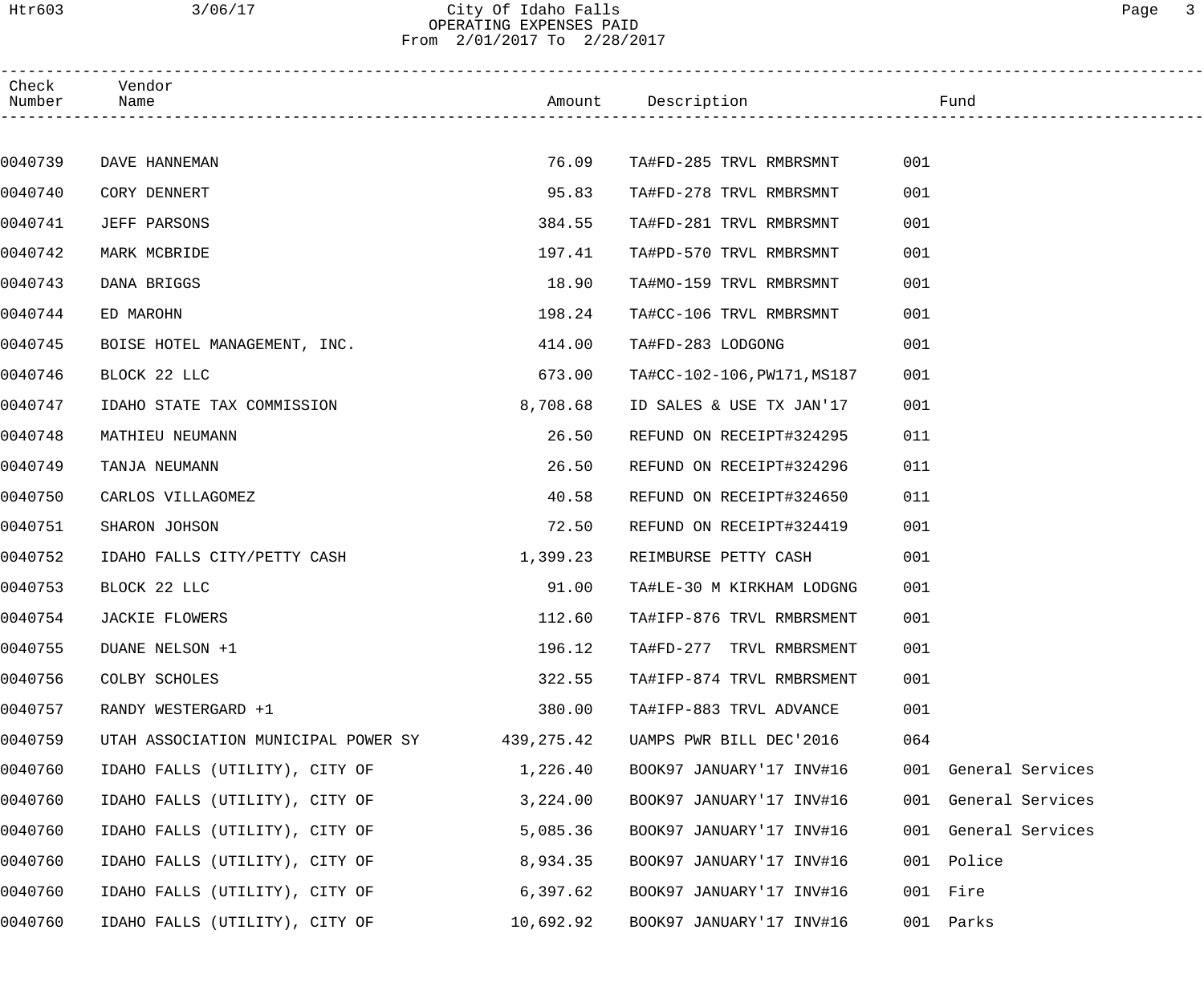# City Of Idaho Falls
## OPERATING EXPENSES PAID
### From 2/01/2017 To 2/28/2017

| Check Number | Vendor Name | Amount | Description | Fund | |
|---|---|---|---|---|---|
| 0040739 | DAVE HANNEMAN | 76.09 | TA#FD-285 TRVL RMBRSMNT | 001 | |
| 0040740 | CORY DENNERT | 95.83 | TA#FD-278 TRVL RMBRSMNT | 001 | |
| 0040741 | JEFF PARSONS | 384.55 | TA#FD-281 TRVL RMBRSMNT | 001 | |
| 0040742 | MARK MCBRIDE | 197.41 | TA#PD-570 TRVL RMBRSMNT | 001 | |
| 0040743 | DANA BRIGGS | 18.90 | TA#MO-159 TRVL RMBRSMNT | 001 | |
| 0040744 | ED MAROHN | 198.24 | TA#CC-106 TRVL RMBRSMNT | 001 | |
| 0040745 | BOISE HOTEL MANAGEMENT, INC. | 414.00 | TA#FD-283 LODGONG | 001 | |
| 0040746 | BLOCK 22 LLC | 673.00 | TA#CC-102-106,PW171,MS187 | 001 | |
| 0040747 | IDAHO STATE TAX COMMISSION | 8,708.68 | ID SALES & USE TX JAN'17 | 001 | |
| 0040748 | MATHIEU NEUMANN | 26.50 | REFUND ON RECEIPT#324295 | 011 | |
| 0040749 | TANJA NEUMANN | 26.50 | REFUND ON RECEIPT#324296 | 011 | |
| 0040750 | CARLOS VILLAGOMEZ | 40.58 | REFUND ON RECEIPT#324650 | 011 | |
| 0040751 | SHARON JOHSON | 72.50 | REFUND ON RECEIPT#324419 | 001 | |
| 0040752 | IDAHO FALLS CITY/PETTY CASH | 1,399.23 | REIMBURSE PETTY CASH | 001 | |
| 0040753 | BLOCK 22 LLC | 91.00 | TA#LE-30 M KIRKHAM LODGNG | 001 | |
| 0040754 | JACKIE FLOWERS | 112.60 | TA#IFP-876 TRVL RMBRSMENT | 001 | |
| 0040755 | DUANE NELSON +1 | 196.12 | TA#FD-277 TRVL RMBRSMENT | 001 | |
| 0040756 | COLBY SCHOLES | 322.55 | TA#IFP-874 TRVL RMBRSMENT | 001 | |
| 0040757 | RANDY WESTERGARD +1 | 380.00 | TA#IFP-883 TRVL ADVANCE | 001 | |
| 0040759 | UTAH ASSOCIATION MUNICIPAL POWER SY | 439,275.42 | UAMPS PWR BILL DEC'2016 | 064 | |
| 0040760 | IDAHO FALLS (UTILITY), CITY OF | 1,226.40 | BOOK97 JANUARY'17 INV#16 | 001 | General Services |
| 0040760 | IDAHO FALLS (UTILITY), CITY OF | 3,224.00 | BOOK97 JANUARY'17 INV#16 | 001 | General Services |
| 0040760 | IDAHO FALLS (UTILITY), CITY OF | 5,085.36 | BOOK97 JANUARY'17 INV#16 | 001 | General Services |
| 0040760 | IDAHO FALLS (UTILITY), CITY OF | 8,934.35 | BOOK97 JANUARY'17 INV#16 | 001 | Police |
| 0040760 | IDAHO FALLS (UTILITY), CITY OF | 6,397.62 | BOOK97 JANUARY'17 INV#16 | 001 | Fire |
| 0040760 | IDAHO FALLS (UTILITY), CITY OF | 10,692.92 | BOOK97 JANUARY'17 INV#16 | 001 | Parks |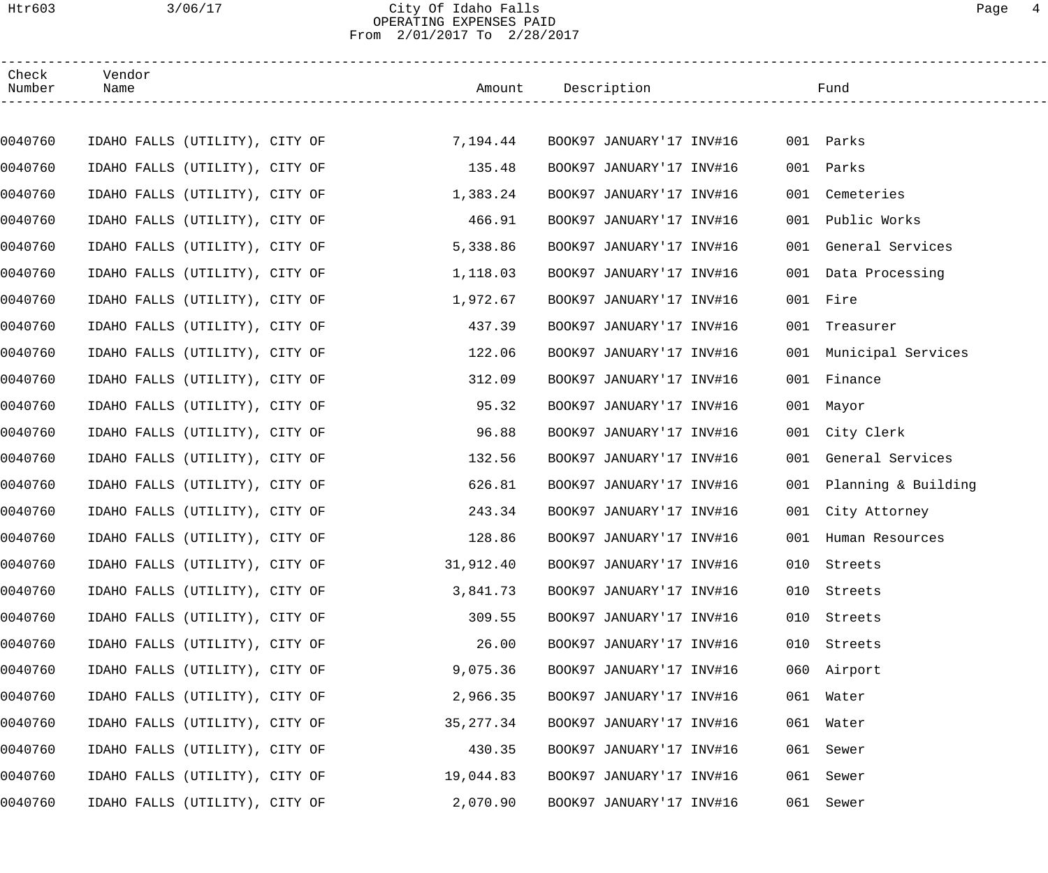| Check Number | Vendor Name | Amount | Description | Fund |
|---|---|---|---|---|
| 0040760 | IDAHO FALLS (UTILITY), CITY OF | 7,194.44 | BOOK97 JANUARY'17 INV#16 | 001 Parks |
| 0040760 | IDAHO FALLS (UTILITY), CITY OF | 135.48 | BOOK97 JANUARY'17 INV#16 | 001 Parks |
| 0040760 | IDAHO FALLS (UTILITY), CITY OF | 1,383.24 | BOOK97 JANUARY'17 INV#16 | 001 Cemeteries |
| 0040760 | IDAHO FALLS (UTILITY), CITY OF | 466.91 | BOOK97 JANUARY'17 INV#16 | 001 Public Works |
| 0040760 | IDAHO FALLS (UTILITY), CITY OF | 5,338.86 | BOOK97 JANUARY'17 INV#16 | 001 General Services |
| 0040760 | IDAHO FALLS (UTILITY), CITY OF | 1,118.03 | BOOK97 JANUARY'17 INV#16 | 001 Data Processing |
| 0040760 | IDAHO FALLS (UTILITY), CITY OF | 1,972.67 | BOOK97 JANUARY'17 INV#16 | 001 Fire |
| 0040760 | IDAHO FALLS (UTILITY), CITY OF | 437.39 | BOOK97 JANUARY'17 INV#16 | 001 Treasurer |
| 0040760 | IDAHO FALLS (UTILITY), CITY OF | 122.06 | BOOK97 JANUARY'17 INV#16 | 001 Municipal Services |
| 0040760 | IDAHO FALLS (UTILITY), CITY OF | 312.09 | BOOK97 JANUARY'17 INV#16 | 001 Finance |
| 0040760 | IDAHO FALLS (UTILITY), CITY OF | 95.32 | BOOK97 JANUARY'17 INV#16 | 001 Mayor |
| 0040760 | IDAHO FALLS (UTILITY), CITY OF | 96.88 | BOOK97 JANUARY'17 INV#16 | 001 City Clerk |
| 0040760 | IDAHO FALLS (UTILITY), CITY OF | 132.56 | BOOK97 JANUARY'17 INV#16 | 001 General Services |
| 0040760 | IDAHO FALLS (UTILITY), CITY OF | 626.81 | BOOK97 JANUARY'17 INV#16 | 001 Planning & Building |
| 0040760 | IDAHO FALLS (UTILITY), CITY OF | 243.34 | BOOK97 JANUARY'17 INV#16 | 001 City Attorney |
| 0040760 | IDAHO FALLS (UTILITY), CITY OF | 128.86 | BOOK97 JANUARY'17 INV#16 | 001 Human Resources |
| 0040760 | IDAHO FALLS (UTILITY), CITY OF | 31,912.40 | BOOK97 JANUARY'17 INV#16 | 010 Streets |
| 0040760 | IDAHO FALLS (UTILITY), CITY OF | 3,841.73 | BOOK97 JANUARY'17 INV#16 | 010 Streets |
| 0040760 | IDAHO FALLS (UTILITY), CITY OF | 309.55 | BOOK97 JANUARY'17 INV#16 | 010 Streets |
| 0040760 | IDAHO FALLS (UTILITY), CITY OF | 26.00 | BOOK97 JANUARY'17 INV#16 | 010 Streets |
| 0040760 | IDAHO FALLS (UTILITY), CITY OF | 9,075.36 | BOOK97 JANUARY'17 INV#16 | 060 Airport |
| 0040760 | IDAHO FALLS (UTILITY), CITY OF | 2,966.35 | BOOK97 JANUARY'17 INV#16 | 061 Water |
| 0040760 | IDAHO FALLS (UTILITY), CITY OF | 35,277.34 | BOOK97 JANUARY'17 INV#16 | 061 Water |
| 0040760 | IDAHO FALLS (UTILITY), CITY OF | 430.35 | BOOK97 JANUARY'17 INV#16 | 061 Sewer |
| 0040760 | IDAHO FALLS (UTILITY), CITY OF | 19,044.83 | BOOK97 JANUARY'17 INV#16 | 061 Sewer |
| 0040760 | IDAHO FALLS (UTILITY), CITY OF | 2,070.90 | BOOK97 JANUARY'17 INV#16 | 061 Sewer |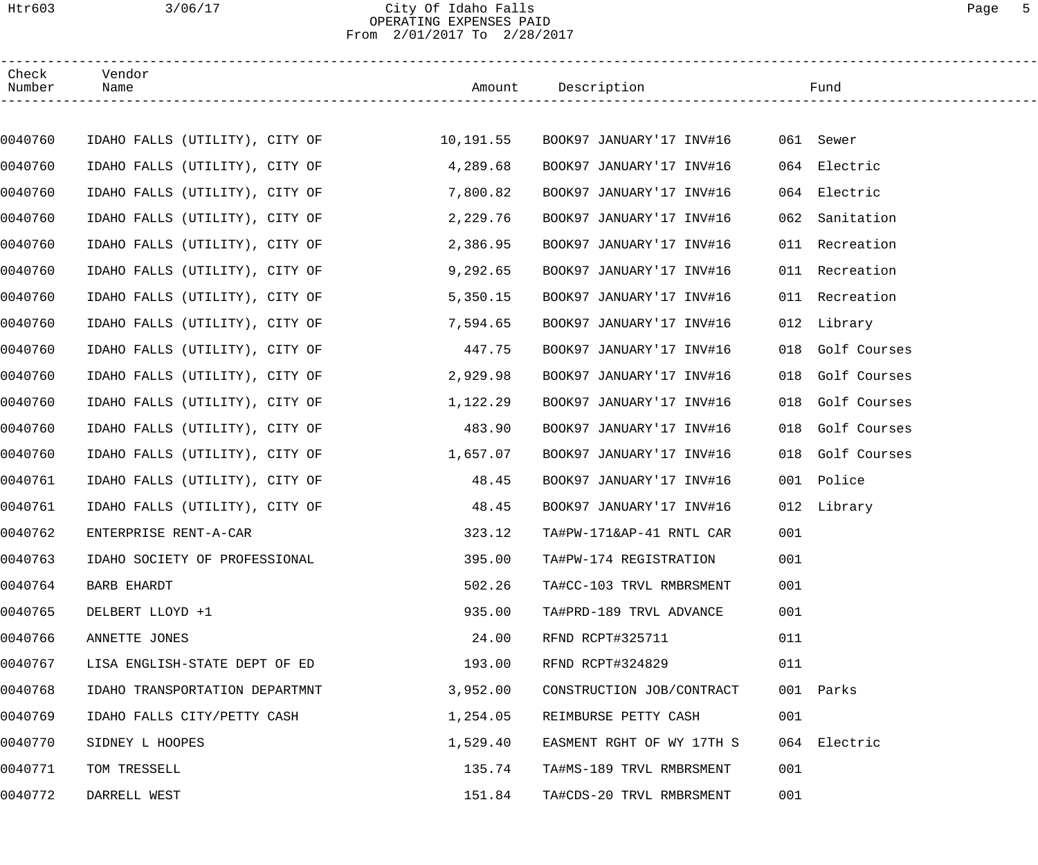City Of Idaho Falls
OPERATING EXPENSES PAID
From 2/01/2017 To 2/28/2017

| Check Number | Vendor Name | Amount | Description | Fund |
|---|---|---|---|---|
| 0040760 | IDAHO FALLS (UTILITY), CITY OF | 10,191.55 | BOOK97 JANUARY'17 INV#16 | 061 Sewer |
| 0040760 | IDAHO FALLS (UTILITY), CITY OF | 4,289.68 | BOOK97 JANUARY'17 INV#16 | 064 Electric |
| 0040760 | IDAHO FALLS (UTILITY), CITY OF | 7,800.82 | BOOK97 JANUARY'17 INV#16 | 064 Electric |
| 0040760 | IDAHO FALLS (UTILITY), CITY OF | 2,229.76 | BOOK97 JANUARY'17 INV#16 | 062 Sanitation |
| 0040760 | IDAHO FALLS (UTILITY), CITY OF | 2,386.95 | BOOK97 JANUARY'17 INV#16 | 011 Recreation |
| 0040760 | IDAHO FALLS (UTILITY), CITY OF | 9,292.65 | BOOK97 JANUARY'17 INV#16 | 011 Recreation |
| 0040760 | IDAHO FALLS (UTILITY), CITY OF | 5,350.15 | BOOK97 JANUARY'17 INV#16 | 011 Recreation |
| 0040760 | IDAHO FALLS (UTILITY), CITY OF | 7,594.65 | BOOK97 JANUARY'17 INV#16 | 012 Library |
| 0040760 | IDAHO FALLS (UTILITY), CITY OF | 447.75 | BOOK97 JANUARY'17 INV#16 | 018 Golf Courses |
| 0040760 | IDAHO FALLS (UTILITY), CITY OF | 2,929.98 | BOOK97 JANUARY'17 INV#16 | 018 Golf Courses |
| 0040760 | IDAHO FALLS (UTILITY), CITY OF | 1,122.29 | BOOK97 JANUARY'17 INV#16 | 018 Golf Courses |
| 0040760 | IDAHO FALLS (UTILITY), CITY OF | 483.90 | BOOK97 JANUARY'17 INV#16 | 018 Golf Courses |
| 0040760 | IDAHO FALLS (UTILITY), CITY OF | 1,657.07 | BOOK97 JANUARY'17 INV#16 | 018 Golf Courses |
| 0040761 | IDAHO FALLS (UTILITY), CITY OF | 48.45 | BOOK97 JANUARY'17 INV#16 | 001 Police |
| 0040761 | IDAHO FALLS (UTILITY), CITY OF | 48.45 | BOOK97 JANUARY'17 INV#16 | 012 Library |
| 0040762 | ENTERPRISE RENT-A-CAR | 323.12 | TA#PW-171&AP-41 RNTL CAR | 001 |
| 0040763 | IDAHO SOCIETY OF PROFESSIONAL | 395.00 | TA#PW-174 REGISTRATION | 001 |
| 0040764 | BARB EHARDT | 502.26 | TA#CC-103 TRVL RMBRSMENT | 001 |
| 0040765 | DELBERT LLOYD +1 | 935.00 | TA#PRD-189 TRVL ADVANCE | 001 |
| 0040766 | ANNETTE JONES | 24.00 | RFND RCPT#325711 | 011 |
| 0040767 | LISA ENGLISH-STATE DEPT OF ED | 193.00 | RFND RCPT#324829 | 011 |
| 0040768 | IDAHO TRANSPORTATION DEPARTMNT | 3,952.00 | CONSTRUCTION JOB/CONTRACT | 001 Parks |
| 0040769 | IDAHO FALLS CITY/PETTY CASH | 1,254.05 | REIMBURSE PETTY CASH | 001 |
| 0040770 | SIDNEY L HOOPES | 1,529.40 | EASMENT RGHT OF WY 17TH S | 064 Electric |
| 0040771 | TOM TRESSELL | 135.74 | TA#MS-189 TRVL RMBRSMENT | 001 |
| 0040772 | DARRELL WEST | 151.84 | TA#CDS-20 TRVL RMBRSMENT | 001 |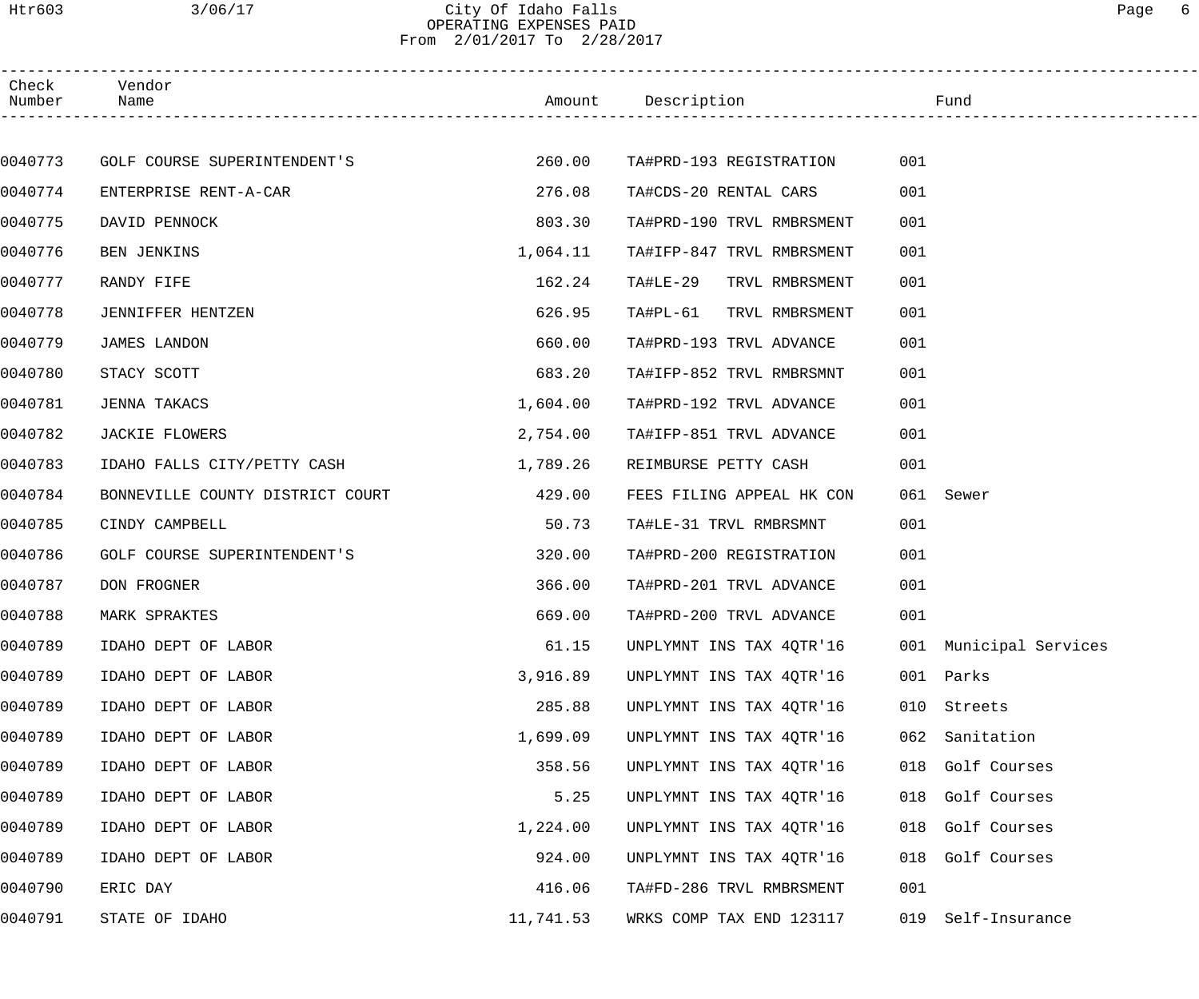# City Of Idaho Falls
## OPERATING EXPENSES PAID
### From 2/01/2017 To 2/28/2017

| Check Number | Vendor Name | Amount | Description | Fund | |
|---|---|---|---|---|---|
| 0040773 | GOLF COURSE SUPERINTENDENT'S | 260.00 | TA#PRD-193 REGISTRATION | 001 | |
| 0040774 | ENTERPRISE RENT-A-CAR | 276.08 | TA#CDS-20 RENTAL CARS | 001 | |
| 0040775 | DAVID PENNOCK | 803.30 | TA#PRD-190 TRVL RMBRSMENT | 001 | |
| 0040776 | BEN JENKINS | 1,064.11 | TA#IFP-847 TRVL RMBRSMENT | 001 | |
| 0040777 | RANDY FIFE | 162.24 | TA#LE-29 TRVL RMBRSMENT | 001 | |
| 0040778 | JENNIFFER HENTZEN | 626.95 | TA#PL-61 TRVL RMBRSMENT | 001 | |
| 0040779 | JAMES LANDON | 660.00 | TA#PRD-193 TRVL ADVANCE | 001 | |
| 0040780 | STACY SCOTT | 683.20 | TA#IFP-852 TRVL RMBRSMNT | 001 | |
| 0040781 | JENNA TAKACS | 1,604.00 | TA#PRD-192 TRVL ADVANCE | 001 | |
| 0040782 | JACKIE FLOWERS | 2,754.00 | TA#IFP-851 TRVL ADVANCE | 001 | |
| 0040783 | IDAHO FALLS CITY/PETTY CASH | 1,789.26 | REIMBURSE PETTY CASH | 001 | |
| 0040784 | BONNEVILLE COUNTY DISTRICT COURT | 429.00 | FEES FILING APPEAL HK CON | 061 | Sewer |
| 0040785 | CINDY CAMPBELL | 50.73 | TA#LE-31 TRVL RMBRSMNT | 001 | |
| 0040786 | GOLF COURSE SUPERINTENDENT'S | 320.00 | TA#PRD-200 REGISTRATION | 001 | |
| 0040787 | DON FROGNER | 366.00 | TA#PRD-201 TRVL ADVANCE | 001 | |
| 0040788 | MARK SPRAKTES | 669.00 | TA#PRD-200 TRVL ADVANCE | 001 | |
| 0040789 | IDAHO DEPT OF LABOR | 61.15 | UNPLYMNT INS TAX 4QTR'16 | 001 | Municipal Services |
| 0040789 | IDAHO DEPT OF LABOR | 3,916.89 | UNPLYMNT INS TAX 4QTR'16 | 001 | Parks |
| 0040789 | IDAHO DEPT OF LABOR | 285.88 | UNPLYMNT INS TAX 4QTR'16 | 010 | Streets |
| 0040789 | IDAHO DEPT OF LABOR | 1,699.09 | UNPLYMNT INS TAX 4QTR'16 | 062 | Sanitation |
| 0040789 | IDAHO DEPT OF LABOR | 358.56 | UNPLYMNT INS TAX 4QTR'16 | 018 | Golf Courses |
| 0040789 | IDAHO DEPT OF LABOR | 5.25 | UNPLYMNT INS TAX 4QTR'16 | 018 | Golf Courses |
| 0040789 | IDAHO DEPT OF LABOR | 1,224.00 | UNPLYMNT INS TAX 4QTR'16 | 018 | Golf Courses |
| 0040789 | IDAHO DEPT OF LABOR | 924.00 | UNPLYMNT INS TAX 4QTR'16 | 018 | Golf Courses |
| 0040790 | ERIC DAY | 416.06 | TA#FD-286 TRVL RMBRSMENT | 001 | |
| 0040791 | STATE OF IDAHO | 11,741.53 | WRKS COMP TAX END 123117 | 019 | Self-Insurance |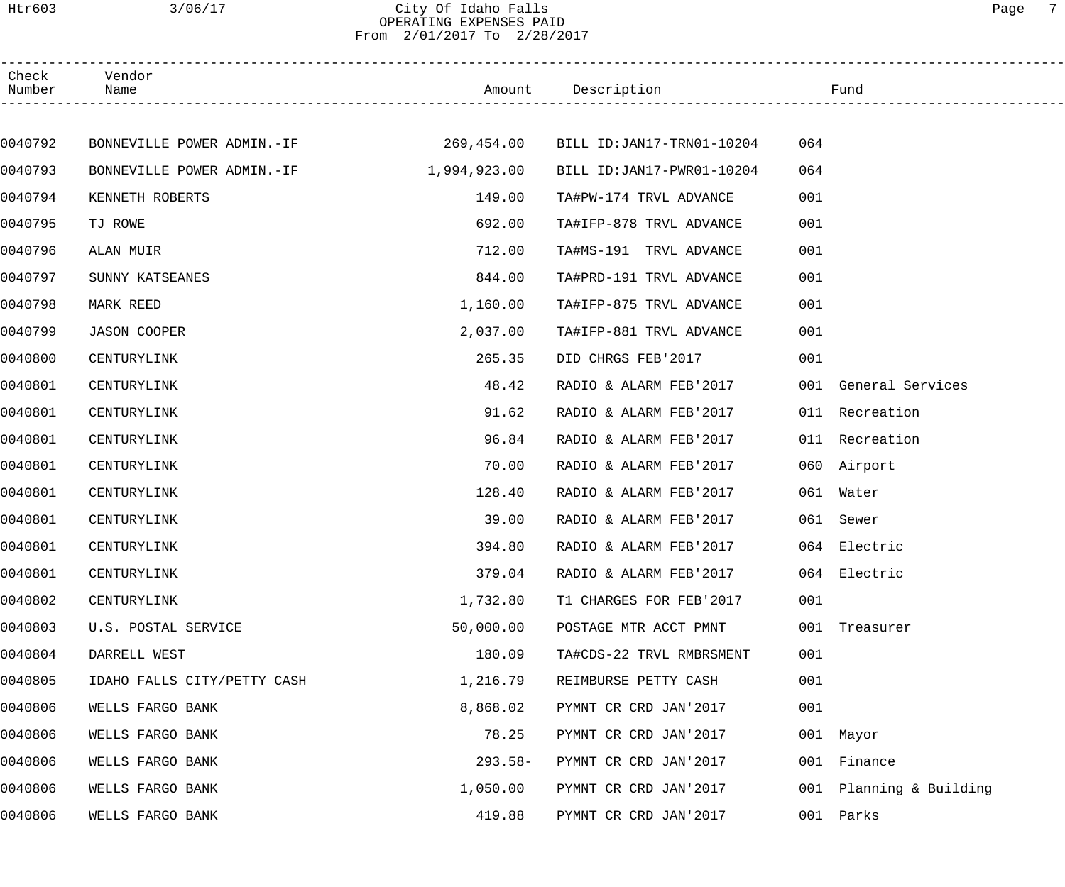City Of Idaho Falls
OPERATING EXPENSES PAID
From 2/01/2017 To 2/28/2017

| Check Number | Vendor Name | Amount | Description | Fund |
|---|---|---|---|---|
| 0040792 | BONNEVILLE POWER ADMIN.-IF | 269,454.00 | BILL ID:JAN17-TRN01-10204 | 064 |
| 0040793 | BONNEVILLE POWER ADMIN.-IF | 1,994,923.00 | BILL ID:JAN17-PWR01-10204 | 064 |
| 0040794 | KENNETH ROBERTS | 149.00 | TA#PW-174 TRVL ADVANCE | 001 |
| 0040795 | TJ ROWE | 692.00 | TA#IFP-878 TRVL ADVANCE | 001 |
| 0040796 | ALAN MUIR | 712.00 | TA#MS-191 TRVL ADVANCE | 001 |
| 0040797 | SUNNY KATSEANES | 844.00 | TA#PRD-191 TRVL ADVANCE | 001 |
| 0040798 | MARK REED | 1,160.00 | TA#IFP-875 TRVL ADVANCE | 001 |
| 0040799 | JASON COOPER | 2,037.00 | TA#IFP-881 TRVL ADVANCE | 001 |
| 0040800 | CENTURYLINK | 265.35 | DID CHRGS FEB'2017 | 001 |
| 0040801 | CENTURYLINK | 48.42 | RADIO & ALARM FEB'2017 | 001 General Services |
| 0040801 | CENTURYLINK | 91.62 | RADIO & ALARM FEB'2017 | 011 Recreation |
| 0040801 | CENTURYLINK | 96.84 | RADIO & ALARM FEB'2017 | 011 Recreation |
| 0040801 | CENTURYLINK | 70.00 | RADIO & ALARM FEB'2017 | 060 Airport |
| 0040801 | CENTURYLINK | 128.40 | RADIO & ALARM FEB'2017 | 061 Water |
| 0040801 | CENTURYLINK | 39.00 | RADIO & ALARM FEB'2017 | 061 Sewer |
| 0040801 | CENTURYLINK | 394.80 | RADIO & ALARM FEB'2017 | 064 Electric |
| 0040801 | CENTURYLINK | 379.04 | RADIO & ALARM FEB'2017 | 064 Electric |
| 0040802 | CENTURYLINK | 1,732.80 | T1 CHARGES FOR FEB'2017 | 001 |
| 0040803 | U.S. POSTAL SERVICE | 50,000.00 | POSTAGE MTR ACCT PMNT | 001 Treasurer |
| 0040804 | DARRELL WEST | 180.09 | TA#CDS-22 TRVL RMBRSMENT | 001 |
| 0040805 | IDAHO FALLS CITY/PETTY CASH | 1,216.79 | REIMBURSE PETTY CASH | 001 |
| 0040806 | WELLS FARGO BANK | 8,868.02 | PYMNT CR CRD JAN'2017 | 001 |
| 0040806 | WELLS FARGO BANK | 78.25 | PYMNT CR CRD JAN'2017 | 001 Mayor |
| 0040806 | WELLS FARGO BANK | 293.58- | PYMNT CR CRD JAN'2017 | 001 Finance |
| 0040806 | WELLS FARGO BANK | 1,050.00 | PYMNT CR CRD JAN'2017 | 001 Planning & Building |
| 0040806 | WELLS FARGO BANK | 419.88 | PYMNT CR CRD JAN'2017 | 001 Parks |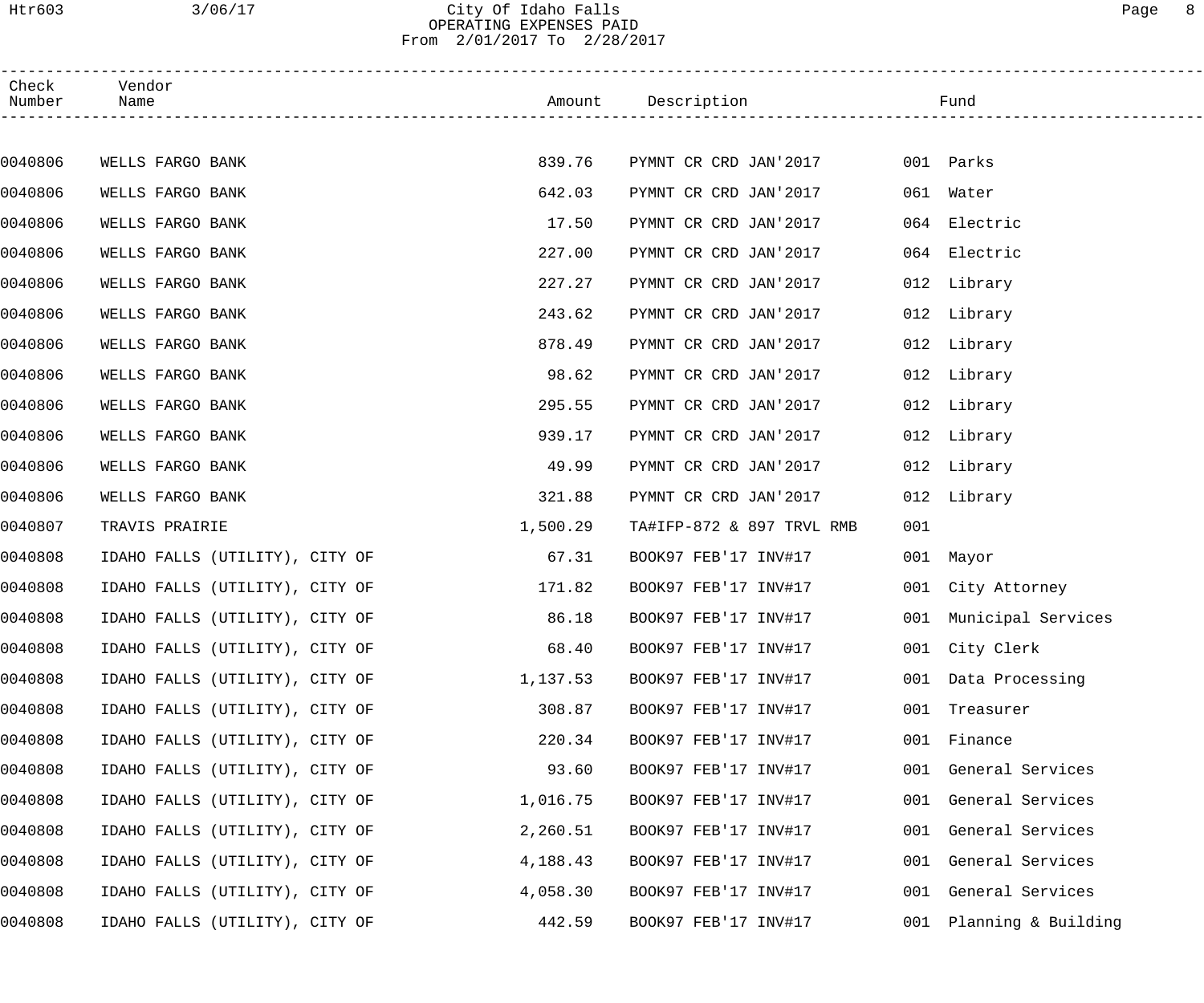# City Of Idaho Falls
## OPERATING EXPENSES PAID
### From 2/01/2017 To 2/28/2017

| Check Number | Vendor Name | Amount | Description | Fund |
|---|---|---|---|---|
| 0040806 | WELLS FARGO BANK | 839.76 | PYMNT CR CRD JAN'2017 | 001 Parks |
| 0040806 | WELLS FARGO BANK | 642.03 | PYMNT CR CRD JAN'2017 | 061 Water |
| 0040806 | WELLS FARGO BANK | 17.50 | PYMNT CR CRD JAN'2017 | 064 Electric |
| 0040806 | WELLS FARGO BANK | 227.00 | PYMNT CR CRD JAN'2017 | 064 Electric |
| 0040806 | WELLS FARGO BANK | 227.27 | PYMNT CR CRD JAN'2017 | 012 Library |
| 0040806 | WELLS FARGO BANK | 243.62 | PYMNT CR CRD JAN'2017 | 012 Library |
| 0040806 | WELLS FARGO BANK | 878.49 | PYMNT CR CRD JAN'2017 | 012 Library |
| 0040806 | WELLS FARGO BANK | 98.62 | PYMNT CR CRD JAN'2017 | 012 Library |
| 0040806 | WELLS FARGO BANK | 295.55 | PYMNT CR CRD JAN'2017 | 012 Library |
| 0040806 | WELLS FARGO BANK | 939.17 | PYMNT CR CRD JAN'2017 | 012 Library |
| 0040806 | WELLS FARGO BANK | 49.99 | PYMNT CR CRD JAN'2017 | 012 Library |
| 0040806 | WELLS FARGO BANK | 321.88 | PYMNT CR CRD JAN'2017 | 012 Library |
| 0040807 | TRAVIS PRAIRIE | 1,500.29 | TA#IFP-872 & 897 TRVL RMB | 001 |
| 0040808 | IDAHO FALLS (UTILITY), CITY OF | 67.31 | BOOK97 FEB'17 INV#17 | 001 Mayor |
| 0040808 | IDAHO FALLS (UTILITY), CITY OF | 171.82 | BOOK97 FEB'17 INV#17 | 001 City Attorney |
| 0040808 | IDAHO FALLS (UTILITY), CITY OF | 86.18 | BOOK97 FEB'17 INV#17 | 001 Municipal Services |
| 0040808 | IDAHO FALLS (UTILITY), CITY OF | 68.40 | BOOK97 FEB'17 INV#17 | 001 City Clerk |
| 0040808 | IDAHO FALLS (UTILITY), CITY OF | 1,137.53 | BOOK97 FEB'17 INV#17 | 001 Data Processing |
| 0040808 | IDAHO FALLS (UTILITY), CITY OF | 308.87 | BOOK97 FEB'17 INV#17 | 001 Treasurer |
| 0040808 | IDAHO FALLS (UTILITY), CITY OF | 220.34 | BOOK97 FEB'17 INV#17 | 001 Finance |
| 0040808 | IDAHO FALLS (UTILITY), CITY OF | 93.60 | BOOK97 FEB'17 INV#17 | 001 General Services |
| 0040808 | IDAHO FALLS (UTILITY), CITY OF | 1,016.75 | BOOK97 FEB'17 INV#17 | 001 General Services |
| 0040808 | IDAHO FALLS (UTILITY), CITY OF | 2,260.51 | BOOK97 FEB'17 INV#17 | 001 General Services |
| 0040808 | IDAHO FALLS (UTILITY), CITY OF | 4,188.43 | BOOK97 FEB'17 INV#17 | 001 General Services |
| 0040808 | IDAHO FALLS (UTILITY), CITY OF | 4,058.30 | BOOK97 FEB'17 INV#17 | 001 General Services |
| 0040808 | IDAHO FALLS (UTILITY), CITY OF | 442.59 | BOOK97 FEB'17 INV#17 | 001 Planning & Building |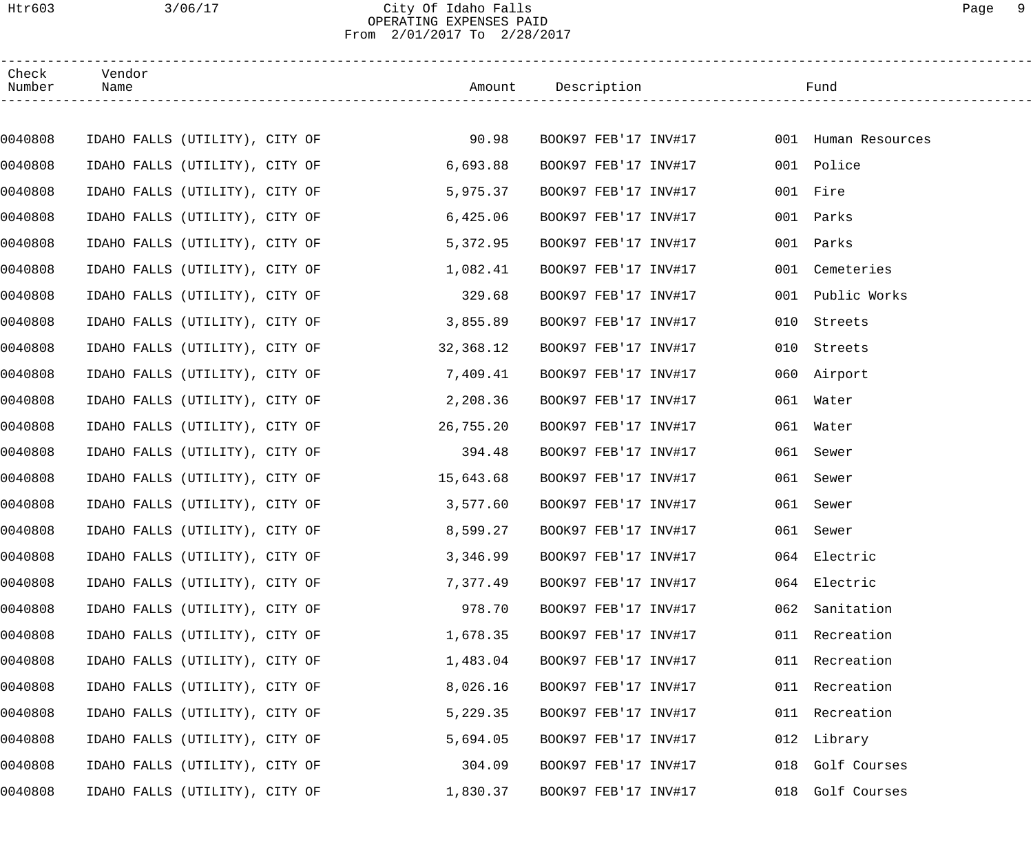# City Of Idaho Falls

## OPERATING EXPENSES PAID

From 2/01/2017 To 2/28/2017

| Check Number | Vendor Name | Amount | Description | Fund |
|---|---|---|---|---|
| 0040808 | IDAHO FALLS (UTILITY), CITY OF | 90.98 | BOOK97 FEB'17 INV#17 | 001 Human Resources |
| 0040808 | IDAHO FALLS (UTILITY), CITY OF | 6,693.88 | BOOK97 FEB'17 INV#17 | 001 Police |
| 0040808 | IDAHO FALLS (UTILITY), CITY OF | 5,975.37 | BOOK97 FEB'17 INV#17 | 001 Fire |
| 0040808 | IDAHO FALLS (UTILITY), CITY OF | 6,425.06 | BOOK97 FEB'17 INV#17 | 001 Parks |
| 0040808 | IDAHO FALLS (UTILITY), CITY OF | 5,372.95 | BOOK97 FEB'17 INV#17 | 001 Parks |
| 0040808 | IDAHO FALLS (UTILITY), CITY OF | 1,082.41 | BOOK97 FEB'17 INV#17 | 001 Cemeteries |
| 0040808 | IDAHO FALLS (UTILITY), CITY OF | 329.68 | BOOK97 FEB'17 INV#17 | 001 Public Works |
| 0040808 | IDAHO FALLS (UTILITY), CITY OF | 3,855.89 | BOOK97 FEB'17 INV#17 | 010 Streets |
| 0040808 | IDAHO FALLS (UTILITY), CITY OF | 32,368.12 | BOOK97 FEB'17 INV#17 | 010 Streets |
| 0040808 | IDAHO FALLS (UTILITY), CITY OF | 7,409.41 | BOOK97 FEB'17 INV#17 | 060 Airport |
| 0040808 | IDAHO FALLS (UTILITY), CITY OF | 2,208.36 | BOOK97 FEB'17 INV#17 | 061 Water |
| 0040808 | IDAHO FALLS (UTILITY), CITY OF | 26,755.20 | BOOK97 FEB'17 INV#17 | 061 Water |
| 0040808 | IDAHO FALLS (UTILITY), CITY OF | 394.48 | BOOK97 FEB'17 INV#17 | 061 Sewer |
| 0040808 | IDAHO FALLS (UTILITY), CITY OF | 15,643.68 | BOOK97 FEB'17 INV#17 | 061 Sewer |
| 0040808 | IDAHO FALLS (UTILITY), CITY OF | 3,577.60 | BOOK97 FEB'17 INV#17 | 061 Sewer |
| 0040808 | IDAHO FALLS (UTILITY), CITY OF | 8,599.27 | BOOK97 FEB'17 INV#17 | 061 Sewer |
| 0040808 | IDAHO FALLS (UTILITY), CITY OF | 3,346.99 | BOOK97 FEB'17 INV#17 | 064 Electric |
| 0040808 | IDAHO FALLS (UTILITY), CITY OF | 7,377.49 | BOOK97 FEB'17 INV#17 | 064 Electric |
| 0040808 | IDAHO FALLS (UTILITY), CITY OF | 978.70 | BOOK97 FEB'17 INV#17 | 062 Sanitation |
| 0040808 | IDAHO FALLS (UTILITY), CITY OF | 1,678.35 | BOOK97 FEB'17 INV#17 | 011 Recreation |
| 0040808 | IDAHO FALLS (UTILITY), CITY OF | 1,483.04 | BOOK97 FEB'17 INV#17 | 011 Recreation |
| 0040808 | IDAHO FALLS (UTILITY), CITY OF | 8,026.16 | BOOK97 FEB'17 INV#17 | 011 Recreation |
| 0040808 | IDAHO FALLS (UTILITY), CITY OF | 5,229.35 | BOOK97 FEB'17 INV#17 | 011 Recreation |
| 0040808 | IDAHO FALLS (UTILITY), CITY OF | 5,694.05 | BOOK97 FEB'17 INV#17 | 012 Library |
| 0040808 | IDAHO FALLS (UTILITY), CITY OF | 304.09 | BOOK97 FEB'17 INV#17 | 018 Golf Courses |
| 0040808 | IDAHO FALLS (UTILITY), CITY OF | 1,830.37 | BOOK97 FEB'17 INV#17 | 018 Golf Courses |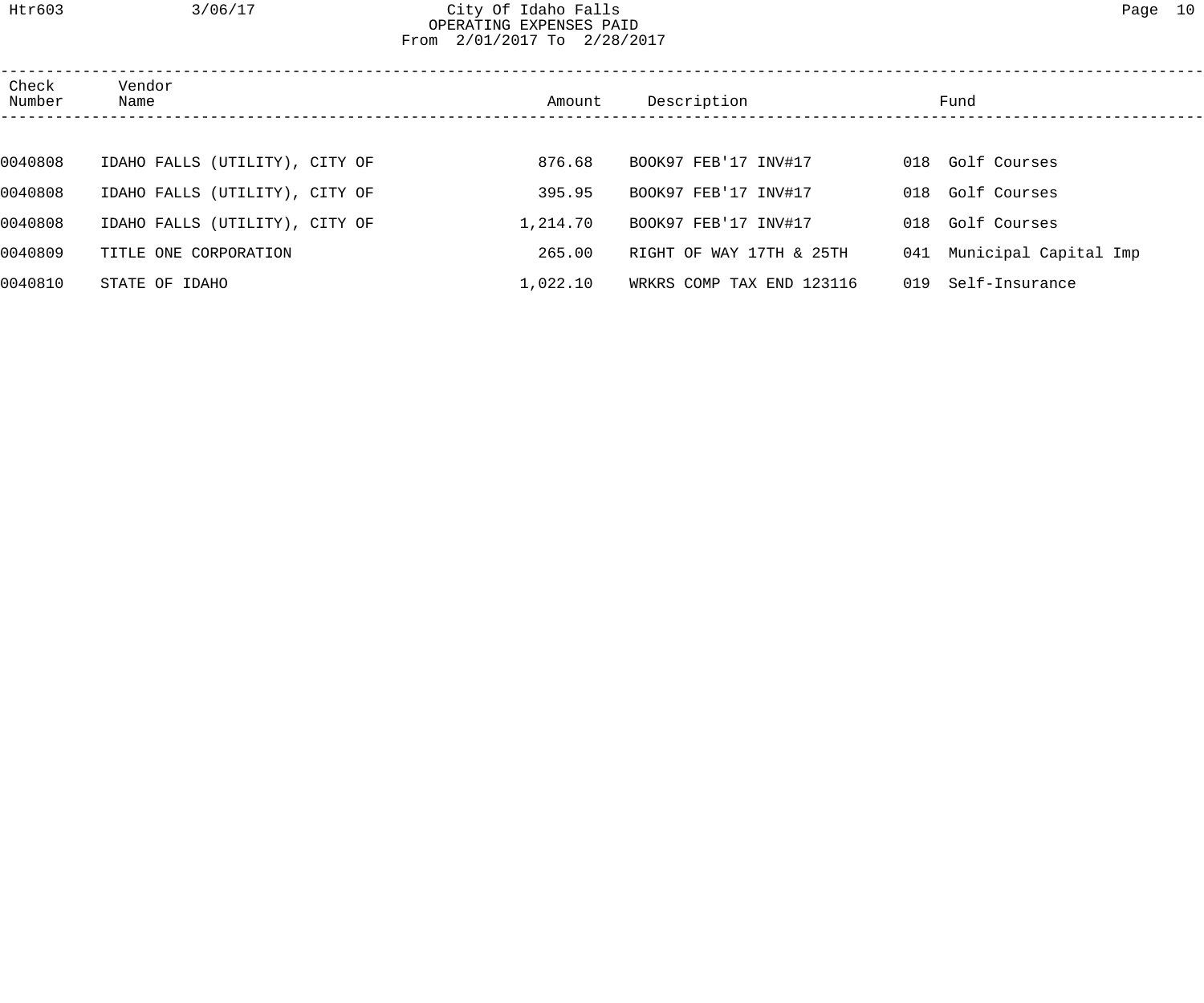| Check Number | Vendor Name | Amount | Description | Fund |
|---|---|---|---|---|
| 0040808 | IDAHO FALLS (UTILITY), CITY OF | 876.68 | BOOK97 FEB'17 INV#17 | 018 Golf Courses |
| 0040808 | IDAHO FALLS (UTILITY), CITY OF | 395.95 | BOOK97 FEB'17 INV#17 | 018 Golf Courses |
| 0040808 | IDAHO FALLS (UTILITY), CITY OF | 1,214.70 | BOOK97 FEB'17 INV#17 | 018 Golf Courses |
| 0040809 | TITLE ONE CORPORATION | 265.00 | RIGHT OF WAY 17TH & 25TH | 041 Municipal Capital Imp |
| 0040810 | STATE OF IDAHO | 1,022.10 | WRKRS COMP TAX END 123116 | 019 Self-Insurance |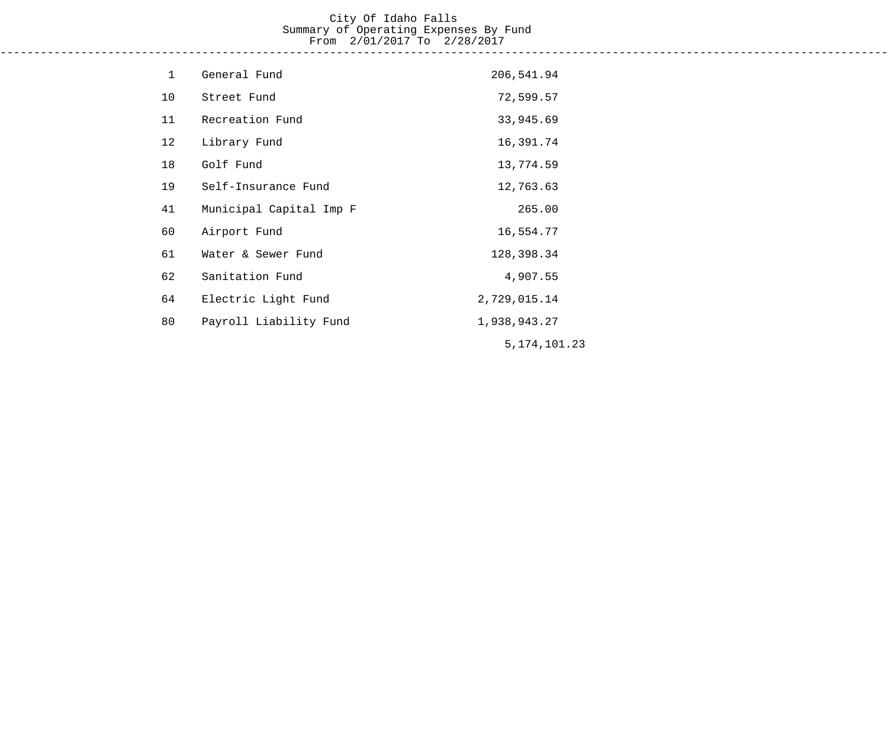City Of Idaho Falls
Summary of Operating Expenses By Fund
From 2/01/2017 To 2/28/2017

| | | | |
|---|---|---|---|
| 1 | General Fund | 206,541.94 | |
| 10 | Street Fund | 72,599.57 | |
| 11 | Recreation Fund | 33,945.69 | |
| 12 | Library Fund | 16,391.74 | |
| 18 | Golf Fund | 13,774.59 | |
| 19 | Self-Insurance Fund | 12,763.63 | |
| 41 | Municipal Capital Imp F | 265.00 | |
| 60 | Airport Fund | 16,554.77 | |
| 61 | Water & Sewer Fund | 128,398.34 | |
| 62 | Sanitation Fund | 4,907.55 | |
| 64 | Electric Light Fund | 2,729,015.14 | |
| 80 | Payroll Liability Fund | 1,938,943.27 | |
| | | | 5,174,101.23 |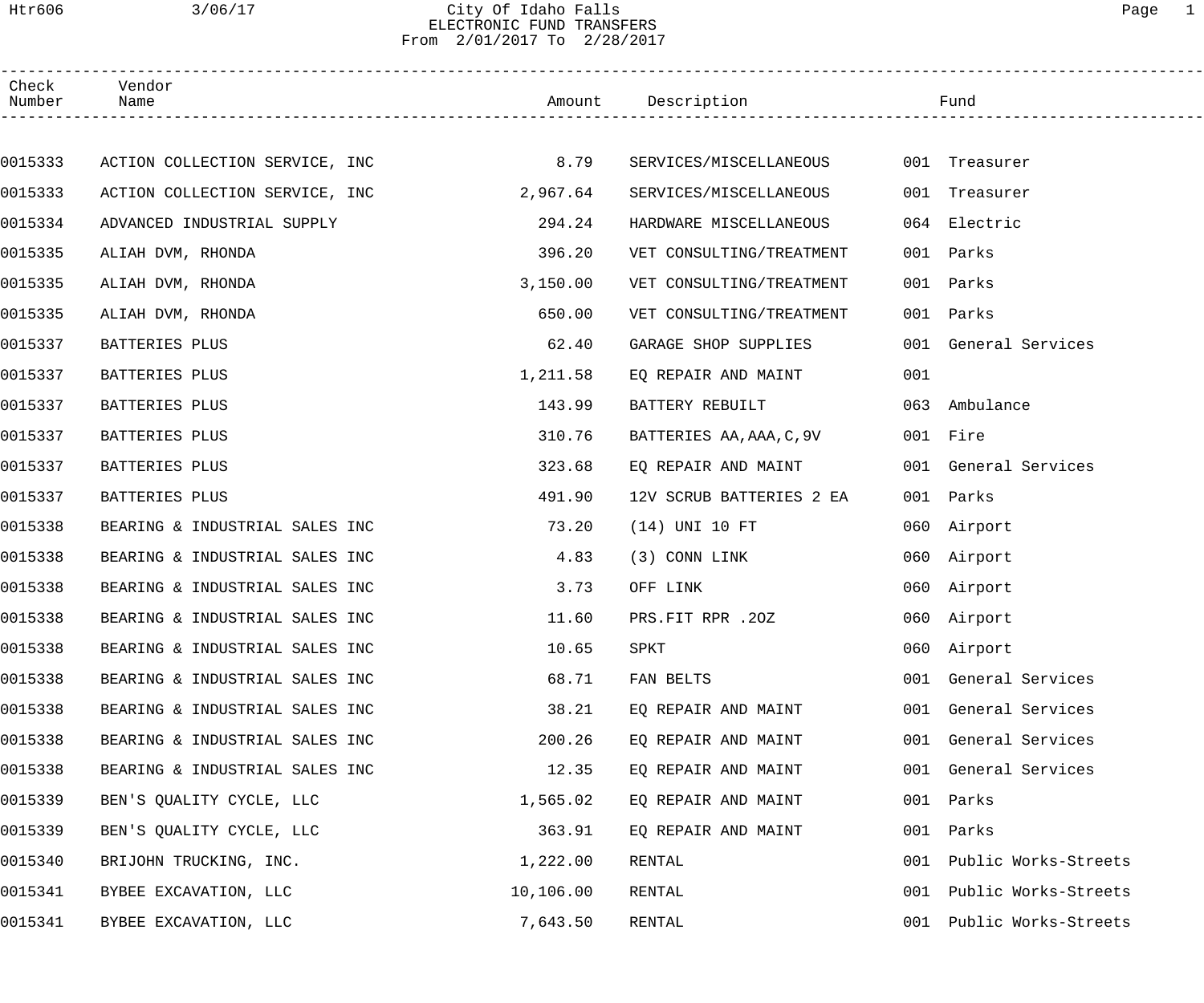City Of Idaho Falls
ELECTRONIC FUND TRANSFERS
From 2/01/2017 To 2/28/2017

| Check Number | Vendor Name | Amount | Description | Fund |
|---|---|---|---|---|
| 0015333 | ACTION COLLECTION SERVICE, INC | 8.79 | SERVICES/MISCELLANEOUS | 001 Treasurer |
| 0015333 | ACTION COLLECTION SERVICE, INC | 2,967.64 | SERVICES/MISCELLANEOUS | 001 Treasurer |
| 0015334 | ADVANCED INDUSTRIAL SUPPLY | 294.24 | HARDWARE MISCELLANEOUS | 064 Electric |
| 0015335 | ALIAH DVM, RHONDA | 396.20 | VET CONSULTING/TREATMENT | 001 Parks |
| 0015335 | ALIAH DVM, RHONDA | 3,150.00 | VET CONSULTING/TREATMENT | 001 Parks |
| 0015335 | ALIAH DVM, RHONDA | 650.00 | VET CONSULTING/TREATMENT | 001 Parks |
| 0015337 | BATTERIES PLUS | 62.40 | GARAGE SHOP SUPPLIES | 001 General Services |
| 0015337 | BATTERIES PLUS | 1,211.58 | EQ REPAIR AND MAINT | 001 |
| 0015337 | BATTERIES PLUS | 143.99 | BATTERY REBUILT | 063 Ambulance |
| 0015337 | BATTERIES PLUS | 310.76 | BATTERIES AA,AAA,C,9V | 001 Fire |
| 0015337 | BATTERIES PLUS | 323.68 | EQ REPAIR AND MAINT | 001 General Services |
| 0015337 | BATTERIES PLUS | 491.90 | 12V SCRUB BATTERIES 2 EA | 001 Parks |
| 0015338 | BEARING & INDUSTRIAL SALES INC | 73.20 | (14) UNI 10 FT | 060 Airport |
| 0015338 | BEARING & INDUSTRIAL SALES INC | 4.83 | (3) CONN LINK | 060 Airport |
| 0015338 | BEARING & INDUSTRIAL SALES INC | 3.73 | OFF LINK | 060 Airport |
| 0015338 | BEARING & INDUSTRIAL SALES INC | 11.60 | PRS.FIT RPR .2OZ | 060 Airport |
| 0015338 | BEARING & INDUSTRIAL SALES INC | 10.65 | SPKT | 060 Airport |
| 0015338 | BEARING & INDUSTRIAL SALES INC | 68.71 | FAN BELTS | 001 General Services |
| 0015338 | BEARING & INDUSTRIAL SALES INC | 38.21 | EQ REPAIR AND MAINT | 001 General Services |
| 0015338 | BEARING & INDUSTRIAL SALES INC | 200.26 | EQ REPAIR AND MAINT | 001 General Services |
| 0015338 | BEARING & INDUSTRIAL SALES INC | 12.35 | EQ REPAIR AND MAINT | 001 General Services |
| 0015339 | BEN'S QUALITY CYCLE, LLC | 1,565.02 | EQ REPAIR AND MAINT | 001 Parks |
| 0015339 | BEN'S QUALITY CYCLE, LLC | 363.91 | EQ REPAIR AND MAINT | 001 Parks |
| 0015340 | BRIJOHN TRUCKING, INC. | 1,222.00 | RENTAL | 001 Public Works-Streets |
| 0015341 | BYBEE EXCAVATION, LLC | 10,106.00 | RENTAL | 001 Public Works-Streets |
| 0015341 | BYBEE EXCAVATION, LLC | 7,643.50 | RENTAL | 001 Public Works-Streets |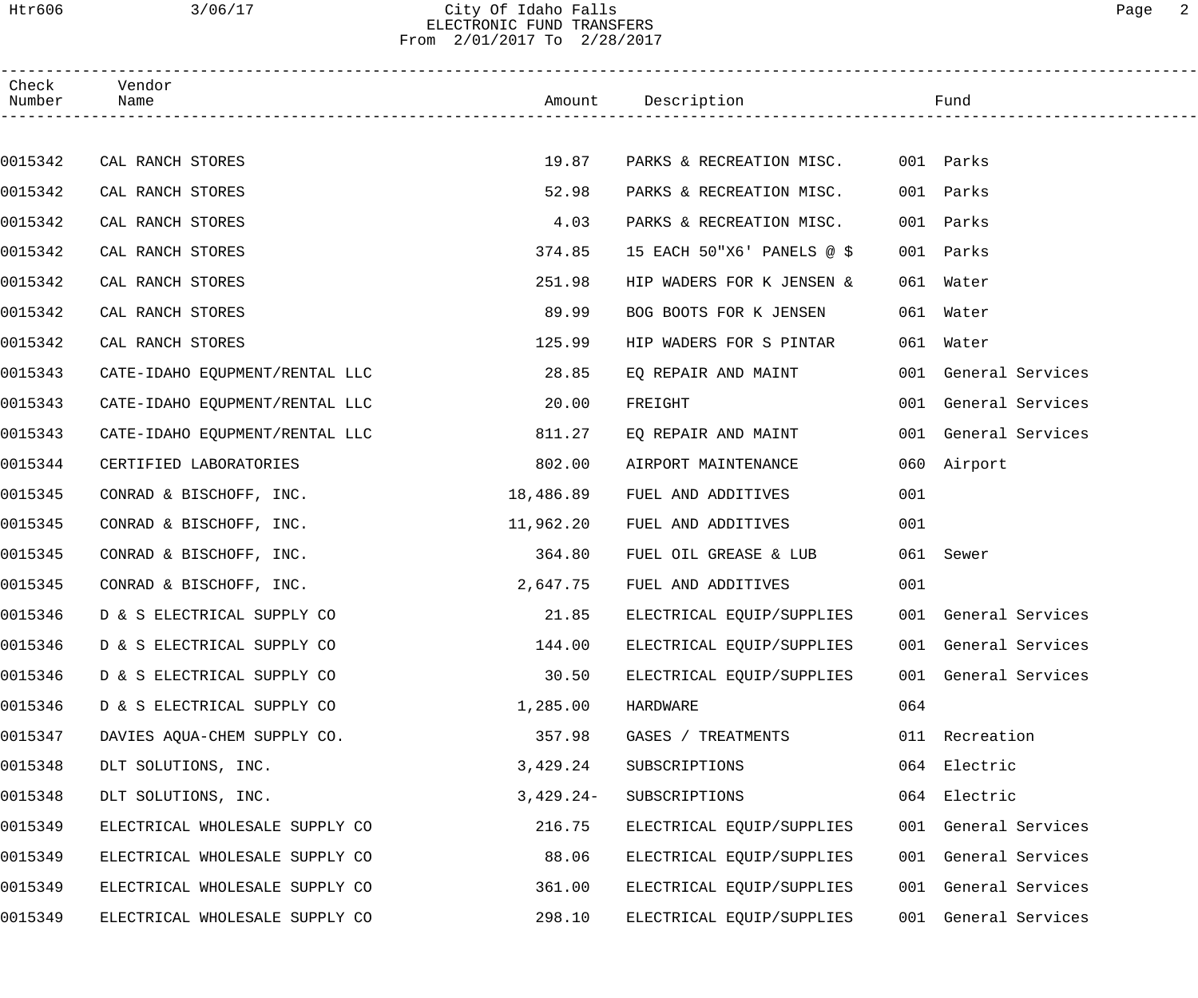# City Of Idaho Falls
## ELECTRONIC FUND TRANSFERS
From 2/01/2017 To 2/28/2017

| Check Number | Vendor Name | Amount | Description | Fund |
|---|---|---|---|---|
| 0015342 | CAL RANCH STORES | 19.87 | PARKS & RECREATION MISC. | 001 Parks |
| 0015342 | CAL RANCH STORES | 52.98 | PARKS & RECREATION MISC. | 001 Parks |
| 0015342 | CAL RANCH STORES | 4.03 | PARKS & RECREATION MISC. | 001 Parks |
| 0015342 | CAL RANCH STORES | 374.85 | 15 EACH 50"X6' PANELS @ $ | 001 Parks |
| 0015342 | CAL RANCH STORES | 251.98 | HIP WADERS FOR K JENSEN & | 061 Water |
| 0015342 | CAL RANCH STORES | 89.99 | BOG BOOTS FOR K JENSEN | 061 Water |
| 0015342 | CAL RANCH STORES | 125.99 | HIP WADERS FOR S PINTAR | 061 Water |
| 0015343 | CATE-IDAHO EQUPMENT/RENTAL LLC | 28.85 | EQ REPAIR AND MAINT | 001 General Services |
| 0015343 | CATE-IDAHO EQUPMENT/RENTAL LLC | 20.00 | FREIGHT | 001 General Services |
| 0015343 | CATE-IDAHO EQUPMENT/RENTAL LLC | 811.27 | EQ REPAIR AND MAINT | 001 General Services |
| 0015344 | CERTIFIED LABORATORIES | 802.00 | AIRPORT MAINTENANCE | 060 Airport |
| 0015345 | CONRAD & BISCHOFF, INC. | 18,486.89 | FUEL AND ADDITIVES | 001 |
| 0015345 | CONRAD & BISCHOFF, INC. | 11,962.20 | FUEL AND ADDITIVES | 001 |
| 0015345 | CONRAD & BISCHOFF, INC. | 364.80 | FUEL OIL GREASE & LUB | 061 Sewer |
| 0015345 | CONRAD & BISCHOFF, INC. | 2,647.75 | FUEL AND ADDITIVES | 001 |
| 0015346 | D & S ELECTRICAL SUPPLY CO | 21.85 | ELECTRICAL EQUIP/SUPPLIES | 001 General Services |
| 0015346 | D & S ELECTRICAL SUPPLY CO | 144.00 | ELECTRICAL EQUIP/SUPPLIES | 001 General Services |
| 0015346 | D & S ELECTRICAL SUPPLY CO | 30.50 | ELECTRICAL EQUIP/SUPPLIES | 001 General Services |
| 0015346 | D & S ELECTRICAL SUPPLY CO | 1,285.00 | HARDWARE | 064 |
| 0015347 | DAVIES AQUA-CHEM SUPPLY CO. | 357.98 | GASES / TREATMENTS | 011 Recreation |
| 0015348 | DLT SOLUTIONS, INC. | 3,429.24 | SUBSCRIPTIONS | 064 Electric |
| 0015348 | DLT SOLUTIONS, INC. | 3,429.24- | SUBSCRIPTIONS | 064 Electric |
| 0015349 | ELECTRICAL WHOLESALE SUPPLY CO | 216.75 | ELECTRICAL EQUIP/SUPPLIES | 001 General Services |
| 0015349 | ELECTRICAL WHOLESALE SUPPLY CO | 88.06 | ELECTRICAL EQUIP/SUPPLIES | 001 General Services |
| 0015349 | ELECTRICAL WHOLESALE SUPPLY CO | 361.00 | ELECTRICAL EQUIP/SUPPLIES | 001 General Services |
| 0015349 | ELECTRICAL WHOLESALE SUPPLY CO | 298.10 | ELECTRICAL EQUIP/SUPPLIES | 001 General Services |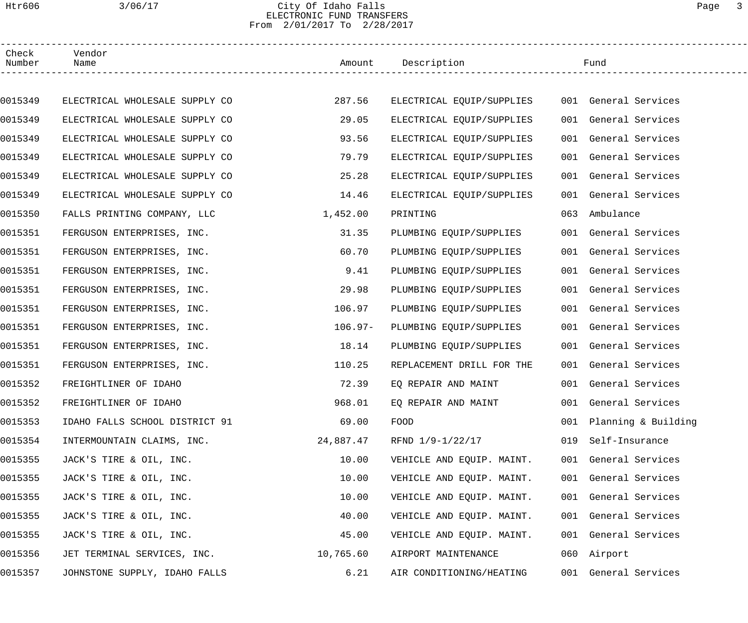City Of Idaho Falls
ELECTRONIC FUND TRANSFERS
From 2/01/2017 To 2/28/2017

| Check Number | Vendor Name | Amount | Description | Fund | |
|---|---|---|---|---|---|
| 0015349 | ELECTRICAL WHOLESALE SUPPLY CO | 287.56 | ELECTRICAL EQUIP/SUPPLIES | 001 | General Services |
| 0015349 | ELECTRICAL WHOLESALE SUPPLY CO | 29.05 | ELECTRICAL EQUIP/SUPPLIES | 001 | General Services |
| 0015349 | ELECTRICAL WHOLESALE SUPPLY CO | 93.56 | ELECTRICAL EQUIP/SUPPLIES | 001 | General Services |
| 0015349 | ELECTRICAL WHOLESALE SUPPLY CO | 79.79 | ELECTRICAL EQUIP/SUPPLIES | 001 | General Services |
| 0015349 | ELECTRICAL WHOLESALE SUPPLY CO | 25.28 | ELECTRICAL EQUIP/SUPPLIES | 001 | General Services |
| 0015349 | ELECTRICAL WHOLESALE SUPPLY CO | 14.46 | ELECTRICAL EQUIP/SUPPLIES | 001 | General Services |
| 0015350 | FALLS PRINTING COMPANY, LLC | 1,452.00 | PRINTING | 063 | Ambulance |
| 0015351 | FERGUSON ENTERPRISES, INC. | 31.35 | PLUMBING EQUIP/SUPPLIES | 001 | General Services |
| 0015351 | FERGUSON ENTERPRISES, INC. | 60.70 | PLUMBING EQUIP/SUPPLIES | 001 | General Services |
| 0015351 | FERGUSON ENTERPRISES, INC. | 9.41 | PLUMBING EQUIP/SUPPLIES | 001 | General Services |
| 0015351 | FERGUSON ENTERPRISES, INC. | 29.98 | PLUMBING EQUIP/SUPPLIES | 001 | General Services |
| 0015351 | FERGUSON ENTERPRISES, INC. | 106.97 | PLUMBING EQUIP/SUPPLIES | 001 | General Services |
| 0015351 | FERGUSON ENTERPRISES, INC. | 106.97- | PLUMBING EQUIP/SUPPLIES | 001 | General Services |
| 0015351 | FERGUSON ENTERPRISES, INC. | 18.14 | PLUMBING EQUIP/SUPPLIES | 001 | General Services |
| 0015351 | FERGUSON ENTERPRISES, INC. | 110.25 | REPLACEMENT DRILL FOR THE | 001 | General Services |
| 0015352 | FREIGHTLINER OF IDAHO | 72.39 | EQ REPAIR AND MAINT | 001 | General Services |
| 0015352 | FREIGHTLINER OF IDAHO | 968.01 | EQ REPAIR AND MAINT | 001 | General Services |
| 0015353 | IDAHO FALLS SCHOOL DISTRICT 91 | 69.00 | FOOD | 001 | Planning & Building |
| 0015354 | INTERMOUNTAIN CLAIMS, INC. | 24,887.47 | RFND 1/9-1/22/17 | 019 | Self-Insurance |
| 0015355 | JACK'S TIRE & OIL, INC. | 10.00 | VEHICLE AND EQUIP. MAINT. | 001 | General Services |
| 0015355 | JACK'S TIRE & OIL, INC. | 10.00 | VEHICLE AND EQUIP. MAINT. | 001 | General Services |
| 0015355 | JACK'S TIRE & OIL, INC. | 10.00 | VEHICLE AND EQUIP. MAINT. | 001 | General Services |
| 0015355 | JACK'S TIRE & OIL, INC. | 40.00 | VEHICLE AND EQUIP. MAINT. | 001 | General Services |
| 0015355 | JACK'S TIRE & OIL, INC. | 45.00 | VEHICLE AND EQUIP. MAINT. | 001 | General Services |
| 0015356 | JET TERMINAL SERVICES, INC. | 10,765.60 | AIRPORT MAINTENANCE | 060 | Airport |
| 0015357 | JOHNSTONE SUPPLY, IDAHO FALLS | 6.21 | AIR CONDITIONING/HEATING | 001 | General Services |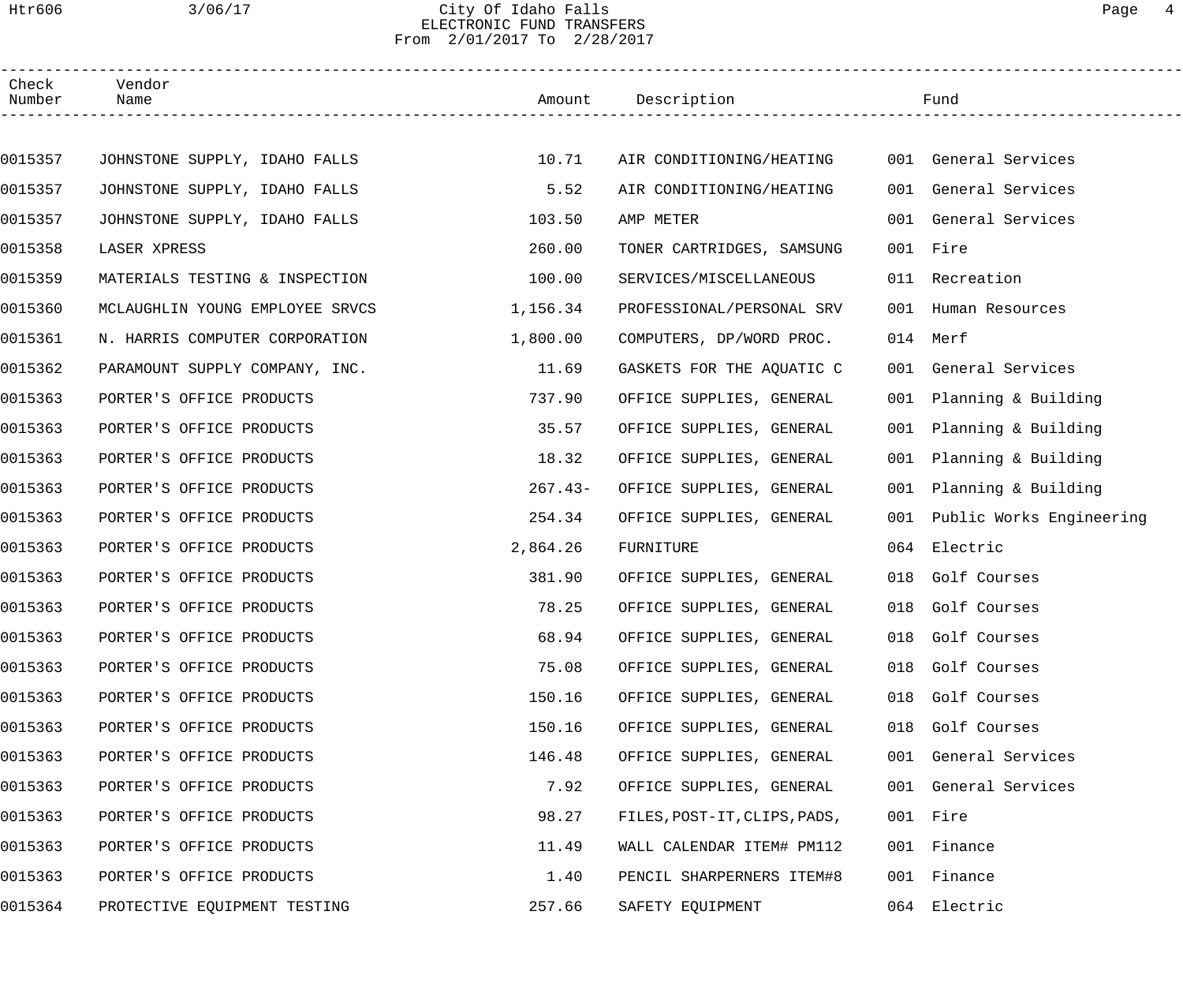| Check Number | Vendor Name | Amount | Description | Fund |
|---|---|---|---|---|
| 0015357 | JOHNSTONE SUPPLY, IDAHO FALLS | 10.71 | AIR CONDITIONING/HEATING | 001 General Services |
| 0015357 | JOHNSTONE SUPPLY, IDAHO FALLS | 5.52 | AIR CONDITIONING/HEATING | 001 General Services |
| 0015357 | JOHNSTONE SUPPLY, IDAHO FALLS | 103.50 | AMP METER | 001 General Services |
| 0015358 | LASER XPRESS | 260.00 | TONER CARTRIDGES, SAMSUNG | 001 Fire |
| 0015359 | MATERIALS TESTING & INSPECTION | 100.00 | SERVICES/MISCELLANEOUS | 011 Recreation |
| 0015360 | MCLAUGHLIN YOUNG EMPLOYEE SRVCS | 1,156.34 | PROFESSIONAL/PERSONAL SRV | 001 Human Resources |
| 0015361 | N. HARRIS COMPUTER CORPORATION | 1,800.00 | COMPUTERS, DP/WORD PROC. | 014 Merf |
| 0015362 | PARAMOUNT SUPPLY COMPANY, INC. | 11.69 | GASKETS FOR THE AQUATIC C | 001 General Services |
| 0015363 | PORTER'S OFFICE PRODUCTS | 737.90 | OFFICE SUPPLIES, GENERAL | 001 Planning & Building |
| 0015363 | PORTER'S OFFICE PRODUCTS | 35.57 | OFFICE SUPPLIES, GENERAL | 001 Planning & Building |
| 0015363 | PORTER'S OFFICE PRODUCTS | 18.32 | OFFICE SUPPLIES, GENERAL | 001 Planning & Building |
| 0015363 | PORTER'S OFFICE PRODUCTS | 267.43- | OFFICE SUPPLIES, GENERAL | 001 Planning & Building |
| 0015363 | PORTER'S OFFICE PRODUCTS | 254.34 | OFFICE SUPPLIES, GENERAL | 001 Public Works Engineering |
| 0015363 | PORTER'S OFFICE PRODUCTS | 2,864.26 | FURNITURE | 064 Electric |
| 0015363 | PORTER'S OFFICE PRODUCTS | 381.90 | OFFICE SUPPLIES, GENERAL | 018 Golf Courses |
| 0015363 | PORTER'S OFFICE PRODUCTS | 78.25 | OFFICE SUPPLIES, GENERAL | 018 Golf Courses |
| 0015363 | PORTER'S OFFICE PRODUCTS | 68.94 | OFFICE SUPPLIES, GENERAL | 018 Golf Courses |
| 0015363 | PORTER'S OFFICE PRODUCTS | 75.08 | OFFICE SUPPLIES, GENERAL | 018 Golf Courses |
| 0015363 | PORTER'S OFFICE PRODUCTS | 150.16 | OFFICE SUPPLIES, GENERAL | 018 Golf Courses |
| 0015363 | PORTER'S OFFICE PRODUCTS | 150.16 | OFFICE SUPPLIES, GENERAL | 018 Golf Courses |
| 0015363 | PORTER'S OFFICE PRODUCTS | 146.48 | OFFICE SUPPLIES, GENERAL | 001 General Services |
| 0015363 | PORTER'S OFFICE PRODUCTS | 7.92 | OFFICE SUPPLIES, GENERAL | 001 General Services |
| 0015363 | PORTER'S OFFICE PRODUCTS | 98.27 | FILES,POST-IT,CLIPS,PADS, | 001 Fire |
| 0015363 | PORTER'S OFFICE PRODUCTS | 11.49 | WALL CALENDAR ITEM# PM112 | 001 Finance |
| 0015363 | PORTER'S OFFICE PRODUCTS | 1.40 | PENCIL SHARPERNERS ITEM#8 | 001 Finance |
| 0015364 | PROTECTIVE EQUIPMENT TESTING | 257.66 | SAFETY EQUIPMENT | 064 Electric |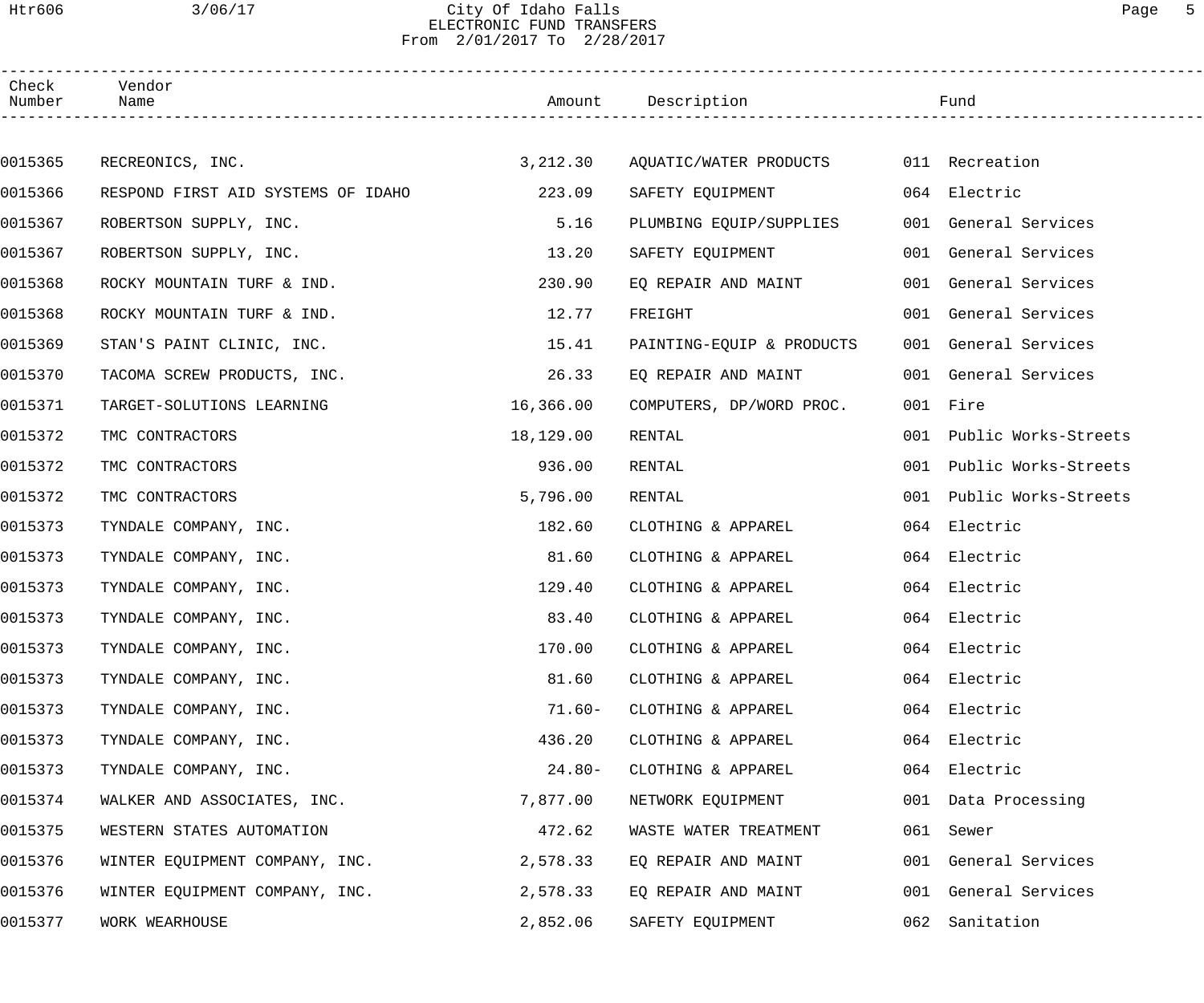# City Of Idaho Falls

## ELECTRONIC FUND TRANSFERS

From 2/01/2017 To 2/28/2017

| Check Number | Vendor Name | Amount | Description | Fund |
|---|---|---|---|---|
| 0015365 | RECREONICS, INC. | 3,212.30 | AQUATIC/WATER PRODUCTS | 011 Recreation |
| 0015366 | RESPOND FIRST AID SYSTEMS OF IDAHO | 223.09 | SAFETY EQUIPMENT | 064 Electric |
| 0015367 | ROBERTSON SUPPLY, INC. | 5.16 | PLUMBING EQUIP/SUPPLIES | 001 General Services |
| 0015367 | ROBERTSON SUPPLY, INC. | 13.20 | SAFETY EQUIPMENT | 001 General Services |
| 0015368 | ROCKY MOUNTAIN TURF & IND. | 230.90 | EQ REPAIR AND MAINT | 001 General Services |
| 0015368 | ROCKY MOUNTAIN TURF & IND. | 12.77 | FREIGHT | 001 General Services |
| 0015369 | STAN'S PAINT CLINIC, INC. | 15.41 | PAINTING-EQUIP & PRODUCTS | 001 General Services |
| 0015370 | TACOMA SCREW PRODUCTS, INC. | 26.33 | EQ REPAIR AND MAINT | 001 General Services |
| 0015371 | TARGET-SOLUTIONS LEARNING | 16,366.00 | COMPUTERS, DP/WORD PROC. | 001 Fire |
| 0015372 | TMC CONTRACTORS | 18,129.00 | RENTAL | 001 Public Works-Streets |
| 0015372 | TMC CONTRACTORS | 936.00 | RENTAL | 001 Public Works-Streets |
| 0015372 | TMC CONTRACTORS | 5,796.00 | RENTAL | 001 Public Works-Streets |
| 0015373 | TYNDALE COMPANY, INC. | 182.60 | CLOTHING & APPAREL | 064 Electric |
| 0015373 | TYNDALE COMPANY, INC. | 81.60 | CLOTHING & APPAREL | 064 Electric |
| 0015373 | TYNDALE COMPANY, INC. | 129.40 | CLOTHING & APPAREL | 064 Electric |
| 0015373 | TYNDALE COMPANY, INC. | 83.40 | CLOTHING & APPAREL | 064 Electric |
| 0015373 | TYNDALE COMPANY, INC. | 170.00 | CLOTHING & APPAREL | 064 Electric |
| 0015373 | TYNDALE COMPANY, INC. | 81.60 | CLOTHING & APPAREL | 064 Electric |
| 0015373 | TYNDALE COMPANY, INC. | 71.60- | CLOTHING & APPAREL | 064 Electric |
| 0015373 | TYNDALE COMPANY, INC. | 436.20 | CLOTHING & APPAREL | 064 Electric |
| 0015373 | TYNDALE COMPANY, INC. | 24.80- | CLOTHING & APPAREL | 064 Electric |
| 0015374 | WALKER AND ASSOCIATES, INC. | 7,877.00 | NETWORK EQUIPMENT | 001 Data Processing |
| 0015375 | WESTERN STATES AUTOMATION | 472.62 | WASTE WATER TREATMENT | 061 Sewer |
| 0015376 | WINTER EQUIPMENT COMPANY, INC. | 2,578.33 | EQ REPAIR AND MAINT | 001 General Services |
| 0015376 | WINTER EQUIPMENT COMPANY, INC. | 2,578.33 | EQ REPAIR AND MAINT | 001 General Services |
| 0015377 | WORK WEARHOUSE | 2,852.06 | SAFETY EQUIPMENT | 062 Sanitation |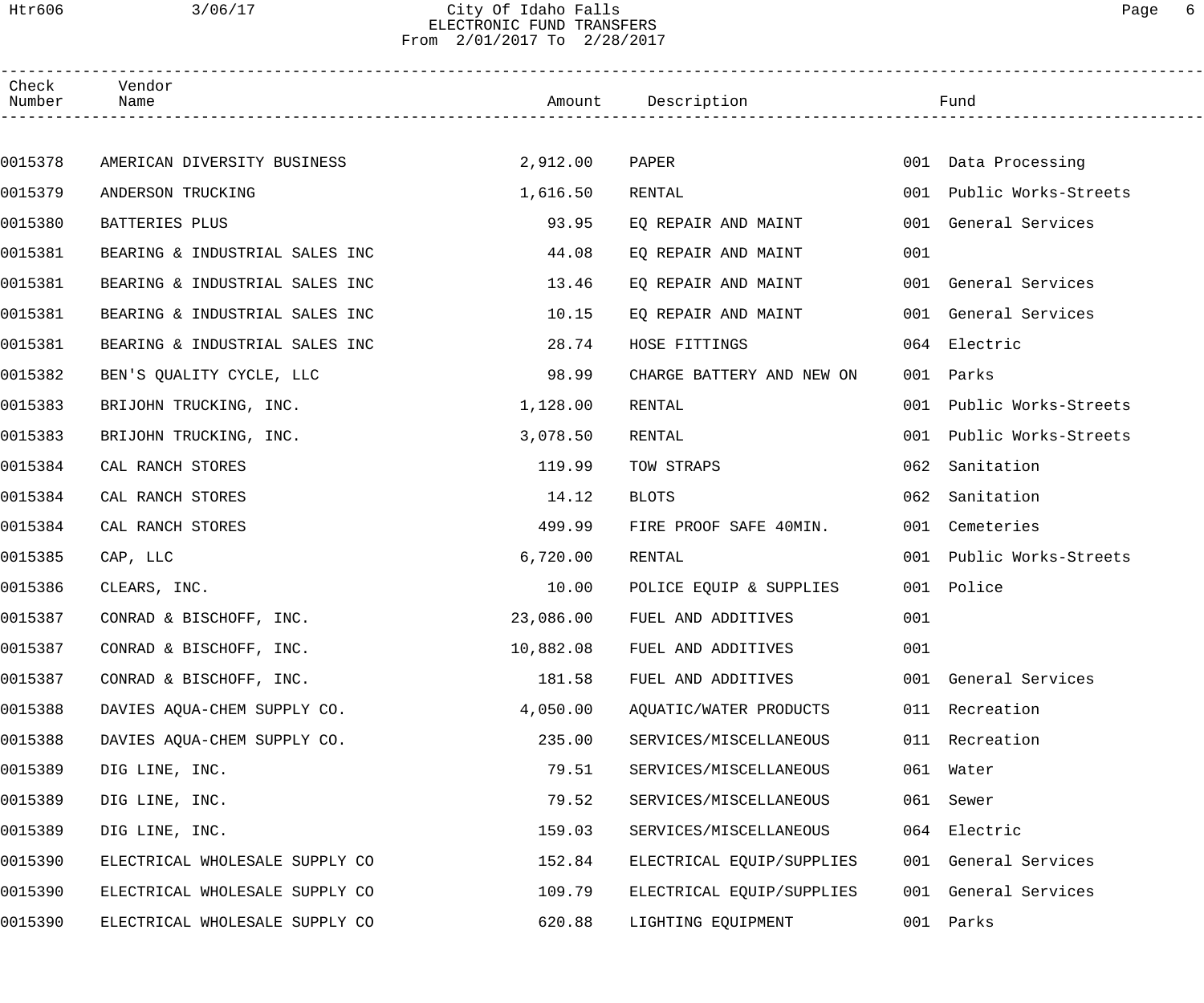City Of Idaho Falls
ELECTRONIC FUND TRANSFERS
From 2/01/2017 To 2/28/2017

| Check Number | Vendor Name | Amount | Description | Fund | |
|---|---|---|---|---|---|
| 0015378 | AMERICAN DIVERSITY BUSINESS | 2,912.00 | PAPER | 001 | Data Processing |
| 0015379 | ANDERSON TRUCKING | 1,616.50 | RENTAL | 001 | Public Works-Streets |
| 0015380 | BATTERIES PLUS | 93.95 | EQ REPAIR AND MAINT | 001 | General Services |
| 0015381 | BEARING & INDUSTRIAL SALES INC | 44.08 | EQ REPAIR AND MAINT | 001 | |
| 0015381 | BEARING & INDUSTRIAL SALES INC | 13.46 | EQ REPAIR AND MAINT | 001 | General Services |
| 0015381 | BEARING & INDUSTRIAL SALES INC | 10.15 | EQ REPAIR AND MAINT | 001 | General Services |
| 0015381 | BEARING & INDUSTRIAL SALES INC | 28.74 | HOSE FITTINGS | 064 | Electric |
| 0015382 | BEN'S QUALITY CYCLE, LLC | 98.99 | CHARGE BATTERY AND NEW ON | 001 | Parks |
| 0015383 | BRIJOHN TRUCKING, INC. | 1,128.00 | RENTAL | 001 | Public Works-Streets |
| 0015383 | BRIJOHN TRUCKING, INC. | 3,078.50 | RENTAL | 001 | Public Works-Streets |
| 0015384 | CAL RANCH STORES | 119.99 | TOW STRAPS | 062 | Sanitation |
| 0015384 | CAL RANCH STORES | 14.12 | BLOTS | 062 | Sanitation |
| 0015384 | CAL RANCH STORES | 499.99 | FIRE PROOF SAFE 40MIN. | 001 | Cemeteries |
| 0015385 | CAP, LLC | 6,720.00 | RENTAL | 001 | Public Works-Streets |
| 0015386 | CLEARS, INC. | 10.00 | POLICE EQUIP & SUPPLIES | 001 | Police |
| 0015387 | CONRAD & BISCHOFF, INC. | 23,086.00 | FUEL AND ADDITIVES | 001 | |
| 0015387 | CONRAD & BISCHOFF, INC. | 10,882.08 | FUEL AND ADDITIVES | 001 | |
| 0015387 | CONRAD & BISCHOFF, INC. | 181.58 | FUEL AND ADDITIVES | 001 | General Services |
| 0015388 | DAVIES AQUA-CHEM SUPPLY CO. | 4,050.00 | AQUATIC/WATER PRODUCTS | 011 | Recreation |
| 0015388 | DAVIES AQUA-CHEM SUPPLY CO. | 235.00 | SERVICES/MISCELLANEOUS | 011 | Recreation |
| 0015389 | DIG LINE, INC. | 79.51 | SERVICES/MISCELLANEOUS | 061 | Water |
| 0015389 | DIG LINE, INC. | 79.52 | SERVICES/MISCELLANEOUS | 061 | Sewer |
| 0015389 | DIG LINE, INC. | 159.03 | SERVICES/MISCELLANEOUS | 064 | Electric |
| 0015390 | ELECTRICAL WHOLESALE SUPPLY CO | 152.84 | ELECTRICAL EQUIP/SUPPLIES | 001 | General Services |
| 0015390 | ELECTRICAL WHOLESALE SUPPLY CO | 109.79 | ELECTRICAL EQUIP/SUPPLIES | 001 | General Services |
| 0015390 | ELECTRICAL WHOLESALE SUPPLY CO | 620.88 | LIGHTING EQUIPMENT | 001 | Parks |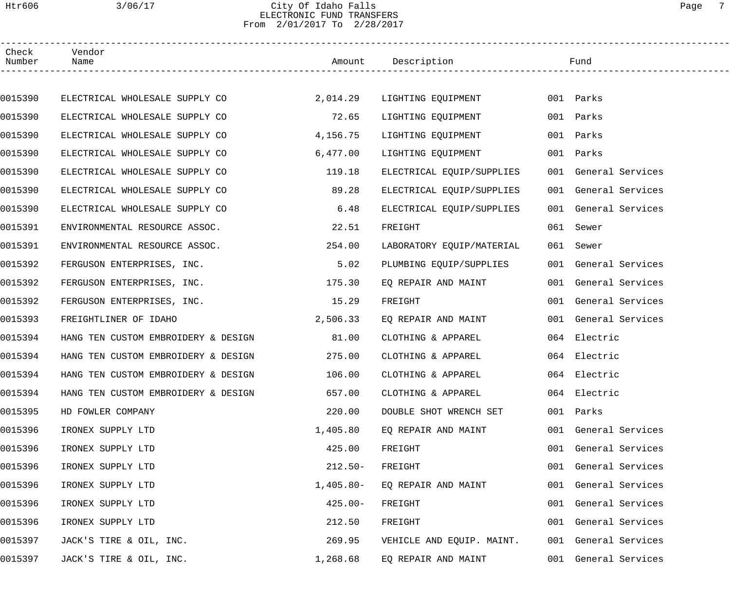# City Of Idaho Falls

## ELECTRONIC FUND TRANSFERS

From 2/01/2017 To 2/28/2017

| Check Number | Vendor Name | Amount | Description | Fund |
|---|---|---|---|---|
| 0015390 | ELECTRICAL WHOLESALE SUPPLY CO | 2,014.29 | LIGHTING EQUIPMENT | 001 Parks |
| 0015390 | ELECTRICAL WHOLESALE SUPPLY CO | 72.65 | LIGHTING EQUIPMENT | 001 Parks |
| 0015390 | ELECTRICAL WHOLESALE SUPPLY CO | 4,156.75 | LIGHTING EQUIPMENT | 001 Parks |
| 0015390 | ELECTRICAL WHOLESALE SUPPLY CO | 6,477.00 | LIGHTING EQUIPMENT | 001 Parks |
| 0015390 | ELECTRICAL WHOLESALE SUPPLY CO | 119.18 | ELECTRICAL EQUIP/SUPPLIES | 001 General Services |
| 0015390 | ELECTRICAL WHOLESALE SUPPLY CO | 89.28 | ELECTRICAL EQUIP/SUPPLIES | 001 General Services |
| 0015390 | ELECTRICAL WHOLESALE SUPPLY CO | 6.48 | ELECTRICAL EQUIP/SUPPLIES | 001 General Services |
| 0015391 | ENVIRONMENTAL RESOURCE ASSOC. | 22.51 | FREIGHT | 061 Sewer |
| 0015391 | ENVIRONMENTAL RESOURCE ASSOC. | 254.00 | LABORATORY EQUIP/MATERIAL | 061 Sewer |
| 0015392 | FERGUSON ENTERPRISES, INC. | 5.02 | PLUMBING EQUIP/SUPPLIES | 001 General Services |
| 0015392 | FERGUSON ENTERPRISES, INC. | 175.30 | EQ REPAIR AND MAINT | 001 General Services |
| 0015392 | FERGUSON ENTERPRISES, INC. | 15.29 | FREIGHT | 001 General Services |
| 0015393 | FREIGHTLINER OF IDAHO | 2,506.33 | EQ REPAIR AND MAINT | 001 General Services |
| 0015394 | HANG TEN CUSTOM EMBROIDERY & DESIGN | 81.00 | CLOTHING & APPAREL | 064 Electric |
| 0015394 | HANG TEN CUSTOM EMBROIDERY & DESIGN | 275.00 | CLOTHING & APPAREL | 064 Electric |
| 0015394 | HANG TEN CUSTOM EMBROIDERY & DESIGN | 106.00 | CLOTHING & APPAREL | 064 Electric |
| 0015394 | HANG TEN CUSTOM EMBROIDERY & DESIGN | 657.00 | CLOTHING & APPAREL | 064 Electric |
| 0015395 | HD FOWLER COMPANY | 220.00 | DOUBLE SHOT WRENCH SET | 001 Parks |
| 0015396 | IRONEX SUPPLY LTD | 1,405.80 | EQ REPAIR AND MAINT | 001 General Services |
| 0015396 | IRONEX SUPPLY LTD | 425.00 | FREIGHT | 001 General Services |
| 0015396 | IRONEX SUPPLY LTD | 212.50- | FREIGHT | 001 General Services |
| 0015396 | IRONEX SUPPLY LTD | 1,405.80- | EQ REPAIR AND MAINT | 001 General Services |
| 0015396 | IRONEX SUPPLY LTD | 425.00- | FREIGHT | 001 General Services |
| 0015396 | IRONEX SUPPLY LTD | 212.50 | FREIGHT | 001 General Services |
| 0015397 | JACK'S TIRE & OIL, INC. | 269.95 | VEHICLE AND EQUIP. MAINT. | 001 General Services |
| 0015397 | JACK'S TIRE & OIL, INC. | 1,268.68 | EQ REPAIR AND MAINT | 001 General Services |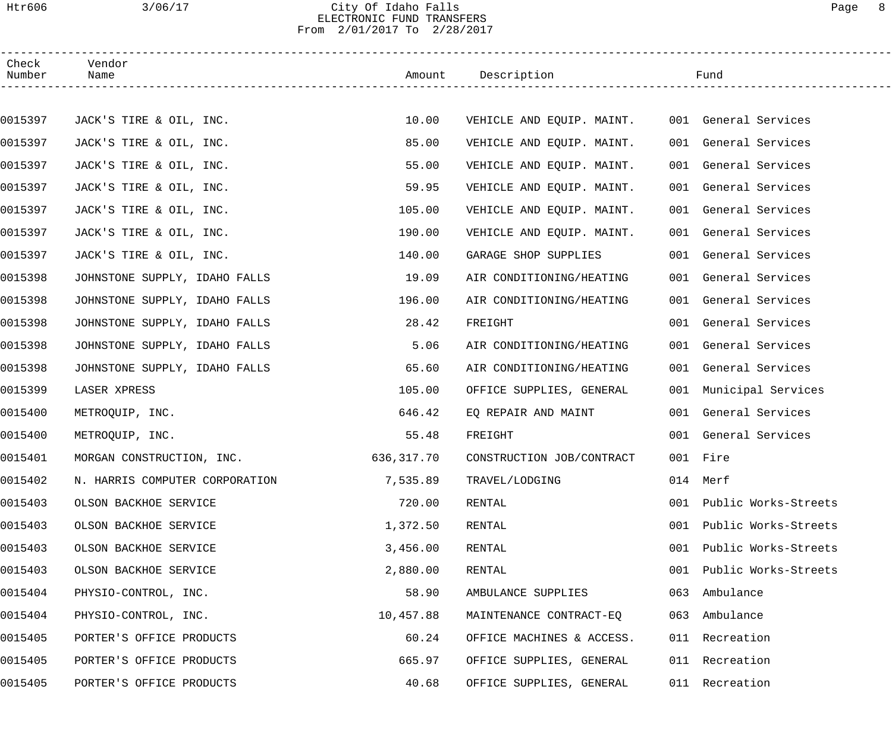City Of Idaho Falls
ELECTRONIC FUND TRANSFERS
From 2/01/2017 To 2/28/2017

| Check Number | Vendor Name | Amount | Description | Fund | |
|---|---|---|---|---|---|
| 0015397 | JACK'S TIRE & OIL, INC. | 10.00 | VEHICLE AND EQUIP. MAINT. | 001 | General Services |
| 0015397 | JACK'S TIRE & OIL, INC. | 85.00 | VEHICLE AND EQUIP. MAINT. | 001 | General Services |
| 0015397 | JACK'S TIRE & OIL, INC. | 55.00 | VEHICLE AND EQUIP. MAINT. | 001 | General Services |
| 0015397 | JACK'S TIRE & OIL, INC. | 59.95 | VEHICLE AND EQUIP. MAINT. | 001 | General Services |
| 0015397 | JACK'S TIRE & OIL, INC. | 105.00 | VEHICLE AND EQUIP. MAINT. | 001 | General Services |
| 0015397 | JACK'S TIRE & OIL, INC. | 190.00 | VEHICLE AND EQUIP. MAINT. | 001 | General Services |
| 0015397 | JACK'S TIRE & OIL, INC. | 140.00 | GARAGE SHOP SUPPLIES | 001 | General Services |
| 0015398 | JOHNSTONE SUPPLY, IDAHO FALLS | 19.09 | AIR CONDITIONING/HEATING | 001 | General Services |
| 0015398 | JOHNSTONE SUPPLY, IDAHO FALLS | 196.00 | AIR CONDITIONING/HEATING | 001 | General Services |
| 0015398 | JOHNSTONE SUPPLY, IDAHO FALLS | 28.42 | FREIGHT | 001 | General Services |
| 0015398 | JOHNSTONE SUPPLY, IDAHO FALLS | 5.06 | AIR CONDITIONING/HEATING | 001 | General Services |
| 0015398 | JOHNSTONE SUPPLY, IDAHO FALLS | 65.60 | AIR CONDITIONING/HEATING | 001 | General Services |
| 0015399 | LASER XPRESS | 105.00 | OFFICE SUPPLIES, GENERAL | 001 | Municipal Services |
| 0015400 | METROQUIP, INC. | 646.42 | EQ REPAIR AND MAINT | 001 | General Services |
| 0015400 | METROQUIP, INC. | 55.48 | FREIGHT | 001 | General Services |
| 0015401 | MORGAN CONSTRUCTION, INC. | 636,317.70 | CONSTRUCTION JOB/CONTRACT | 001 | Fire |
| 0015402 | N. HARRIS COMPUTER CORPORATION | 7,535.89 | TRAVEL/LODGING | 014 | Merf |
| 0015403 | OLSON BACKHOE SERVICE | 720.00 | RENTAL | 001 | Public Works-Streets |
| 0015403 | OLSON BACKHOE SERVICE | 1,372.50 | RENTAL | 001 | Public Works-Streets |
| 0015403 | OLSON BACKHOE SERVICE | 3,456.00 | RENTAL | 001 | Public Works-Streets |
| 0015403 | OLSON BACKHOE SERVICE | 2,880.00 | RENTAL | 001 | Public Works-Streets |
| 0015404 | PHYSIO-CONTROL, INC. | 58.90 | AMBULANCE SUPPLIES | 063 | Ambulance |
| 0015404 | PHYSIO-CONTROL, INC. | 10,457.88 | MAINTENANCE CONTRACT-EQ | 063 | Ambulance |
| 0015405 | PORTER'S OFFICE PRODUCTS | 60.24 | OFFICE MACHINES & ACCESS. | 011 | Recreation |
| 0015405 | PORTER'S OFFICE PRODUCTS | 665.97 | OFFICE SUPPLIES, GENERAL | 011 | Recreation |
| 0015405 | PORTER'S OFFICE PRODUCTS | 40.68 | OFFICE SUPPLIES, GENERAL | 011 | Recreation |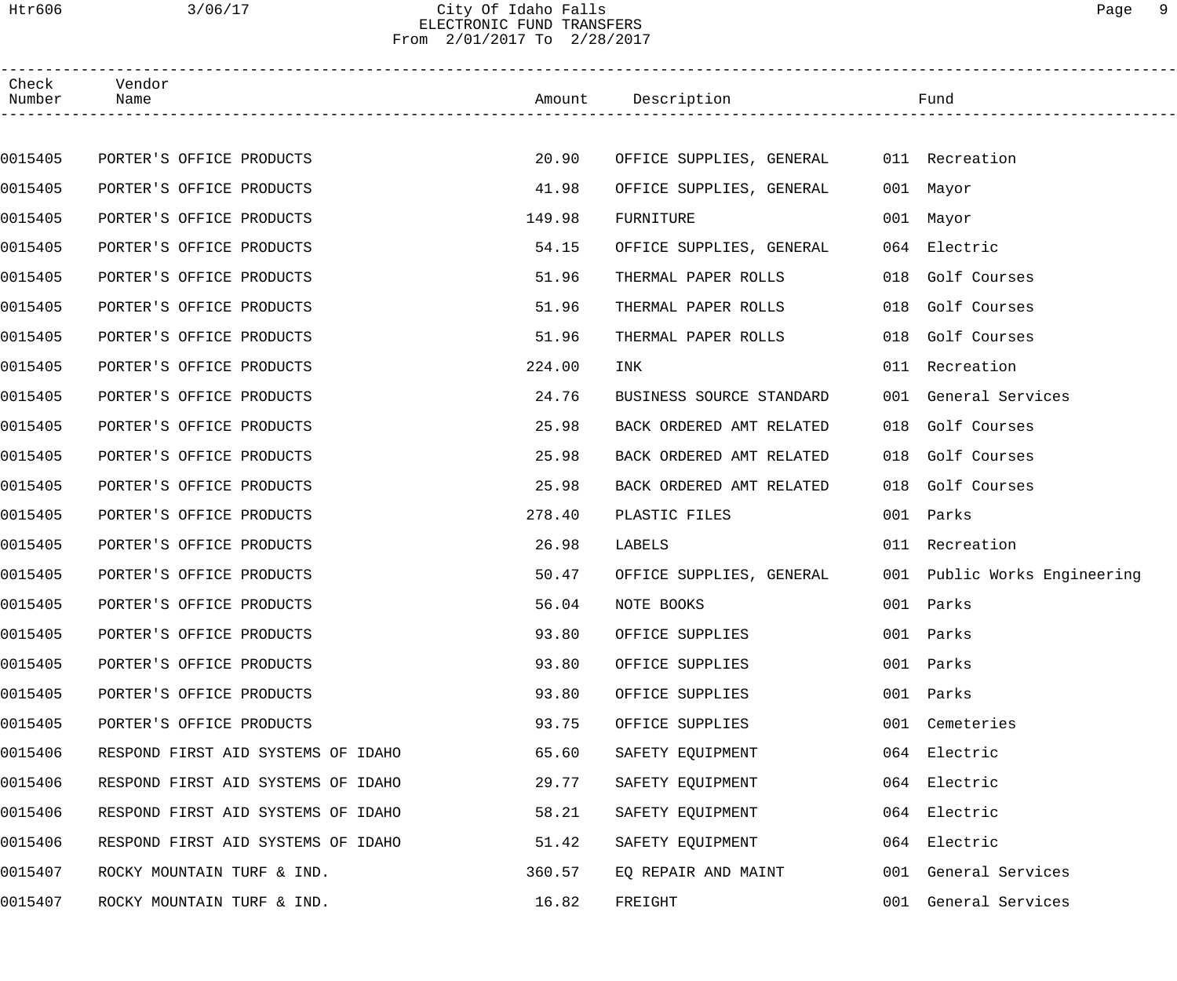City Of Idaho Falls
ELECTRONIC FUND TRANSFERS
From 2/01/2017 To 2/28/2017

| Check Number | Vendor Name | Amount | Description | Fund |
|---|---|---|---|---|
| 0015405 | PORTER'S OFFICE PRODUCTS | 20.90 | OFFICE SUPPLIES, GENERAL | 011 Recreation |
| 0015405 | PORTER'S OFFICE PRODUCTS | 41.98 | OFFICE SUPPLIES, GENERAL | 001 Mayor |
| 0015405 | PORTER'S OFFICE PRODUCTS | 149.98 | FURNITURE | 001 Mayor |
| 0015405 | PORTER'S OFFICE PRODUCTS | 54.15 | OFFICE SUPPLIES, GENERAL | 064 Electric |
| 0015405 | PORTER'S OFFICE PRODUCTS | 51.96 | THERMAL PAPER ROLLS | 018 Golf Courses |
| 0015405 | PORTER'S OFFICE PRODUCTS | 51.96 | THERMAL PAPER ROLLS | 018 Golf Courses |
| 0015405 | PORTER'S OFFICE PRODUCTS | 51.96 | THERMAL PAPER ROLLS | 018 Golf Courses |
| 0015405 | PORTER'S OFFICE PRODUCTS | 224.00 | INK | 011 Recreation |
| 0015405 | PORTER'S OFFICE PRODUCTS | 24.76 | BUSINESS SOURCE STANDARD | 001 General Services |
| 0015405 | PORTER'S OFFICE PRODUCTS | 25.98 | BACK ORDERED AMT RELATED | 018 Golf Courses |
| 0015405 | PORTER'S OFFICE PRODUCTS | 25.98 | BACK ORDERED AMT RELATED | 018 Golf Courses |
| 0015405 | PORTER'S OFFICE PRODUCTS | 25.98 | BACK ORDERED AMT RELATED | 018 Golf Courses |
| 0015405 | PORTER'S OFFICE PRODUCTS | 278.40 | PLASTIC FILES | 001 Parks |
| 0015405 | PORTER'S OFFICE PRODUCTS | 26.98 | LABELS | 011 Recreation |
| 0015405 | PORTER'S OFFICE PRODUCTS | 50.47 | OFFICE SUPPLIES, GENERAL | 001 Public Works Engineering |
| 0015405 | PORTER'S OFFICE PRODUCTS | 56.04 | NOTE BOOKS | 001 Parks |
| 0015405 | PORTER'S OFFICE PRODUCTS | 93.80 | OFFICE SUPPLIES | 001 Parks |
| 0015405 | PORTER'S OFFICE PRODUCTS | 93.80 | OFFICE SUPPLIES | 001 Parks |
| 0015405 | PORTER'S OFFICE PRODUCTS | 93.80 | OFFICE SUPPLIES | 001 Parks |
| 0015405 | PORTER'S OFFICE PRODUCTS | 93.75 | OFFICE SUPPLIES | 001 Cemeteries |
| 0015406 | RESPOND FIRST AID SYSTEMS OF IDAHO | 65.60 | SAFETY EQUIPMENT | 064 Electric |
| 0015406 | RESPOND FIRST AID SYSTEMS OF IDAHO | 29.77 | SAFETY EQUIPMENT | 064 Electric |
| 0015406 | RESPOND FIRST AID SYSTEMS OF IDAHO | 58.21 | SAFETY EQUIPMENT | 064 Electric |
| 0015406 | RESPOND FIRST AID SYSTEMS OF IDAHO | 51.42 | SAFETY EQUIPMENT | 064 Electric |
| 0015407 | ROCKY MOUNTAIN TURF & IND. | 360.57 | EQ REPAIR AND MAINT | 001 General Services |
| 0015407 | ROCKY MOUNTAIN TURF & IND. | 16.82 | FREIGHT | 001 General Services |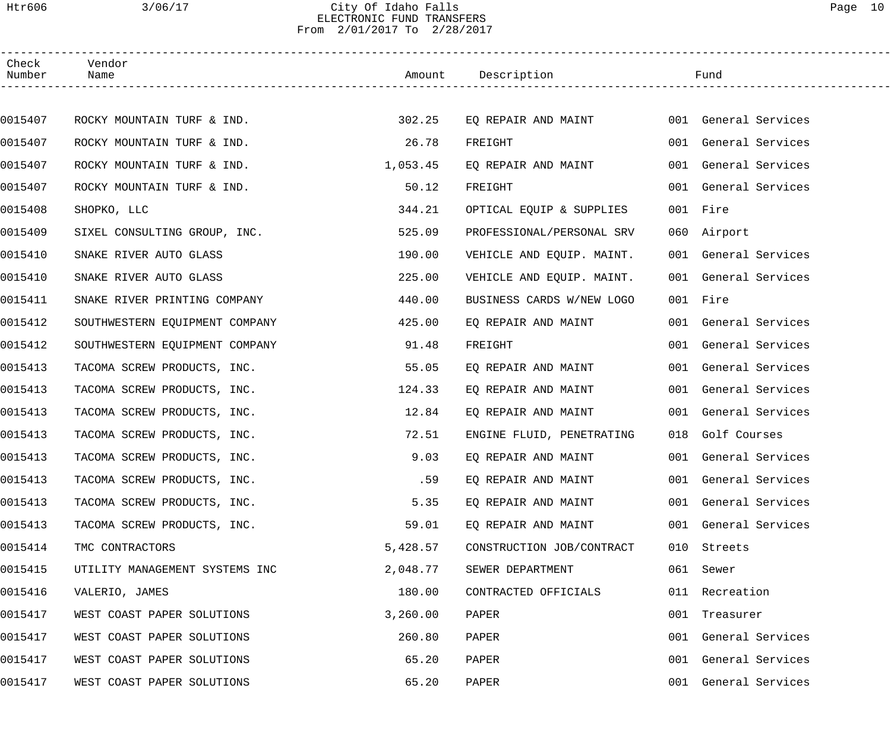| Check Number | Vendor Name | Amount | Description | Fund |
|---|---|---|---|---|
| 0015407 | ROCKY MOUNTAIN TURF & IND. | 302.25 | EQ REPAIR AND MAINT | 001 General Services |
| 0015407 | ROCKY MOUNTAIN TURF & IND. | 26.78 | FREIGHT | 001 General Services |
| 0015407 | ROCKY MOUNTAIN TURF & IND. | 1,053.45 | EQ REPAIR AND MAINT | 001 General Services |
| 0015407 | ROCKY MOUNTAIN TURF & IND. | 50.12 | FREIGHT | 001 General Services |
| 0015408 | SHOPKO, LLC | 344.21 | OPTICAL EQUIP & SUPPLIES | 001 Fire |
| 0015409 | SIXEL CONSULTING GROUP, INC. | 525.09 | PROFESSIONAL/PERSONAL SRV | 060 Airport |
| 0015410 | SNAKE RIVER AUTO GLASS | 190.00 | VEHICLE AND EQUIP. MAINT. | 001 General Services |
| 0015410 | SNAKE RIVER AUTO GLASS | 225.00 | VEHICLE AND EQUIP. MAINT. | 001 General Services |
| 0015411 | SNAKE RIVER PRINTING COMPANY | 440.00 | BUSINESS CARDS W/NEW LOGO | 001 Fire |
| 0015412 | SOUTHWESTERN EQUIPMENT COMPANY | 425.00 | EQ REPAIR AND MAINT | 001 General Services |
| 0015412 | SOUTHWESTERN EQUIPMENT COMPANY | 91.48 | FREIGHT | 001 General Services |
| 0015413 | TACOMA SCREW PRODUCTS, INC. | 55.05 | EQ REPAIR AND MAINT | 001 General Services |
| 0015413 | TACOMA SCREW PRODUCTS, INC. | 124.33 | EQ REPAIR AND MAINT | 001 General Services |
| 0015413 | TACOMA SCREW PRODUCTS, INC. | 12.84 | EQ REPAIR AND MAINT | 001 General Services |
| 0015413 | TACOMA SCREW PRODUCTS, INC. | 72.51 | ENGINE FLUID, PENETRATING | 018 Golf Courses |
| 0015413 | TACOMA SCREW PRODUCTS, INC. | 9.03 | EQ REPAIR AND MAINT | 001 General Services |
| 0015413 | TACOMA SCREW PRODUCTS, INC. | .59 | EQ REPAIR AND MAINT | 001 General Services |
| 0015413 | TACOMA SCREW PRODUCTS, INC. | 5.35 | EQ REPAIR AND MAINT | 001 General Services |
| 0015413 | TACOMA SCREW PRODUCTS, INC. | 59.01 | EQ REPAIR AND MAINT | 001 General Services |
| 0015414 | TMC CONTRACTORS | 5,428.57 | CONSTRUCTION JOB/CONTRACT | 010 Streets |
| 0015415 | UTILITY MANAGEMENT SYSTEMS INC | 2,048.77 | SEWER DEPARTMENT | 061 Sewer |
| 0015416 | VALERIO, JAMES | 180.00 | CONTRACTED OFFICIALS | 011 Recreation |
| 0015417 | WEST COAST PAPER SOLUTIONS | 3,260.00 | PAPER | 001 Treasurer |
| 0015417 | WEST COAST PAPER SOLUTIONS | 260.80 | PAPER | 001 General Services |
| 0015417 | WEST COAST PAPER SOLUTIONS | 65.20 | PAPER | 001 General Services |
| 0015417 | WEST COAST PAPER SOLUTIONS | 65.20 | PAPER | 001 General Services |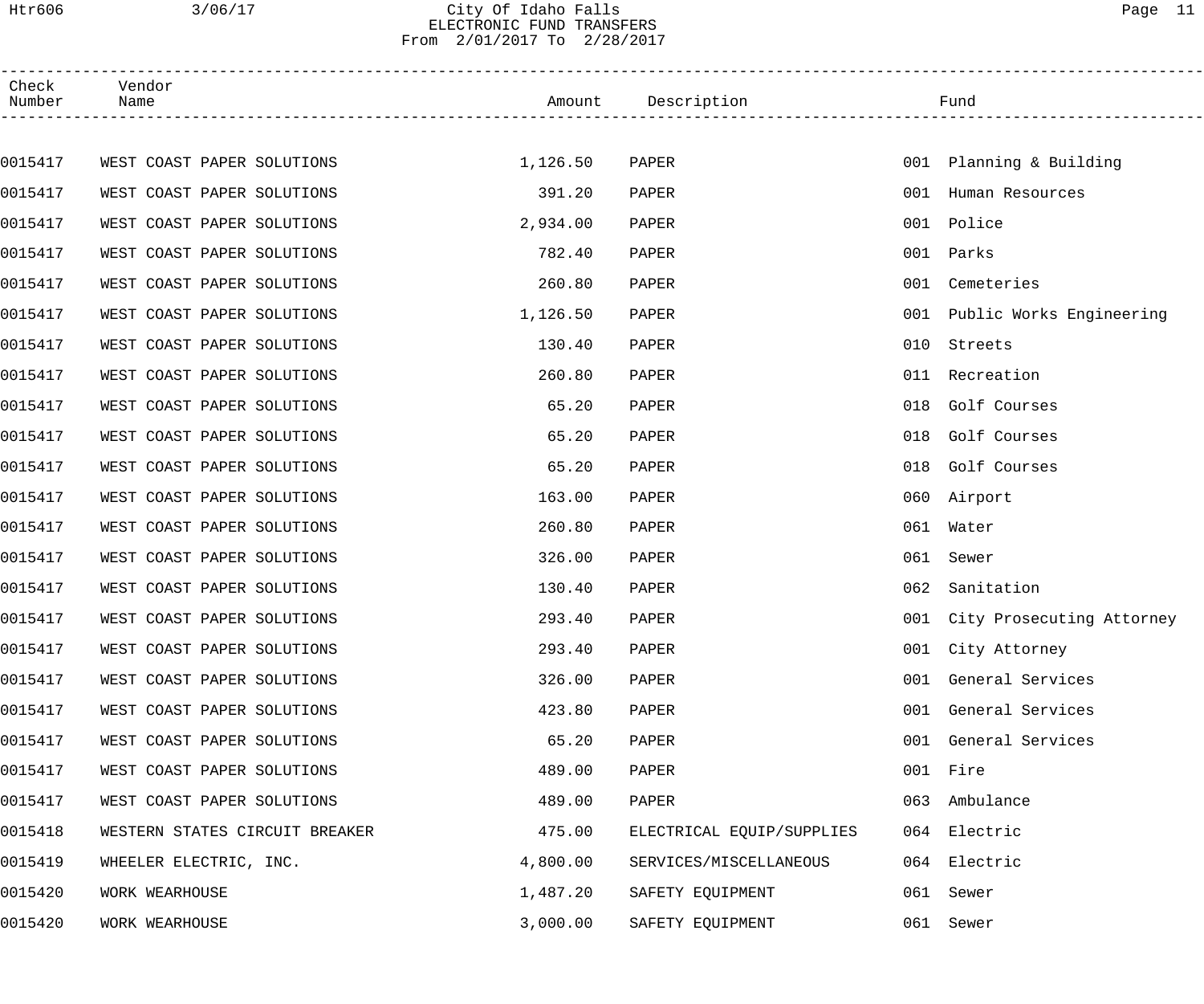City Of Idaho Falls
ELECTRONIC FUND TRANSFERS
From 2/01/2017 To 2/28/2017

| Check Number | Vendor Name | Amount | Description | Fund |
|---|---|---|---|---|
| 0015417 | WEST COAST PAPER SOLUTIONS | 1,126.50 | PAPER | 001 Planning & Building |
| 0015417 | WEST COAST PAPER SOLUTIONS | 391.20 | PAPER | 001 Human Resources |
| 0015417 | WEST COAST PAPER SOLUTIONS | 2,934.00 | PAPER | 001 Police |
| 0015417 | WEST COAST PAPER SOLUTIONS | 782.40 | PAPER | 001 Parks |
| 0015417 | WEST COAST PAPER SOLUTIONS | 260.80 | PAPER | 001 Cemeteries |
| 0015417 | WEST COAST PAPER SOLUTIONS | 1,126.50 | PAPER | 001 Public Works Engineering |
| 0015417 | WEST COAST PAPER SOLUTIONS | 130.40 | PAPER | 010 Streets |
| 0015417 | WEST COAST PAPER SOLUTIONS | 260.80 | PAPER | 011 Recreation |
| 0015417 | WEST COAST PAPER SOLUTIONS | 65.20 | PAPER | 018 Golf Courses |
| 0015417 | WEST COAST PAPER SOLUTIONS | 65.20 | PAPER | 018 Golf Courses |
| 0015417 | WEST COAST PAPER SOLUTIONS | 65.20 | PAPER | 018 Golf Courses |
| 0015417 | WEST COAST PAPER SOLUTIONS | 163.00 | PAPER | 060 Airport |
| 0015417 | WEST COAST PAPER SOLUTIONS | 260.80 | PAPER | 061 Water |
| 0015417 | WEST COAST PAPER SOLUTIONS | 326.00 | PAPER | 061 Sewer |
| 0015417 | WEST COAST PAPER SOLUTIONS | 130.40 | PAPER | 062 Sanitation |
| 0015417 | WEST COAST PAPER SOLUTIONS | 293.40 | PAPER | 001 City Prosecuting Attorney |
| 0015417 | WEST COAST PAPER SOLUTIONS | 293.40 | PAPER | 001 City Attorney |
| 0015417 | WEST COAST PAPER SOLUTIONS | 326.00 | PAPER | 001 General Services |
| 0015417 | WEST COAST PAPER SOLUTIONS | 423.80 | PAPER | 001 General Services |
| 0015417 | WEST COAST PAPER SOLUTIONS | 65.20 | PAPER | 001 General Services |
| 0015417 | WEST COAST PAPER SOLUTIONS | 489.00 | PAPER | 001 Fire |
| 0015417 | WEST COAST PAPER SOLUTIONS | 489.00 | PAPER | 063 Ambulance |
| 0015418 | WESTERN STATES CIRCUIT BREAKER | 475.00 | ELECTRICAL EQUIP/SUPPLIES | 064 Electric |
| 0015419 | WHEELER ELECTRIC, INC. | 4,800.00 | SERVICES/MISCELLANEOUS | 064 Electric |
| 0015420 | WORK WEARHOUSE | 1,487.20 | SAFETY EQUIPMENT | 061 Sewer |
| 0015420 | WORK WEARHOUSE | 3,000.00 | SAFETY EQUIPMENT | 061 Sewer |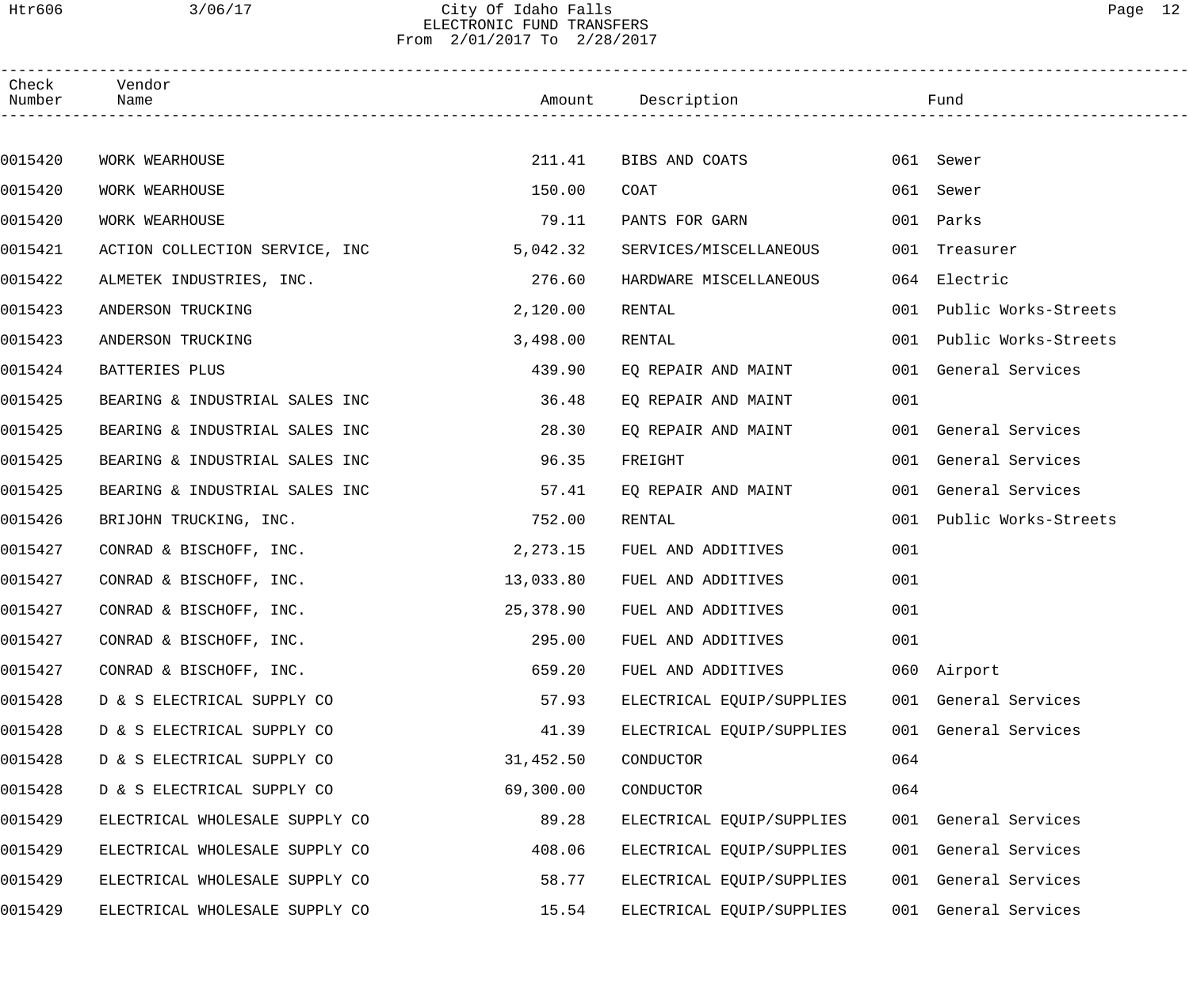City Of Idaho Falls
ELECTRONIC FUND TRANSFERS
From 2/01/2017 To 2/28/2017

| Check Number | Vendor Name | Amount | Description | Fund | |
|---|---|---|---|---|---|
| 0015420 | WORK WEARHOUSE | 211.41 | BIBS AND COATS | 061 | Sewer |
| 0015420 | WORK WEARHOUSE | 150.00 | COAT | 061 | Sewer |
| 0015420 | WORK WEARHOUSE | 79.11 | PANTS FOR GARN | 001 | Parks |
| 0015421 | ACTION COLLECTION SERVICE, INC | 5,042.32 | SERVICES/MISCELLANEOUS | 001 | Treasurer |
| 0015422 | ALMETEK INDUSTRIES, INC. | 276.60 | HARDWARE MISCELLANEOUS | 064 | Electric |
| 0015423 | ANDERSON TRUCKING | 2,120.00 | RENTAL | 001 | Public Works-Streets |
| 0015423 | ANDERSON TRUCKING | 3,498.00 | RENTAL | 001 | Public Works-Streets |
| 0015424 | BATTERIES PLUS | 439.90 | EQ REPAIR AND MAINT | 001 | General Services |
| 0015425 | BEARING & INDUSTRIAL SALES INC | 36.48 | EQ REPAIR AND MAINT | 001 | |
| 0015425 | BEARING & INDUSTRIAL SALES INC | 28.30 | EQ REPAIR AND MAINT | 001 | General Services |
| 0015425 | BEARING & INDUSTRIAL SALES INC | 96.35 | FREIGHT | 001 | General Services |
| 0015425 | BEARING & INDUSTRIAL SALES INC | 57.41 | EQ REPAIR AND MAINT | 001 | General Services |
| 0015426 | BRIJOHN TRUCKING, INC. | 752.00 | RENTAL | 001 | Public Works-Streets |
| 0015427 | CONRAD & BISCHOFF, INC. | 2,273.15 | FUEL AND ADDITIVES | 001 | |
| 0015427 | CONRAD & BISCHOFF, INC. | 13,033.80 | FUEL AND ADDITIVES | 001 | |
| 0015427 | CONRAD & BISCHOFF, INC. | 25,378.90 | FUEL AND ADDITIVES | 001 | |
| 0015427 | CONRAD & BISCHOFF, INC. | 295.00 | FUEL AND ADDITIVES | 001 | |
| 0015427 | CONRAD & BISCHOFF, INC. | 659.20 | FUEL AND ADDITIVES | 060 | Airport |
| 0015428 | D & S ELECTRICAL SUPPLY CO | 57.93 | ELECTRICAL EQUIP/SUPPLIES | 001 | General Services |
| 0015428 | D & S ELECTRICAL SUPPLY CO | 41.39 | ELECTRICAL EQUIP/SUPPLIES | 001 | General Services |
| 0015428 | D & S ELECTRICAL SUPPLY CO | 31,452.50 | CONDUCTOR | 064 | |
| 0015428 | D & S ELECTRICAL SUPPLY CO | 69,300.00 | CONDUCTOR | 064 | |
| 0015429 | ELECTRICAL WHOLESALE SUPPLY CO | 89.28 | ELECTRICAL EQUIP/SUPPLIES | 001 | General Services |
| 0015429 | ELECTRICAL WHOLESALE SUPPLY CO | 408.06 | ELECTRICAL EQUIP/SUPPLIES | 001 | General Services |
| 0015429 | ELECTRICAL WHOLESALE SUPPLY CO | 58.77 | ELECTRICAL EQUIP/SUPPLIES | 001 | General Services |
| 0015429 | ELECTRICAL WHOLESALE SUPPLY CO | 15.54 | ELECTRICAL EQUIP/SUPPLIES | 001 | General Services |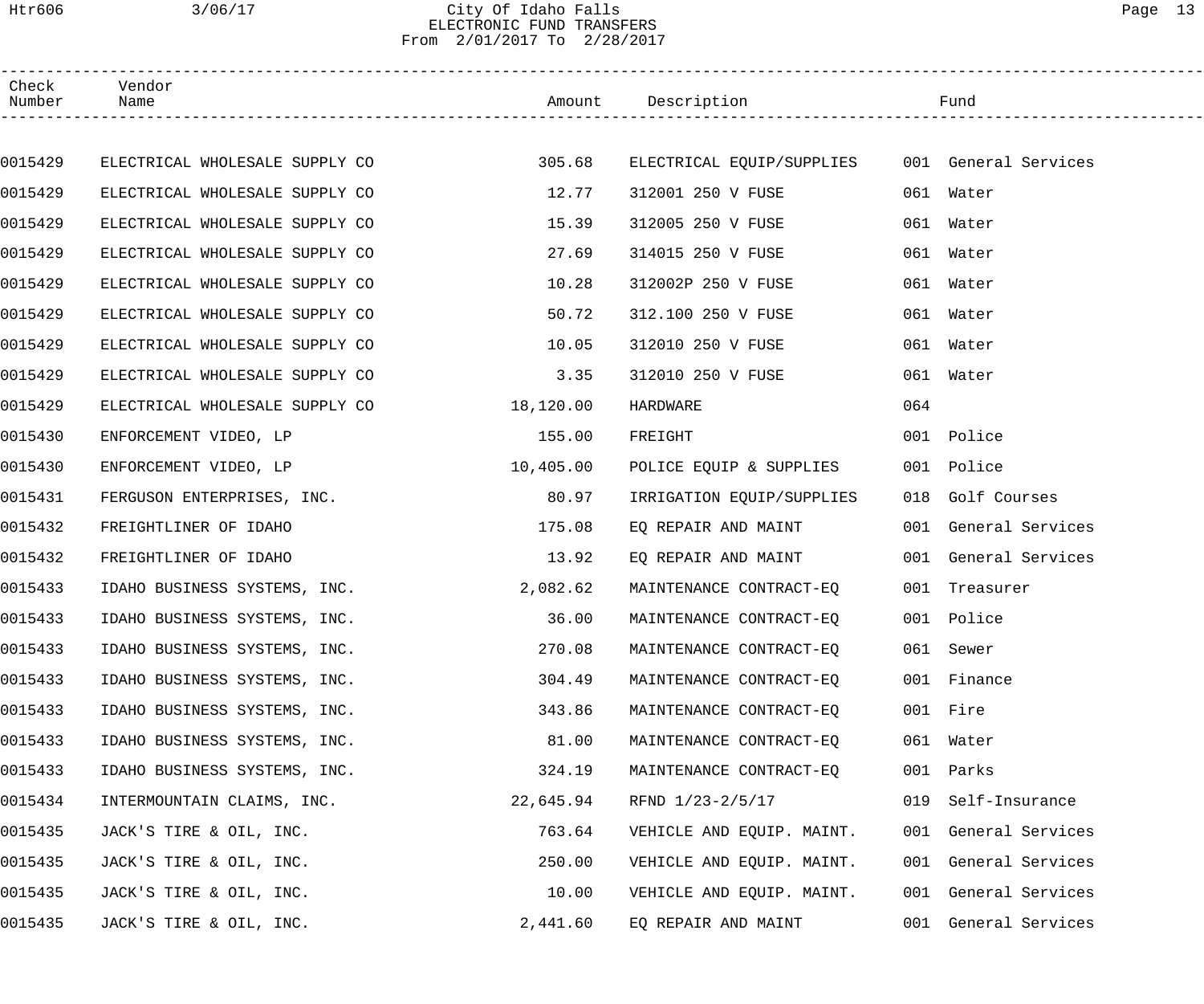City Of Idaho Falls
ELECTRONIC FUND TRANSFERS
From 2/01/2017 To 2/28/2017

| Check Number | Vendor Name | Amount | Description | Fund | |
|---|---|---|---|---|---|
| 0015429 | ELECTRICAL WHOLESALE SUPPLY CO | 305.68 | ELECTRICAL EQUIP/SUPPLIES | 001 | General Services |
| 0015429 | ELECTRICAL WHOLESALE SUPPLY CO | 12.77 | 312001 250 V FUSE | 061 | Water |
| 0015429 | ELECTRICAL WHOLESALE SUPPLY CO | 15.39 | 312005 250 V FUSE | 061 | Water |
| 0015429 | ELECTRICAL WHOLESALE SUPPLY CO | 27.69 | 314015 250 V FUSE | 061 | Water |
| 0015429 | ELECTRICAL WHOLESALE SUPPLY CO | 10.28 | 312002P 250 V FUSE | 061 | Water |
| 0015429 | ELECTRICAL WHOLESALE SUPPLY CO | 50.72 | 312.100 250 V FUSE | 061 | Water |
| 0015429 | ELECTRICAL WHOLESALE SUPPLY CO | 10.05 | 312010 250 V FUSE | 061 | Water |
| 0015429 | ELECTRICAL WHOLESALE SUPPLY CO | 3.35 | 312010 250 V FUSE | 061 | Water |
| 0015429 | ELECTRICAL WHOLESALE SUPPLY CO | 18,120.00 | HARDWARE | 064 | |
| 0015430 | ENFORCEMENT VIDEO, LP | 155.00 | FREIGHT | 001 | Police |
| 0015430 | ENFORCEMENT VIDEO, LP | 10,405.00 | POLICE EQUIP & SUPPLIES | 001 | Police |
| 0015431 | FERGUSON ENTERPRISES, INC. | 80.97 | IRRIGATION EQUIP/SUPPLIES | 018 | Golf Courses |
| 0015432 | FREIGHTLINER OF IDAHO | 175.08 | EQ REPAIR AND MAINT | 001 | General Services |
| 0015432 | FREIGHTLINER OF IDAHO | 13.92 | EQ REPAIR AND MAINT | 001 | General Services |
| 0015433 | IDAHO BUSINESS SYSTEMS, INC. | 2,082.62 | MAINTENANCE CONTRACT-EQ | 001 | Treasurer |
| 0015433 | IDAHO BUSINESS SYSTEMS, INC. | 36.00 | MAINTENANCE CONTRACT-EQ | 001 | Police |
| 0015433 | IDAHO BUSINESS SYSTEMS, INC. | 270.08 | MAINTENANCE CONTRACT-EQ | 061 | Sewer |
| 0015433 | IDAHO BUSINESS SYSTEMS, INC. | 304.49 | MAINTENANCE CONTRACT-EQ | 001 | Finance |
| 0015433 | IDAHO BUSINESS SYSTEMS, INC. | 343.86 | MAINTENANCE CONTRACT-EQ | 001 | Fire |
| 0015433 | IDAHO BUSINESS SYSTEMS, INC. | 81.00 | MAINTENANCE CONTRACT-EQ | 061 | Water |
| 0015433 | IDAHO BUSINESS SYSTEMS, INC. | 324.19 | MAINTENANCE CONTRACT-EQ | 001 | Parks |
| 0015434 | INTERMOUNTAIN CLAIMS, INC. | 22,645.94 | RFND 1/23-2/5/17 | 019 | Self-Insurance |
| 0015435 | JACK'S TIRE & OIL, INC. | 763.64 | VEHICLE AND EQUIP. MAINT. | 001 | General Services |
| 0015435 | JACK'S TIRE & OIL, INC. | 250.00 | VEHICLE AND EQUIP. MAINT. | 001 | General Services |
| 0015435 | JACK'S TIRE & OIL, INC. | 10.00 | VEHICLE AND EQUIP. MAINT. | 001 | General Services |
| 0015435 | JACK'S TIRE & OIL, INC. | 2,441.60 | EQ REPAIR AND MAINT | 001 | General Services |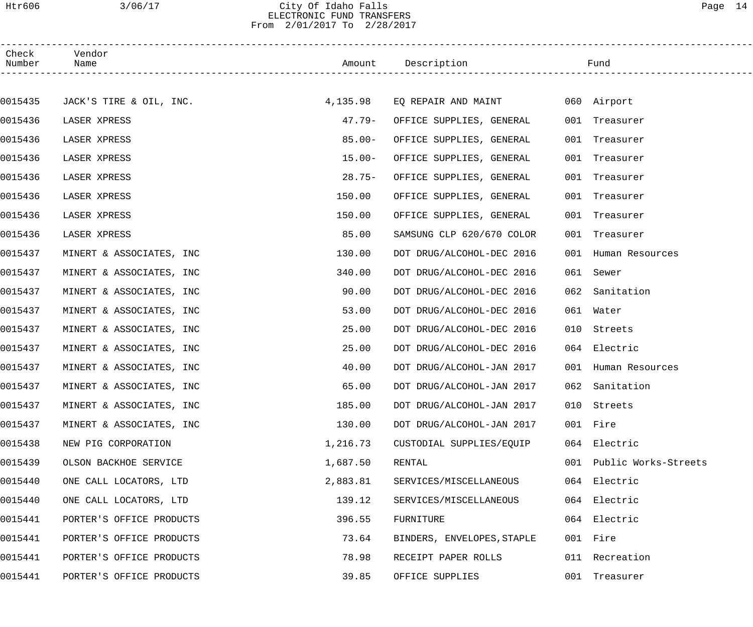City Of Idaho Falls
ELECTRONIC FUND TRANSFERS
From 2/01/2017 To 2/28/2017

| Check Number | Vendor Name | Amount | Description | Fund |
|---|---|---|---|---|
| 0015435 | JACK'S TIRE & OIL, INC. | 4,135.98 | EQ REPAIR AND MAINT | 060 Airport |
| 0015436 | LASER XPRESS | 47.79- | OFFICE SUPPLIES, GENERAL | 001 Treasurer |
| 0015436 | LASER XPRESS | 85.00- | OFFICE SUPPLIES, GENERAL | 001 Treasurer |
| 0015436 | LASER XPRESS | 15.00- | OFFICE SUPPLIES, GENERAL | 001 Treasurer |
| 0015436 | LASER XPRESS | 28.75- | OFFICE SUPPLIES, GENERAL | 001 Treasurer |
| 0015436 | LASER XPRESS | 150.00 | OFFICE SUPPLIES, GENERAL | 001 Treasurer |
| 0015436 | LASER XPRESS | 150.00 | OFFICE SUPPLIES, GENERAL | 001 Treasurer |
| 0015436 | LASER XPRESS | 85.00 | SAMSUNG CLP 620/670 COLOR | 001 Treasurer |
| 0015437 | MINERT & ASSOCIATES, INC | 130.00 | DOT DRUG/ALCOHOL-DEC 2016 | 001 Human Resources |
| 0015437 | MINERT & ASSOCIATES, INC | 340.00 | DOT DRUG/ALCOHOL-DEC 2016 | 061 Sewer |
| 0015437 | MINERT & ASSOCIATES, INC | 90.00 | DOT DRUG/ALCOHOL-DEC 2016 | 062 Sanitation |
| 0015437 | MINERT & ASSOCIATES, INC | 53.00 | DOT DRUG/ALCOHOL-DEC 2016 | 061 Water |
| 0015437 | MINERT & ASSOCIATES, INC | 25.00 | DOT DRUG/ALCOHOL-DEC 2016 | 010 Streets |
| 0015437 | MINERT & ASSOCIATES, INC | 25.00 | DOT DRUG/ALCOHOL-DEC 2016 | 064 Electric |
| 0015437 | MINERT & ASSOCIATES, INC | 40.00 | DOT DRUG/ALCOHOL-JAN 2017 | 001 Human Resources |
| 0015437 | MINERT & ASSOCIATES, INC | 65.00 | DOT DRUG/ALCOHOL-JAN 2017 | 062 Sanitation |
| 0015437 | MINERT & ASSOCIATES, INC | 185.00 | DOT DRUG/ALCOHOL-JAN 2017 | 010 Streets |
| 0015437 | MINERT & ASSOCIATES, INC | 130.00 | DOT DRUG/ALCOHOL-JAN 2017 | 001 Fire |
| 0015438 | NEW PIG CORPORATION | 1,216.73 | CUSTODIAL SUPPLIES/EQUIP | 064 Electric |
| 0015439 | OLSON BACKHOE SERVICE | 1,687.50 | RENTAL | 001 Public Works-Streets |
| 0015440 | ONE CALL LOCATORS, LTD | 2,883.81 | SERVICES/MISCELLANEOUS | 064 Electric |
| 0015440 | ONE CALL LOCATORS, LTD | 139.12 | SERVICES/MISCELLANEOUS | 064 Electric |
| 0015441 | PORTER'S OFFICE PRODUCTS | 396.55 | FURNITURE | 064 Electric |
| 0015441 | PORTER'S OFFICE PRODUCTS | 73.64 | BINDERS, ENVELOPES,STAPLE | 001 Fire |
| 0015441 | PORTER'S OFFICE PRODUCTS | 78.98 | RECEIPT PAPER ROLLS | 011 Recreation |
| 0015441 | PORTER'S OFFICE PRODUCTS | 39.85 | OFFICE SUPPLIES | 001 Treasurer |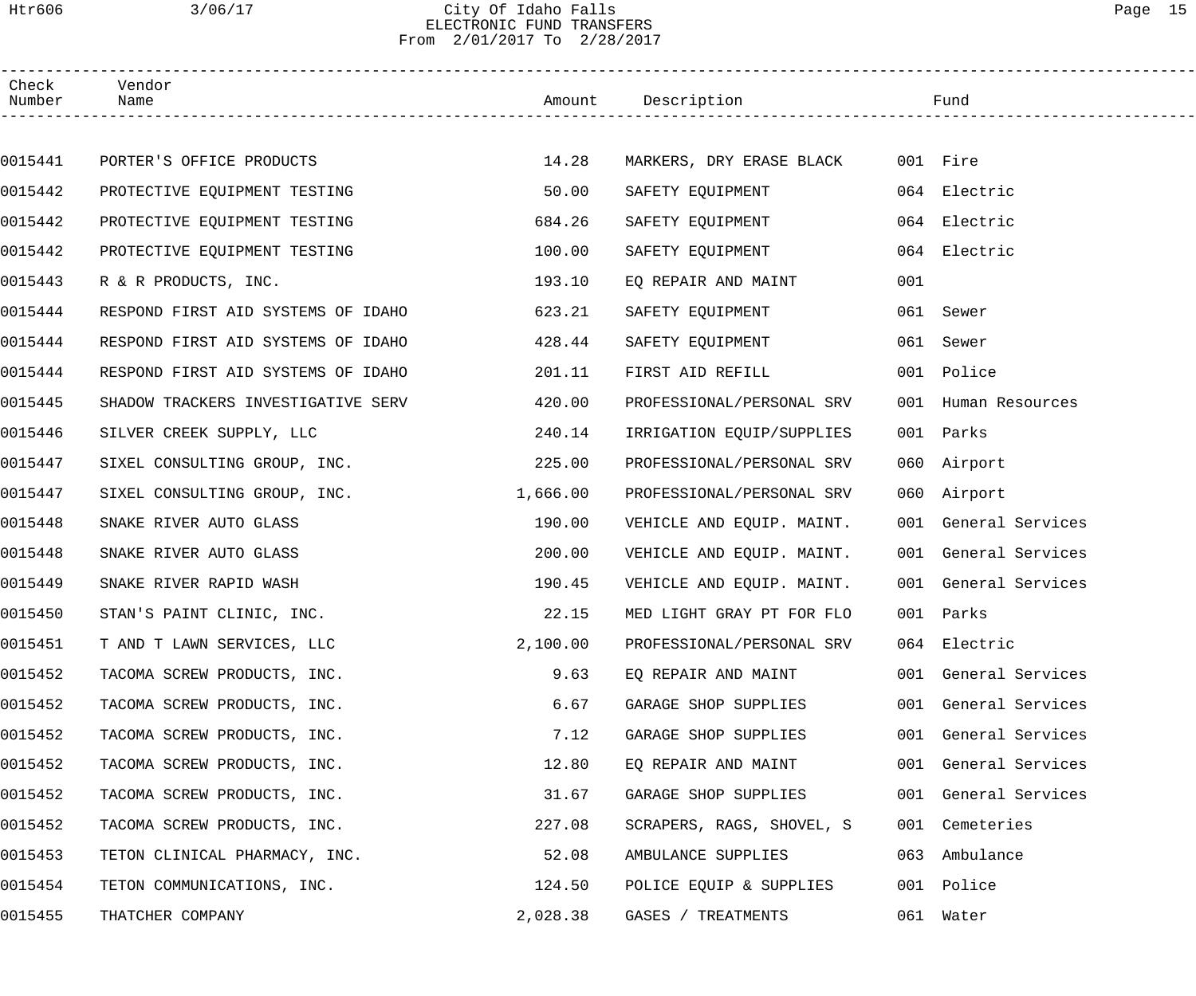# City Of Idaho Falls
## ELECTRONIC FUND TRANSFERS
From 2/01/2017 To 2/28/2017

| Check Number | Vendor Name | Amount | Description | Fund |
|---|---|---|---|---|
| 0015441 | PORTER'S OFFICE PRODUCTS | 14.28 | MARKERS, DRY ERASE BLACK | 001 Fire |
| 0015442 | PROTECTIVE EQUIPMENT TESTING | 50.00 | SAFETY EQUIPMENT | 064 Electric |
| 0015442 | PROTECTIVE EQUIPMENT TESTING | 684.26 | SAFETY EQUIPMENT | 064 Electric |
| 0015442 | PROTECTIVE EQUIPMENT TESTING | 100.00 | SAFETY EQUIPMENT | 064 Electric |
| 0015443 | R & R PRODUCTS, INC. | 193.10 | EQ REPAIR AND MAINT | 001 |
| 0015444 | RESPOND FIRST AID SYSTEMS OF IDAHO | 623.21 | SAFETY EQUIPMENT | 061 Sewer |
| 0015444 | RESPOND FIRST AID SYSTEMS OF IDAHO | 428.44 | SAFETY EQUIPMENT | 061 Sewer |
| 0015444 | RESPOND FIRST AID SYSTEMS OF IDAHO | 201.11 | FIRST AID REFILL | 001 Police |
| 0015445 | SHADOW TRACKERS INVESTIGATIVE SERV | 420.00 | PROFESSIONAL/PERSONAL SRV | 001 Human Resources |
| 0015446 | SILVER CREEK SUPPLY, LLC | 240.14 | IRRIGATION EQUIP/SUPPLIES | 001 Parks |
| 0015447 | SIXEL CONSULTING GROUP, INC. | 225.00 | PROFESSIONAL/PERSONAL SRV | 060 Airport |
| 0015447 | SIXEL CONSULTING GROUP, INC. | 1,666.00 | PROFESSIONAL/PERSONAL SRV | 060 Airport |
| 0015448 | SNAKE RIVER AUTO GLASS | 190.00 | VEHICLE AND EQUIP. MAINT. | 001 General Services |
| 0015448 | SNAKE RIVER AUTO GLASS | 200.00 | VEHICLE AND EQUIP. MAINT. | 001 General Services |
| 0015449 | SNAKE RIVER RAPID WASH | 190.45 | VEHICLE AND EQUIP. MAINT. | 001 General Services |
| 0015450 | STAN'S PAINT CLINIC, INC. | 22.15 | MED LIGHT GRAY PT FOR FLO | 001 Parks |
| 0015451 | T AND T LAWN SERVICES, LLC | 2,100.00 | PROFESSIONAL/PERSONAL SRV | 064 Electric |
| 0015452 | TACOMA SCREW PRODUCTS, INC. | 9.63 | EQ REPAIR AND MAINT | 001 General Services |
| 0015452 | TACOMA SCREW PRODUCTS, INC. | 6.67 | GARAGE SHOP SUPPLIES | 001 General Services |
| 0015452 | TACOMA SCREW PRODUCTS, INC. | 7.12 | GARAGE SHOP SUPPLIES | 001 General Services |
| 0015452 | TACOMA SCREW PRODUCTS, INC. | 12.80 | EQ REPAIR AND MAINT | 001 General Services |
| 0015452 | TACOMA SCREW PRODUCTS, INC. | 31.67 | GARAGE SHOP SUPPLIES | 001 General Services |
| 0015452 | TACOMA SCREW PRODUCTS, INC. | 227.08 | SCRAPERS, RAGS, SHOVEL, S | 001 Cemeteries |
| 0015453 | TETON CLINICAL PHARMACY, INC. | 52.08 | AMBULANCE SUPPLIES | 063 Ambulance |
| 0015454 | TETON COMMUNICATIONS, INC. | 124.50 | POLICE EQUIP & SUPPLIES | 001 Police |
| 0015455 | THATCHER COMPANY | 2,028.38 | GASES / TREATMENTS | 061 Water |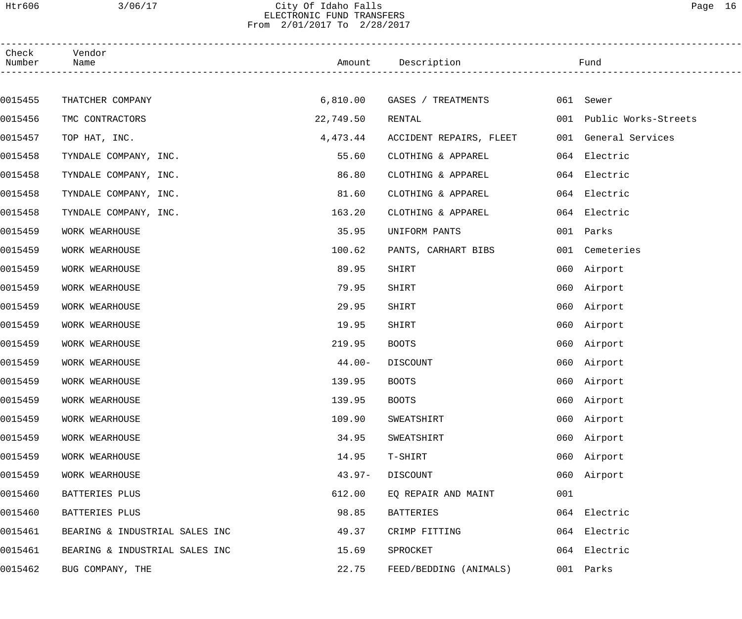# City Of Idaho Falls
## ELECTRONIC FUND TRANSFERS
From 2/01/2017 To 2/28/2017

| Check Number | Vendor Name | Amount | Description | Fund |
|---|---|---|---|---|
| 0015455 | THATCHER COMPANY | 6,810.00 | GASES / TREATMENTS | 061 Sewer |
| 0015456 | TMC CONTRACTORS | 22,749.50 | RENTAL | 001 Public Works-Streets |
| 0015457 | TOP HAT, INC. | 4,473.44 | ACCIDENT REPAIRS, FLEET | 001 General Services |
| 0015458 | TYNDALE COMPANY, INC. | 55.60 | CLOTHING & APPAREL | 064 Electric |
| 0015458 | TYNDALE COMPANY, INC. | 86.80 | CLOTHING & APPAREL | 064 Electric |
| 0015458 | TYNDALE COMPANY, INC. | 81.60 | CLOTHING & APPAREL | 064 Electric |
| 0015458 | TYNDALE COMPANY, INC. | 163.20 | CLOTHING & APPAREL | 064 Electric |
| 0015459 | WORK WEARHOUSE | 35.95 | UNIFORM PANTS | 001 Parks |
| 0015459 | WORK WEARHOUSE | 100.62 | PANTS, CARHART BIBS | 001 Cemeteries |
| 0015459 | WORK WEARHOUSE | 89.95 | SHIRT | 060 Airport |
| 0015459 | WORK WEARHOUSE | 79.95 | SHIRT | 060 Airport |
| 0015459 | WORK WEARHOUSE | 29.95 | SHIRT | 060 Airport |
| 0015459 | WORK WEARHOUSE | 19.95 | SHIRT | 060 Airport |
| 0015459 | WORK WEARHOUSE | 219.95 | BOOTS | 060 Airport |
| 0015459 | WORK WEARHOUSE | 44.00- | DISCOUNT | 060 Airport |
| 0015459 | WORK WEARHOUSE | 139.95 | BOOTS | 060 Airport |
| 0015459 | WORK WEARHOUSE | 139.95 | BOOTS | 060 Airport |
| 0015459 | WORK WEARHOUSE | 109.90 | SWEATSHIRT | 060 Airport |
| 0015459 | WORK WEARHOUSE | 34.95 | SWEATSHIRT | 060 Airport |
| 0015459 | WORK WEARHOUSE | 14.95 | T-SHIRT | 060 Airport |
| 0015459 | WORK WEARHOUSE | 43.97- | DISCOUNT | 060 Airport |
| 0015460 | BATTERIES PLUS | 612.00 | EQ REPAIR AND MAINT | 001 |
| 0015460 | BATTERIES PLUS | 98.85 | BATTERIES | 064 Electric |
| 0015461 | BEARING & INDUSTRIAL SALES INC | 49.37 | CRIMP FITTING | 064 Electric |
| 0015461 | BEARING & INDUSTRIAL SALES INC | 15.69 | SPROCKET | 064 Electric |
| 0015462 | BUG COMPANY, THE | 22.75 | FEED/BEDDING (ANIMALS) | 001 Parks |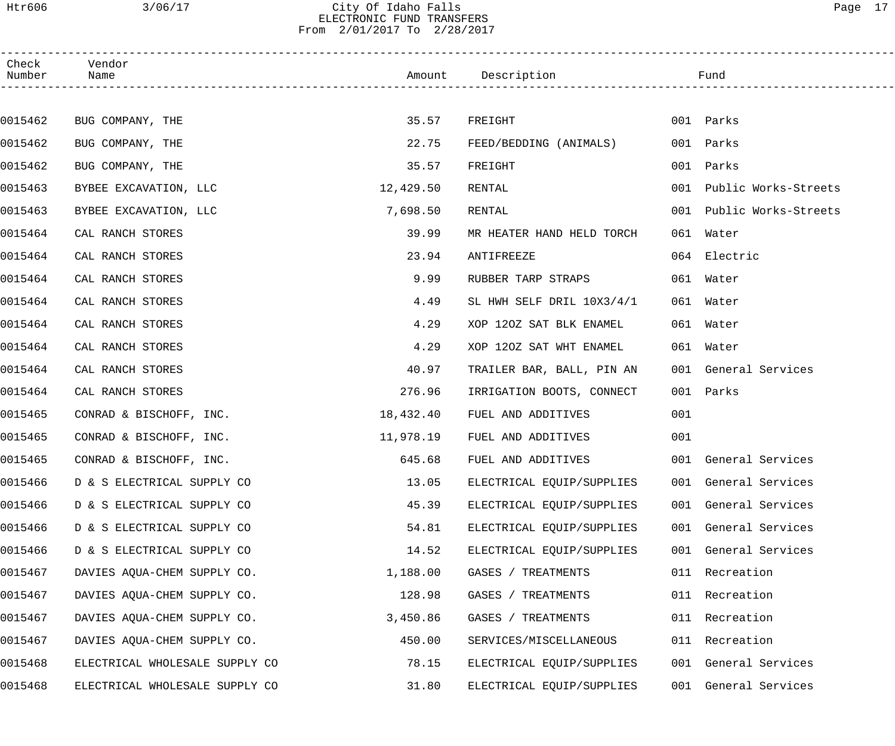City Of Idaho Falls
ELECTRONIC FUND TRANSFERS
From 2/01/2017 To 2/28/2017

| Check Number | Vendor Name | Amount | Description | Fund |
|---|---|---|---|---|
| 0015462 | BUG COMPANY, THE | 35.57 | FREIGHT | 001 Parks |
| 0015462 | BUG COMPANY, THE | 22.75 | FEED/BEDDING (ANIMALS) | 001 Parks |
| 0015462 | BUG COMPANY, THE | 35.57 | FREIGHT | 001 Parks |
| 0015463 | BYBEE EXCAVATION, LLC | 12,429.50 | RENTAL | 001 Public Works-Streets |
| 0015463 | BYBEE EXCAVATION, LLC | 7,698.50 | RENTAL | 001 Public Works-Streets |
| 0015464 | CAL RANCH STORES | 39.99 | MR HEATER HAND HELD TORCH | 061 Water |
| 0015464 | CAL RANCH STORES | 23.94 | ANTIFREEZE | 064 Electric |
| 0015464 | CAL RANCH STORES | 9.99 | RUBBER TARP STRAPS | 061 Water |
| 0015464 | CAL RANCH STORES | 4.49 | SL HWH SELF DRIL 10X3/4/1 | 061 Water |
| 0015464 | CAL RANCH STORES | 4.29 | XOP 12OZ SAT BLK ENAMEL | 061 Water |
| 0015464 | CAL RANCH STORES | 4.29 | XOP 12OZ SAT WHT ENAMEL | 061 Water |
| 0015464 | CAL RANCH STORES | 40.97 | TRAILER BAR, BALL, PIN AN | 001 General Services |
| 0015464 | CAL RANCH STORES | 276.96 | IRRIGATION BOOTS, CONNECT | 001 Parks |
| 0015465 | CONRAD & BISCHOFF, INC. | 18,432.40 | FUEL AND ADDITIVES | 001 |
| 0015465 | CONRAD & BISCHOFF, INC. | 11,978.19 | FUEL AND ADDITIVES | 001 |
| 0015465 | CONRAD & BISCHOFF, INC. | 645.68 | FUEL AND ADDITIVES | 001 General Services |
| 0015466 | D & S ELECTRICAL SUPPLY CO | 13.05 | ELECTRICAL EQUIP/SUPPLIES | 001 General Services |
| 0015466 | D & S ELECTRICAL SUPPLY CO | 45.39 | ELECTRICAL EQUIP/SUPPLIES | 001 General Services |
| 0015466 | D & S ELECTRICAL SUPPLY CO | 54.81 | ELECTRICAL EQUIP/SUPPLIES | 001 General Services |
| 0015466 | D & S ELECTRICAL SUPPLY CO | 14.52 | ELECTRICAL EQUIP/SUPPLIES | 001 General Services |
| 0015467 | DAVIES AQUA-CHEM SUPPLY CO. | 1,188.00 | GASES / TREATMENTS | 011 Recreation |
| 0015467 | DAVIES AQUA-CHEM SUPPLY CO. | 128.98 | GASES / TREATMENTS | 011 Recreation |
| 0015467 | DAVIES AQUA-CHEM SUPPLY CO. | 3,450.86 | GASES / TREATMENTS | 011 Recreation |
| 0015467 | DAVIES AQUA-CHEM SUPPLY CO. | 450.00 | SERVICES/MISCELLANEOUS | 011 Recreation |
| 0015468 | ELECTRICAL WHOLESALE SUPPLY CO | 78.15 | ELECTRICAL EQUIP/SUPPLIES | 001 General Services |
| 0015468 | ELECTRICAL WHOLESALE SUPPLY CO | 31.80 | ELECTRICAL EQUIP/SUPPLIES | 001 General Services |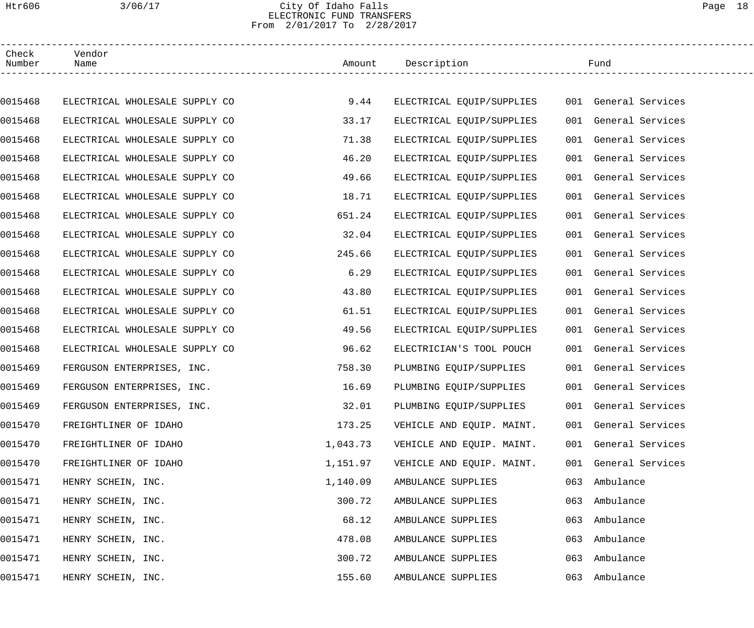# City Of Idaho Falls
## ELECTRONIC FUND TRANSFERS
From 2/01/2017 To 2/28/2017

| Check Number | Vendor Name | Amount | Description | Fund |
|---|---|---|---|---|
| 0015468 | ELECTRICAL WHOLESALE SUPPLY CO | 9.44 | ELECTRICAL EQUIP/SUPPLIES | 001 General Services |
| 0015468 | ELECTRICAL WHOLESALE SUPPLY CO | 33.17 | ELECTRICAL EQUIP/SUPPLIES | 001 General Services |
| 0015468 | ELECTRICAL WHOLESALE SUPPLY CO | 71.38 | ELECTRICAL EQUIP/SUPPLIES | 001 General Services |
| 0015468 | ELECTRICAL WHOLESALE SUPPLY CO | 46.20 | ELECTRICAL EQUIP/SUPPLIES | 001 General Services |
| 0015468 | ELECTRICAL WHOLESALE SUPPLY CO | 49.66 | ELECTRICAL EQUIP/SUPPLIES | 001 General Services |
| 0015468 | ELECTRICAL WHOLESALE SUPPLY CO | 18.71 | ELECTRICAL EQUIP/SUPPLIES | 001 General Services |
| 0015468 | ELECTRICAL WHOLESALE SUPPLY CO | 651.24 | ELECTRICAL EQUIP/SUPPLIES | 001 General Services |
| 0015468 | ELECTRICAL WHOLESALE SUPPLY CO | 32.04 | ELECTRICAL EQUIP/SUPPLIES | 001 General Services |
| 0015468 | ELECTRICAL WHOLESALE SUPPLY CO | 245.66 | ELECTRICAL EQUIP/SUPPLIES | 001 General Services |
| 0015468 | ELECTRICAL WHOLESALE SUPPLY CO | 6.29 | ELECTRICAL EQUIP/SUPPLIES | 001 General Services |
| 0015468 | ELECTRICAL WHOLESALE SUPPLY CO | 43.80 | ELECTRICAL EQUIP/SUPPLIES | 001 General Services |
| 0015468 | ELECTRICAL WHOLESALE SUPPLY CO | 61.51 | ELECTRICAL EQUIP/SUPPLIES | 001 General Services |
| 0015468 | ELECTRICAL WHOLESALE SUPPLY CO | 49.56 | ELECTRICAL EQUIP/SUPPLIES | 001 General Services |
| 0015468 | ELECTRICAL WHOLESALE SUPPLY CO | 96.62 | ELECTRICIAN'S TOOL POUCH | 001 General Services |
| 0015469 | FERGUSON ENTERPRISES, INC. | 758.30 | PLUMBING EQUIP/SUPPLIES | 001 General Services |
| 0015469 | FERGUSON ENTERPRISES, INC. | 16.69 | PLUMBING EQUIP/SUPPLIES | 001 General Services |
| 0015469 | FERGUSON ENTERPRISES, INC. | 32.01 | PLUMBING EQUIP/SUPPLIES | 001 General Services |
| 0015470 | FREIGHTLINER OF IDAHO | 173.25 | VEHICLE AND EQUIP. MAINT. | 001 General Services |
| 0015470 | FREIGHTLINER OF IDAHO | 1,043.73 | VEHICLE AND EQUIP. MAINT. | 001 General Services |
| 0015470 | FREIGHTLINER OF IDAHO | 1,151.97 | VEHICLE AND EQUIP. MAINT. | 001 General Services |
| 0015471 | HENRY SCHEIN, INC. | 1,140.09 | AMBULANCE SUPPLIES | 063 Ambulance |
| 0015471 | HENRY SCHEIN, INC. | 300.72 | AMBULANCE SUPPLIES | 063 Ambulance |
| 0015471 | HENRY SCHEIN, INC. | 68.12 | AMBULANCE SUPPLIES | 063 Ambulance |
| 0015471 | HENRY SCHEIN, INC. | 478.08 | AMBULANCE SUPPLIES | 063 Ambulance |
| 0015471 | HENRY SCHEIN, INC. | 300.72 | AMBULANCE SUPPLIES | 063 Ambulance |
| 0015471 | HENRY SCHEIN, INC. | 155.60 | AMBULANCE SUPPLIES | 063 Ambulance |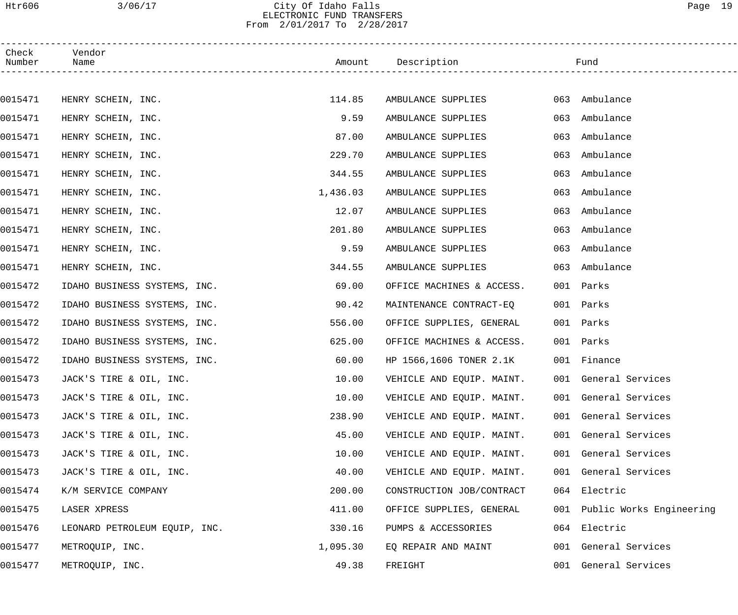| Check Number | Vendor Name | Amount | Description | Fund |
|---|---|---|---|---|
| 0015471 | HENRY SCHEIN, INC. | 114.85 | AMBULANCE SUPPLIES | 063 Ambulance |
| 0015471 | HENRY SCHEIN, INC. | 9.59 | AMBULANCE SUPPLIES | 063 Ambulance |
| 0015471 | HENRY SCHEIN, INC. | 87.00 | AMBULANCE SUPPLIES | 063 Ambulance |
| 0015471 | HENRY SCHEIN, INC. | 229.70 | AMBULANCE SUPPLIES | 063 Ambulance |
| 0015471 | HENRY SCHEIN, INC. | 344.55 | AMBULANCE SUPPLIES | 063 Ambulance |
| 0015471 | HENRY SCHEIN, INC. | 1,436.03 | AMBULANCE SUPPLIES | 063 Ambulance |
| 0015471 | HENRY SCHEIN, INC. | 12.07 | AMBULANCE SUPPLIES | 063 Ambulance |
| 0015471 | HENRY SCHEIN, INC. | 201.80 | AMBULANCE SUPPLIES | 063 Ambulance |
| 0015471 | HENRY SCHEIN, INC. | 9.59 | AMBULANCE SUPPLIES | 063 Ambulance |
| 0015471 | HENRY SCHEIN, INC. | 344.55 | AMBULANCE SUPPLIES | 063 Ambulance |
| 0015472 | IDAHO BUSINESS SYSTEMS, INC. | 69.00 | OFFICE MACHINES & ACCESS. | 001 Parks |
| 0015472 | IDAHO BUSINESS SYSTEMS, INC. | 90.42 | MAINTENANCE CONTRACT-EQ | 001 Parks |
| 0015472 | IDAHO BUSINESS SYSTEMS, INC. | 556.00 | OFFICE SUPPLIES, GENERAL | 001 Parks |
| 0015472 | IDAHO BUSINESS SYSTEMS, INC. | 625.00 | OFFICE MACHINES & ACCESS. | 001 Parks |
| 0015472 | IDAHO BUSINESS SYSTEMS, INC. | 60.00 | HP 1566,1606 TONER 2.1K | 001 Finance |
| 0015473 | JACK'S TIRE & OIL, INC. | 10.00 | VEHICLE AND EQUIP. MAINT. | 001 General Services |
| 0015473 | JACK'S TIRE & OIL, INC. | 10.00 | VEHICLE AND EQUIP. MAINT. | 001 General Services |
| 0015473 | JACK'S TIRE & OIL, INC. | 238.90 | VEHICLE AND EQUIP. MAINT. | 001 General Services |
| 0015473 | JACK'S TIRE & OIL, INC. | 45.00 | VEHICLE AND EQUIP. MAINT. | 001 General Services |
| 0015473 | JACK'S TIRE & OIL, INC. | 10.00 | VEHICLE AND EQUIP. MAINT. | 001 General Services |
| 0015473 | JACK'S TIRE & OIL, INC. | 40.00 | VEHICLE AND EQUIP. MAINT. | 001 General Services |
| 0015474 | K/M SERVICE COMPANY | 200.00 | CONSTRUCTION JOB/CONTRACT | 064 Electric |
| 0015475 | LASER XPRESS | 411.00 | OFFICE SUPPLIES, GENERAL | 001 Public Works Engineering |
| 0015476 | LEONARD PETROLEUM EQUIP, INC. | 330.16 | PUMPS & ACCESSORIES | 064 Electric |
| 0015477 | METROQUIP, INC. | 1,095.30 | EQ REPAIR AND MAINT | 001 General Services |
| 0015477 | METROQUIP, INC. | 49.38 | FREIGHT | 001 General Services |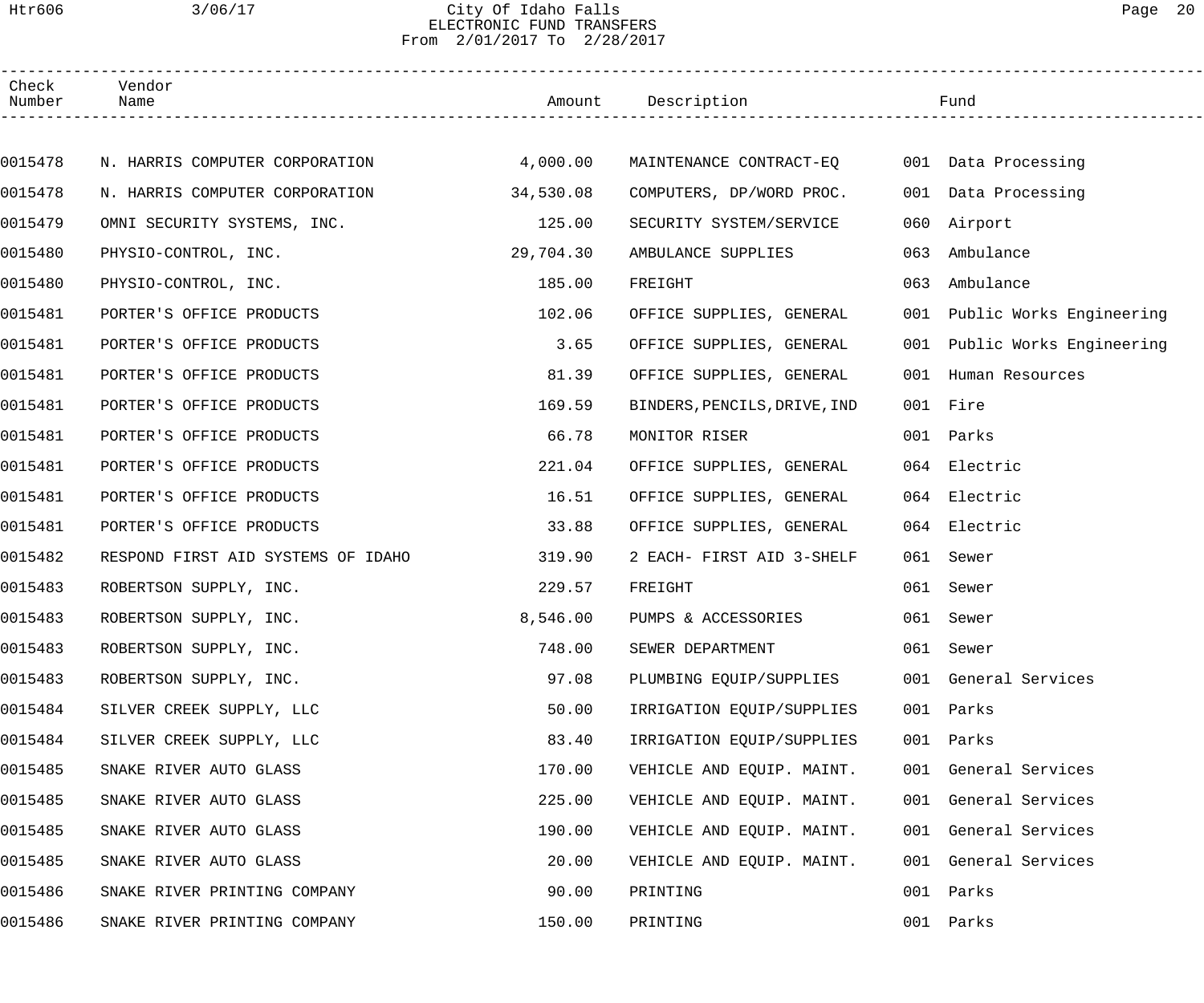City Of Idaho Falls
ELECTRONIC FUND TRANSFERS
From 2/01/2017 To 2/28/2017

| Check Number | Vendor Name | Amount | Description | Fund |
|---|---|---|---|---|
| 0015478 | N. HARRIS COMPUTER CORPORATION | 4,000.00 | MAINTENANCE CONTRACT-EQ | 001 Data Processing |
| 0015478 | N. HARRIS COMPUTER CORPORATION | 34,530.08 | COMPUTERS, DP/WORD PROC. | 001 Data Processing |
| 0015479 | OMNI SECURITY SYSTEMS, INC. | 125.00 | SECURITY SYSTEM/SERVICE | 060 Airport |
| 0015480 | PHYSIO-CONTROL, INC. | 29,704.30 | AMBULANCE SUPPLIES | 063 Ambulance |
| 0015480 | PHYSIO-CONTROL, INC. | 185.00 | FREIGHT | 063 Ambulance |
| 0015481 | PORTER'S OFFICE PRODUCTS | 102.06 | OFFICE SUPPLIES, GENERAL | 001 Public Works Engineering |
| 0015481 | PORTER'S OFFICE PRODUCTS | 3.65 | OFFICE SUPPLIES, GENERAL | 001 Public Works Engineering |
| 0015481 | PORTER'S OFFICE PRODUCTS | 81.39 | OFFICE SUPPLIES, GENERAL | 001 Human Resources |
| 0015481 | PORTER'S OFFICE PRODUCTS | 169.59 | BINDERS,PENCILS,DRIVE,IND | 001 Fire |
| 0015481 | PORTER'S OFFICE PRODUCTS | 66.78 | MONITOR RISER | 001 Parks |
| 0015481 | PORTER'S OFFICE PRODUCTS | 221.04 | OFFICE SUPPLIES, GENERAL | 064 Electric |
| 0015481 | PORTER'S OFFICE PRODUCTS | 16.51 | OFFICE SUPPLIES, GENERAL | 064 Electric |
| 0015481 | PORTER'S OFFICE PRODUCTS | 33.88 | OFFICE SUPPLIES, GENERAL | 064 Electric |
| 0015482 | RESPOND FIRST AID SYSTEMS OF IDAHO | 319.90 | 2 EACH- FIRST AID 3-SHELF | 061 Sewer |
| 0015483 | ROBERTSON SUPPLY, INC. | 229.57 | FREIGHT | 061 Sewer |
| 0015483 | ROBERTSON SUPPLY, INC. | 8,546.00 | PUMPS & ACCESSORIES | 061 Sewer |
| 0015483 | ROBERTSON SUPPLY, INC. | 748.00 | SEWER DEPARTMENT | 061 Sewer |
| 0015483 | ROBERTSON SUPPLY, INC. | 97.08 | PLUMBING EQUIP/SUPPLIES | 001 General Services |
| 0015484 | SILVER CREEK SUPPLY, LLC | 50.00 | IRRIGATION EQUIP/SUPPLIES | 001 Parks |
| 0015484 | SILVER CREEK SUPPLY, LLC | 83.40 | IRRIGATION EQUIP/SUPPLIES | 001 Parks |
| 0015485 | SNAKE RIVER AUTO GLASS | 170.00 | VEHICLE AND EQUIP. MAINT. | 001 General Services |
| 0015485 | SNAKE RIVER AUTO GLASS | 225.00 | VEHICLE AND EQUIP. MAINT. | 001 General Services |
| 0015485 | SNAKE RIVER AUTO GLASS | 190.00 | VEHICLE AND EQUIP. MAINT. | 001 General Services |
| 0015485 | SNAKE RIVER AUTO GLASS | 20.00 | VEHICLE AND EQUIP. MAINT. | 001 General Services |
| 0015486 | SNAKE RIVER PRINTING COMPANY | 90.00 | PRINTING | 001 Parks |
| 0015486 | SNAKE RIVER PRINTING COMPANY | 150.00 | PRINTING | 001 Parks |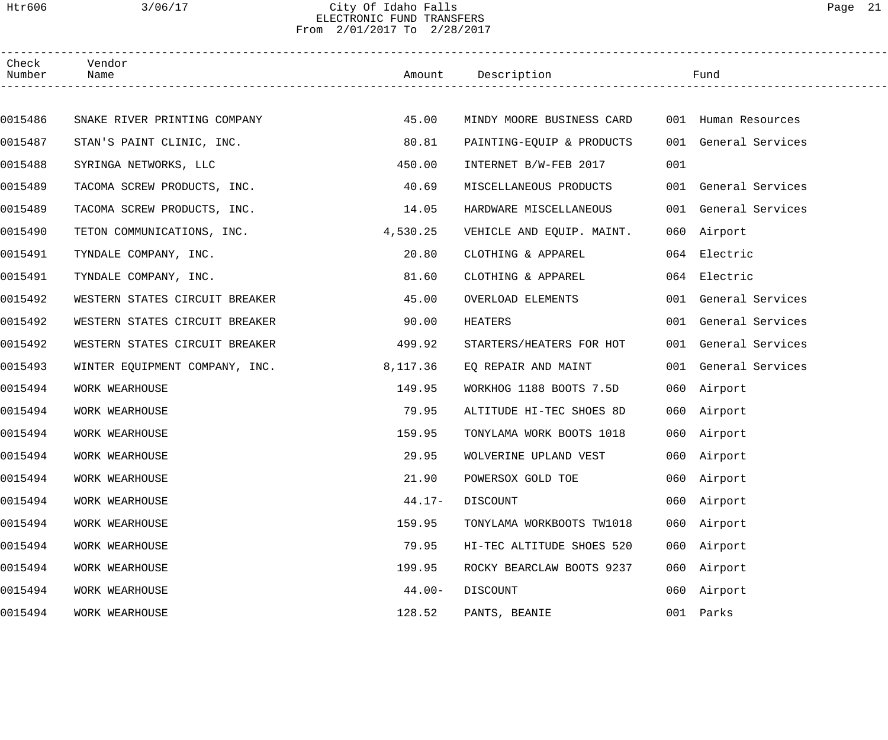City Of Idaho Falls
ELECTRONIC FUND TRANSFERS
From 2/01/2017 To 2/28/2017

| Check Number | Vendor Name | Amount | Description | Fund |
|---|---|---|---|---|
| 0015486 | SNAKE RIVER PRINTING COMPANY | 45.00 | MINDY MOORE BUSINESS CARD | 001 Human Resources |
| 0015487 | STAN'S PAINT CLINIC, INC. | 80.81 | PAINTING-EQUIP & PRODUCTS | 001 General Services |
| 0015488 | SYRINGA NETWORKS, LLC | 450.00 | INTERNET B/W-FEB 2017 | 001 |
| 0015489 | TACOMA SCREW PRODUCTS, INC. | 40.69 | MISCELLANEOUS PRODUCTS | 001 General Services |
| 0015489 | TACOMA SCREW PRODUCTS, INC. | 14.05 | HARDWARE MISCELLANEOUS | 001 General Services |
| 0015490 | TETON COMMUNICATIONS, INC. | 4,530.25 | VEHICLE AND EQUIP. MAINT. | 060 Airport |
| 0015491 | TYNDALE COMPANY, INC. | 20.80 | CLOTHING & APPAREL | 064 Electric |
| 0015491 | TYNDALE COMPANY, INC. | 81.60 | CLOTHING & APPAREL | 064 Electric |
| 0015492 | WESTERN STATES CIRCUIT BREAKER | 45.00 | OVERLOAD ELEMENTS | 001 General Services |
| 0015492 | WESTERN STATES CIRCUIT BREAKER | 90.00 | HEATERS | 001 General Services |
| 0015492 | WESTERN STATES CIRCUIT BREAKER | 499.92 | STARTERS/HEATERS FOR HOT | 001 General Services |
| 0015493 | WINTER EQUIPMENT COMPANY, INC. | 8,117.36 | EQ REPAIR AND MAINT | 001 General Services |
| 0015494 | WORK WEARHOUSE | 149.95 | WORKHOG 1188 BOOTS 7.5D | 060 Airport |
| 0015494 | WORK WEARHOUSE | 79.95 | ALTITUDE HI-TEC SHOES 8D | 060 Airport |
| 0015494 | WORK WEARHOUSE | 159.95 | TONYLAMA WORK BOOTS 1018 | 060 Airport |
| 0015494 | WORK WEARHOUSE | 29.95 | WOLVERINE UPLAND VEST | 060 Airport |
| 0015494 | WORK WEARHOUSE | 21.90 | POWERSOX GOLD TOE | 060 Airport |
| 0015494 | WORK WEARHOUSE | 44.17- | DISCOUNT | 060 Airport |
| 0015494 | WORK WEARHOUSE | 159.95 | TONYLAMA WORKBOOTS TW1018 | 060 Airport |
| 0015494 | WORK WEARHOUSE | 79.95 | HI-TEC ALTITUDE SHOES 520 | 060 Airport |
| 0015494 | WORK WEARHOUSE | 199.95 | ROCKY BEARCLAW BOOTS 9237 | 060 Airport |
| 0015494 | WORK WEARHOUSE | 44.00- | DISCOUNT | 060 Airport |
| 0015494 | WORK WEARHOUSE | 128.52 | PANTS, BEANIE | 001 Parks |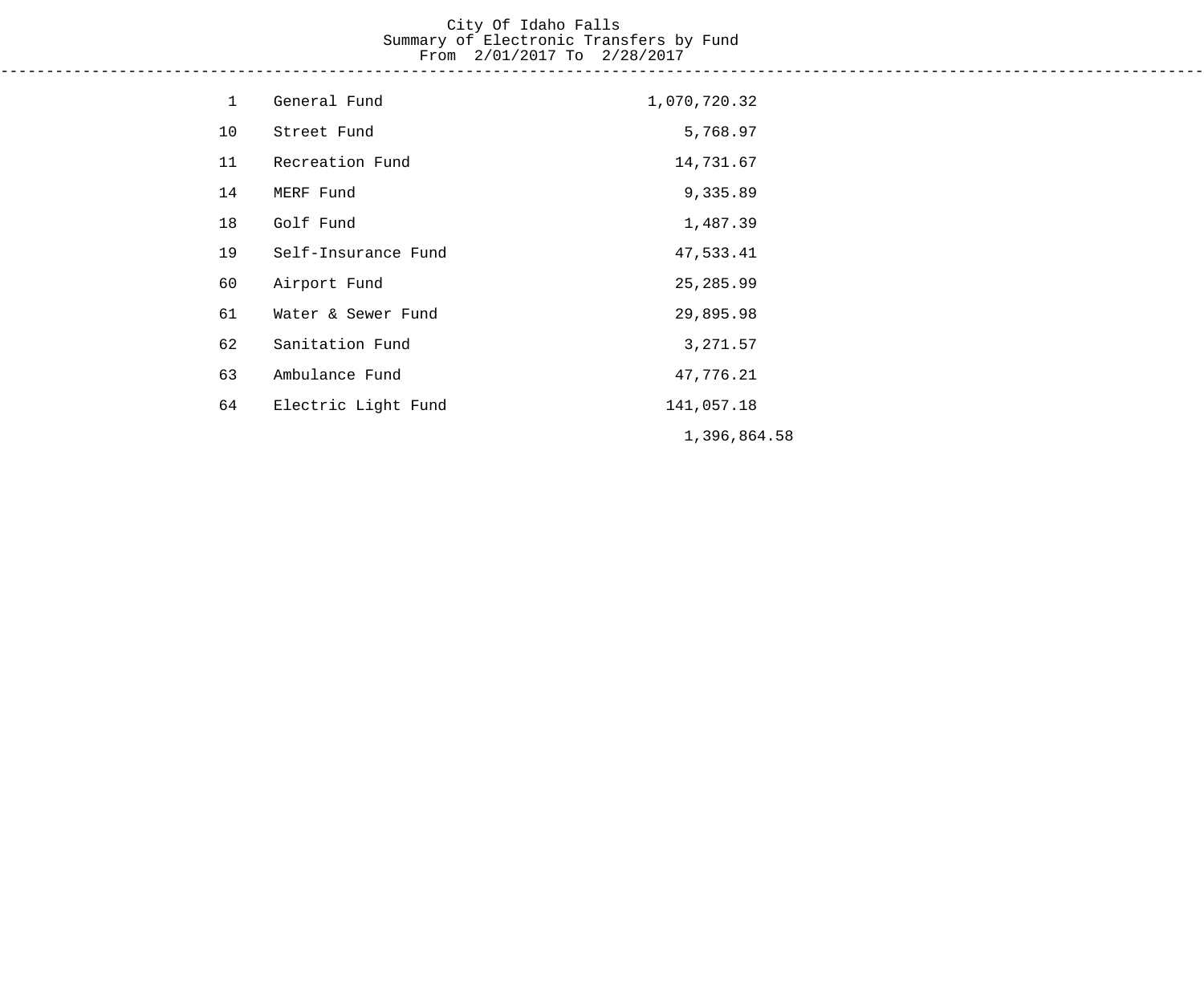City Of Idaho Falls
Summary of Electronic Transfers by Fund
From 2/01/2017 To 2/28/2017

| | | | |
|---|---|---|---|
| 1 | General Fund | 1,070,720.32 | |
| 10 | Street Fund | 5,768.97 | |
| 11 | Recreation Fund | 14,731.67 | |
| 14 | MERF Fund | 9,335.89 | |
| 18 | Golf Fund | 1,487.39 | |
| 19 | Self-Insurance Fund | 47,533.41 | |
| 60 | Airport Fund | 25,285.99 | |
| 61 | Water & Sewer Fund | 29,895.98 | |
| 62 | Sanitation Fund | 3,271.57 | |
| 63 | Ambulance Fund | 47,776.21 | |
| 64 | Electric Light Fund | 141,057.18 | |
| | | | 1,396,864.58 |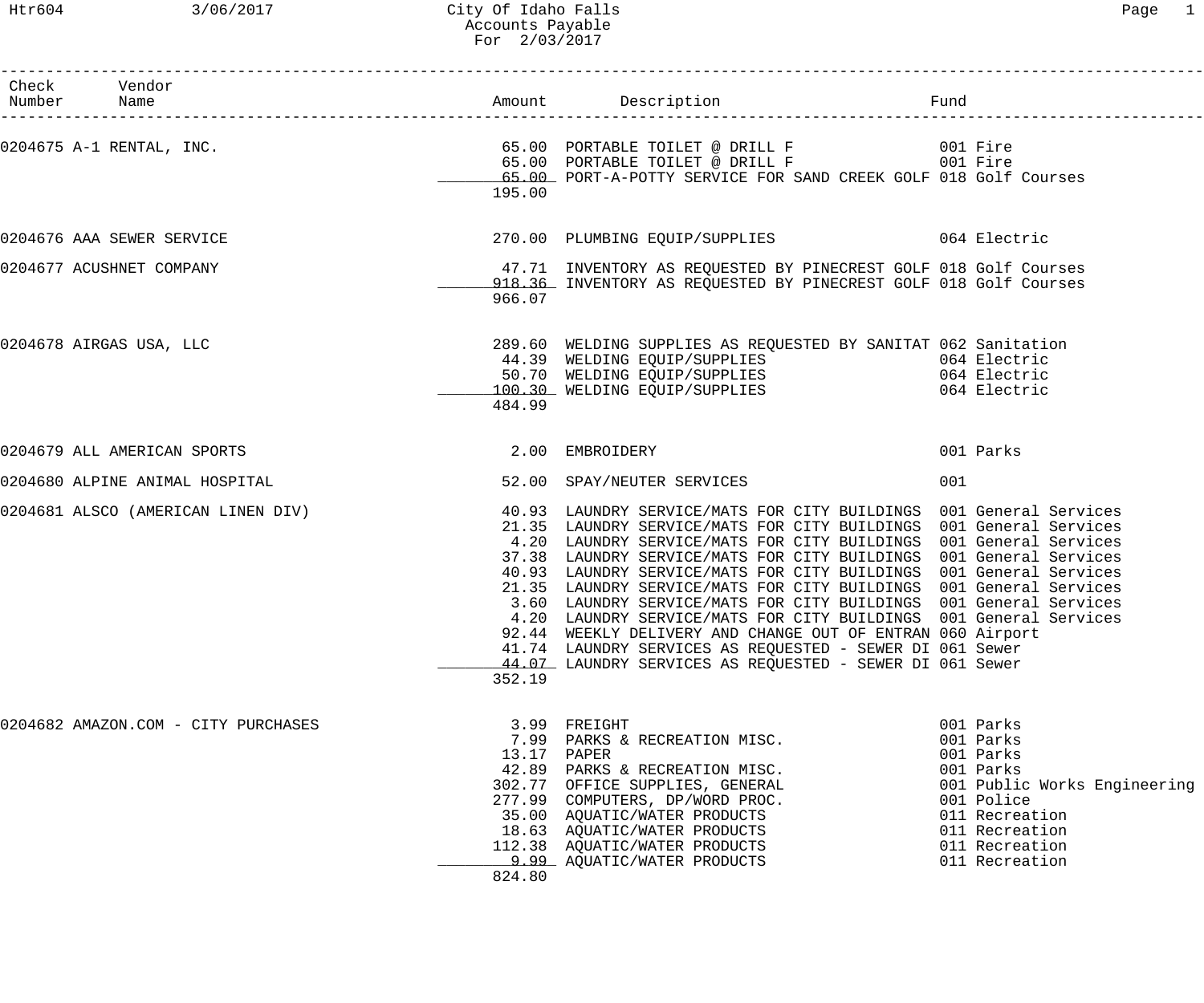# City Of Idaho Falls
## Accounts Payable
### For 2/03/2017

| Check Number | Vendor Name | Amount | Description | Fund |
|---|---|---|---|---|
| 0204675 | A-1 RENTAL, INC. | 65.00 | PORTABLE TOILET @ DRILL F | 001 Fire |
| | | 65.00 | PORTABLE TOILET @ DRILL F | 001 Fire |
| | | 65.00 | PORT-A-POTTY SERVICE FOR SAND CREEK GOLF | 018 Golf Courses |
| | | 195.00 | | |
| 0204676 | AAA SEWER SERVICE | 270.00 | PLUMBING EQUIP/SUPPLIES | 064 Electric |
| 0204677 | ACUSHNET COMPANY | 47.71 | INVENTORY AS REQUESTED BY PINECREST GOLF | 018 Golf Courses |
| | | 918.36 | INVENTORY AS REQUESTED BY PINECREST GOLF | 018 Golf Courses |
| | | 966.07 | | |
| 0204678 | AIRGAS USA, LLC | 289.60 | WELDING SUPPLIES AS REQUESTED BY SANITAT | 062 Sanitation |
| | | 44.39 | WELDING EQUIP/SUPPLIES | 064 Electric |
| | | 50.70 | WELDING EQUIP/SUPPLIES | 064 Electric |
| | | 100.30 | WELDING EQUIP/SUPPLIES | 064 Electric |
| | | 484.99 | | |
| 0204679 | ALL AMERICAN SPORTS | 2.00 | EMBROIDERY | 001 Parks |
| 0204680 | ALPINE ANIMAL HOSPITAL | 52.00 | SPAY/NEUTER SERVICES | 001 |
| 0204681 | ALSCO (AMERICAN LINEN DIV) | 40.93 | LAUNDRY SERVICE/MATS FOR CITY BUILDINGS | 001 General Services |
| | | 21.35 | LAUNDRY SERVICE/MATS FOR CITY BUILDINGS | 001 General Services |
| | | 4.20 | LAUNDRY SERVICE/MATS FOR CITY BUILDINGS | 001 General Services |
| | | 37.38 | LAUNDRY SERVICE/MATS FOR CITY BUILDINGS | 001 General Services |
| | | 40.93 | LAUNDRY SERVICE/MATS FOR CITY BUILDINGS | 001 General Services |
| | | 21.35 | LAUNDRY SERVICE/MATS FOR CITY BUILDINGS | 001 General Services |
| | | 3.60 | LAUNDRY SERVICE/MATS FOR CITY BUILDINGS | 001 General Services |
| | | 4.20 | LAUNDRY SERVICE/MATS FOR CITY BUILDINGS | 001 General Services |
| | | 92.44 | WEEKLY DELIVERY AND CHANGE OUT OF ENTRAN | 060 Airport |
| | | 41.74 | LAUNDRY SERVICES AS REQUESTED - SEWER DI | 061 Sewer |
| | | 44.07 | LAUNDRY SERVICES AS REQUESTED - SEWER DI | 061 Sewer |
| | | 352.19 | | |
| 0204682 | AMAZON.COM - CITY PURCHASES | 3.99 | FREIGHT | 001 Parks |
| | | 7.99 | PARKS & RECREATION MISC. | 001 Parks |
| | | 13.17 | PAPER | 001 Parks |
| | | 42.89 | PARKS & RECREATION MISC. | 001 Parks |
| | | 302.77 | OFFICE SUPPLIES, GENERAL | 001 Public Works Engineering |
| | | 277.99 | COMPUTERS, DP/WORD PROC. | 001 Police |
| | | 35.00 | AQUATIC/WATER PRODUCTS | 011 Recreation |
| | | 18.63 | AQUATIC/WATER PRODUCTS | 011 Recreation |
| | | 112.38 | AQUATIC/WATER PRODUCTS | 011 Recreation |
| | | 9.99 | AQUATIC/WATER PRODUCTS | 011 Recreation |
| | | 824.80 | | |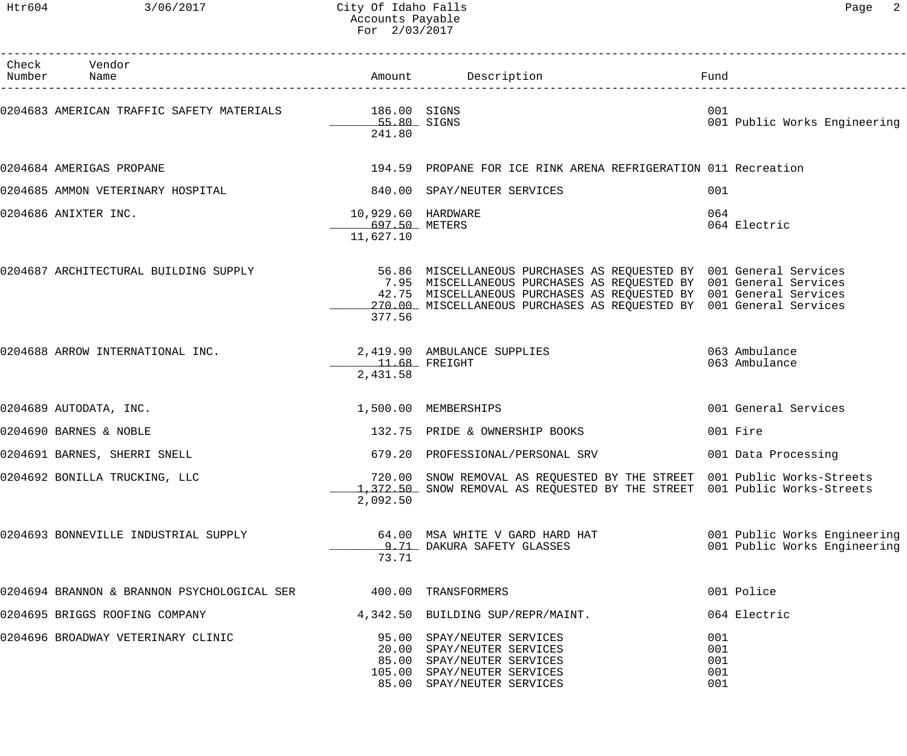City Of Idaho Falls
Accounts Payable
For 2/03/2017

| Check Number | Vendor Name | Amount | Description | Fund |
| --- | --- | --- | --- | --- |
| 0204683 | AMERICAN TRAFFIC SAFETY MATERIALS | 186.00 | SIGNS | 001 |
| | | 55.80 | SIGNS | 001 Public Works Engineering |
| | | 241.80 | | |
| 0204684 | AMERIGAS PROPANE | 194.59 | PROPANE FOR ICE RINK ARENA REFRIGERATION | 011 Recreation |
| 0204685 | AMMON VETERINARY HOSPITAL | 840.00 | SPAY/NEUTER SERVICES | 001 |
| 0204686 | ANIXTER INC. | 10,929.60 | HARDWARE | 064 |
| | | 697.50 | METERS | 064 Electric |
| | | 11,627.10 | | |
| 0204687 | ARCHITECTURAL BUILDING SUPPLY | 56.86 | MISCELLANEOUS PURCHASES AS REQUESTED BY | 001 General Services |
| | | 7.95 | MISCELLANEOUS PURCHASES AS REQUESTED BY | 001 General Services |
| | | 42.75 | MISCELLANEOUS PURCHASES AS REQUESTED BY | 001 General Services |
| | | 270.00 | MISCELLANEOUS PURCHASES AS REQUESTED BY | 001 General Services |
| | | 377.56 | | |
| 0204688 | ARROW INTERNATIONAL INC. | 2,419.90 | AMBULANCE SUPPLIES | 063 Ambulance |
| | | 11.68 | FREIGHT | 063 Ambulance |
| | | 2,431.58 | | |
| 0204689 | AUTODATA, INC. | 1,500.00 | MEMBERSHIPS | 001 General Services |
| 0204690 | BARNES & NOBLE | 132.75 | PRIDE & OWNERSHIP BOOKS | 001 Fire |
| 0204691 | BARNES, SHERRI SNELL | 679.20 | PROFESSIONAL/PERSONAL SRV | 001 Data Processing |
| 0204692 | BONILLA TRUCKING, LLC | 720.00 | SNOW REMOVAL AS REQUESTED BY THE STREET | 001 Public Works-Streets |
| | | 1,372.50 | SNOW REMOVAL AS REQUESTED BY THE STREET | 001 Public Works-Streets |
| | | 2,092.50 | | |
| 0204693 | BONNEVILLE INDUSTRIAL SUPPLY | 64.00 | MSA WHITE V GARD HARD HAT | 001 Public Works Engineering |
| | | 9.71 | DAKURA SAFETY GLASSES | 001 Public Works Engineering |
| | | 73.71 | | |
| 0204694 | BRANNON & BRANNON PSYCHOLOGICAL SER | 400.00 | TRANSFORMERS | 001 Police |
| 0204695 | BRIGGS ROOFING COMPANY | 4,342.50 | BUILDING SUP/REPR/MAINT. | 064 Electric |
| 0204696 | BROADWAY VETERINARY CLINIC | 95.00 | SPAY/NEUTER SERVICES | 001 |
| | | 20.00 | SPAY/NEUTER SERVICES | 001 |
| | | 85.00 | SPAY/NEUTER SERVICES | 001 |
| | | 105.00 | SPAY/NEUTER SERVICES | 001 |
| | | 85.00 | SPAY/NEUTER SERVICES | 001 |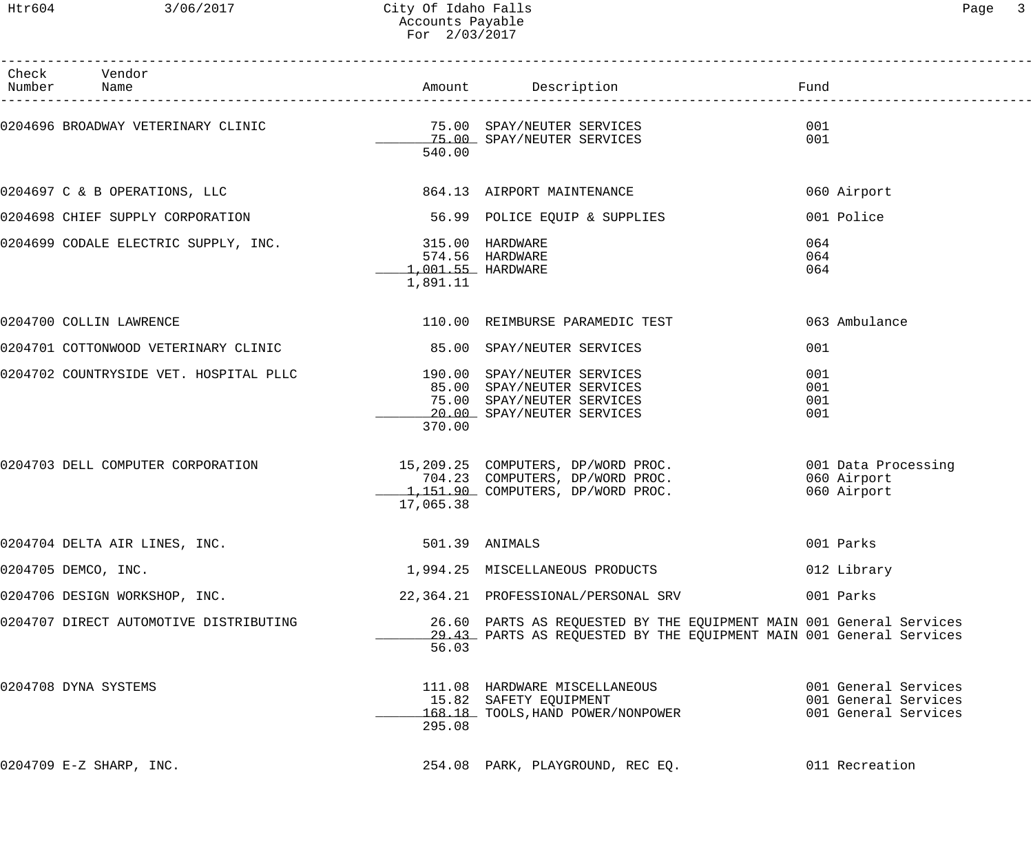City Of Idaho Falls
Accounts Payable
For 2/03/2017

| Check Number | Vendor Name | Amount | Description | Fund |
|---|---|---|---|---|
| 0204696 | BROADWAY VETERINARY CLINIC | 75.00 | SPAY/NEUTER SERVICES | 001 |
| | | 75.00 | SPAY/NEUTER SERVICES | 001 |
| | | 540.00 | | |
| 0204697 | C & B OPERATIONS, LLC | 864.13 | AIRPORT MAINTENANCE | 060 Airport |
| 0204698 | CHIEF SUPPLY CORPORATION | 56.99 | POLICE EQUIP & SUPPLIES | 001 Police |
| 0204699 | CODALE ELECTRIC SUPPLY, INC. | 315.00 | HARDWARE | 064 |
| | | 574.56 | HARDWARE | 064 |
| | | 1,001.55 | HARDWARE | 064 |
| | | 1,891.11 | | |
| 0204700 | COLLIN LAWRENCE | 110.00 | REIMBURSE PARAMEDIC TEST | 063 Ambulance |
| 0204701 | COTTONWOOD VETERINARY CLINIC | 85.00 | SPAY/NEUTER SERVICES | 001 |
| 0204702 | COUNTRYSIDE VET. HOSPITAL PLLC | 190.00 | SPAY/NEUTER SERVICES | 001 |
| | | 85.00 | SPAY/NEUTER SERVICES | 001 |
| | | 75.00 | SPAY/NEUTER SERVICES | 001 |
| | | 20.00 | SPAY/NEUTER SERVICES | 001 |
| | | 370.00 | | |
| 0204703 | DELL COMPUTER CORPORATION | 15,209.25 | COMPUTERS, DP/WORD PROC. | 001 Data Processing |
| | | 704.23 | COMPUTERS, DP/WORD PROC. | 060 Airport |
| | | 1,151.90 | COMPUTERS, DP/WORD PROC. | 060 Airport |
| | | 17,065.38 | | |
| 0204704 | DELTA AIR LINES, INC. | 501.39 | ANIMALS | 001 Parks |
| 0204705 | DEMCO, INC. | 1,994.25 | MISCELLANEOUS PRODUCTS | 012 Library |
| 0204706 | DESIGN WORKSHOP, INC. | 22,364.21 | PROFESSIONAL/PERSONAL SRV | 001 Parks |
| 0204707 | DIRECT AUTOMOTIVE DISTRIBUTING | 26.60 | PARTS AS REQUESTED BY THE EQUIPMENT MAIN | 001 General Services |
| | | 29.43 | PARTS AS REQUESTED BY THE EQUIPMENT MAIN | 001 General Services |
| | | 56.03 | | |
| 0204708 | DYNA SYSTEMS | 111.08 | HARDWARE MISCELLANEOUS | 001 General Services |
| | | 15.82 | SAFETY EQUIPMENT | 001 General Services |
| | | 168.18 | TOOLS,HAND POWER/NONPOWER | 001 General Services |
| | | 295.08 | | |
| 0204709 | E-Z SHARP, INC. | 254.08 | PARK, PLAYGROUND, REC EQ. | 011 Recreation |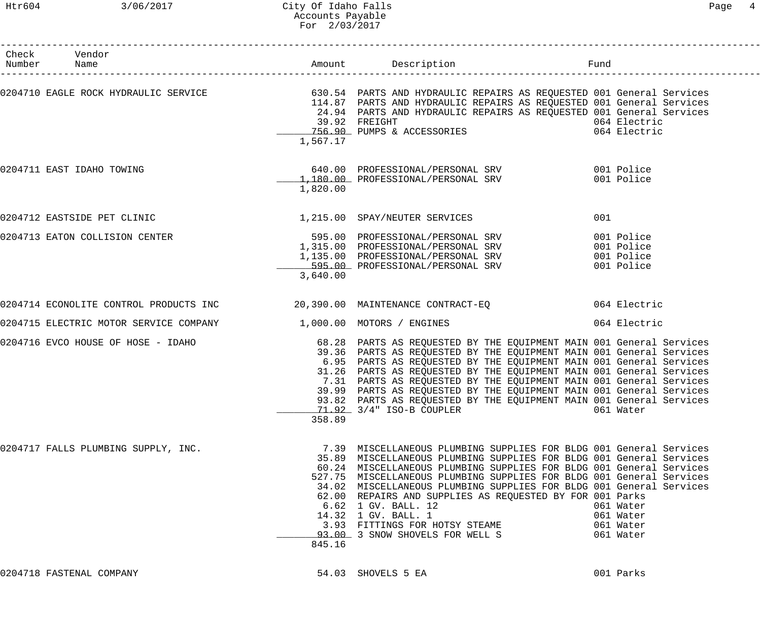City Of Idaho Falls
Accounts Payable
For 2/03/2017

| Check Number | Vendor Name | Amount | Description | Fund |
|---|---|---|---|---|
| 0204710 | EAGLE ROCK HYDRAULIC SERVICE | 630.54 | PARTS AND HYDRAULIC REPAIRS AS REQUESTED | 001 General Services |
| | | 114.87 | PARTS AND HYDRAULIC REPAIRS AS REQUESTED | 001 General Services |
| | | 24.94 | PARTS AND HYDRAULIC REPAIRS AS REQUESTED | 001 General Services |
| | | 39.92 | FREIGHT | 064 Electric |
| | | 756.90 | PUMPS & ACCESSORIES | 064 Electric |
| | | 1,567.17 | | |
| 0204711 | EAST IDAHO TOWING | 640.00 | PROFESSIONAL/PERSONAL SRV | 001 Police |
| | | 1,180.00 | PROFESSIONAL/PERSONAL SRV | 001 Police |
| | | 1,820.00 | | |
| 0204712 | EASTSIDE PET CLINIC | 1,215.00 | SPAY/NEUTER SERVICES | 001 |
| 0204713 | EATON COLLISION CENTER | 595.00 | PROFESSIONAL/PERSONAL SRV | 001 Police |
| | | 1,315.00 | PROFESSIONAL/PERSONAL SRV | 001 Police |
| | | 1,135.00 | PROFESSIONAL/PERSONAL SRV | 001 Police |
| | | 595.00 | PROFESSIONAL/PERSONAL SRV | 001 Police |
| | | 3,640.00 | | |
| 0204714 | ECONOLITE CONTROL PRODUCTS INC | 20,390.00 | MAINTENANCE CONTRACT-EQ | 064 Electric |
| 0204715 | ELECTRIC MOTOR SERVICE COMPANY | 1,000.00 | MOTORS / ENGINES | 064 Electric |
| 0204716 | EVCO HOUSE OF HOSE - IDAHO | 68.28 | PARTS AS REQUESTED BY THE EQUIPMENT MAIN | 001 General Services |
| | | 39.36 | PARTS AS REQUESTED BY THE EQUIPMENT MAIN | 001 General Services |
| | | 6.95 | PARTS AS REQUESTED BY THE EQUIPMENT MAIN | 001 General Services |
| | | 31.26 | PARTS AS REQUESTED BY THE EQUIPMENT MAIN | 001 General Services |
| | | 7.31 | PARTS AS REQUESTED BY THE EQUIPMENT MAIN | 001 General Services |
| | | 39.99 | PARTS AS REQUESTED BY THE EQUIPMENT MAIN | 001 General Services |
| | | 93.82 | PARTS AS REQUESTED BY THE EQUIPMENT MAIN | 001 General Services |
| | | 71.92 | 3/4" ISO-B COUPLER | 061 Water |
| | | 358.89 | | |
| 0204717 | FALLS PLUMBING SUPPLY, INC. | 7.39 | MISCELLANEOUS PLUMBING SUPPLIES FOR BLDG | 001 General Services |
| | | 35.89 | MISCELLANEOUS PLUMBING SUPPLIES FOR BLDG | 001 General Services |
| | | 60.24 | MISCELLANEOUS PLUMBING SUPPLIES FOR BLDG | 001 General Services |
| | | 527.75 | MISCELLANEOUS PLUMBING SUPPLIES FOR BLDG | 001 General Services |
| | | 34.02 | MISCELLANEOUS PLUMBING SUPPLIES FOR BLDG | 001 General Services |
| | | 62.00 | REPAIRS AND SUPPLIES AS REQUESTED BY FOR | 001 Parks |
| | | 6.62 | 1 GV. BALL. 12 | 061 Water |
| | | 14.32 | 1 GV. BALL. 1 | 061 Water |
| | | 3.93 | FITTINGS FOR HOTSY STEAME | 061 Water |
| | | 93.00 | 3 SNOW SHOVELS FOR WELL S | 061 Water |
| | | 845.16 | | |
| 0204718 | FASTENAL COMPANY | 54.03 | SHOVELS 5 EA | 001 Parks |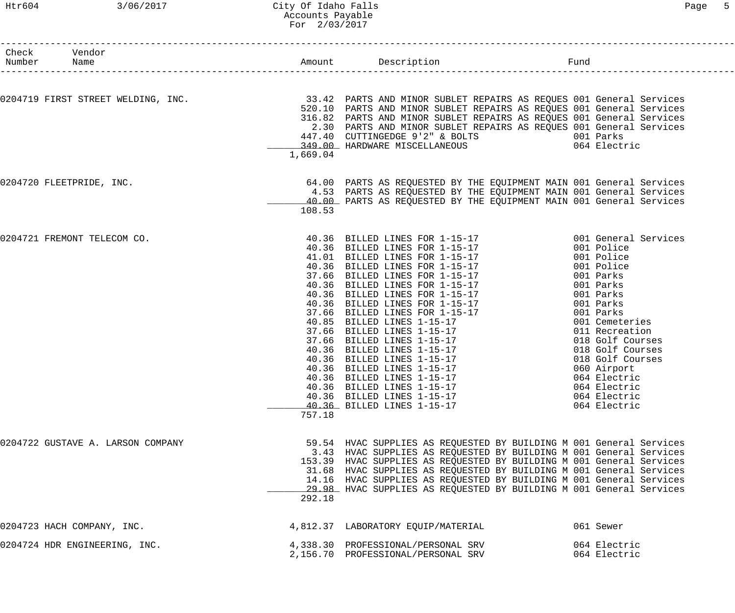City Of Idaho Falls
Accounts Payable
For 2/03/2017

| Check Number | Vendor Name | Amount | Description | Fund |
|---|---|---|---|---|
| 0204719 | FIRST STREET WELDING, INC. | 33.42 | PARTS AND MINOR SUBLET REPAIRS AS REQUES | 001 General Services |
| | | 520.10 | PARTS AND MINOR SUBLET REPAIRS AS REQUES | 001 General Services |
| | | 316.82 | PARTS AND MINOR SUBLET REPAIRS AS REQUES | 001 General Services |
| | | 2.30 | PARTS AND MINOR SUBLET REPAIRS AS REQUES | 001 General Services |
| | | 447.40 | CUTTINGEDGE 9'2" & BOLTS | 001 Parks |
| | | 349.00 | HARDWARE MISCELLANEOUS | 064 Electric |
| | | 1,669.04 | | |
| 0204720 | FLEETPRIDE, INC. | 64.00 | PARTS AS REQUESTED BY THE EQUIPMENT MAIN | 001 General Services |
| | | 4.53 | PARTS AS REQUESTED BY THE EQUIPMENT MAIN | 001 General Services |
| | | 40.00 | PARTS AS REQUESTED BY THE EQUIPMENT MAIN | 001 General Services |
| | | 108.53 | | |
| 0204721 | FREMONT TELECOM CO. | 40.36 | BILLED LINES FOR 1-15-17 | 001 General Services |
| | | 40.36 | BILLED LINES FOR 1-15-17 | 001 Police |
| | | 41.01 | BILLED LINES FOR 1-15-17 | 001 Police |
| | | 40.36 | BILLED LINES FOR 1-15-17 | 001 Police |
| | | 37.66 | BILLED LINES FOR 1-15-17 | 001 Parks |
| | | 40.36 | BILLED LINES FOR 1-15-17 | 001 Parks |
| | | 40.36 | BILLED LINES FOR 1-15-17 | 001 Parks |
| | | 40.36 | BILLED LINES FOR 1-15-17 | 001 Parks |
| | | 37.66 | BILLED LINES FOR 1-15-17 | 001 Parks |
| | | 40.85 | BILLED LINES 1-15-17 | 001 Cemeteries |
| | | 37.66 | BILLED LINES 1-15-17 | 011 Recreation |
| | | 37.66 | BILLED LINES 1-15-17 | 018 Golf Courses |
| | | 40.36 | BILLED LINES 1-15-17 | 018 Golf Courses |
| | | 40.36 | BILLED LINES 1-15-17 | 018 Golf Courses |
| | | 40.36 | BILLED LINES 1-15-17 | 060 Airport |
| | | 40.36 | BILLED LINES 1-15-17 | 064 Electric |
| | | 40.36 | BILLED LINES 1-15-17 | 064 Electric |
| | | 40.36 | BILLED LINES 1-15-17 | 064 Electric |
| | | 40.36 | BILLED LINES 1-15-17 | 064 Electric |
| | | 757.18 | | |
| 0204722 | GUSTAVE A. LARSON COMPANY | 59.54 | HVAC SUPPLIES AS REQUESTED BY BUILDING M | 001 General Services |
| | | 3.43 | HVAC SUPPLIES AS REQUESTED BY BUILDING M | 001 General Services |
| | | 153.39 | HVAC SUPPLIES AS REQUESTED BY BUILDING M | 001 General Services |
| | | 31.68 | HVAC SUPPLIES AS REQUESTED BY BUILDING M | 001 General Services |
| | | 14.16 | HVAC SUPPLIES AS REQUESTED BY BUILDING M | 001 General Services |
| | | 29.98 | HVAC SUPPLIES AS REQUESTED BY BUILDING M | 001 General Services |
| | | 292.18 | | |
| 0204723 | HACH COMPANY, INC. | 4,812.37 | LABORATORY EQUIP/MATERIAL | 061 Sewer |
| 0204724 | HDR ENGINEERING, INC. | 4,338.30 | PROFESSIONAL/PERSONAL SRV | 064 Electric |
| | | 2,156.70 | PROFESSIONAL/PERSONAL SRV | 064 Electric |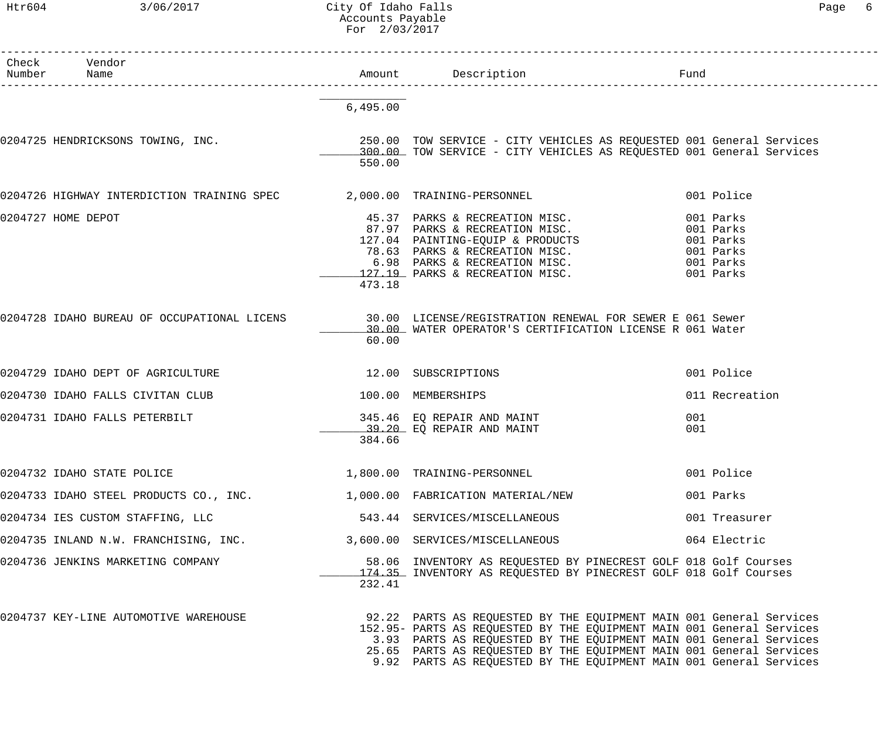# City Of Idaho Falls
## Accounts Payable
### For 2/03/2017

| Check Number | Vendor Name | Amount | Description | Fund |
|---|---|---|---|---|
| | | 6,495.00 | | |
| 0204725 | HENDRICKSONS TOWING, INC. | 250.00 | TOW SERVICE - CITY VEHICLES AS REQUESTED | 001 General Services |
| | | 300.00 | TOW SERVICE - CITY VEHICLES AS REQUESTED | 001 General Services |
| | | 550.00 | | |
| 0204726 | HIGHWAY INTERDICTION TRAINING SPEC | 2,000.00 | TRAINING-PERSONNEL | 001 Police |
| 0204727 | HOME DEPOT | 45.37 | PARKS & RECREATION MISC. | 001 Parks |
| | | 87.97 | PARKS & RECREATION MISC. | 001 Parks |
| | | 127.04 | PAINTING-EQUIP & PRODUCTS | 001 Parks |
| | | 78.63 | PARKS & RECREATION MISC. | 001 Parks |
| | | 6.98 | PARKS & RECREATION MISC. | 001 Parks |
| | | 127.19 | PARKS & RECREATION MISC. | 001 Parks |
| | | 473.18 | | |
| 0204728 | IDAHO BUREAU OF OCCUPATIONAL LICENS | 30.00 | LICENSE/REGISTRATION RENEWAL FOR SEWER E | 061 Sewer |
| | | 30.00 | WATER OPERATOR'S CERTIFICATION LICENSE R | 061 Water |
| | | 60.00 | | |
| 0204729 | IDAHO DEPT OF AGRICULTURE | 12.00 | SUBSCRIPTIONS | 001 Police |
| 0204730 | IDAHO FALLS CIVITAN CLUB | 100.00 | MEMBERSHIPS | 011 Recreation |
| 0204731 | IDAHO FALLS PETERBILT | 345.46 | EQ REPAIR AND MAINT | 001 |
| | | 39.20 | EQ REPAIR AND MAINT | 001 |
| | | 384.66 | | |
| 0204732 | IDAHO STATE POLICE | 1,800.00 | TRAINING-PERSONNEL | 001 Police |
| 0204733 | IDAHO STEEL PRODUCTS CO., INC. | 1,000.00 | FABRICATION MATERIAL/NEW | 001 Parks |
| 0204734 | IES CUSTOM STAFFING, LLC | 543.44 | SERVICES/MISCELLANEOUS | 001 Treasurer |
| 0204735 | INLAND N.W. FRANCHISING, INC. | 3,600.00 | SERVICES/MISCELLANEOUS | 064 Electric |
| 0204736 | JENKINS MARKETING COMPANY | 58.06 | INVENTORY AS REQUESTED BY PINECREST GOLF | 018 Golf Courses |
| | | 174.35 | INVENTORY AS REQUESTED BY PINECREST GOLF | 018 Golf Courses |
| | | 232.41 | | |
| 0204737 | KEY-LINE AUTOMOTIVE WAREHOUSE | 92.22 | PARTS AS REQUESTED BY THE EQUIPMENT MAIN | 001 General Services |
| | | 152.95- | PARTS AS REQUESTED BY THE EQUIPMENT MAIN | 001 General Services |
| | | 3.93 | PARTS AS REQUESTED BY THE EQUIPMENT MAIN | 001 General Services |
| | | 25.65 | PARTS AS REQUESTED BY THE EQUIPMENT MAIN | 001 General Services |
| | | 9.92 | PARTS AS REQUESTED BY THE EQUIPMENT MAIN | 001 General Services |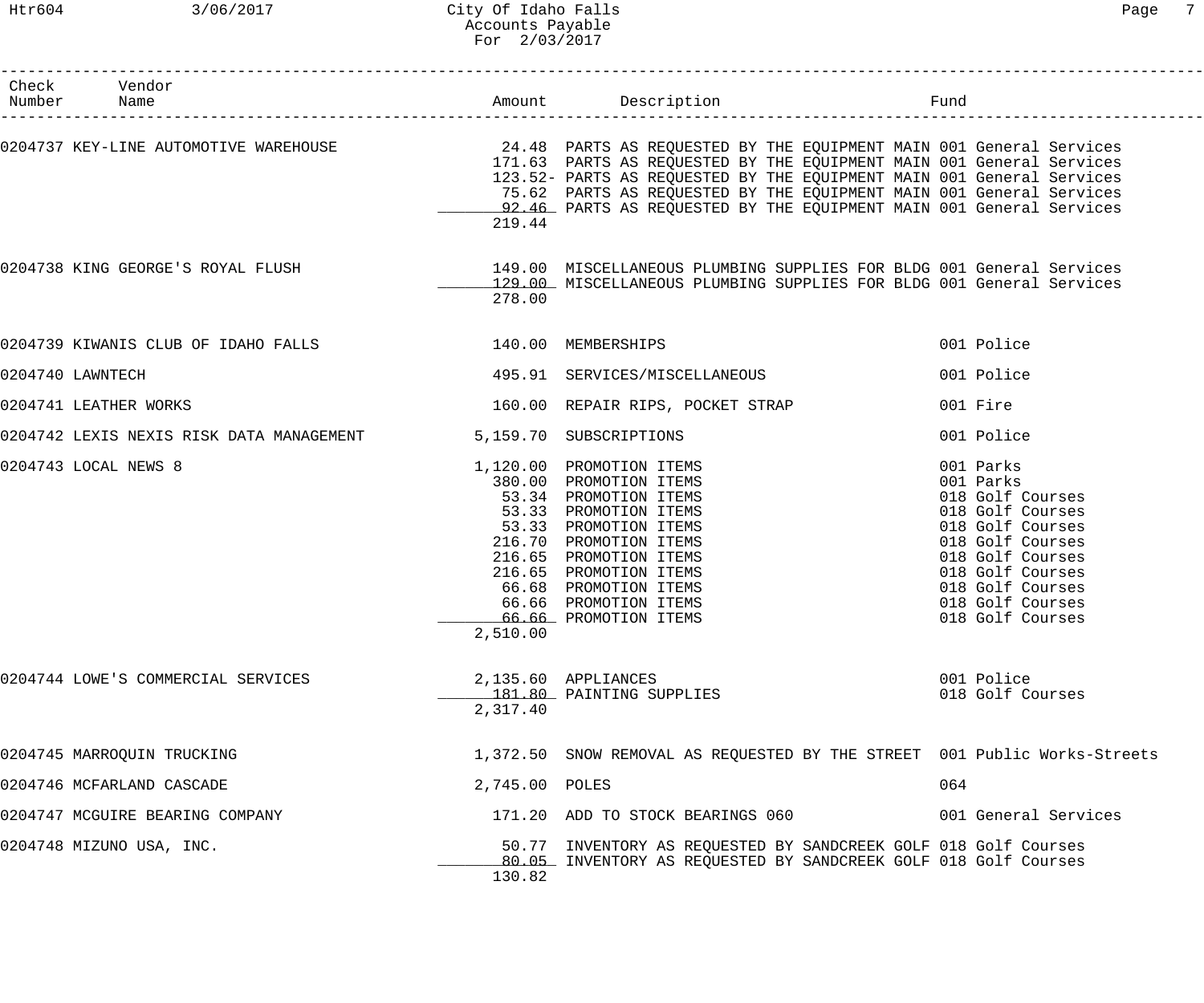City Of Idaho Falls
Accounts Payable
For 2/03/2017

| Check Number | Vendor Name | Amount | Description | Fund |
|---|---|---|---|---|
| 0204737 | KEY-LINE AUTOMOTIVE WAREHOUSE | 24.48 | PARTS AS REQUESTED BY THE EQUIPMENT MAIN | 001 General Services |
| | | 171.63 | PARTS AS REQUESTED BY THE EQUIPMENT MAIN | 001 General Services |
| | | 123.52- | PARTS AS REQUESTED BY THE EQUIPMENT MAIN | 001 General Services |
| | | 75.62 | PARTS AS REQUESTED BY THE EQUIPMENT MAIN | 001 General Services |
| | | 92.46 | PARTS AS REQUESTED BY THE EQUIPMENT MAIN | 001 General Services |
| | | 219.44 | | |
| 0204738 | KING GEORGE'S ROYAL FLUSH | 149.00 | MISCELLANEOUS PLUMBING SUPPLIES FOR BLDG | 001 General Services |
| | | 129.00 | MISCELLANEOUS PLUMBING SUPPLIES FOR BLDG | 001 General Services |
| | | 278.00 | | |
| 0204739 | KIWANIS CLUB OF IDAHO FALLS | 140.00 | MEMBERSHIPS | 001 Police |
| 0204740 | LAWNTECH | 495.91 | SERVICES/MISCELLANEOUS | 001 Police |
| 0204741 | LEATHER WORKS | 160.00 | REPAIR RIPS, POCKET STRAP | 001 Fire |
| 0204742 | LEXIS NEXIS RISK DATA MANAGEMENT | 5,159.70 | SUBSCRIPTIONS | 001 Police |
| 0204743 | LOCAL NEWS 8 | 1,120.00 | PROMOTION ITEMS | 001 Parks |
| | | 380.00 | PROMOTION ITEMS | 001 Parks |
| | | 53.34 | PROMOTION ITEMS | 018 Golf Courses |
| | | 53.33 | PROMOTION ITEMS | 018 Golf Courses |
| | | 53.33 | PROMOTION ITEMS | 018 Golf Courses |
| | | 216.70 | PROMOTION ITEMS | 018 Golf Courses |
| | | 216.65 | PROMOTION ITEMS | 018 Golf Courses |
| | | 216.65 | PROMOTION ITEMS | 018 Golf Courses |
| | | 66.68 | PROMOTION ITEMS | 018 Golf Courses |
| | | 66.66 | PROMOTION ITEMS | 018 Golf Courses |
| | | 66.66 | PROMOTION ITEMS | 018 Golf Courses |
| | | 2,510.00 | | |
| 0204744 | LOWE'S COMMERCIAL SERVICES | 2,135.60 | APPLIANCES | 001 Police |
| | | 181.80 | PAINTING SUPPLIES | 018 Golf Courses |
| | | 2,317.40 | | |
| 0204745 | MARROQUIN TRUCKING | 1,372.50 | SNOW REMOVAL AS REQUESTED BY THE STREET | 001 Public Works-Streets |
| 0204746 | MCFARLAND CASCADE | 2,745.00 | POLES | 064 |
| 0204747 | MCGUIRE BEARING COMPANY | 171.20 | ADD TO STOCK BEARINGS 060 | 001 General Services |
| 0204748 | MIZUNO USA, INC. | 50.77 | INVENTORY AS REQUESTED BY SANDCREEK GOLF | 018 Golf Courses |
| | | 80.05 | INVENTORY AS REQUESTED BY SANDCREEK GOLF | 018 Golf Courses |
| | | 130.82 | | |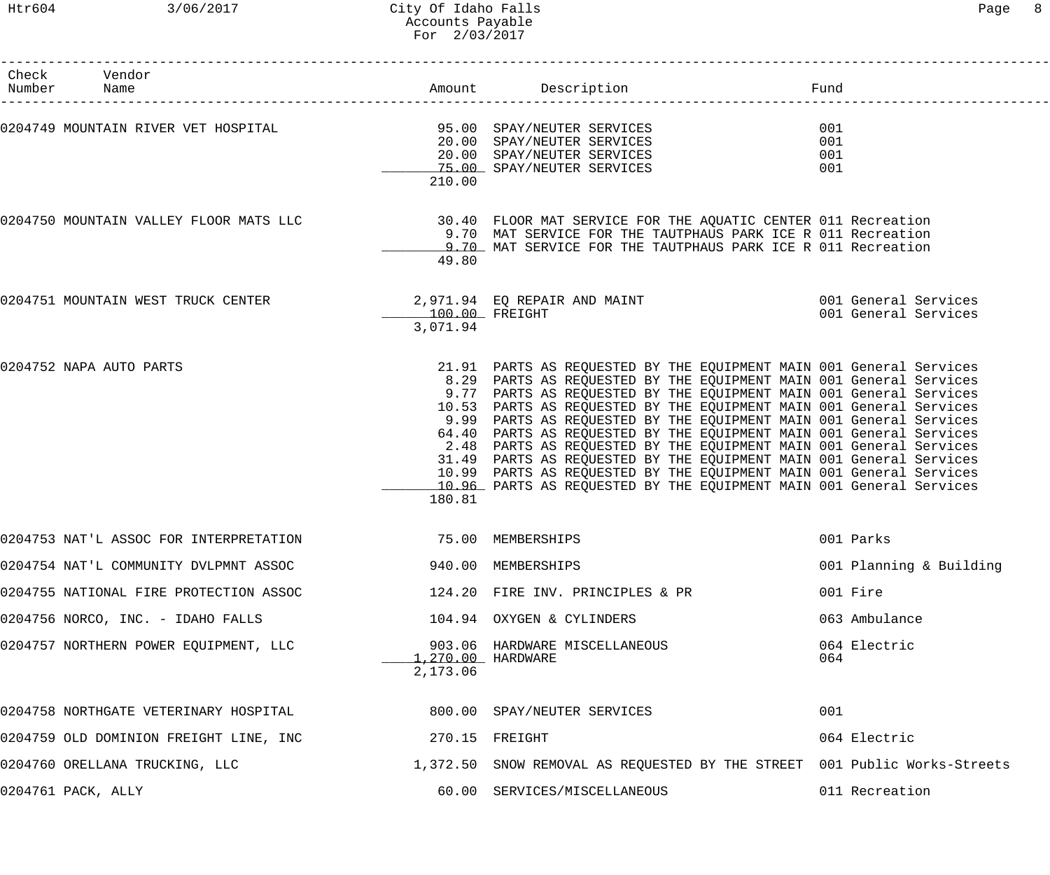City Of Idaho Falls
Accounts Payable
For 2/03/2017

| Check Number | Vendor Name | Amount | Description | Fund |
|---|---|---|---|---|
| 0204749 | MOUNTAIN RIVER VET HOSPITAL | 95.00 | SPAY/NEUTER SERVICES | 001 |
| | | 20.00 | SPAY/NEUTER SERVICES | 001 |
| | | 20.00 | SPAY/NEUTER SERVICES | 001 |
| | | 75.00 | SPAY/NEUTER SERVICES | 001 |
| | | 210.00 | | |
| 0204750 | MOUNTAIN VALLEY FLOOR MATS LLC | 30.40 | FLOOR MAT SERVICE FOR THE AQUATIC CENTER | 011 Recreation |
| | | 9.70 | MAT SERVICE FOR THE TAUTPHAUS PARK ICE R | 011 Recreation |
| | | 9.70 | MAT SERVICE FOR THE TAUTPHAUS PARK ICE R | 011 Recreation |
| | | 49.80 | | |
| 0204751 | MOUNTAIN WEST TRUCK CENTER | 2,971.94 | EQ REPAIR AND MAINT | 001 General Services |
| | | 100.00 | FREIGHT | 001 General Services |
| | | 3,071.94 | | |
| 0204752 | NAPA AUTO PARTS | 21.91 | PARTS AS REQUESTED BY THE EQUIPMENT MAIN | 001 General Services |
| | | 8.29 | PARTS AS REQUESTED BY THE EQUIPMENT MAIN | 001 General Services |
| | | 9.77 | PARTS AS REQUESTED BY THE EQUIPMENT MAIN | 001 General Services |
| | | 10.53 | PARTS AS REQUESTED BY THE EQUIPMENT MAIN | 001 General Services |
| | | 9.99 | PARTS AS REQUESTED BY THE EQUIPMENT MAIN | 001 General Services |
| | | 64.40 | PARTS AS REQUESTED BY THE EQUIPMENT MAIN | 001 General Services |
| | | 2.48 | PARTS AS REQUESTED BY THE EQUIPMENT MAIN | 001 General Services |
| | | 31.49 | PARTS AS REQUESTED BY THE EQUIPMENT MAIN | 001 General Services |
| | | 10.99 | PARTS AS REQUESTED BY THE EQUIPMENT MAIN | 001 General Services |
| | | 10.96 | PARTS AS REQUESTED BY THE EQUIPMENT MAIN | 001 General Services |
| | | 180.81 | | |
| 0204753 | NAT'L ASSOC FOR INTERPRETATION | 75.00 | MEMBERSHIPS | 001 Parks |
| 0204754 | NAT'L COMMUNITY DVLPMNT ASSOC | 940.00 | MEMBERSHIPS | 001 Planning & Building |
| 0204755 | NATIONAL FIRE PROTECTION ASSOC | 124.20 | FIRE INV. PRINCIPLES & PR | 001 Fire |
| 0204756 | NORCO, INC. - IDAHO FALLS | 104.94 | OXYGEN & CYLINDERS | 063 Ambulance |
| 0204757 | NORTHERN POWER EQUIPMENT, LLC | 903.06 | HARDWARE MISCELLANEOUS | 064 Electric |
| | | 1,270.00 | HARDWARE | 064 |
| | | 2,173.06 | | |
| 0204758 | NORTHGATE VETERINARY HOSPITAL | 800.00 | SPAY/NEUTER SERVICES | 001 |
| 0204759 | OLD DOMINION FREIGHT LINE, INC | 270.15 | FREIGHT | 064 Electric |
| 0204760 | ORELLANA TRUCKING, LLC | 1,372.50 | SNOW REMOVAL AS REQUESTED BY THE STREET | 001 Public Works-Streets |
| 0204761 | PACK, ALLY | 60.00 | SERVICES/MISCELLANEOUS | 011 Recreation |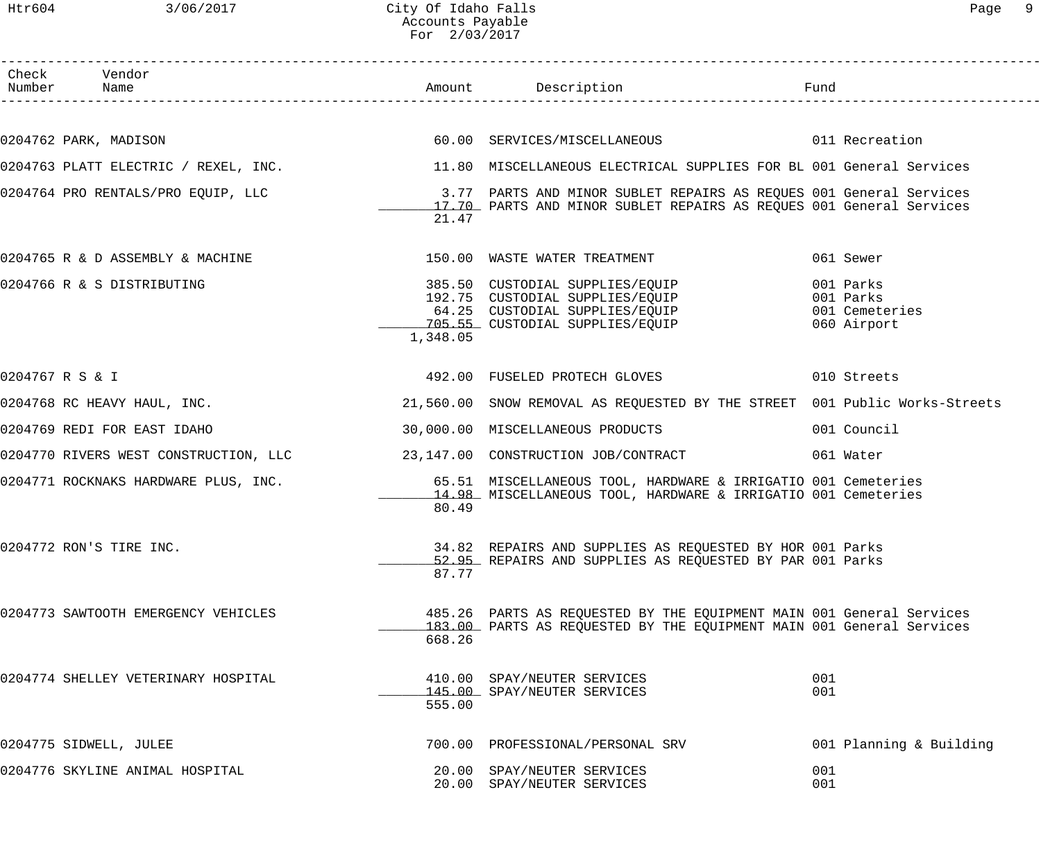City Of Idaho Falls
Accounts Payable
For 2/03/2017

| Check Number | Vendor Name | Amount | Description | Fund |
|---|---|---|---|---|
| 0204762 | PARK, MADISON | 60.00 | SERVICES/MISCELLANEOUS | 011 Recreation |
| 0204763 | PLATT ELECTRIC / REXEL, INC. | 11.80 | MISCELLANEOUS ELECTRICAL SUPPLIES FOR BL | 001 General Services |
| 0204764 | PRO RENTALS/PRO EQUIP, LLC | 3.77 | PARTS AND MINOR SUBLET REPAIRS AS REQUES | 001 General Services |
| | | 17.70 | PARTS AND MINOR SUBLET REPAIRS AS REQUES | 001 General Services |
| | | 21.47 | | |
| 0204765 | R & D ASSEMBLY & MACHINE | 150.00 | WASTE WATER TREATMENT | 061 Sewer |
| 0204766 | R & S DISTRIBUTING | 385.50 | CUSTODIAL SUPPLIES/EQUIP | 001 Parks |
| | | 192.75 | CUSTODIAL SUPPLIES/EQUIP | 001 Parks |
| | | 64.25 | CUSTODIAL SUPPLIES/EQUIP | 001 Cemeteries |
| | | 705.55 | CUSTODIAL SUPPLIES/EQUIP | 060 Airport |
| | | 1,348.05 | | |
| 0204767 | R S & I | 492.00 | FUSELED PROTECH GLOVES | 010 Streets |
| 0204768 | RC HEAVY HAUL, INC. | 21,560.00 | SNOW REMOVAL AS REQUESTED BY THE STREET | 001 Public Works-Streets |
| 0204769 | REDI FOR EAST IDAHO | 30,000.00 | MISCELLANEOUS PRODUCTS | 001 Council |
| 0204770 | RIVERS WEST CONSTRUCTION, LLC | 23,147.00 | CONSTRUCTION JOB/CONTRACT | 061 Water |
| 0204771 | ROCKNAKS HARDWARE PLUS, INC. | 65.51 | MISCELLANEOUS TOOL, HARDWARE & IRRIGATIO | 001 Cemeteries |
| | | 14.98 | MISCELLANEOUS TOOL, HARDWARE & IRRIGATIO | 001 Cemeteries |
| | | 80.49 | | |
| 0204772 | RON'S TIRE INC. | 34.82 | REPAIRS AND SUPPLIES AS REQUESTED BY HOR | 001 Parks |
| | | 52.95 | REPAIRS AND SUPPLIES AS REQUESTED BY PAR | 001 Parks |
| | | 87.77 | | |
| 0204773 | SAWTOOTH EMERGENCY VEHICLES | 485.26 | PARTS AS REQUESTED BY THE EQUIPMENT MAIN | 001 General Services |
| | | 183.00 | PARTS AS REQUESTED BY THE EQUIPMENT MAIN | 001 General Services |
| | | 668.26 | | |
| 0204774 | SHELLEY VETERINARY HOSPITAL | 410.00 | SPAY/NEUTER SERVICES | 001 |
| | | 145.00 | SPAY/NEUTER SERVICES | 001 |
| | | 555.00 | | |
| 0204775 | SIDWELL, JULEE | 700.00 | PROFESSIONAL/PERSONAL SRV | 001 Planning & Building |
| 0204776 | SKYLINE ANIMAL HOSPITAL | 20.00 | SPAY/NEUTER SERVICES | 001 |
| | | 20.00 | SPAY/NEUTER SERVICES | 001 |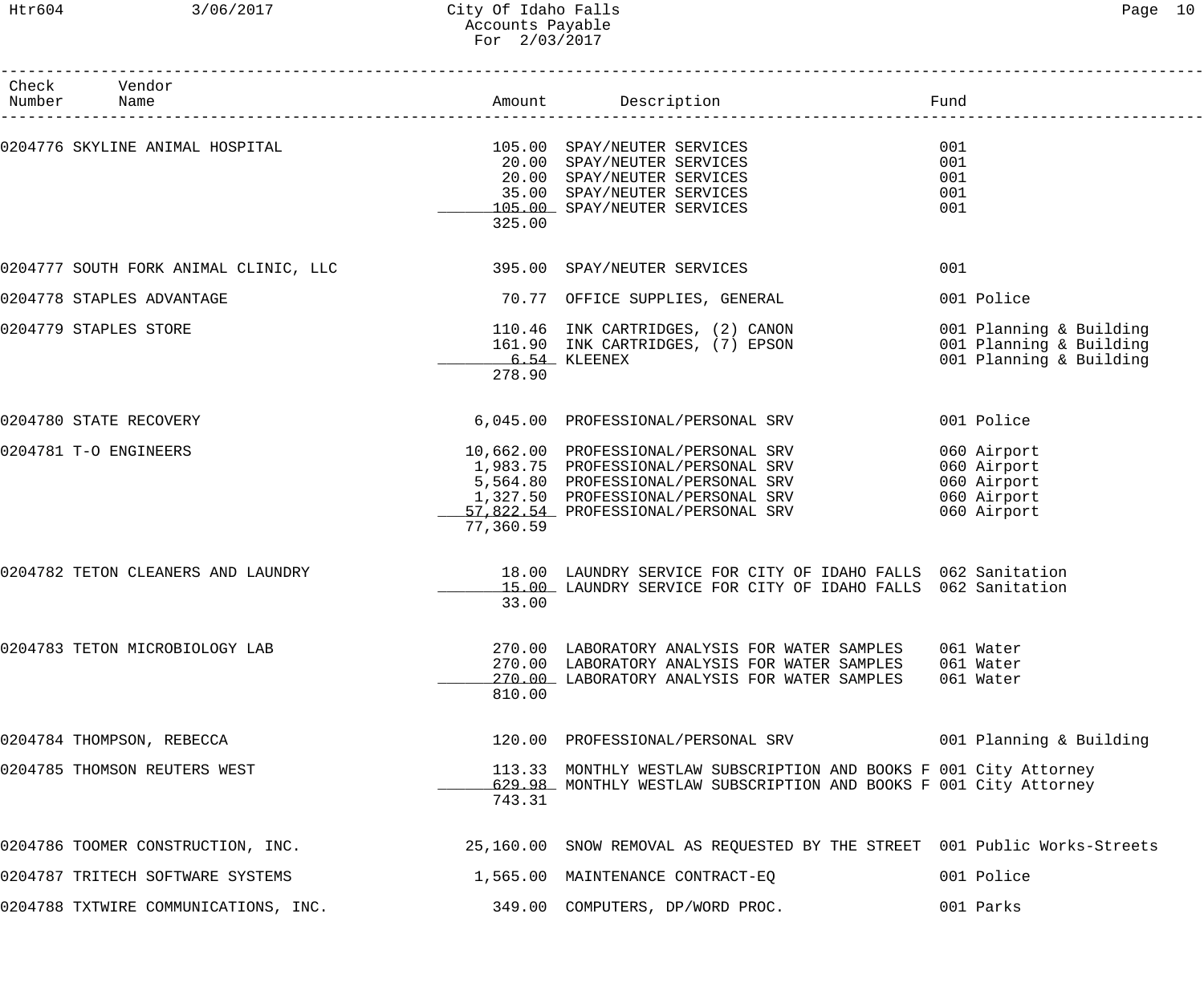City Of Idaho Falls
Accounts Payable
For 2/03/2017

| Check Number | Vendor Name | Amount | Description | Fund |
|---|---|---|---|---|
| 0204776 | SKYLINE ANIMAL HOSPITAL | 105.00 | SPAY/NEUTER SERVICES | 001 |
| | | 20.00 | SPAY/NEUTER SERVICES | 001 |
| | | 20.00 | SPAY/NEUTER SERVICES | 001 |
| | | 35.00 | SPAY/NEUTER SERVICES | 001 |
| | | 105.00 | SPAY/NEUTER SERVICES | 001 |
| | | 325.00 | | |
| 0204777 | SOUTH FORK ANIMAL CLINIC, LLC | 395.00 | SPAY/NEUTER SERVICES | 001 |
| 0204778 | STAPLES ADVANTAGE | 70.77 | OFFICE SUPPLIES, GENERAL | 001 Police |
| 0204779 | STAPLES STORE | 110.46 | INK CARTRIDGES, (2) CANON | 001 Planning & Building |
| | | 161.90 | INK CARTRIDGES, (7) EPSON | 001 Planning & Building |
| | | 6.54 | KLEENEX | 001 Planning & Building |
| | | 278.90 | | |
| 0204780 | STATE RECOVERY | 6,045.00 | PROFESSIONAL/PERSONAL SRV | 001 Police |
| 0204781 | T-O ENGINEERS | 10,662.00 | PROFESSIONAL/PERSONAL SRV | 060 Airport |
| | | 1,983.75 | PROFESSIONAL/PERSONAL SRV | 060 Airport |
| | | 5,564.80 | PROFESSIONAL/PERSONAL SRV | 060 Airport |
| | | 1,327.50 | PROFESSIONAL/PERSONAL SRV | 060 Airport |
| | | 57,822.54 | PROFESSIONAL/PERSONAL SRV | 060 Airport |
| | | 77,360.59 | | |
| 0204782 | TETON CLEANERS AND LAUNDRY | 18.00 | LAUNDRY SERVICE FOR CITY OF IDAHO FALLS | 062 Sanitation |
| | | 15.00 | LAUNDRY SERVICE FOR CITY OF IDAHO FALLS | 062 Sanitation |
| | | 33.00 | | |
| 0204783 | TETON MICROBIOLOGY LAB | 270.00 | LABORATORY ANALYSIS FOR WATER SAMPLES | 061 Water |
| | | 270.00 | LABORATORY ANALYSIS FOR WATER SAMPLES | 061 Water |
| | | 270.00 | LABORATORY ANALYSIS FOR WATER SAMPLES | 061 Water |
| | | 810.00 | | |
| 0204784 | THOMPSON, REBECCA | 120.00 | PROFESSIONAL/PERSONAL SRV | 001 Planning & Building |
| 0204785 | THOMSON REUTERS WEST | 113.33 | MONTHLY WESTLAW SUBSCRIPTION AND BOOKS F | 001 City Attorney |
| | | 629.98 | MONTHLY WESTLAW SUBSCRIPTION AND BOOKS F | 001 City Attorney |
| | | 743.31 | | |
| 0204786 | TOOMER CONSTRUCTION, INC. | 25,160.00 | SNOW REMOVAL AS REQUESTED BY THE STREET | 001 Public Works-Streets |
| 0204787 | TRITECH SOFTWARE SYSTEMS | 1,565.00 | MAINTENANCE CONTRACT-EQ | 001 Police |
| 0204788 | TXTWIRE COMMUNICATIONS, INC. | 349.00 | COMPUTERS, DP/WORD PROC. | 001 Parks |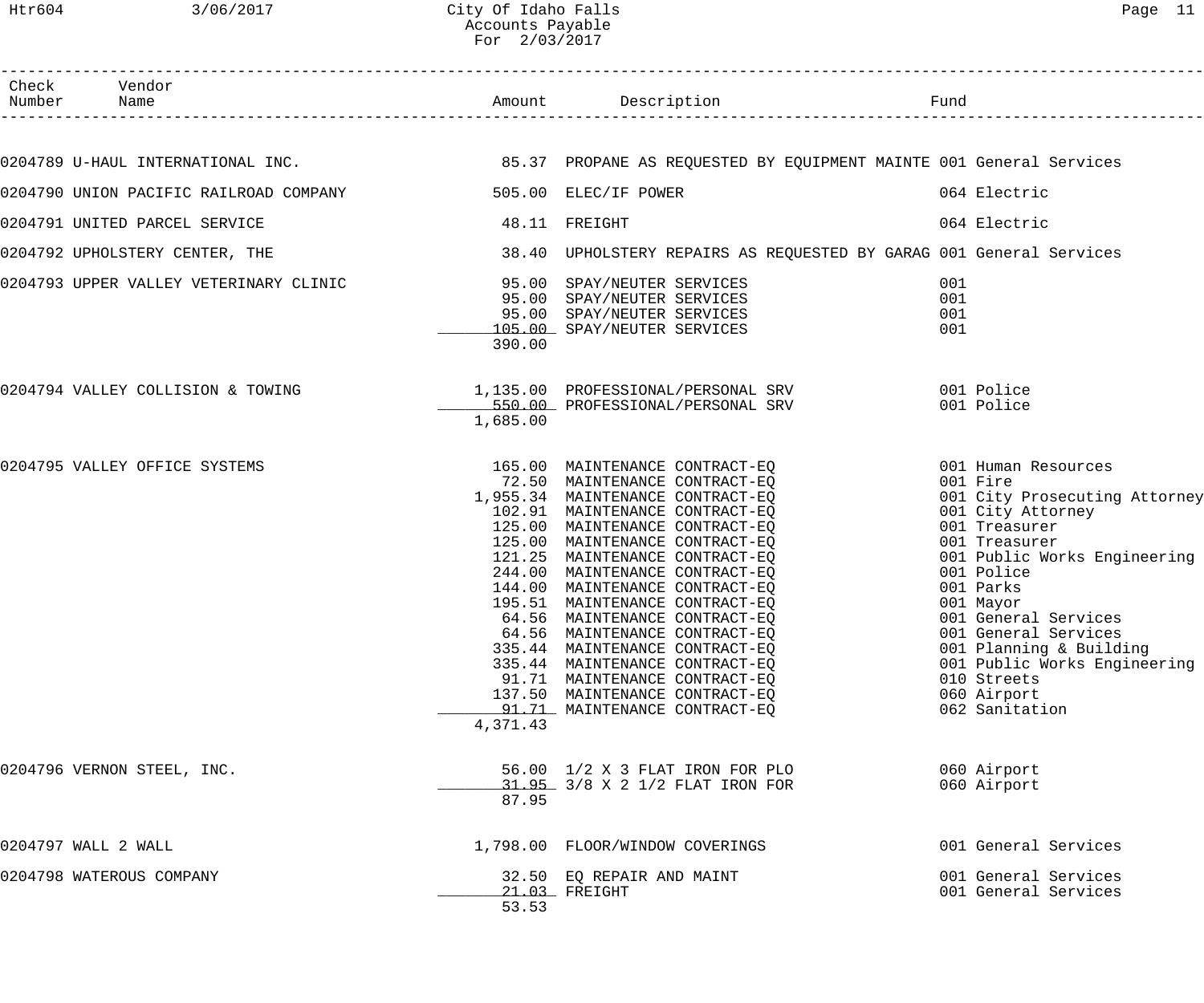# City Of Idaho Falls
## Accounts Payable
### For 2/03/2017

| Check Number | Vendor Name | Amount | Description | Fund |
|---|---|---|---|---|
| 0204789 | U-HAUL INTERNATIONAL INC. | 85.37 | PROPANE AS REQUESTED BY EQUIPMENT MAINTE | 001 General Services |
| 0204790 | UNION PACIFIC RAILROAD COMPANY | 505.00 | ELEC/IF POWER | 064 Electric |
| 0204791 | UNITED PARCEL SERVICE | 48.11 | FREIGHT | 064 Electric |
| 0204792 | UPHOLSTERY CENTER, THE | 38.40 | UPHOLSTERY REPAIRS AS REQUESTED BY GARAG | 001 General Services |
| 0204793 | UPPER VALLEY VETERINARY CLINIC | 95.00 | SPAY/NEUTER SERVICES | 001 |
| | | 95.00 | SPAY/NEUTER SERVICES | 001 |
| | | 95.00 | SPAY/NEUTER SERVICES | 001 |
| | | 105.00 | SPAY/NEUTER SERVICES | 001 |
| | | 390.00 | | |
| 0204794 | VALLEY COLLISION & TOWING | 1,135.00 | PROFESSIONAL/PERSONAL SRV | 001 Police |
| | | 550.00 | PROFESSIONAL/PERSONAL SRV | 001 Police |
| | | 1,685.00 | | |
| 0204795 | VALLEY OFFICE SYSTEMS | 165.00 | MAINTENANCE CONTRACT-EQ | 001 Human Resources |
| | | 72.50 | MAINTENANCE CONTRACT-EQ | 001 Fire |
| | | 1,955.34 | MAINTENANCE CONTRACT-EQ | 001 City Prosecuting Attorney |
| | | 102.91 | MAINTENANCE CONTRACT-EQ | 001 City Attorney |
| | | 125.00 | MAINTENANCE CONTRACT-EQ | 001 Treasurer |
| | | 125.00 | MAINTENANCE CONTRACT-EQ | 001 Treasurer |
| | | 121.25 | MAINTENANCE CONTRACT-EQ | 001 Public Works Engineering |
| | | 244.00 | MAINTENANCE CONTRACT-EQ | 001 Police |
| | | 144.00 | MAINTENANCE CONTRACT-EQ | 001 Parks |
| | | 195.51 | MAINTENANCE CONTRACT-EQ | 001 Mayor |
| | | 64.56 | MAINTENANCE CONTRACT-EQ | 001 General Services |
| | | 64.56 | MAINTENANCE CONTRACT-EQ | 001 General Services |
| | | 335.44 | MAINTENANCE CONTRACT-EQ | 001 Planning & Building |
| | | 335.44 | MAINTENANCE CONTRACT-EQ | 001 Public Works Engineering |
| | | 91.71 | MAINTENANCE CONTRACT-EQ | 010 Streets |
| | | 137.50 | MAINTENANCE CONTRACT-EQ | 060 Airport |
| | | 91.71 | MAINTENANCE CONTRACT-EQ | 062 Sanitation |
| | | 4,371.43 | | |
| 0204796 | VERNON STEEL, INC. | 56.00 | 1/2 X 3 FLAT IRON FOR PLO | 060 Airport |
| | | 31.95 | 3/8 X 2 1/2 FLAT IRON FOR | 060 Airport |
| | | 87.95 | | |
| 0204797 | WALL 2 WALL | 1,798.00 | FLOOR/WINDOW COVERINGS | 001 General Services |
| 0204798 | WATEROUS COMPANY | 32.50 | EQ REPAIR AND MAINT | 001 General Services |
| | | 21.03 | FREIGHT | 001 General Services |
| | | 53.53 | | |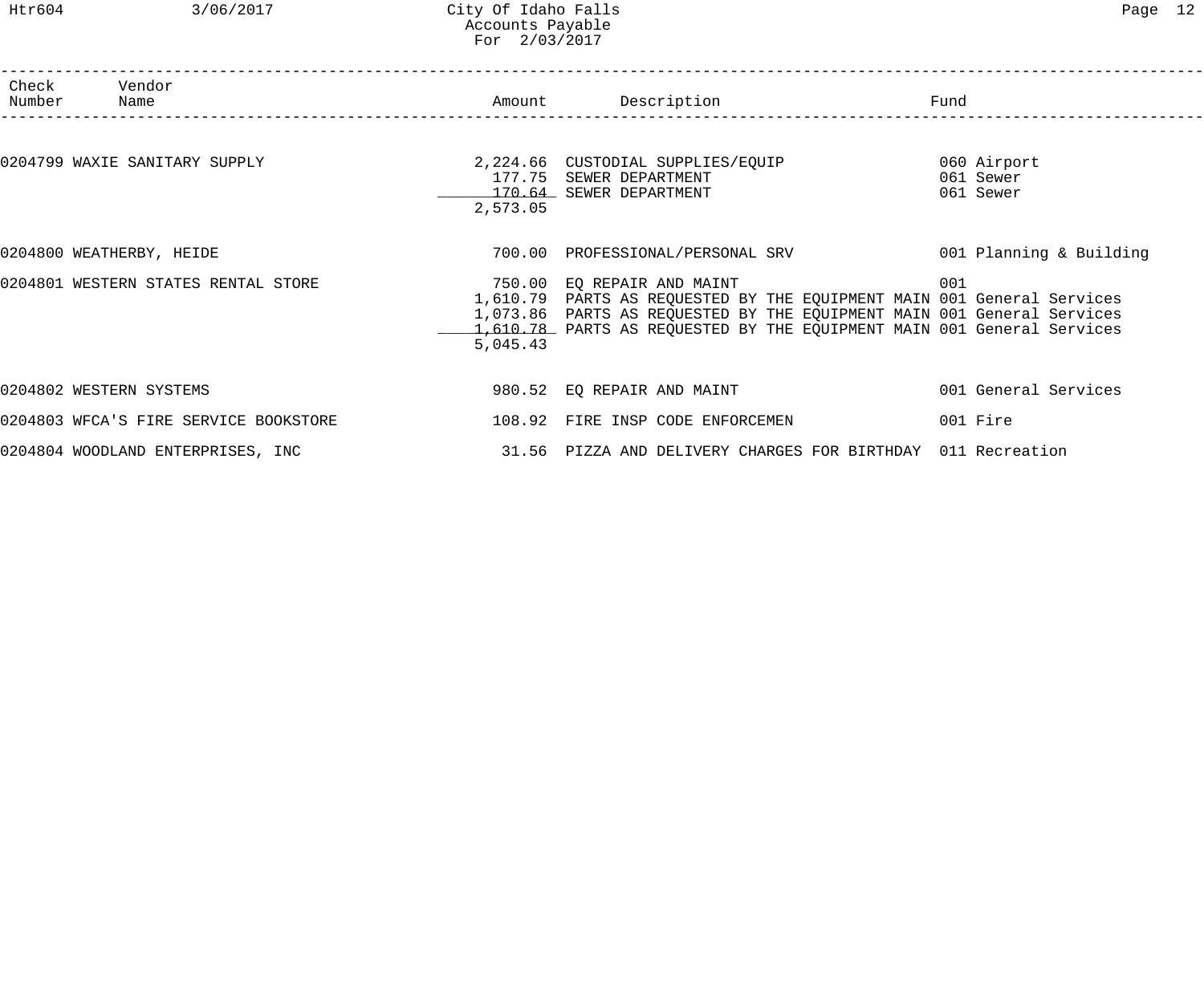City Of Idaho Falls
Accounts Payable
For 2/03/2017

| Check Number | Vendor Name | Amount | Description | Fund |
|---|---|---|---|---|
| 0204799 | WAXIE SANITARY SUPPLY | 2,224.66 | CUSTODIAL SUPPLIES/EQUIP | 060 Airport |
| | | 177.75 | SEWER DEPARTMENT | 061 Sewer |
| | | 170.64 | SEWER DEPARTMENT | 061 Sewer |
| | | 2,573.05 | | |
| 0204800 | WEATHERBY, HEIDE | 700.00 | PROFESSIONAL/PERSONAL SRV | 001 Planning & Building |
| 0204801 | WESTERN STATES RENTAL STORE | 750.00 | EQ REPAIR AND MAINT | 001 |
| | | 1,610.79 | PARTS AS REQUESTED BY THE EQUIPMENT MAIN | 001 General Services |
| | | 1,073.86 | PARTS AS REQUESTED BY THE EQUIPMENT MAIN | 001 General Services |
| | | 1,610.78 | PARTS AS REQUESTED BY THE EQUIPMENT MAIN | 001 General Services |
| | | 5,045.43 | | |
| 0204802 | WESTERN SYSTEMS | 980.52 | EQ REPAIR AND MAINT | 001 General Services |
| 0204803 | WFCA'S FIRE SERVICE BOOKSTORE | 108.92 | FIRE INSP CODE ENFORCEMEN | 001 Fire |
| 0204804 | WOODLAND ENTERPRISES, INC | 31.56 | PIZZA AND DELIVERY CHARGES FOR BIRTHDAY | 011 Recreation |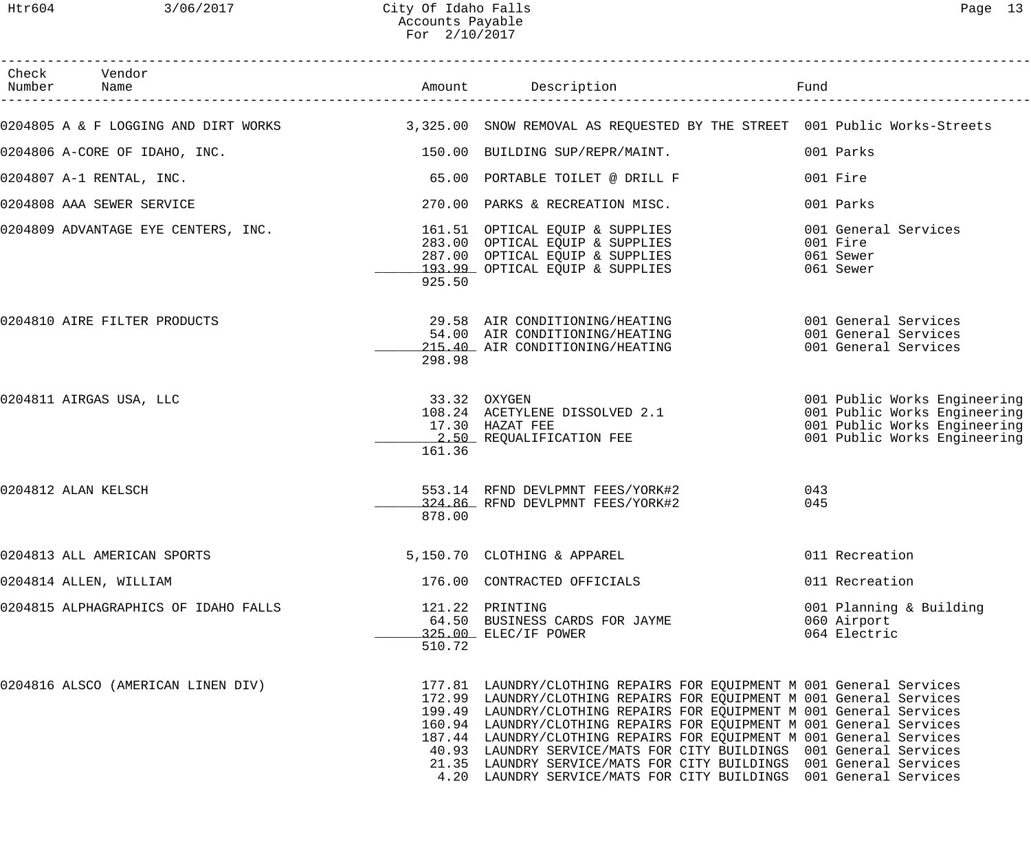# City Of Idaho Falls
## Accounts Payable
### For 2/10/2017

| Check Number | Vendor Name | Amount | Description | Fund |
|---|---|---|---|---|
| 0204805 | A & F LOGGING AND DIRT WORKS | 3,325.00 | SNOW REMOVAL AS REQUESTED BY THE STREET | 001 Public Works-Streets |
| 0204806 | A-CORE OF IDAHO, INC. | 150.00 | BUILDING SUP/REPR/MAINT. | 001 Parks |
| 0204807 | A-1 RENTAL, INC. | 65.00 | PORTABLE TOILET @ DRILL F | 001 Fire |
| 0204808 | AAA SEWER SERVICE | 270.00 | PARKS & RECREATION MISC. | 001 Parks |
| 0204809 | ADVANTAGE EYE CENTERS, INC. | 161.51 | OPTICAL EQUIP & SUPPLIES | 001 General Services |
| | | 283.00 | OPTICAL EQUIP & SUPPLIES | 001 Fire |
| | | 287.00 | OPTICAL EQUIP & SUPPLIES | 061 Sewer |
| | | 193.99 | OPTICAL EQUIP & SUPPLIES | 061 Sewer |
| | | 925.50 | | |
| 0204810 | AIRE FILTER PRODUCTS | 29.58 | AIR CONDITIONING/HEATING | 001 General Services |
| | | 54.00 | AIR CONDITIONING/HEATING | 001 General Services |
| | | 215.40 | AIR CONDITIONING/HEATING | 001 General Services |
| | | 298.98 | | |
| 0204811 | AIRGAS USA, LLC | 33.32 | OXYGEN | 001 Public Works Engineering |
| | | 108.24 | ACETYLENE DISSOLVED 2.1 | 001 Public Works Engineering |
| | | 17.30 | HAZAT FEE | 001 Public Works Engineering |
| | | 2.50 | REQUALIFICATION FEE | 001 Public Works Engineering |
| | | 161.36 | | |
| 0204812 | ALAN KELSCH | 553.14 | RFND DEVLPMNT FEES/YORK#2 | 043 |
| | | 324.86 | RFND DEVLPMNT FEES/YORK#2 | 045 |
| | | 878.00 | | |
| 0204813 | ALL AMERICAN SPORTS | 5,150.70 | CLOTHING & APPAREL | 011 Recreation |
| 0204814 | ALLEN, WILLIAM | 176.00 | CONTRACTED OFFICIALS | 011 Recreation |
| 0204815 | ALPHAGRAPHICS OF IDAHO FALLS | 121.22 | PRINTING | 001 Planning & Building |
| | | 64.50 | BUSINESS CARDS FOR JAYME | 060 Airport |
| | | 325.00 | ELEC/IF POWER | 064 Electric |
| | | 510.72 | | |
| 0204816 | ALSCO (AMERICAN LINEN DIV) | 177.81 | LAUNDRY/CLOTHING REPAIRS FOR EQUIPMENT M | 001 General Services |
| | | 172.99 | LAUNDRY/CLOTHING REPAIRS FOR EQUIPMENT M | 001 General Services |
| | | 199.49 | LAUNDRY/CLOTHING REPAIRS FOR EQUIPMENT M | 001 General Services |
| | | 160.94 | LAUNDRY/CLOTHING REPAIRS FOR EQUIPMENT M | 001 General Services |
| | | 187.44 | LAUNDRY/CLOTHING REPAIRS FOR EQUIPMENT M | 001 General Services |
| | | 40.93 | LAUNDRY SERVICE/MATS FOR CITY BUILDINGS | 001 General Services |
| | | 21.35 | LAUNDRY SERVICE/MATS FOR CITY BUILDINGS | 001 General Services |
| | | 4.20 | LAUNDRY SERVICE/MATS FOR CITY BUILDINGS | 001 General Services |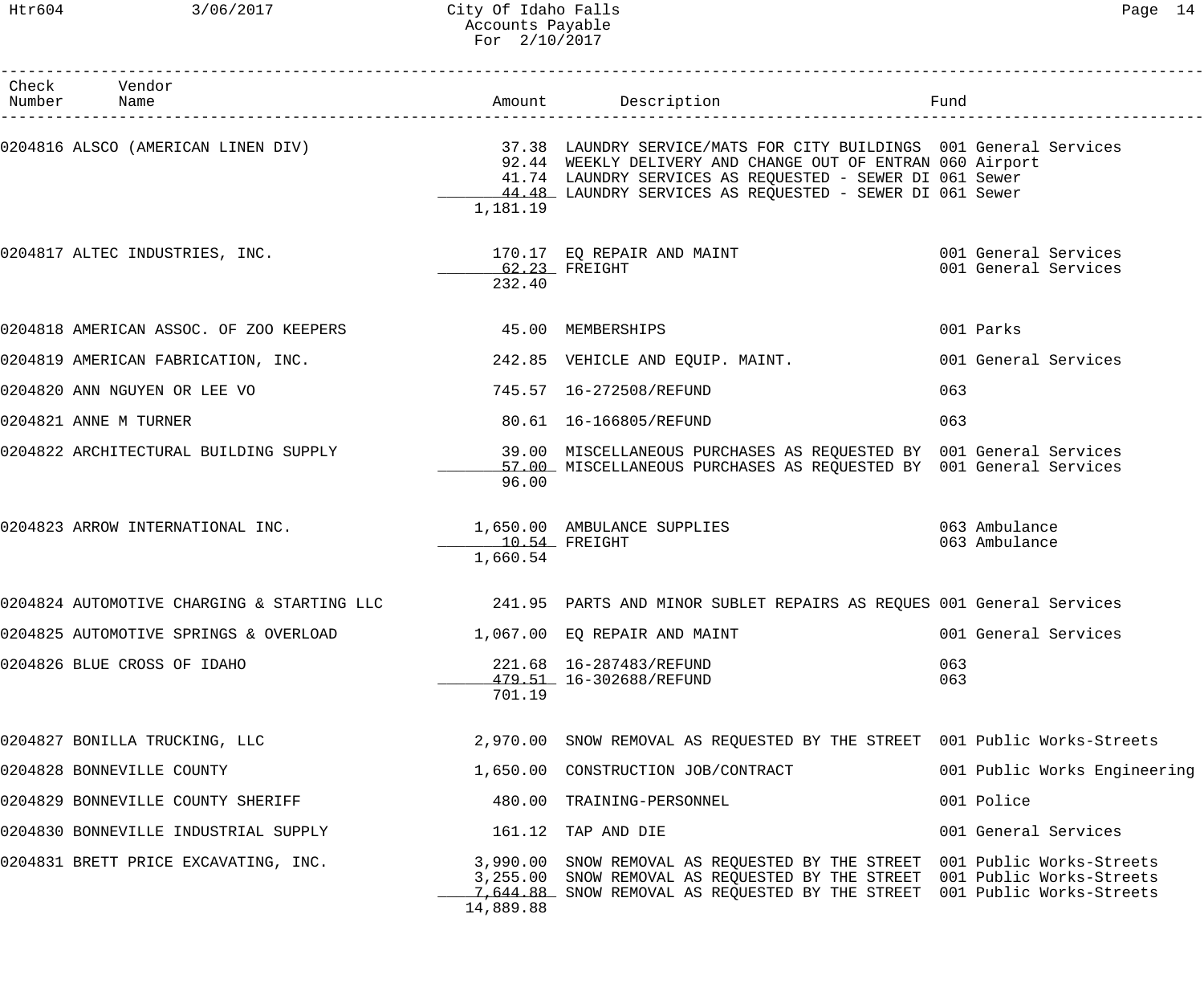City Of Idaho Falls
Accounts Payable
For 2/10/2017

| Check Number | Vendor Name | Amount | Description | Fund |
|---|---|---|---|---|
| 0204816 | ALSCO (AMERICAN LINEN DIV) | 37.38 | LAUNDRY SERVICE/MATS FOR CITY BUILDINGS | 001 General Services |
| | | 92.44 | WEEKLY DELIVERY AND CHANGE OUT OF ENTRAN | 060 Airport |
| | | 41.74 | LAUNDRY SERVICES AS REQUESTED - SEWER DI | 061 Sewer |
| | | 44.48 | LAUNDRY SERVICES AS REQUESTED - SEWER DI | 061 Sewer |
| | | 1,181.19 | | |
| 0204817 | ALTEC INDUSTRIES, INC. | 170.17 | EQ REPAIR AND MAINT | 001 General Services |
| | | 62.23 | FREIGHT | 001 General Services |
| | | 232.40 | | |
| 0204818 | AMERICAN ASSOC. OF ZOO KEEPERS | 45.00 | MEMBERSHIPS | 001 Parks |
| 0204819 | AMERICAN FABRICATION, INC. | 242.85 | VEHICLE AND EQUIP. MAINT. | 001 General Services |
| 0204820 | ANN NGUYEN OR LEE VO | 745.57 | 16-272508/REFUND | 063 |
| 0204821 | ANNE M TURNER | 80.61 | 16-166805/REFUND | 063 |
| 0204822 | ARCHITECTURAL BUILDING SUPPLY | 39.00 | MISCELLANEOUS PURCHASES AS REQUESTED BY | 001 General Services |
| | | 57.00 | MISCELLANEOUS PURCHASES AS REQUESTED BY | 001 General Services |
| | | 96.00 | | |
| 0204823 | ARROW INTERNATIONAL INC. | 1,650.00 | AMBULANCE SUPPLIES | 063 Ambulance |
| | | 10.54 | FREIGHT | 063 Ambulance |
| | | 1,660.54 | | |
| 0204824 | AUTOMOTIVE CHARGING & STARTING LLC | 241.95 | PARTS AND MINOR SUBLET REPAIRS AS REQUES | 001 General Services |
| 0204825 | AUTOMOTIVE SPRINGS & OVERLOAD | 1,067.00 | EQ REPAIR AND MAINT | 001 General Services |
| 0204826 | BLUE CROSS OF IDAHO | 221.68 | 16-287483/REFUND | 063 |
| | | 479.51 | 16-302688/REFUND | 063 |
| | | 701.19 | | |
| 0204827 | BONILLA TRUCKING, LLC | 2,970.00 | SNOW REMOVAL AS REQUESTED BY THE STREET | 001 Public Works-Streets |
| 0204828 | BONNEVILLE COUNTY | 1,650.00 | CONSTRUCTION JOB/CONTRACT | 001 Public Works Engineering |
| 0204829 | BONNEVILLE COUNTY SHERIFF | 480.00 | TRAINING-PERSONNEL | 001 Police |
| 0204830 | BONNEVILLE INDUSTRIAL SUPPLY | 161.12 | TAP AND DIE | 001 General Services |
| 0204831 | BRETT PRICE EXCAVATING, INC. | 3,990.00 | SNOW REMOVAL AS REQUESTED BY THE STREET | 001 Public Works-Streets |
| | | 3,255.00 | SNOW REMOVAL AS REQUESTED BY THE STREET | 001 Public Works-Streets |
| | | 7,644.88 | SNOW REMOVAL AS REQUESTED BY THE STREET | 001 Public Works-Streets |
| | | 14,889.88 | | |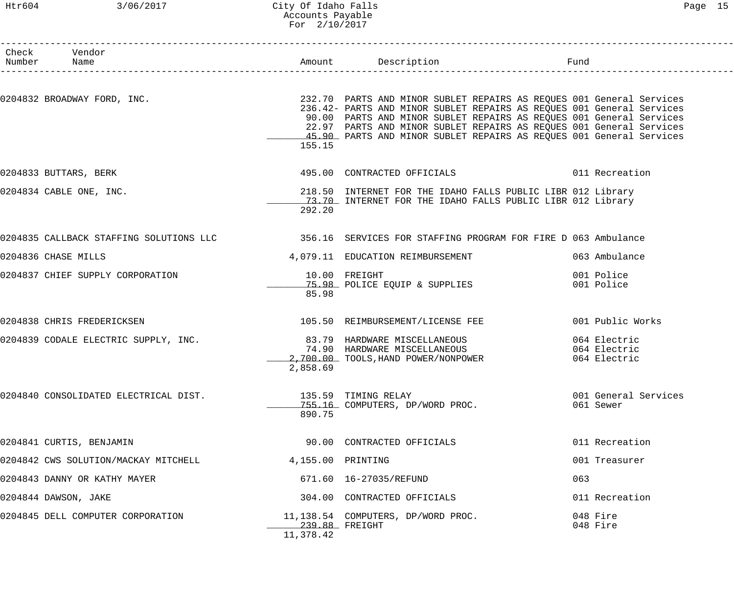City Of Idaho Falls
Accounts Payable
For 2/10/2017

| Check Number | Vendor Name | Amount | Description | Fund |
|---|---|---|---|---|
| 0204832 | BROADWAY FORD, INC. | 232.70 | PARTS AND MINOR SUBLET REPAIRS AS REQUES | 001 General Services |
| | | 236.42- | PARTS AND MINOR SUBLET REPAIRS AS REQUES | 001 General Services |
| | | 90.00 | PARTS AND MINOR SUBLET REPAIRS AS REQUES | 001 General Services |
| | | 22.97 | PARTS AND MINOR SUBLET REPAIRS AS REQUES | 001 General Services |
| | | 45.90 | PARTS AND MINOR SUBLET REPAIRS AS REQUES | 001 General Services |
| | | 155.15 | | |
| 0204833 | BUTTARS, BERK | 495.00 | CONTRACTED OFFICIALS | 011 Recreation |
| 0204834 | CABLE ONE, INC. | 218.50 | INTERNET FOR THE IDAHO FALLS PUBLIC LIBR | 012 Library |
| | | 73.70 | INTERNET FOR THE IDAHO FALLS PUBLIC LIBR | 012 Library |
| | | 292.20 | | |
| 0204835 | CALLBACK STAFFING SOLUTIONS LLC | 356.16 | SERVICES FOR STAFFING PROGRAM FOR FIRE D | 063 Ambulance |
| 0204836 | CHASE MILLS | 4,079.11 | EDUCATION REIMBURSEMENT | 063 Ambulance |
| 0204837 | CHIEF SUPPLY CORPORATION | 10.00 | FREIGHT | 001 Police |
| | | 75.98 | POLICE EQUIP & SUPPLIES | 001 Police |
| | | 85.98 | | |
| 0204838 | CHRIS FREDERICKSEN | 105.50 | REIMBURSEMENT/LICENSE FEE | 001 Public Works |
| 0204839 | CODALE ELECTRIC SUPPLY, INC. | 83.79 | HARDWARE MISCELLANEOUS | 064 Electric |
| | | 74.90 | HARDWARE MISCELLANEOUS | 064 Electric |
| | | 2,700.00 | TOOLS,HAND POWER/NONPOWER | 064 Electric |
| | | 2,858.69 | | |
| 0204840 | CONSOLIDATED ELECTRICAL DIST. | 135.59 | TIMING RELAY | 001 General Services |
| | | 755.16 | COMPUTERS, DP/WORD PROC. | 061 Sewer |
| | | 890.75 | | |
| 0204841 | CURTIS, BENJAMIN | 90.00 | CONTRACTED OFFICIALS | 011 Recreation |
| 0204842 | CWS SOLUTION/MACKAY MITCHELL | 4,155.00 | PRINTING | 001 Treasurer |
| 0204843 | DANNY OR KATHY MAYER | 671.60 | 16-27035/REFUND | 063 |
| 0204844 | DAWSON, JAKE | 304.00 | CONTRACTED OFFICIALS | 011 Recreation |
| 0204845 | DELL COMPUTER CORPORATION | 11,138.54 | COMPUTERS, DP/WORD PROC. | 048 Fire |
| | | 239.88 | FREIGHT | 048 Fire |
| | | 11,378.42 | | |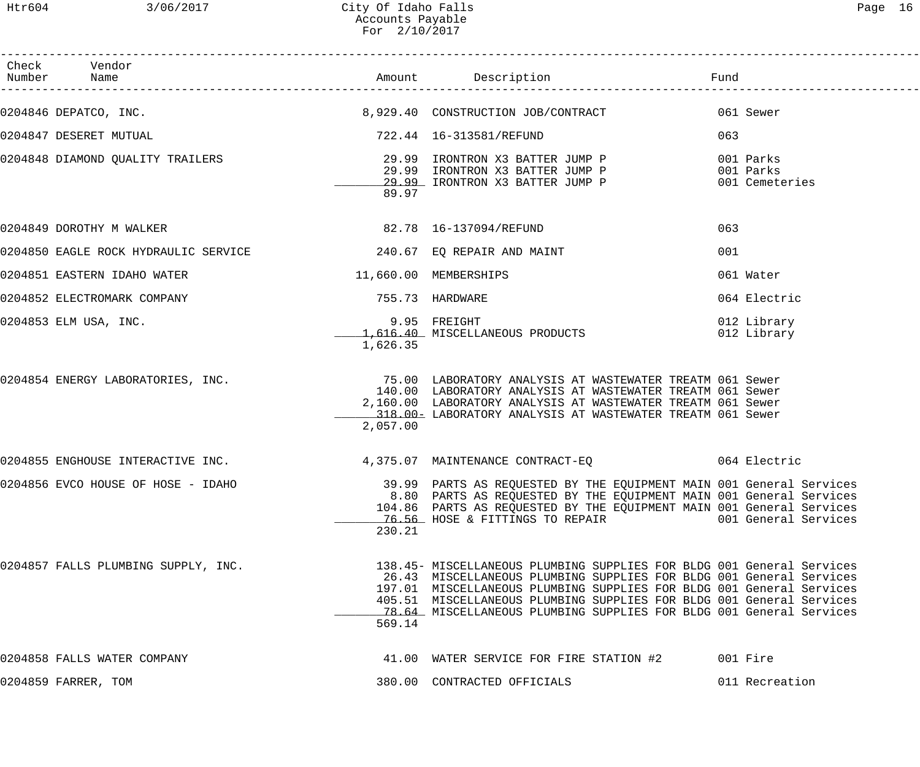City Of Idaho Falls
Accounts Payable
For 2/10/2017

| Check Number | Vendor Name | Amount | Description | Fund |
|---|---|---|---|---|
| 0204846 | DEPATCO, INC. | 8,929.40 | CONSTRUCTION JOB/CONTRACT | 061 Sewer |
| 0204847 | DESERET MUTUAL | 722.44 | 16-313581/REFUND | 063 |
| 0204848 | DIAMOND QUALITY TRAILERS | 29.99 | IRONTRON X3 BATTER JUMP P | 001 Parks |
| | | 29.99 | IRONTRON X3 BATTER JUMP P | 001 Parks |
| | | 29.99 | IRONTRON X3 BATTER JUMP P | 001 Cemeteries |
| | | 89.97 | | |
| 0204849 | DOROTHY M WALKER | 82.78 | 16-137094/REFUND | 063 |
| 0204850 | EAGLE ROCK HYDRAULIC SERVICE | 240.67 | EQ REPAIR AND MAINT | 001 |
| 0204851 | EASTERN IDAHO WATER | 11,660.00 | MEMBERSHIPS | 061 Water |
| 0204852 | ELECTROMARK COMPANY | 755.73 | HARDWARE | 064 Electric |
| 0204853 | ELM USA, INC. | 9.95 | FREIGHT | 012 Library |
| | | 1,616.40 | MISCELLANEOUS PRODUCTS | 012 Library |
| | | 1,626.35 | | |
| 0204854 | ENERGY LABORATORIES, INC. | 75.00 | LABORATORY ANALYSIS AT WASTEWATER TREATM | 061 Sewer |
| | | 140.00 | LABORATORY ANALYSIS AT WASTEWATER TREATM | 061 Sewer |
| | | 2,160.00 | LABORATORY ANALYSIS AT WASTEWATER TREATM | 061 Sewer |
| | | 318.00- | LABORATORY ANALYSIS AT WASTEWATER TREATM | 061 Sewer |
| | | 2,057.00 | | |
| 0204855 | ENGHOUSE INTERACTIVE INC. | 4,375.07 | MAINTENANCE CONTRACT-EQ | 064 Electric |
| 0204856 | EVCO HOUSE OF HOSE - IDAHO | 39.99 | PARTS AS REQUESTED BY THE EQUIPMENT MAIN | 001 General Services |
| | | 8.80 | PARTS AS REQUESTED BY THE EQUIPMENT MAIN | 001 General Services |
| | | 104.86 | PARTS AS REQUESTED BY THE EQUIPMENT MAIN | 001 General Services |
| | | 76.56 | HOSE & FITTINGS TO REPAIR | 001 General Services |
| | | 230.21 | | |
| 0204857 | FALLS PLUMBING SUPPLY, INC. | 138.45- | MISCELLANEOUS PLUMBING SUPPLIES FOR BLDG | 001 General Services |
| | | 26.43 | MISCELLANEOUS PLUMBING SUPPLIES FOR BLDG | 001 General Services |
| | | 197.01 | MISCELLANEOUS PLUMBING SUPPLIES FOR BLDG | 001 General Services |
| | | 405.51 | MISCELLANEOUS PLUMBING SUPPLIES FOR BLDG | 001 General Services |
| | | 78.64 | MISCELLANEOUS PLUMBING SUPPLIES FOR BLDG | 001 General Services |
| | | 569.14 | | |
| 0204858 | FALLS WATER COMPANY | 41.00 | WATER SERVICE FOR FIRE STATION #2 | 001 Fire |
| 0204859 | FARRER, TOM | 380.00 | CONTRACTED OFFICIALS | 011 Recreation |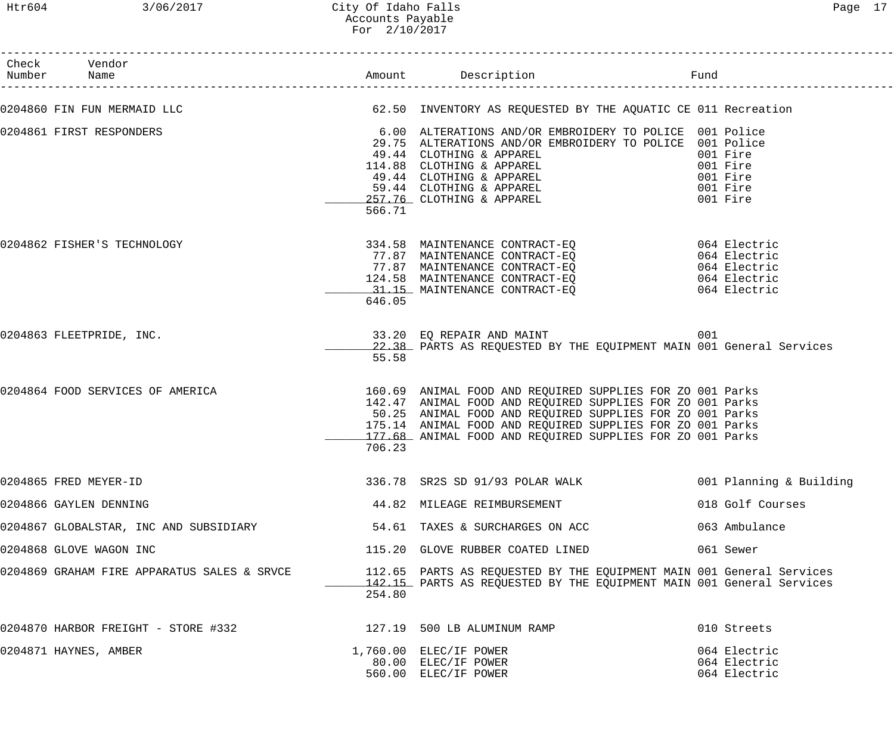# City Of Idaho Falls
## Accounts Payable
### For 2/10/2017

| Check Number | Vendor Name | Amount | Description | Fund |
|---|---|---|---|---|
| 0204860 | FIN FUN MERMAID LLC | 62.50 | INVENTORY AS REQUESTED BY THE AQUATIC CE | 011 Recreation |
| 0204861 | FIRST RESPONDERS | 6.00 | ALTERATIONS AND/OR EMBROIDERY TO POLICE | 001 Police |
| | | 29.75 | ALTERATIONS AND/OR EMBROIDERY TO POLICE | 001 Police |
| | | 49.44 | CLOTHING & APPAREL | 001 Fire |
| | | 114.88 | CLOTHING & APPAREL | 001 Fire |
| | | 49.44 | CLOTHING & APPAREL | 001 Fire |
| | | 59.44 | CLOTHING & APPAREL | 001 Fire |
| | | 257.76 | CLOTHING & APPAREL | 001 Fire |
| | | 566.71 | | |
| 0204862 | FISHER'S TECHNOLOGY | 334.58 | MAINTENANCE CONTRACT-EQ | 064 Electric |
| | | 77.87 | MAINTENANCE CONTRACT-EQ | 064 Electric |
| | | 77.87 | MAINTENANCE CONTRACT-EQ | 064 Electric |
| | | 124.58 | MAINTENANCE CONTRACT-EQ | 064 Electric |
| | | 31.15 | MAINTENANCE CONTRACT-EQ | 064 Electric |
| | | 646.05 | | |
| 0204863 | FLEETPRIDE, INC. | 33.20 | EQ REPAIR AND MAINT | 001 |
| | | 22.38 | PARTS AS REQUESTED BY THE EQUIPMENT MAIN | 001 General Services |
| | | 55.58 | | |
| 0204864 | FOOD SERVICES OF AMERICA | 160.69 | ANIMAL FOOD AND REQUIRED SUPPLIES FOR ZO | 001 Parks |
| | | 142.47 | ANIMAL FOOD AND REQUIRED SUPPLIES FOR ZO | 001 Parks |
| | | 50.25 | ANIMAL FOOD AND REQUIRED SUPPLIES FOR ZO | 001 Parks |
| | | 175.14 | ANIMAL FOOD AND REQUIRED SUPPLIES FOR ZO | 001 Parks |
| | | 177.68 | ANIMAL FOOD AND REQUIRED SUPPLIES FOR ZO | 001 Parks |
| | | 706.23 | | |
| 0204865 | FRED MEYER-ID | 336.78 | SR2S SD 91/93 POLAR WALK | 001 Planning & Building |
| 0204866 | GAYLEN DENNING | 44.82 | MILEAGE REIMBURSEMENT | 018 Golf Courses |
| 0204867 | GLOBALSTAR, INC AND SUBSIDIARY | 54.61 | TAXES & SURCHARGES ON ACC | 063 Ambulance |
| 0204868 | GLOVE WAGON INC | 115.20 | GLOVE RUBBER COATED LINED | 061 Sewer |
| 0204869 | GRAHAM FIRE APPARATUS SALES & SRVCE | 112.65 | PARTS AS REQUESTED BY THE EQUIPMENT MAIN | 001 General Services |
| | | 142.15 | PARTS AS REQUESTED BY THE EQUIPMENT MAIN | 001 General Services |
| | | 254.80 | | |
| 0204870 | HARBOR FREIGHT - STORE #332 | 127.19 | 500 LB ALUMINUM RAMP | 010 Streets |
| 0204871 | HAYNES, AMBER | 1,760.00 | ELEC/IF POWER | 064 Electric |
| | | 80.00 | ELEC/IF POWER | 064 Electric |
| | | 560.00 | ELEC/IF POWER | 064 Electric |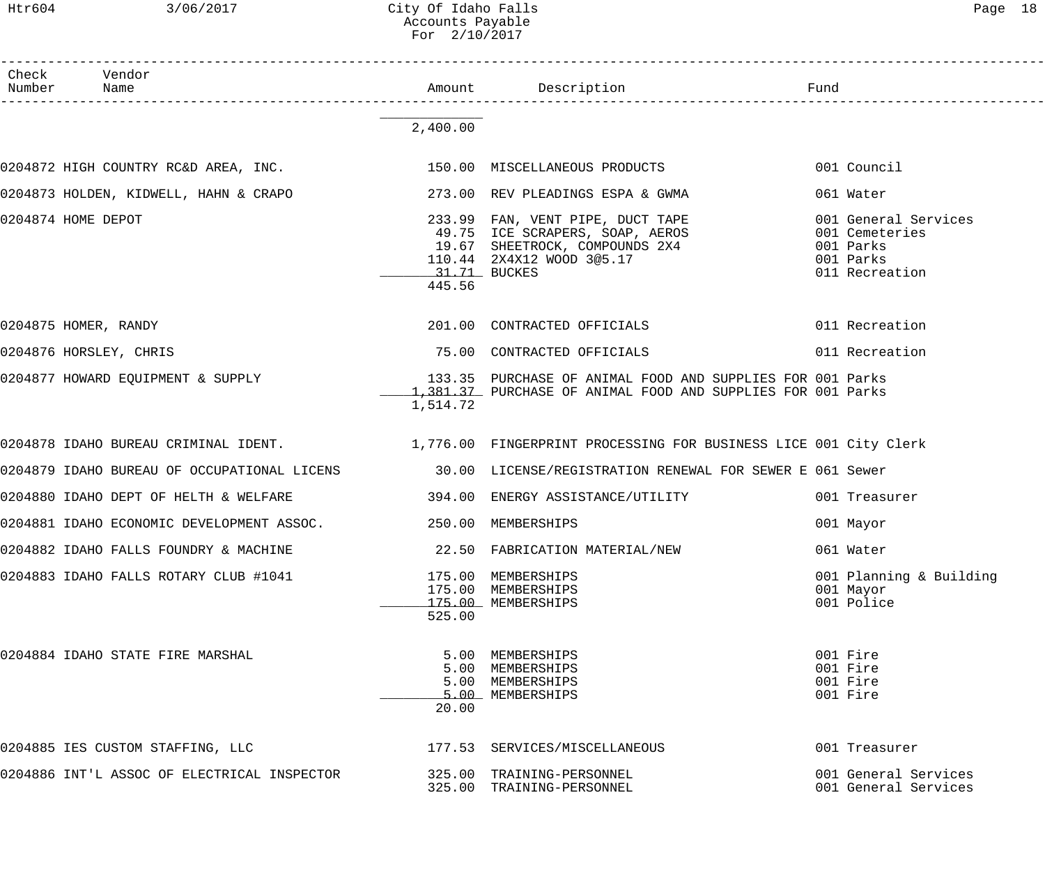City Of Idaho Falls
Accounts Payable
For 2/10/2017

| Check Number | Vendor Name | Amount | Description | Fund |
|---|---|---|---|---|
| | | 2,400.00 | | |
| 0204872 | HIGH COUNTRY RC&D AREA, INC. | 150.00 | MISCELLANEOUS PRODUCTS | 001 Council |
| 0204873 | HOLDEN, KIDWELL, HAHN & CRAPO | 273.00 | REV PLEADINGS ESPA & GWMA | 061 Water |
| 0204874 | HOME DEPOT | 233.99 | FAN, VENT PIPE, DUCT TAPE | 001 General Services |
| | | 49.75 | ICE SCRAPERS, SOAP, AEROS | 001 Cemeteries |
| | | 19.67 | SHEETROCK, COMPOUNDS 2X4 | 001 Parks |
| | | 110.44 | 2X4X12 WOOD 3@5.17 | 001 Parks |
| | | 31.71 | BUCKES | 011 Recreation |
| | | 445.56 | | |
| 0204875 | HOMER, RANDY | 201.00 | CONTRACTED OFFICIALS | 011 Recreation |
| 0204876 | HORSLEY, CHRIS | 75.00 | CONTRACTED OFFICIALS | 011 Recreation |
| 0204877 | HOWARD EQUIPMENT & SUPPLY | 133.35 | PURCHASE OF ANIMAL FOOD AND SUPPLIES FOR | 001 Parks |
| | | 1,381.37 | PURCHASE OF ANIMAL FOOD AND SUPPLIES FOR | 001 Parks |
| | | 1,514.72 | | |
| 0204878 | IDAHO BUREAU CRIMINAL IDENT. | 1,776.00 | FINGERPRINT PROCESSING FOR BUSINESS LICE | 001 City Clerk |
| 0204879 | IDAHO BUREAU OF OCCUPATIONAL LICENS | 30.00 | LICENSE/REGISTRATION RENEWAL FOR SEWER E | 061 Sewer |
| 0204880 | IDAHO DEPT OF HELTH & WELFARE | 394.00 | ENERGY ASSISTANCE/UTILITY | 001 Treasurer |
| 0204881 | IDAHO ECONOMIC DEVELOPMENT ASSOC. | 250.00 | MEMBERSHIPS | 001 Mayor |
| 0204882 | IDAHO FALLS FOUNDRY & MACHINE | 22.50 | FABRICATION MATERIAL/NEW | 061 Water |
| 0204883 | IDAHO FALLS ROTARY CLUB #1041 | 175.00 | MEMBERSHIPS | 001 Planning & Building |
| | | 175.00 | MEMBERSHIPS | 001 Mayor |
| | | 175.00 | MEMBERSHIPS | 001 Police |
| | | 525.00 | | |
| 0204884 | IDAHO STATE FIRE MARSHAL | 5.00 | MEMBERSHIPS | 001 Fire |
| | | 5.00 | MEMBERSHIPS | 001 Fire |
| | | 5.00 | MEMBERSHIPS | 001 Fire |
| | | 5.00 | MEMBERSHIPS | 001 Fire |
| | | 20.00 | | |
| 0204885 | IES CUSTOM STAFFING, LLC | 177.53 | SERVICES/MISCELLANEOUS | 001 Treasurer |
| 0204886 | INT'L ASSOC OF ELECTRICAL INSPECTOR | 325.00 | TRAINING-PERSONNEL | 001 General Services |
| | | 325.00 | TRAINING-PERSONNEL | 001 General Services |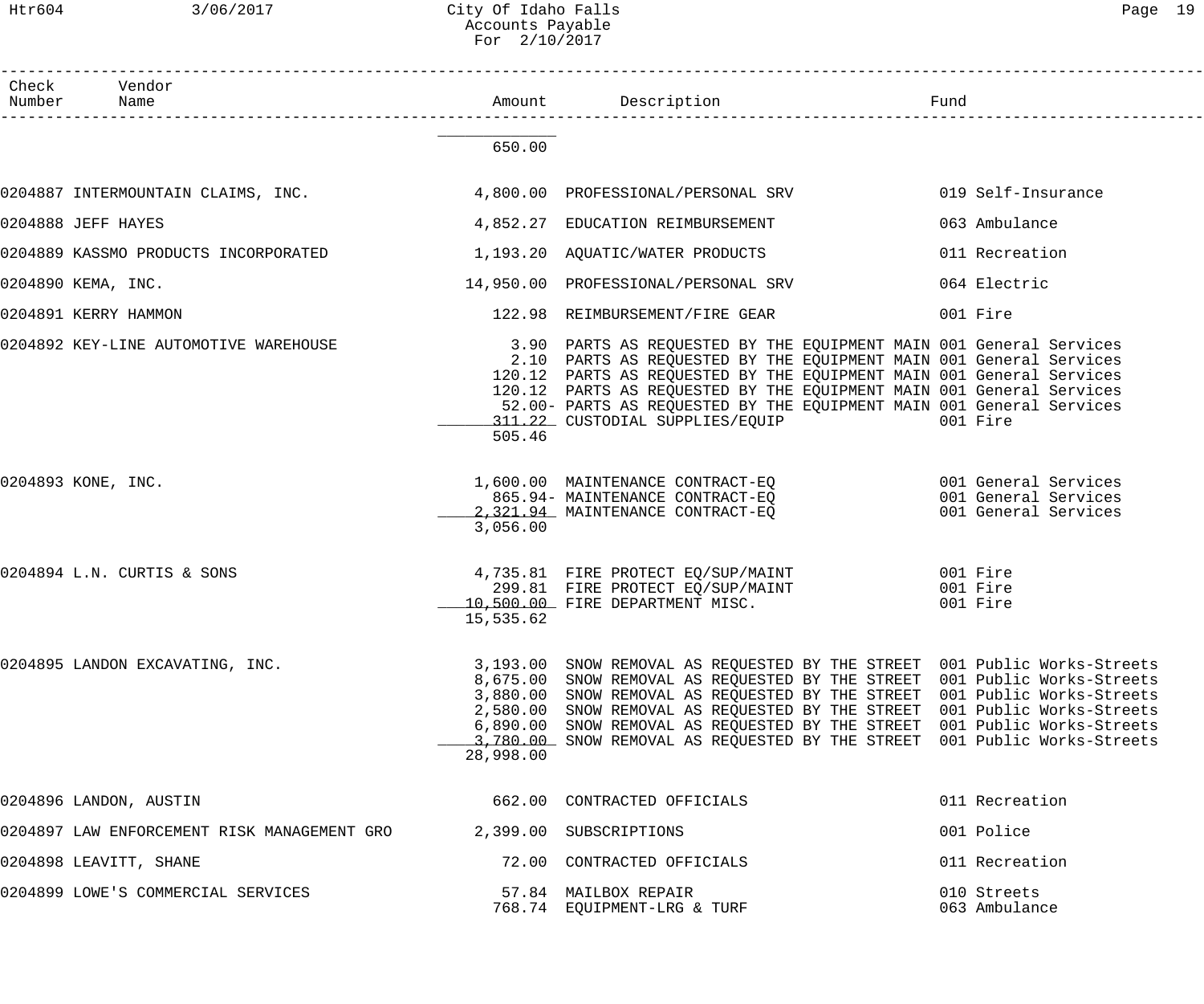City Of Idaho Falls
Accounts Payable
For 2/10/2017

| Check Number | Vendor Name | Amount | Description | Fund |
|---|---|---|---|---|
| | | 650.00 | | |
| 0204887 | INTERMOUNTAIN CLAIMS, INC. | 4,800.00 | PROFESSIONAL/PERSONAL SRV | 019 Self-Insurance |
| 0204888 | JEFF HAYES | 4,852.27 | EDUCATION REIMBURSEMENT | 063 Ambulance |
| 0204889 | KASSMO PRODUCTS INCORPORATED | 1,193.20 | AQUATIC/WATER PRODUCTS | 011 Recreation |
| 0204890 | KEMA, INC. | 14,950.00 | PROFESSIONAL/PERSONAL SRV | 064 Electric |
| 0204891 | KERRY HAMMON | 122.98 | REIMBURSEMENT/FIRE GEAR | 001 Fire |
| 0204892 | KEY-LINE AUTOMOTIVE WAREHOUSE | 3.90 | PARTS AS REQUESTED BY THE EQUIPMENT MAIN | 001 General Services |
| | | 2.10 | PARTS AS REQUESTED BY THE EQUIPMENT MAIN | 001 General Services |
| | | 120.12 | PARTS AS REQUESTED BY THE EQUIPMENT MAIN | 001 General Services |
| | | 120.12 | PARTS AS REQUESTED BY THE EQUIPMENT MAIN | 001 General Services |
| | | 52.00- | PARTS AS REQUESTED BY THE EQUIPMENT MAIN | 001 General Services |
| | | 311.22 | CUSTODIAL SUPPLIES/EQUIP | 001 Fire |
| | | 505.46 | | |
| 0204893 | KONE, INC. | 1,600.00 | MAINTENANCE CONTRACT-EQ | 001 General Services |
| | | 865.94- | MAINTENANCE CONTRACT-EQ | 001 General Services |
| | | 2,321.94 | MAINTENANCE CONTRACT-EQ | 001 General Services |
| | | 3,056.00 | | |
| 0204894 | L.N. CURTIS & SONS | 4,735.81 | FIRE PROTECT EQ/SUP/MAINT | 001 Fire |
| | | 299.81 | FIRE PROTECT EQ/SUP/MAINT | 001 Fire |
| | | 10,500.00 | FIRE DEPARTMENT MISC. | 001 Fire |
| | | 15,535.62 | | |
| 0204895 | LANDON EXCAVATING, INC. | 3,193.00 | SNOW REMOVAL AS REQUESTED BY THE STREET | 001 Public Works-Streets |
| | | 8,675.00 | SNOW REMOVAL AS REQUESTED BY THE STREET | 001 Public Works-Streets |
| | | 3,880.00 | SNOW REMOVAL AS REQUESTED BY THE STREET | 001 Public Works-Streets |
| | | 2,580.00 | SNOW REMOVAL AS REQUESTED BY THE STREET | 001 Public Works-Streets |
| | | 6,890.00 | SNOW REMOVAL AS REQUESTED BY THE STREET | 001 Public Works-Streets |
| | | 3,780.00 | SNOW REMOVAL AS REQUESTED BY THE STREET | 001 Public Works-Streets |
| | | 28,998.00 | | |
| 0204896 | LANDON, AUSTIN | 662.00 | CONTRACTED OFFICIALS | 011 Recreation |
| 0204897 | LAW ENFORCEMENT RISK MANAGEMENT GRO | 2,399.00 | SUBSCRIPTIONS | 001 Police |
| 0204898 | LEAVITT, SHANE | 72.00 | CONTRACTED OFFICIALS | 011 Recreation |
| 0204899 | LOWE'S COMMERCIAL SERVICES | 57.84 | MAILBOX REPAIR | 010 Streets |
| | | 768.74 | EQUIPMENT-LRG & TURF | 063 Ambulance |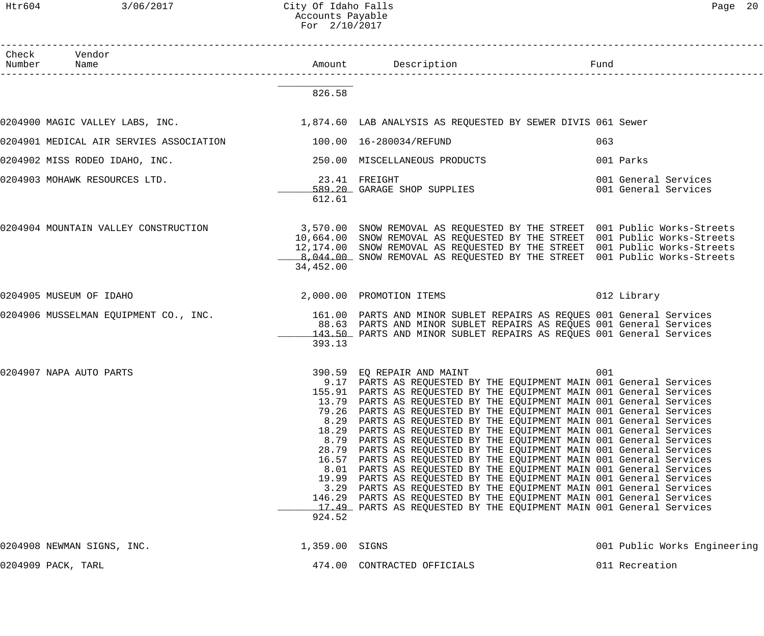City Of Idaho Falls
Accounts Payable
For 2/10/2017

| Check Number | Vendor Name | Amount | Description | Fund |
|---|---|---|---|---|
| | | 826.58 | | |
| 0204900 | MAGIC VALLEY LABS, INC. | 1,874.60 | LAB ANALYSIS AS REQUESTED BY SEWER DIVIS | 061 Sewer |
| 0204901 | MEDICAL AIR SERVIES ASSOCIATION | 100.00 | 16-280034/REFUND | 063 |
| 0204902 | MISS RODEO IDAHO, INC. | 250.00 | MISCELLANEOUS PRODUCTS | 001 Parks |
| 0204903 | MOHAWK RESOURCES LTD. | 23.41 | FREIGHT | 001 General Services |
| | | 589.20 | GARAGE SHOP SUPPLIES | 001 General Services |
| | | 612.61 | | |
| 0204904 | MOUNTAIN VALLEY CONSTRUCTION | 3,570.00 | SNOW REMOVAL AS REQUESTED BY THE STREET | 001 Public Works-Streets |
| | | 10,664.00 | SNOW REMOVAL AS REQUESTED BY THE STREET | 001 Public Works-Streets |
| | | 12,174.00 | SNOW REMOVAL AS REQUESTED BY THE STREET | 001 Public Works-Streets |
| | | 8,044.00 | SNOW REMOVAL AS REQUESTED BY THE STREET | 001 Public Works-Streets |
| | | 34,452.00 | | |
| 0204905 | MUSEUM OF IDAHO | 2,000.00 | PROMOTION ITEMS | 012 Library |
| 0204906 | MUSSELMAN EQUIPMENT CO., INC. | 161.00 | PARTS AND MINOR SUBLET REPAIRS AS REQUES | 001 General Services |
| | | 88.63 | PARTS AND MINOR SUBLET REPAIRS AS REQUES | 001 General Services |
| | | 143.50 | PARTS AND MINOR SUBLET REPAIRS AS REQUES | 001 General Services |
| | | 393.13 | | |
| 0204907 | NAPA AUTO PARTS | 390.59 | EQ REPAIR AND MAINT | 001 |
| | | 9.17 | PARTS AS REQUESTED BY THE EQUIPMENT MAIN | 001 General Services |
| | | 155.91 | PARTS AS REQUESTED BY THE EQUIPMENT MAIN | 001 General Services |
| | | 13.79 | PARTS AS REQUESTED BY THE EQUIPMENT MAIN | 001 General Services |
| | | 79.26 | PARTS AS REQUESTED BY THE EQUIPMENT MAIN | 001 General Services |
| | | 8.29 | PARTS AS REQUESTED BY THE EQUIPMENT MAIN | 001 General Services |
| | | 18.29 | PARTS AS REQUESTED BY THE EQUIPMENT MAIN | 001 General Services |
| | | 8.79 | PARTS AS REQUESTED BY THE EQUIPMENT MAIN | 001 General Services |
| | | 28.79 | PARTS AS REQUESTED BY THE EQUIPMENT MAIN | 001 General Services |
| | | 16.57 | PARTS AS REQUESTED BY THE EQUIPMENT MAIN | 001 General Services |
| | | 8.01 | PARTS AS REQUESTED BY THE EQUIPMENT MAIN | 001 General Services |
| | | 19.99 | PARTS AS REQUESTED BY THE EQUIPMENT MAIN | 001 General Services |
| | | 3.29 | PARTS AS REQUESTED BY THE EQUIPMENT MAIN | 001 General Services |
| | | 146.29 | PARTS AS REQUESTED BY THE EQUIPMENT MAIN | 001 General Services |
| | | 17.49 | PARTS AS REQUESTED BY THE EQUIPMENT MAIN | 001 General Services |
| | | 924.52 | | |
| 0204908 | NEWMAN SIGNS, INC. | 1,359.00 | SIGNS | 001 Public Works Engineering |
| 0204909 | PACK, TARL | 474.00 | CONTRACTED OFFICIALS | 011 Recreation |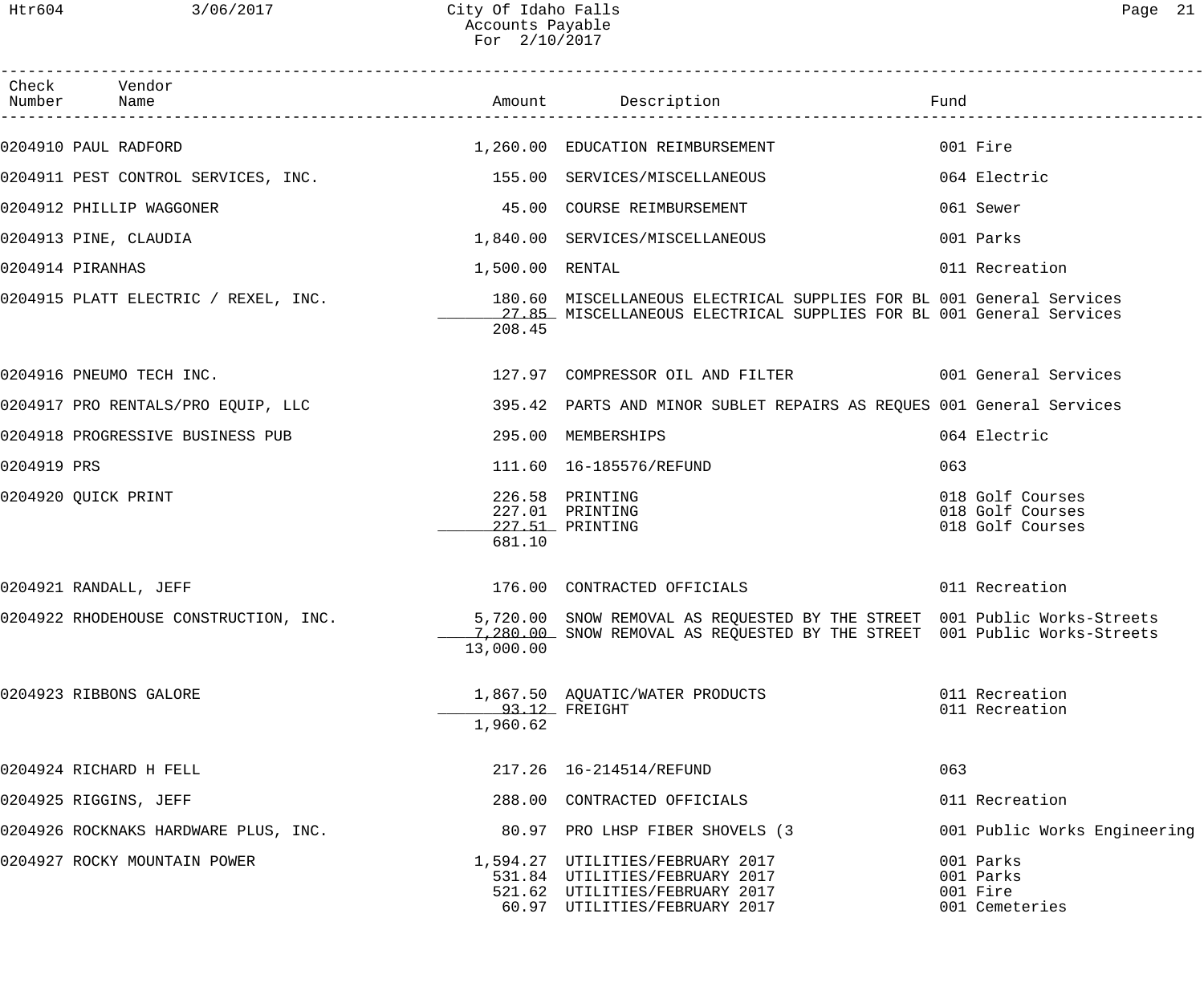| Check Number | Vendor Name | Amount | Description | Fund |
|---|---|---|---|---|
| 0204910 | PAUL RADFORD | 1,260.00 | EDUCATION REIMBURSEMENT | 001 Fire |
| 0204911 | PEST CONTROL SERVICES, INC. | 155.00 | SERVICES/MISCELLANEOUS | 064 Electric |
| 0204912 | PHILLIP WAGGONER | 45.00 | COURSE REIMBURSEMENT | 061 Sewer |
| 0204913 | PINE, CLAUDIA | 1,840.00 | SERVICES/MISCELLANEOUS | 001 Parks |
| 0204914 | PIRANHAS | 1,500.00 | RENTAL | 011 Recreation |
| 0204915 | PLATT ELECTRIC / REXEL, INC. | 180.60 | MISCELLANEOUS ELECTRICAL SUPPLIES FOR BL | 001 General Services |
| | | 27.85 | MISCELLANEOUS ELECTRICAL SUPPLIES FOR BL | 001 General Services |
| | | 208.45 | | |
| 0204916 | PNEUMO TECH INC. | 127.97 | COMPRESSOR OIL AND FILTER | 001 General Services |
| 0204917 | PRO RENTALS/PRO EQUIP, LLC | 395.42 | PARTS AND MINOR SUBLET REPAIRS AS REQUES | 001 General Services |
| 0204918 | PROGRESSIVE BUSINESS PUB | 295.00 | MEMBERSHIPS | 064 Electric |
| 0204919 | PRS | 111.60 | 16-185576/REFUND | 063 |
| 0204920 | QUICK PRINT | 226.58 | PRINTING | 018 Golf Courses |
| | | 227.01 | PRINTING | 018 Golf Courses |
| | | 227.51 | PRINTING | 018 Golf Courses |
| | | 681.10 | | |
| 0204921 | RANDALL, JEFF | 176.00 | CONTRACTED OFFICIALS | 011 Recreation |
| 0204922 | RHODEHOUSE CONSTRUCTION, INC. | 5,720.00 | SNOW REMOVAL AS REQUESTED BY THE STREET | 001 Public Works-Streets |
| | | 7,280.00 | SNOW REMOVAL AS REQUESTED BY THE STREET | 001 Public Works-Streets |
| | | 13,000.00 | | |
| 0204923 | RIBBONS GALORE | 1,867.50 | AQUATIC/WATER PRODUCTS | 011 Recreation |
| | | 93.12 | FREIGHT | 011 Recreation |
| | | 1,960.62 | | |
| 0204924 | RICHARD H FELL | 217.26 | 16-214514/REFUND | 063 |
| 0204925 | RIGGINS, JEFF | 288.00 | CONTRACTED OFFICIALS | 011 Recreation |
| 0204926 | ROCKNAKS HARDWARE PLUS, INC. | 80.97 | PRO LHSP FIBER SHOVELS (3 | 001 Public Works Engineering |
| 0204927 | ROCKY MOUNTAIN POWER | 1,594.27 | UTILITIES/FEBRUARY 2017 | 001 Parks |
| | | 531.84 | UTILITIES/FEBRUARY 2017 | 001 Parks |
| | | 521.62 | UTILITIES/FEBRUARY 2017 | 001 Fire |
| | | 60.97 | UTILITIES/FEBRUARY 2017 | 001 Cemeteries |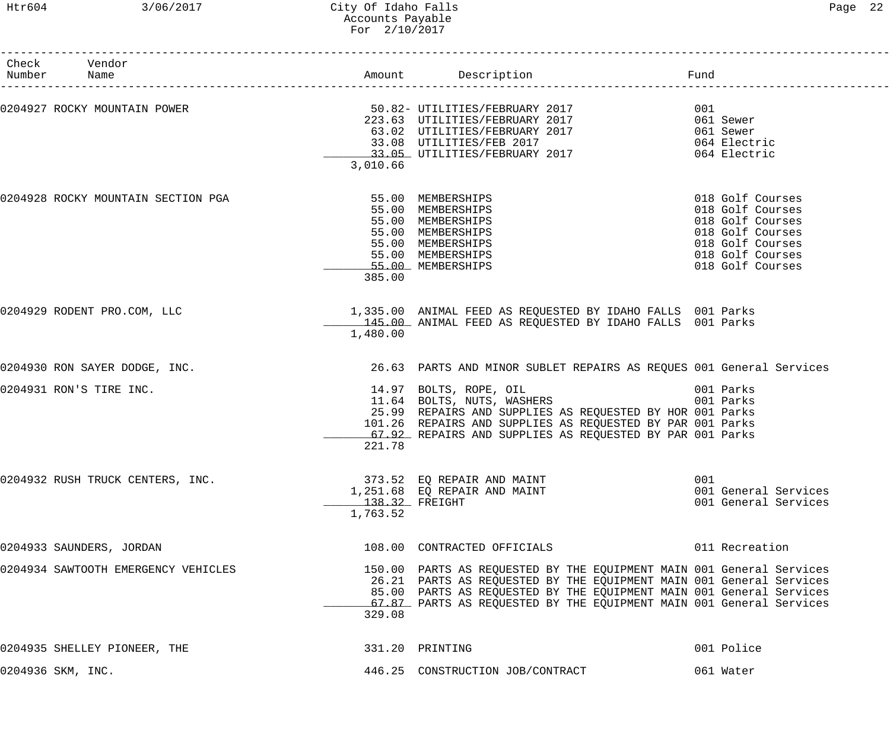| Check Number | Vendor Name | Amount | Description | Fund |
|---|---|---|---|---|
| 0204927 | ROCKY MOUNTAIN POWER | 50.82- | UTILITIES/FEBRUARY 2017 | 001 |
| | | 223.63 | UTILITIES/FEBRUARY 2017 | 061 Sewer |
| | | 63.02 | UTILITIES/FEBRUARY 2017 | 061 Sewer |
| | | 33.08 | UTILITIES/FEB 2017 | 064 Electric |
| | | 33.05 | UTILITIES/FEBRUARY 2017 | 064 Electric |
| | | 3,010.66 | | |
| 0204928 | ROCKY MOUNTAIN SECTION PGA | 55.00 | MEMBERSHIPS | 018 Golf Courses |
| | | 55.00 | MEMBERSHIPS | 018 Golf Courses |
| | | 55.00 | MEMBERSHIPS | 018 Golf Courses |
| | | 55.00 | MEMBERSHIPS | 018 Golf Courses |
| | | 55.00 | MEMBERSHIPS | 018 Golf Courses |
| | | 55.00 | MEMBERSHIPS | 018 Golf Courses |
| | | 55.00 | MEMBERSHIPS | 018 Golf Courses |
| | | 385.00 | | |
| 0204929 | RODENT PRO.COM, LLC | 1,335.00 | ANIMAL FEED AS REQUESTED BY IDAHO FALLS | 001 Parks |
| | | 145.00 | ANIMAL FEED AS REQUESTED BY IDAHO FALLS | 001 Parks |
| | | 1,480.00 | | |
| 0204930 | RON SAYER DODGE, INC. | 26.63 | PARTS AND MINOR SUBLET REPAIRS AS REQUES | 001 General Services |
| 0204931 | RON'S TIRE INC. | 14.97 | BOLTS, ROPE, OIL | 001 Parks |
| | | 11.64 | BOLTS, NUTS, WASHERS | 001 Parks |
| | | 25.99 | REPAIRS AND SUPPLIES AS REQUESTED BY HOR | 001 Parks |
| | | 101.26 | REPAIRS AND SUPPLIES AS REQUESTED BY PAR | 001 Parks |
| | | 67.92 | REPAIRS AND SUPPLIES AS REQUESTED BY PAR | 001 Parks |
| | | 221.78 | | |
| 0204932 | RUSH TRUCK CENTERS, INC. | 373.52 | EQ REPAIR AND MAINT | 001 |
| | | 1,251.68 | EQ REPAIR AND MAINT | 001 General Services |
| | | 138.32 | FREIGHT | 001 General Services |
| | | 1,763.52 | | |
| 0204933 | SAUNDERS, JORDAN | 108.00 | CONTRACTED OFFICIALS | 011 Recreation |
| 0204934 | SAWTOOTH EMERGENCY VEHICLES | 150.00 | PARTS AS REQUESTED BY THE EQUIPMENT MAIN | 001 General Services |
| | | 26.21 | PARTS AS REQUESTED BY THE EQUIPMENT MAIN | 001 General Services |
| | | 85.00 | PARTS AS REQUESTED BY THE EQUIPMENT MAIN | 001 General Services |
| | | 67.87 | PARTS AS REQUESTED BY THE EQUIPMENT MAIN | 001 General Services |
| | | 329.08 | | |
| 0204935 | SHELLEY PIONEER, THE | 331.20 | PRINTING | 001 Police |
| 0204936 | SKM, INC. | 446.25 | CONSTRUCTION JOB/CONTRACT | 061 Water |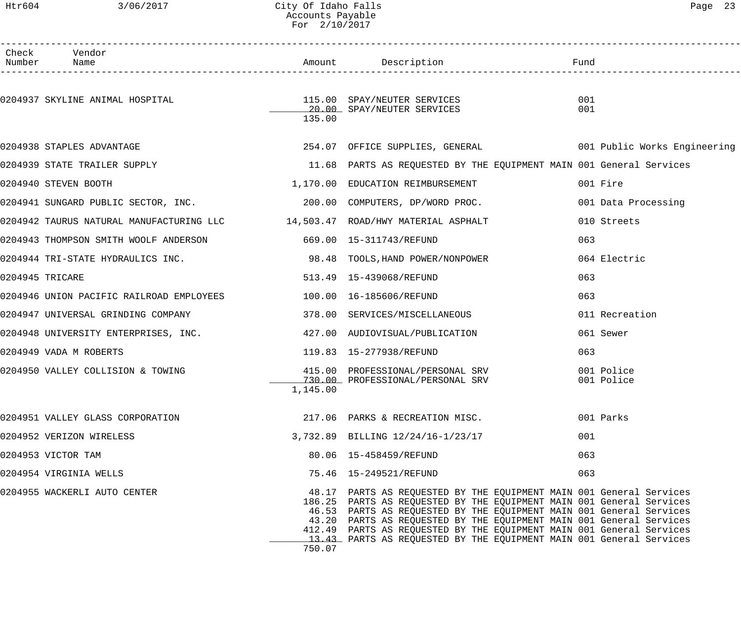# City Of Idaho Falls
## Accounts Payable
### For 2/10/2017

| Check Number | Vendor Name | Amount | Description | Fund |
|---|---|---|---|---|
| 0204937 | SKYLINE ANIMAL HOSPITAL | 115.00 | SPAY/NEUTER SERVICES | 001 |
| | | 20.00 | SPAY/NEUTER SERVICES | 001 |
| | | 135.00 | | |
| 0204938 | STAPLES ADVANTAGE | 254.07 | OFFICE SUPPLIES, GENERAL | 001 Public Works Engineering |
| 0204939 | STATE TRAILER SUPPLY | 11.68 | PARTS AS REQUESTED BY THE EQUIPMENT MAIN | 001 General Services |
| 0204940 | STEVEN BOOTH | 1,170.00 | EDUCATION REIMBURSEMENT | 001 Fire |
| 0204941 | SUNGARD PUBLIC SECTOR, INC. | 200.00 | COMPUTERS, DP/WORD PROC. | 001 Data Processing |
| 0204942 | TAURUS NATURAL MANUFACTURING LLC | 14,503.47 | ROAD/HWY MATERIAL ASPHALT | 010 Streets |
| 0204943 | THOMPSON SMITH WOOLF ANDERSON | 669.00 | 15-311743/REFUND | 063 |
| 0204944 | TRI-STATE HYDRAULICS INC. | 98.48 | TOOLS,HAND POWER/NONPOWER | 064 Electric |
| 0204945 | TRICARE | 513.49 | 15-439068/REFUND | 063 |
| 0204946 | UNION PACIFIC RAILROAD EMPLOYEES | 100.00 | 16-185606/REFUND | 063 |
| 0204947 | UNIVERSAL GRINDING COMPANY | 378.00 | SERVICES/MISCELLANEOUS | 011 Recreation |
| 0204948 | UNIVERSITY ENTERPRISES, INC. | 427.00 | AUDIOVISUAL/PUBLICATION | 061 Sewer |
| 0204949 | VADA M ROBERTS | 119.83 | 15-277938/REFUND | 063 |
| 0204950 | VALLEY COLLISION & TOWING | 415.00 | PROFESSIONAL/PERSONAL SRV | 001 Police |
| | | 730.00 | PROFESSIONAL/PERSONAL SRV | 001 Police |
| | | 1,145.00 | | |
| 0204951 | VALLEY GLASS CORPORATION | 217.06 | PARKS & RECREATION MISC. | 001 Parks |
| 0204952 | VERIZON WIRELESS | 3,732.89 | BILLING 12/24/16-1/23/17 | 001 |
| 0204953 | VICTOR TAM | 80.06 | 15-458459/REFUND | 063 |
| 0204954 | VIRGINIA WELLS | 75.46 | 15-249521/REFUND | 063 |
| 0204955 | WACKERLI AUTO CENTER | 48.17 | PARTS AS REQUESTED BY THE EQUIPMENT MAIN | 001 General Services |
| | | 186.25 | PARTS AS REQUESTED BY THE EQUIPMENT MAIN | 001 General Services |
| | | 46.53 | PARTS AS REQUESTED BY THE EQUIPMENT MAIN | 001 General Services |
| | | 43.20 | PARTS AS REQUESTED BY THE EQUIPMENT MAIN | 001 General Services |
| | | 412.49 | PARTS AS REQUESTED BY THE EQUIPMENT MAIN | 001 General Services |
| | | 13.43 | PARTS AS REQUESTED BY THE EQUIPMENT MAIN | 001 General Services |
| | | 750.07 | | |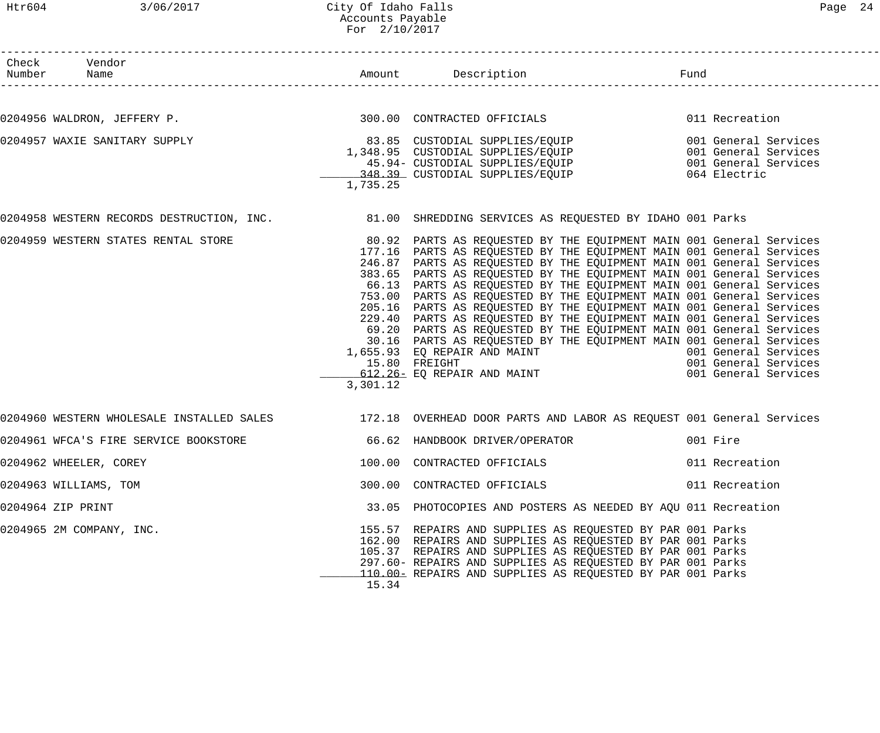| Check Number | Vendor Name | Amount | Description | Fund |
|---|---|---|---|---|
| 0204956 | WALDRON, JEFFERY P. | 300.00 | CONTRACTED OFFICIALS | 011 Recreation |
| 0204957 | WAXIE SANITARY SUPPLY | 83.85 | CUSTODIAL SUPPLIES/EQUIP | 001 General Services |
| | | 1,348.95 | CUSTODIAL SUPPLIES/EQUIP | 001 General Services |
| | | 45.94- | CUSTODIAL SUPPLIES/EQUIP | 001 General Services |
| | | 348.39 | CUSTODIAL SUPPLIES/EQUIP | 064 Electric |
| | | 1,735.25 | | |
| 0204958 | WESTERN RECORDS DESTRUCTION, INC. | 81.00 | SHREDDING SERVICES AS REQUESTED BY IDAHO | 001 Parks |
| 0204959 | WESTERN STATES RENTAL STORE | 80.92 | PARTS AS REQUESTED BY THE EQUIPMENT MAIN | 001 General Services |
| | | 177.16 | PARTS AS REQUESTED BY THE EQUIPMENT MAIN | 001 General Services |
| | | 246.87 | PARTS AS REQUESTED BY THE EQUIPMENT MAIN | 001 General Services |
| | | 383.65 | PARTS AS REQUESTED BY THE EQUIPMENT MAIN | 001 General Services |
| | | 66.13 | PARTS AS REQUESTED BY THE EQUIPMENT MAIN | 001 General Services |
| | | 753.00 | PARTS AS REQUESTED BY THE EQUIPMENT MAIN | 001 General Services |
| | | 205.16 | PARTS AS REQUESTED BY THE EQUIPMENT MAIN | 001 General Services |
| | | 229.40 | PARTS AS REQUESTED BY THE EQUIPMENT MAIN | 001 General Services |
| | | 69.20 | PARTS AS REQUESTED BY THE EQUIPMENT MAIN | 001 General Services |
| | | 30.16 | PARTS AS REQUESTED BY THE EQUIPMENT MAIN | 001 General Services |
| | | 1,655.93 | EQ REPAIR AND MAINT | 001 General Services |
| | | 15.80 | FREIGHT | 001 General Services |
| | | 612.26- | EQ REPAIR AND MAINT | 001 General Services |
| | | 3,301.12 | | |
| 0204960 | WESTERN WHOLESALE INSTALLED SALES | 172.18 | OVERHEAD DOOR PARTS AND LABOR AS REQUEST | 001 General Services |
| 0204961 | WFCA'S FIRE SERVICE BOOKSTORE | 66.62 | HANDBOOK DRIVER/OPERATOR | 001 Fire |
| 0204962 | WHEELER, COREY | 100.00 | CONTRACTED OFFICIALS | 011 Recreation |
| 0204963 | WILLIAMS, TOM | 300.00 | CONTRACTED OFFICIALS | 011 Recreation |
| 0204964 | ZIP PRINT | 33.05 | PHOTOCOPIES AND POSTERS AS NEEDED BY AQU | 011 Recreation |
| 0204965 | 2M COMPANY, INC. | 155.57 | REPAIRS AND SUPPLIES AS REQUESTED BY PAR | 001 Parks |
| | | 162.00 | REPAIRS AND SUPPLIES AS REQUESTED BY PAR | 001 Parks |
| | | 105.37 | REPAIRS AND SUPPLIES AS REQUESTED BY PAR | 001 Parks |
| | | 297.60- | REPAIRS AND SUPPLIES AS REQUESTED BY PAR | 001 Parks |
| | | 110.00- | REPAIRS AND SUPPLIES AS REQUESTED BY PAR | 001 Parks |
| | | 15.34 | | |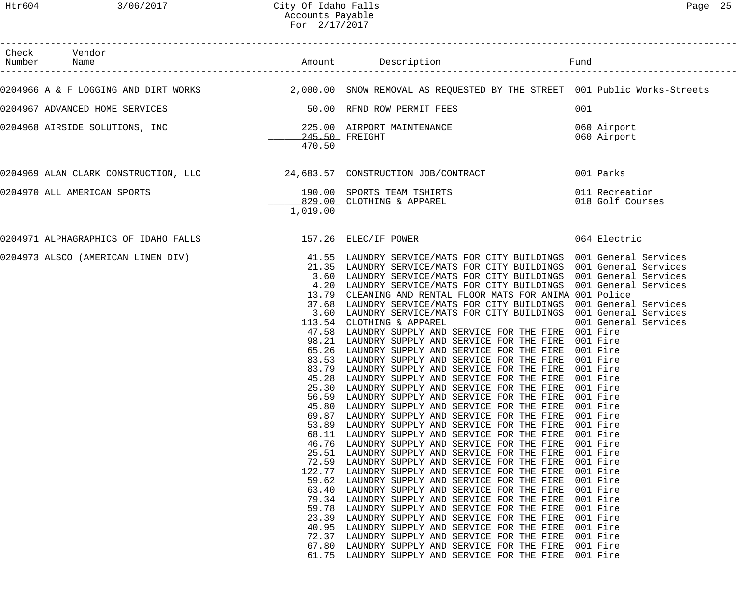City Of Idaho Falls
Accounts Payable
For 2/17/2017

| Check Number | Vendor Name | Amount | Description | Fund |
|---|---|---|---|---|
| 0204966 | A & F LOGGING AND DIRT WORKS | 2,000.00 | SNOW REMOVAL AS REQUESTED BY THE STREET | 001 Public Works-Streets |
| 0204967 | ADVANCED HOME SERVICES | 50.00 | RFND ROW PERMIT FEES | 001 |
| 0204968 | AIRSIDE SOLUTIONS, INC | 225.00 | AIRPORT MAINTENANCE | 060 Airport |
| | | 245.50 | FREIGHT | 060 Airport |
| | | 470.50 | | |
| 0204969 | ALAN CLARK CONSTRUCTION, LLC | 24,683.57 | CONSTRUCTION JOB/CONTRACT | 001 Parks |
| 0204970 | ALL AMERICAN SPORTS | 190.00 | SPORTS TEAM TSHIRTS | 011 Recreation |
| | | 829.00 | CLOTHING & APPAREL | 018 Golf Courses |
| | | 1,019.00 | | |
| 0204971 | ALPHAGRAPHICS OF IDAHO FALLS | 157.26 | ELEC/IF POWER | 064 Electric |
| 0204973 | ALSCO (AMERICAN LINEN DIV) | 41.55 | LAUNDRY SERVICE/MATS FOR CITY BUILDINGS | 001 General Services |
| | | 21.35 | LAUNDRY SERVICE/MATS FOR CITY BUILDINGS | 001 General Services |
| | | 3.60 | LAUNDRY SERVICE/MATS FOR CITY BUILDINGS | 001 General Services |
| | | 4.20 | LAUNDRY SERVICE/MATS FOR CITY BUILDINGS | 001 General Services |
| | | 13.79 | CLEANING AND RENTAL FLOOR MATS FOR ANIMA | 001 Police |
| | | 37.68 | LAUNDRY SERVICE/MATS FOR CITY BUILDINGS | 001 General Services |
| | | 3.60 | LAUNDRY SERVICE/MATS FOR CITY BUILDINGS | 001 General Services |
| | | 113.54 | CLOTHING & APPAREL | 001 General Services |
| | | 47.58 | LAUNDRY SUPPLY AND SERVICE FOR THE FIRE | 001 Fire |
| | | 98.21 | LAUNDRY SUPPLY AND SERVICE FOR THE FIRE | 001 Fire |
| | | 65.26 | LAUNDRY SUPPLY AND SERVICE FOR THE FIRE | 001 Fire |
| | | 83.53 | LAUNDRY SUPPLY AND SERVICE FOR THE FIRE | 001 Fire |
| | | 83.79 | LAUNDRY SUPPLY AND SERVICE FOR THE FIRE | 001 Fire |
| | | 45.28 | LAUNDRY SUPPLY AND SERVICE FOR THE FIRE | 001 Fire |
| | | 25.30 | LAUNDRY SUPPLY AND SERVICE FOR THE FIRE | 001 Fire |
| | | 56.59 | LAUNDRY SUPPLY AND SERVICE FOR THE FIRE | 001 Fire |
| | | 45.80 | LAUNDRY SUPPLY AND SERVICE FOR THE FIRE | 001 Fire |
| | | 69.87 | LAUNDRY SUPPLY AND SERVICE FOR THE FIRE | 001 Fire |
| | | 53.89 | LAUNDRY SUPPLY AND SERVICE FOR THE FIRE | 001 Fire |
| | | 68.11 | LAUNDRY SUPPLY AND SERVICE FOR THE FIRE | 001 Fire |
| | | 46.76 | LAUNDRY SUPPLY AND SERVICE FOR THE FIRE | 001 Fire |
| | | 25.51 | LAUNDRY SUPPLY AND SERVICE FOR THE FIRE | 001 Fire |
| | | 72.59 | LAUNDRY SUPPLY AND SERVICE FOR THE FIRE | 001 Fire |
| | | 122.77 | LAUNDRY SUPPLY AND SERVICE FOR THE FIRE | 001 Fire |
| | | 59.62 | LAUNDRY SUPPLY AND SERVICE FOR THE FIRE | 001 Fire |
| | | 63.40 | LAUNDRY SUPPLY AND SERVICE FOR THE FIRE | 001 Fire |
| | | 79.34 | LAUNDRY SUPPLY AND SERVICE FOR THE FIRE | 001 Fire |
| | | 59.78 | LAUNDRY SUPPLY AND SERVICE FOR THE FIRE | 001 Fire |
| | | 23.39 | LAUNDRY SUPPLY AND SERVICE FOR THE FIRE | 001 Fire |
| | | 40.95 | LAUNDRY SUPPLY AND SERVICE FOR THE FIRE | 001 Fire |
| | | 72.37 | LAUNDRY SUPPLY AND SERVICE FOR THE FIRE | 001 Fire |
| | | 67.80 | LAUNDRY SUPPLY AND SERVICE FOR THE FIRE | 001 Fire |
| | | 61.75 | LAUNDRY SUPPLY AND SERVICE FOR THE FIRE | 001 Fire |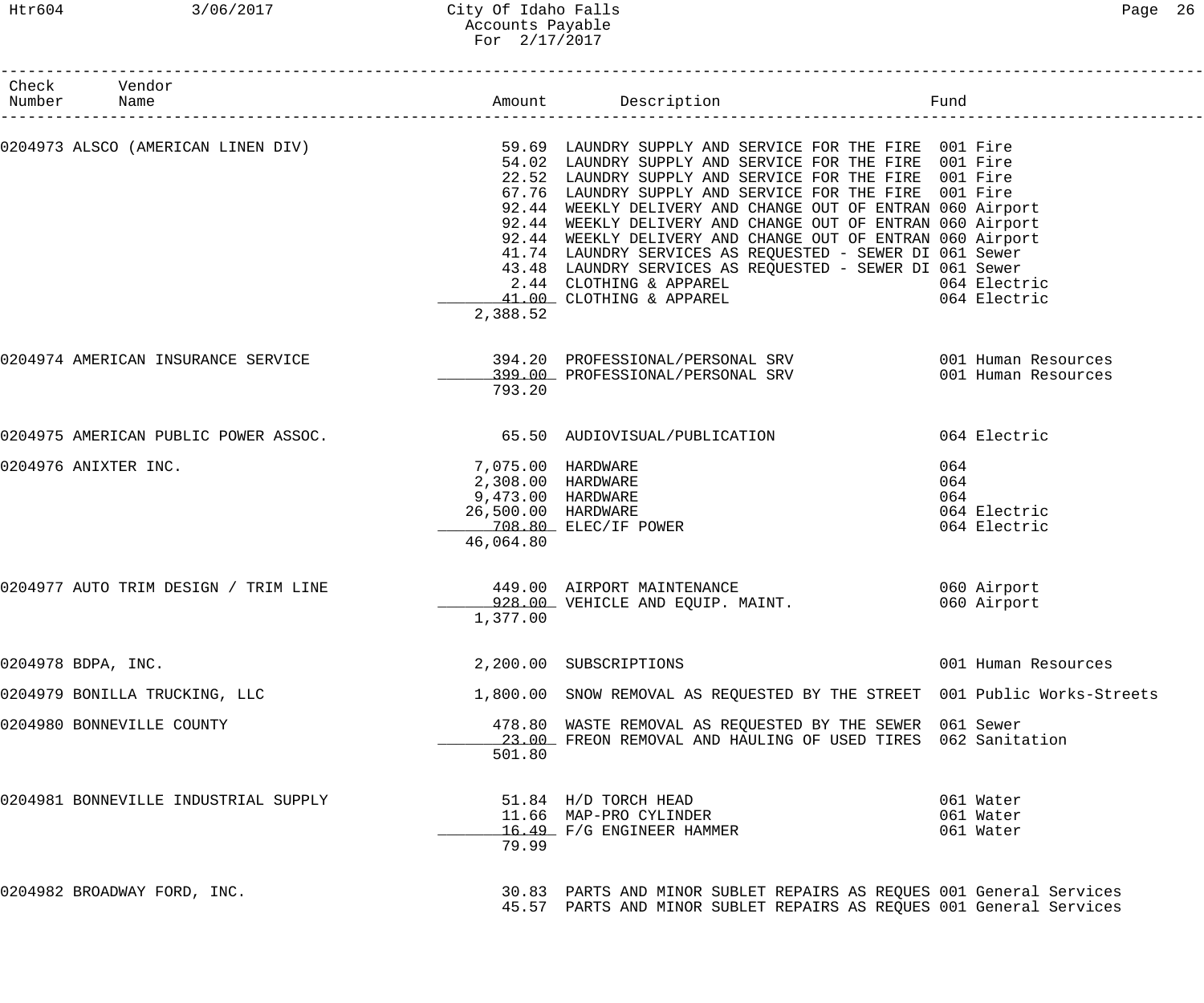City Of Idaho Falls
Accounts Payable
For 2/17/2017

| Check Number | Vendor Name | Amount | Description | Fund |
|---|---|---|---|---|
| 0204973 | ALSCO (AMERICAN LINEN DIV) | 59.69 | LAUNDRY SUPPLY AND SERVICE FOR THE FIRE | 001 Fire |
| | | 54.02 | LAUNDRY SUPPLY AND SERVICE FOR THE FIRE | 001 Fire |
| | | 22.52 | LAUNDRY SUPPLY AND SERVICE FOR THE FIRE | 001 Fire |
| | | 67.76 | LAUNDRY SUPPLY AND SERVICE FOR THE FIRE | 001 Fire |
| | | 92.44 | WEEKLY DELIVERY AND CHANGE OUT OF ENTRAN | 060 Airport |
| | | 92.44 | WEEKLY DELIVERY AND CHANGE OUT OF ENTRAN | 060 Airport |
| | | 92.44 | WEEKLY DELIVERY AND CHANGE OUT OF ENTRAN | 060 Airport |
| | | 41.74 | LAUNDRY SERVICES AS REQUESTED - SEWER DI | 061 Sewer |
| | | 43.48 | LAUNDRY SERVICES AS REQUESTED - SEWER DI | 061 Sewer |
| | | 2.44 | CLOTHING & APPAREL | 064 Electric |
| | | 41.00 | CLOTHING & APPAREL | 064 Electric |
| | | 2,388.52 | | |
| 0204974 | AMERICAN INSURANCE SERVICE | 394.20 | PROFESSIONAL/PERSONAL SRV | 001 Human Resources |
| | | 399.00 | PROFESSIONAL/PERSONAL SRV | 001 Human Resources |
| | | 793.20 | | |
| 0204975 | AMERICAN PUBLIC POWER ASSOC. | 65.50 | AUDIOVISUAL/PUBLICATION | 064 Electric |
| 0204976 | ANIXTER INC. | 7,075.00 | HARDWARE | 064 |
| | | 2,308.00 | HARDWARE | 064 |
| | | 9,473.00 | HARDWARE | 064 |
| | | 26,500.00 | HARDWARE | 064 Electric |
| | | 708.80 | ELEC/IF POWER | 064 Electric |
| | | 46,064.80 | | |
| 0204977 | AUTO TRIM DESIGN / TRIM LINE | 449.00 | AIRPORT MAINTENANCE | 060 Airport |
| | | 928.00 | VEHICLE AND EQUIP. MAINT. | 060 Airport |
| | | 1,377.00 | | |
| 0204978 | BDPA, INC. | 2,200.00 | SUBSCRIPTIONS | 001 Human Resources |
| 0204979 | BONILLA TRUCKING, LLC | 1,800.00 | SNOW REMOVAL AS REQUESTED BY THE STREET | 001 Public Works-Streets |
| 0204980 | BONNEVILLE COUNTY | 478.80 | WASTE REMOVAL AS REQUESTED BY THE SEWER | 061 Sewer |
| | | 23.00 | FREON REMOVAL AND HAULING OF USED TIRES | 062 Sanitation |
| | | 501.80 | | |
| 0204981 | BONNEVILLE INDUSTRIAL SUPPLY | 51.84 | H/D TORCH HEAD | 061 Water |
| | | 11.66 | MAP-PRO CYLINDER | 061 Water |
| | | 16.49 | F/G ENGINEER HAMMER | 061 Water |
| | | 79.99 | | |
| 0204982 | BROADWAY FORD, INC. | 30.83 | PARTS AND MINOR SUBLET REPAIRS AS REQUES | 001 General Services |
| | | 45.57 | PARTS AND MINOR SUBLET REPAIRS AS REQUES | 001 General Services |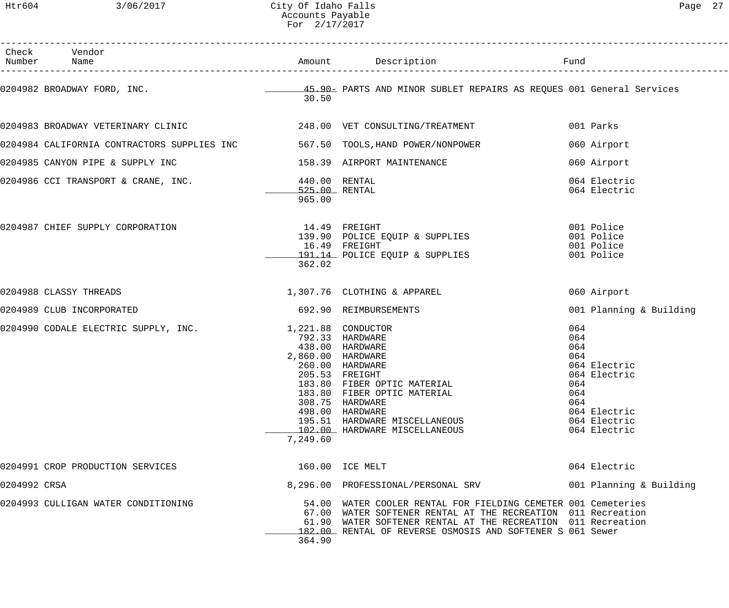# City Of Idaho Falls
## Accounts Payable
### For 2/17/2017

| Check Number | Vendor Name | Amount | Description | Fund |
|---|---|---|---|---|
| 0204982 | BROADWAY FORD, INC. | 45.90- | PARTS AND MINOR SUBLET REPAIRS AS REQUES | 001 General Services |
| | | 30.50 | | |
| 0204983 | BROADWAY VETERINARY CLINIC | 248.00 | VET CONSULTING/TREATMENT | 001 Parks |
| 0204984 | CALIFORNIA CONTRACTORS SUPPLIES INC | 567.50 | TOOLS,HAND POWER/NONPOWER | 060 Airport |
| 0204985 | CANYON PIPE & SUPPLY INC | 158.39 | AIRPORT MAINTENANCE | 060 Airport |
| 0204986 | CCI TRANSPORT & CRANE, INC. | 440.00 | RENTAL | 064 Electric |
| | | 525.00 | RENTAL | 064 Electric |
| | | 965.00 | | |
| 0204987 | CHIEF SUPPLY CORPORATION | 14.49 | FREIGHT | 001 Police |
| | | 139.90 | POLICE EQUIP & SUPPLIES | 001 Police |
| | | 16.49 | FREIGHT | 001 Police |
| | | 191.14 | POLICE EQUIP & SUPPLIES | 001 Police |
| | | 362.02 | | |
| 0204988 | CLASSY THREADS | 1,307.76 | CLOTHING & APPAREL | 060 Airport |
| 0204989 | CLUB INCORPORATED | 692.90 | REIMBURSEMENTS | 001 Planning & Building |
| 0204990 | CODALE ELECTRIC SUPPLY, INC. | 1,221.88 | CONDUCTOR | 064 |
| | | 792.33 | HARDWARE | 064 |
| | | 438.00 | HARDWARE | 064 |
| | | 2,860.00 | HARDWARE | 064 |
| | | 260.00 | HARDWARE | 064 Electric |
| | | 205.53 | FREIGHT | 064 Electric |
| | | 183.80 | FIBER OPTIC MATERIAL | 064 |
| | | 183.80 | FIBER OPTIC MATERIAL | 064 |
| | | 308.75 | HARDWARE | 064 |
| | | 498.00 | HARDWARE | 064 Electric |
| | | 195.51 | HARDWARE MISCELLANEOUS | 064 Electric |
| | | 102.00 | HARDWARE MISCELLANEOUS | 064 Electric |
| | | 7,249.60 | | |
| 0204991 | CROP PRODUCTION SERVICES | 160.00 | ICE MELT | 064 Electric |
| 0204992 | CRSA | 8,296.00 | PROFESSIONAL/PERSONAL SRV | 001 Planning & Building |
| 0204993 | CULLIGAN WATER CONDITIONING | 54.00 | WATER COOLER RENTAL FOR FIELDING CEMETER | 001 Cemeteries |
| | | 67.00 | WATER SOFTENER RENTAL AT THE RECREATION | 011 Recreation |
| | | 61.90 | WATER SOFTENER RENTAL AT THE RECREATION | 011 Recreation |
| | | 182.00 | RENTAL OF REVERSE OSMOSIS AND SOFTENER S | 061 Sewer |
| | | 364.90 | | |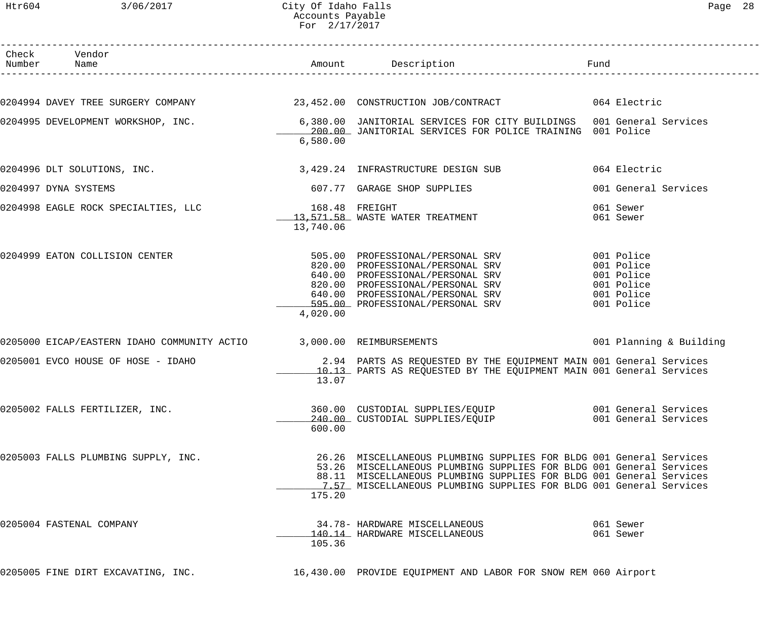| Check Number | Vendor Name | Amount | Description | Fund |
|---|---|---|---|---|
| 0204994 | DAVEY TREE SURGERY COMPANY | 23,452.00 | CONSTRUCTION JOB/CONTRACT | 064 Electric |
| 0204995 | DEVELOPMENT WORKSHOP, INC. | 6,380.00 | JANITORIAL SERVICES FOR CITY BUILDINGS | 001 General Services |
| | | 200.00 | JANITORIAL SERVICES FOR POLICE TRAINING | 001 Police |
| | | 6,580.00 | | |
| 0204996 | DLT SOLUTIONS, INC. | 3,429.24 | INFRASTRUCTURE DESIGN SUB | 064 Electric |
| 0204997 | DYNA SYSTEMS | 607.77 | GARAGE SHOP SUPPLIES | 001 General Services |
| 0204998 | EAGLE ROCK SPECIALTIES, LLC | 168.48 | FREIGHT | 061 Sewer |
| | | 13,571.58 | WASTE WATER TREATMENT | 061 Sewer |
| | | 13,740.06 | | |
| 0204999 | EATON COLLISION CENTER | 505.00 | PROFESSIONAL/PERSONAL SRV | 001 Police |
| | | 820.00 | PROFESSIONAL/PERSONAL SRV | 001 Police |
| | | 640.00 | PROFESSIONAL/PERSONAL SRV | 001 Police |
| | | 820.00 | PROFESSIONAL/PERSONAL SRV | 001 Police |
| | | 640.00 | PROFESSIONAL/PERSONAL SRV | 001 Police |
| | | 595.00 | PROFESSIONAL/PERSONAL SRV | 001 Police |
| | | 4,020.00 | | |
| 0205000 | EICAP/EASTERN IDAHO COMMUNITY ACTIO | 3,000.00 | REIMBURSEMENTS | 001 Planning & Building |
| 0205001 | EVCO HOUSE OF HOSE - IDAHO | 2.94 | PARTS AS REQUESTED BY THE EQUIPMENT MAIN | 001 General Services |
| | | 10.13 | PARTS AS REQUESTED BY THE EQUIPMENT MAIN | 001 General Services |
| | | 13.07 | | |
| 0205002 | FALLS FERTILIZER, INC. | 360.00 | CUSTODIAL SUPPLIES/EQUIP | 001 General Services |
| | | 240.00 | CUSTODIAL SUPPLIES/EQUIP | 001 General Services |
| | | 600.00 | | |
| 0205003 | FALLS PLUMBING SUPPLY, INC. | 26.26 | MISCELLANEOUS PLUMBING SUPPLIES FOR BLDG | 001 General Services |
| | | 53.26 | MISCELLANEOUS PLUMBING SUPPLIES FOR BLDG | 001 General Services |
| | | 88.11 | MISCELLANEOUS PLUMBING SUPPLIES FOR BLDG | 001 General Services |
| | | 7.57 | MISCELLANEOUS PLUMBING SUPPLIES FOR BLDG | 001 General Services |
| | | 175.20 | | |
| 0205004 | FASTENAL COMPANY | 34.78- | HARDWARE MISCELLANEOUS | 061 Sewer |
| | | 140.14 | HARDWARE MISCELLANEOUS | 061 Sewer |
| | | 105.36 | | |
| 0205005 | FINE DIRT EXCAVATING, INC. | 16,430.00 | PROVIDE EQUIPMENT AND LABOR FOR SNOW REM | 060 Airport |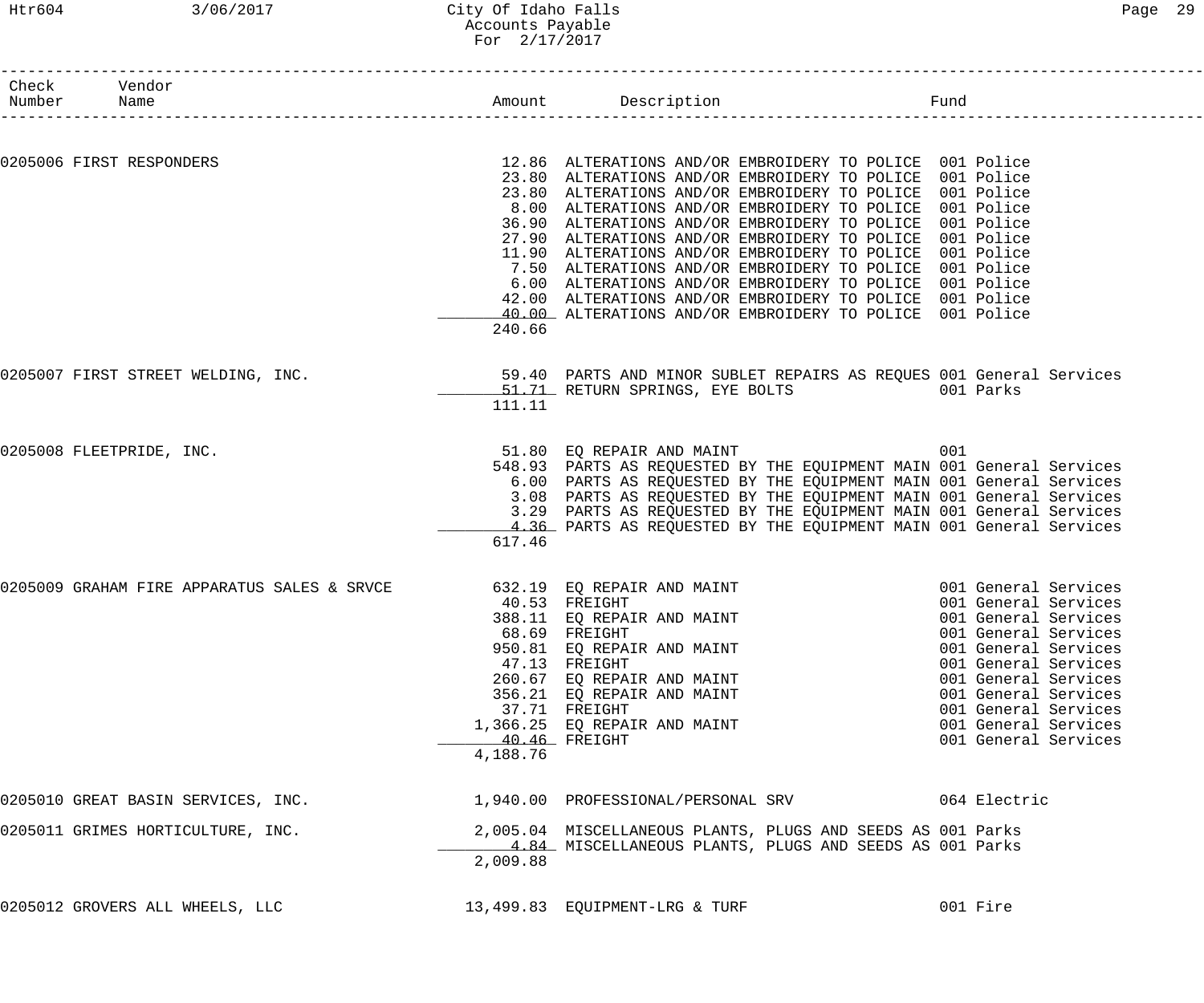| Check Number | Vendor Name | Amount | Description | Fund |
|---|---|---|---|---|
| 0205006 | FIRST RESPONDERS | 12.86 | ALTERATIONS AND/OR EMBROIDERY TO POLICE | 001 Police |
| | | 23.80 | ALTERATIONS AND/OR EMBROIDERY TO POLICE | 001 Police |
| | | 23.80 | ALTERATIONS AND/OR EMBROIDERY TO POLICE | 001 Police |
| | | 8.00 | ALTERATIONS AND/OR EMBROIDERY TO POLICE | 001 Police |
| | | 36.90 | ALTERATIONS AND/OR EMBROIDERY TO POLICE | 001 Police |
| | | 27.90 | ALTERATIONS AND/OR EMBROIDERY TO POLICE | 001 Police |
| | | 11.90 | ALTERATIONS AND/OR EMBROIDERY TO POLICE | 001 Police |
| | | 7.50 | ALTERATIONS AND/OR EMBROIDERY TO POLICE | 001 Police |
| | | 6.00 | ALTERATIONS AND/OR EMBROIDERY TO POLICE | 001 Police |
| | | 42.00 | ALTERATIONS AND/OR EMBROIDERY TO POLICE | 001 Police |
| | | 40.00 | ALTERATIONS AND/OR EMBROIDERY TO POLICE | 001 Police |
| | | 240.66 | | |
| 0205007 | FIRST STREET WELDING, INC. | 59.40 | PARTS AND MINOR SUBLET REPAIRS AS REQUES | 001 General Services |
| | | 51.71 | RETURN SPRINGS, EYE BOLTS | 001 Parks |
| | | 111.11 | | |
| 0205008 | FLEETPRIDE, INC. | 51.80 | EQ REPAIR AND MAINT | 001 |
| | | 548.93 | PARTS AS REQUESTED BY THE EQUIPMENT MAIN | 001 General Services |
| | | 6.00 | PARTS AS REQUESTED BY THE EQUIPMENT MAIN | 001 General Services |
| | | 3.08 | PARTS AS REQUESTED BY THE EQUIPMENT MAIN | 001 General Services |
| | | 3.29 | PARTS AS REQUESTED BY THE EQUIPMENT MAIN | 001 General Services |
| | | 4.36 | PARTS AS REQUESTED BY THE EQUIPMENT MAIN | 001 General Services |
| | | 617.46 | | |
| 0205009 | GRAHAM FIRE APPARATUS SALES & SRVCE | 632.19 | EQ REPAIR AND MAINT | 001 General Services |
| | | 40.53 | FREIGHT | 001 General Services |
| | | 388.11 | EQ REPAIR AND MAINT | 001 General Services |
| | | 68.69 | FREIGHT | 001 General Services |
| | | 950.81 | EQ REPAIR AND MAINT | 001 General Services |
| | | 47.13 | FREIGHT | 001 General Services |
| | | 260.67 | EQ REPAIR AND MAINT | 001 General Services |
| | | 356.21 | EQ REPAIR AND MAINT | 001 General Services |
| | | 37.71 | FREIGHT | 001 General Services |
| | | 1,366.25 | EQ REPAIR AND MAINT | 001 General Services |
| | | 40.46 | FREIGHT | 001 General Services |
| | | 4,188.76 | | |
| 0205010 | GREAT BASIN SERVICES, INC. | 1,940.00 | PROFESSIONAL/PERSONAL SRV | 064 Electric |
| 0205011 | GRIMES HORTICULTURE, INC. | 2,005.04 | MISCELLANEOUS PLANTS, PLUGS AND SEEDS AS | 001 Parks |
| | | 4.84 | MISCELLANEOUS PLANTS, PLUGS AND SEEDS AS | 001 Parks |
| | | 2,009.88 | | |
| 0205012 | GROVERS ALL WHEELS, LLC | 13,499.83 | EQUIPMENT-LRG & TURF | 001 Fire |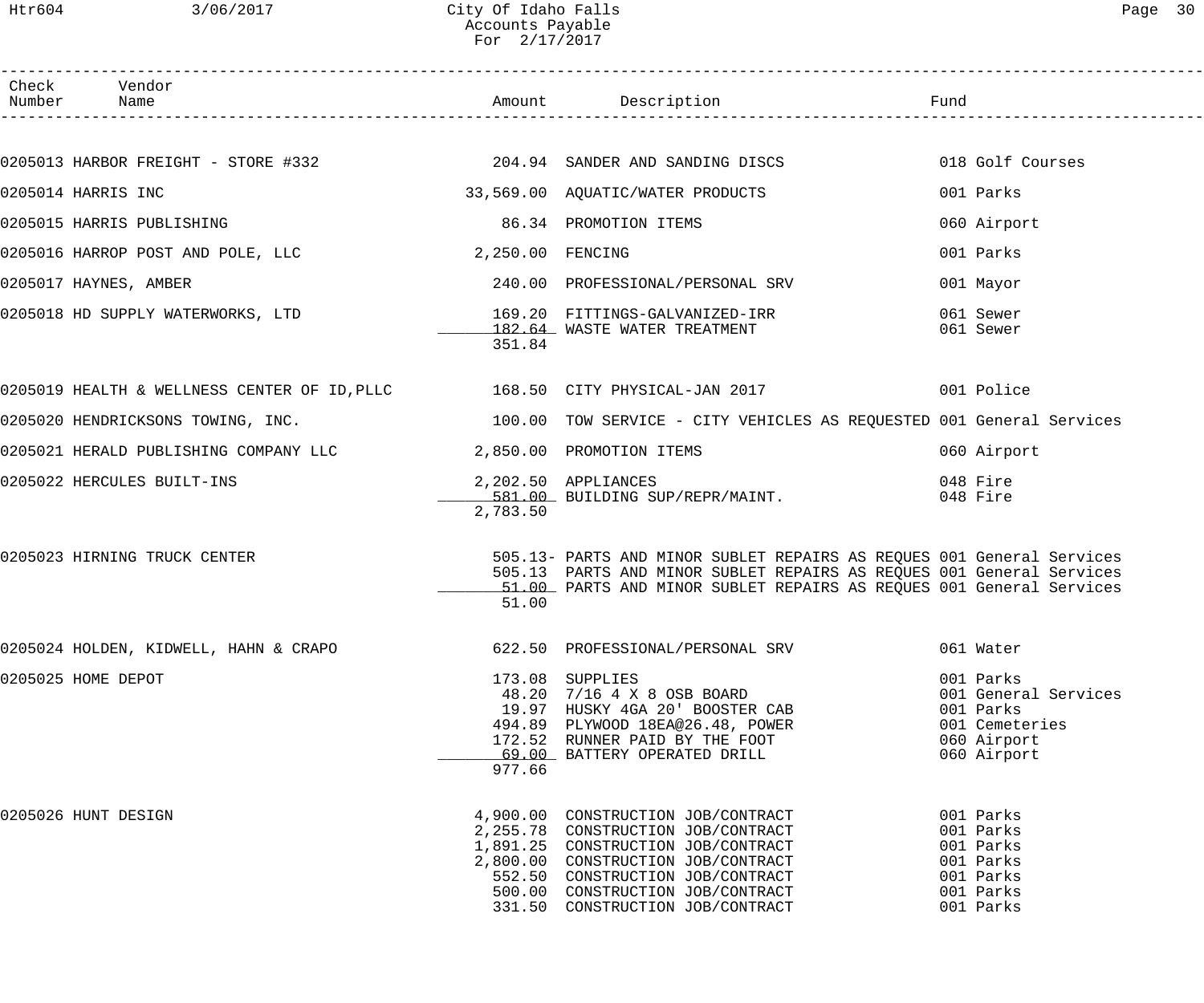# City Of Idaho Falls
## Accounts Payable
### For 2/17/2017

| Check Number | Vendor Name | Amount | Description | Fund |
|---|---|---|---|---|
| 0205013 | HARBOR FREIGHT - STORE #332 | 204.94 | SANDER AND SANDING DISCS | 018 Golf Courses |
| 0205014 | HARRIS INC | 33,569.00 | AQUATIC/WATER PRODUCTS | 001 Parks |
| 0205015 | HARRIS PUBLISHING | 86.34 | PROMOTION ITEMS | 060 Airport |
| 0205016 | HARROP POST AND POLE, LLC | 2,250.00 | FENCING | 001 Parks |
| 0205017 | HAYNES, AMBER | 240.00 | PROFESSIONAL/PERSONAL SRV | 001 Mayor |
| 0205018 | HD SUPPLY WATERWORKS, LTD | 169.20 | FITTINGS-GALVANIZED-IRR | 061 Sewer |
| | | 182.64 | WASTE WATER TREATMENT | 061 Sewer |
| | | 351.84 | | |
| 0205019 | HEALTH & WELLNESS CENTER OF ID,PLLC | 168.50 | CITY PHYSICAL-JAN 2017 | 001 Police |
| 0205020 | HENDRICKSONS TOWING, INC. | 100.00 | TOW SERVICE - CITY VEHICLES AS REQUESTED | 001 General Services |
| 0205021 | HERALD PUBLISHING COMPANY LLC | 2,850.00 | PROMOTION ITEMS | 060 Airport |
| 0205022 | HERCULES BUILT-INS | 2,202.50 | APPLIANCES | 048 Fire |
| | | 581.00 | BUILDING SUP/REPR/MAINT. | 048 Fire |
| | | 2,783.50 | | |
| 0205023 | HIRNING TRUCK CENTER | 505.13- | PARTS AND MINOR SUBLET REPAIRS AS REQUES | 001 General Services |
| | | 505.13 | PARTS AND MINOR SUBLET REPAIRS AS REQUES | 001 General Services |
| | | 51.00 | PARTS AND MINOR SUBLET REPAIRS AS REQUES | 001 General Services |
| | | 51.00 | | |
| 0205024 | HOLDEN, KIDWELL, HAHN & CRAPO | 622.50 | PROFESSIONAL/PERSONAL SRV | 061 Water |
| 0205025 | HOME DEPOT | 173.08 | SUPPLIES | 001 Parks |
| | | 48.20 | 7/16 4 X 8 OSB BOARD | 001 General Services |
| | | 19.97 | HUSKY 4GA 20' BOOSTER CAB | 001 Parks |
| | | 494.89 | PLYWOOD 18EA@26.48, POWER | 001 Cemeteries |
| | | 172.52 | RUNNER PAID BY THE FOOT | 060 Airport |
| | | 69.00 | BATTERY OPERATED DRILL | 060 Airport |
| | | 977.66 | | |
| 0205026 | HUNT DESIGN | 4,900.00 | CONSTRUCTION JOB/CONTRACT | 001 Parks |
| | | 2,255.78 | CONSTRUCTION JOB/CONTRACT | 001 Parks |
| | | 1,891.25 | CONSTRUCTION JOB/CONTRACT | 001 Parks |
| | | 2,800.00 | CONSTRUCTION JOB/CONTRACT | 001 Parks |
| | | 552.50 | CONSTRUCTION JOB/CONTRACT | 001 Parks |
| | | 500.00 | CONSTRUCTION JOB/CONTRACT | 001 Parks |
| | | 331.50 | CONSTRUCTION JOB/CONTRACT | 001 Parks |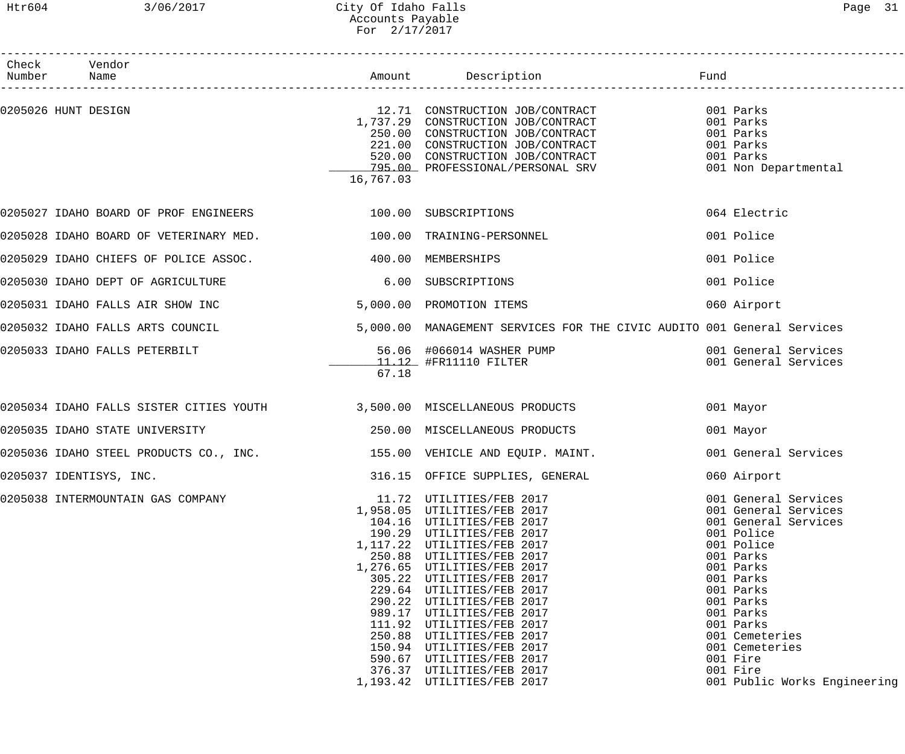| Check Number | Vendor Name | Amount | Description | Fund |
|---|---|---|---|---|
| 0205026 | HUNT DESIGN | 12.71 | CONSTRUCTION JOB/CONTRACT | 001 Parks |
| | | 1,737.29 | CONSTRUCTION JOB/CONTRACT | 001 Parks |
| | | 250.00 | CONSTRUCTION JOB/CONTRACT | 001 Parks |
| | | 221.00 | CONSTRUCTION JOB/CONTRACT | 001 Parks |
| | | 520.00 | CONSTRUCTION JOB/CONTRACT | 001 Parks |
| | | 795.00 | PROFESSIONAL/PERSONAL SRV | 001 Non Departmental |
| | | 16,767.03 | | |
| 0205027 | IDAHO BOARD OF PROF ENGINEERS | 100.00 | SUBSCRIPTIONS | 064 Electric |
| 0205028 | IDAHO BOARD OF VETERINARY MED. | 100.00 | TRAINING-PERSONNEL | 001 Police |
| 0205029 | IDAHO CHIEFS OF POLICE ASSOC. | 400.00 | MEMBERSHIPS | 001 Police |
| 0205030 | IDAHO DEPT OF AGRICULTURE | 6.00 | SUBSCRIPTIONS | 001 Police |
| 0205031 | IDAHO FALLS AIR SHOW INC | 5,000.00 | PROMOTION ITEMS | 060 Airport |
| 0205032 | IDAHO FALLS ARTS COUNCIL | 5,000.00 | MANAGEMENT SERVICES FOR THE CIVIC AUDITO | 001 General Services |
| 0205033 | IDAHO FALLS PETERBILT | 56.06 | #066014 WASHER PUMP | 001 General Services |
| | | 11.12 | #FR11110 FILTER | 001 General Services |
| | | 67.18 | | |
| 0205034 | IDAHO FALLS SISTER CITIES YOUTH | 3,500.00 | MISCELLANEOUS PRODUCTS | 001 Mayor |
| 0205035 | IDAHO STATE UNIVERSITY | 250.00 | MISCELLANEOUS PRODUCTS | 001 Mayor |
| 0205036 | IDAHO STEEL PRODUCTS CO., INC. | 155.00 | VEHICLE AND EQUIP. MAINT. | 001 General Services |
| 0205037 | IDENTISYS, INC. | 316.15 | OFFICE SUPPLIES, GENERAL | 060 Airport |
| 0205038 | INTERMOUNTAIN GAS COMPANY | 11.72 | UTILITIES/FEB 2017 | 001 General Services |
| | | 1,958.05 | UTILITIES/FEB 2017 | 001 General Services |
| | | 104.16 | UTILITIES/FEB 2017 | 001 General Services |
| | | 190.29 | UTILITIES/FEB 2017 | 001 Police |
| | | 1,117.22 | UTILITIES/FEB 2017 | 001 Police |
| | | 250.88 | UTILITIES/FEB 2017 | 001 Parks |
| | | 1,276.65 | UTILITIES/FEB 2017 | 001 Parks |
| | | 305.22 | UTILITIES/FEB 2017 | 001 Parks |
| | | 229.64 | UTILITIES/FEB 2017 | 001 Parks |
| | | 290.22 | UTILITIES/FEB 2017 | 001 Parks |
| | | 989.17 | UTILITIES/FEB 2017 | 001 Parks |
| | | 111.92 | UTILITIES/FEB 2017 | 001 Parks |
| | | 250.88 | UTILITIES/FEB 2017 | 001 Cemeteries |
| | | 150.94 | UTILITIES/FEB 2017 | 001 Cemeteries |
| | | 590.67 | UTILITIES/FEB 2017 | 001 Fire |
| | | 376.37 | UTILITIES/FEB 2017 | 001 Fire |
| | | 1,193.42 | UTILITIES/FEB 2017 | 001 Public Works Engineering |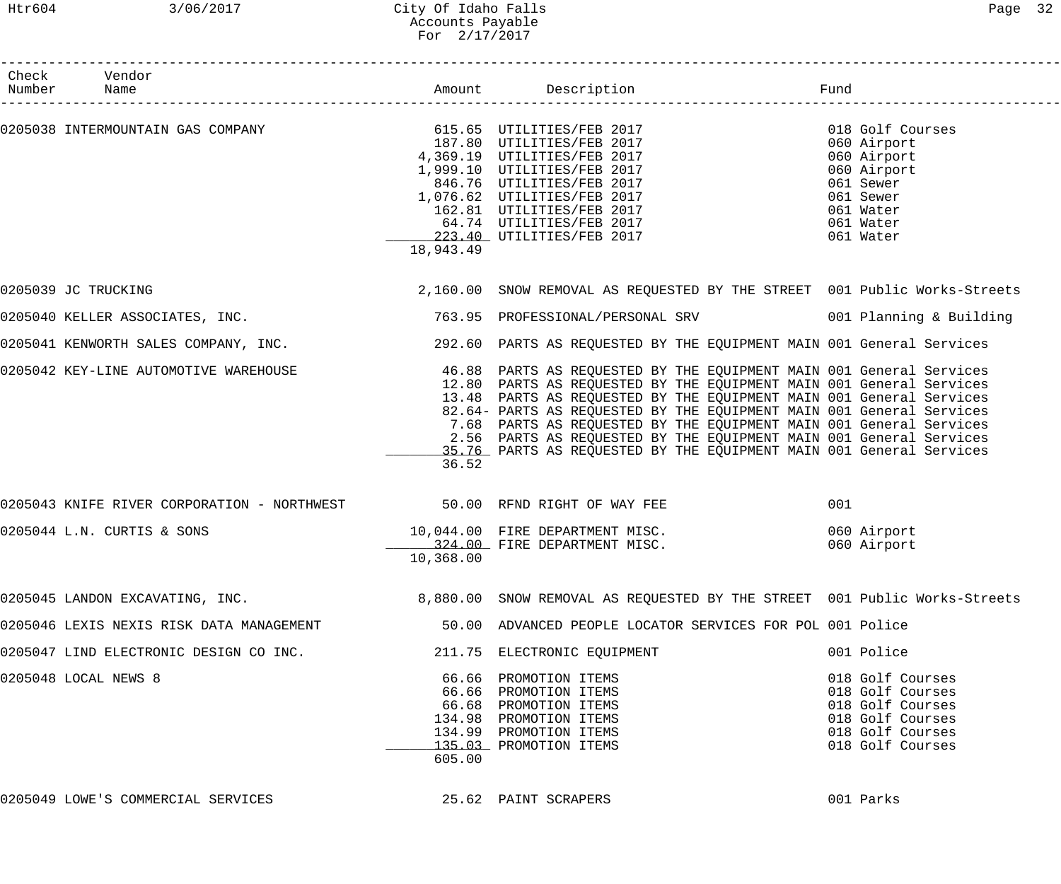City Of Idaho Falls
Accounts Payable
For 2/17/2017

| Check Number | Vendor Name | Amount | Description | Fund |
|---|---|---|---|---|
| 0205038 | INTERMOUNTAIN GAS COMPANY | 615.65 | UTILITIES/FEB 2017 | 018 Golf Courses |
| | | 187.80 | UTILITIES/FEB 2017 | 060 Airport |
| | | 4,369.19 | UTILITIES/FEB 2017 | 060 Airport |
| | | 1,999.10 | UTILITIES/FEB 2017 | 060 Airport |
| | | 846.76 | UTILITIES/FEB 2017 | 061 Sewer |
| | | 1,076.62 | UTILITIES/FEB 2017 | 061 Sewer |
| | | 162.81 | UTILITIES/FEB 2017 | 061 Water |
| | | 64.74 | UTILITIES/FEB 2017 | 061 Water |
| | | 223.40 | UTILITIES/FEB 2017 | 061 Water |
| | | 18,943.49 | | |
| 0205039 | JC TRUCKING | 2,160.00 | SNOW REMOVAL AS REQUESTED BY THE STREET | 001 Public Works-Streets |
| 0205040 | KELLER ASSOCIATES, INC. | 763.95 | PROFESSIONAL/PERSONAL SRV | 001 Planning & Building |
| 0205041 | KENWORTH SALES COMPANY, INC. | 292.60 | PARTS AS REQUESTED BY THE EQUIPMENT MAIN | 001 General Services |
| 0205042 | KEY-LINE AUTOMOTIVE WAREHOUSE | 46.88 | PARTS AS REQUESTED BY THE EQUIPMENT MAIN | 001 General Services |
| | | 12.80 | PARTS AS REQUESTED BY THE EQUIPMENT MAIN | 001 General Services |
| | | 13.48 | PARTS AS REQUESTED BY THE EQUIPMENT MAIN | 001 General Services |
| | | 82.64- | PARTS AS REQUESTED BY THE EQUIPMENT MAIN | 001 General Services |
| | | 7.68 | PARTS AS REQUESTED BY THE EQUIPMENT MAIN | 001 General Services |
| | | 2.56 | PARTS AS REQUESTED BY THE EQUIPMENT MAIN | 001 General Services |
| | | 35.76 | PARTS AS REQUESTED BY THE EQUIPMENT MAIN | 001 General Services |
| | | 36.52 | | |
| 0205043 | KNIFE RIVER CORPORATION - NORTHWEST | 50.00 | RFND RIGHT OF WAY FEE | 001 |
| 0205044 | L.N. CURTIS & SONS | 10,044.00 | FIRE DEPARTMENT MISC. | 060 Airport |
| | | 324.00 | FIRE DEPARTMENT MISC. | 060 Airport |
| | | 10,368.00 | | |
| 0205045 | LANDON EXCAVATING, INC. | 8,880.00 | SNOW REMOVAL AS REQUESTED BY THE STREET | 001 Public Works-Streets |
| 0205046 | LEXIS NEXIS RISK DATA MANAGEMENT | 50.00 | ADVANCED PEOPLE LOCATOR SERVICES FOR POL | 001 Police |
| 0205047 | LIND ELECTRONIC DESIGN CO INC. | 211.75 | ELECTRONIC EQUIPMENT | 001 Police |
| 0205048 | LOCAL NEWS 8 | 66.66 | PROMOTION ITEMS | 018 Golf Courses |
| | | 66.66 | PROMOTION ITEMS | 018 Golf Courses |
| | | 66.68 | PROMOTION ITEMS | 018 Golf Courses |
| | | 134.98 | PROMOTION ITEMS | 018 Golf Courses |
| | | 134.99 | PROMOTION ITEMS | 018 Golf Courses |
| | | 135.03 | PROMOTION ITEMS | 018 Golf Courses |
| | | 605.00 | | |
| 0205049 | LOWE'S COMMERCIAL SERVICES | 25.62 | PAINT SCRAPERS | 001 Parks |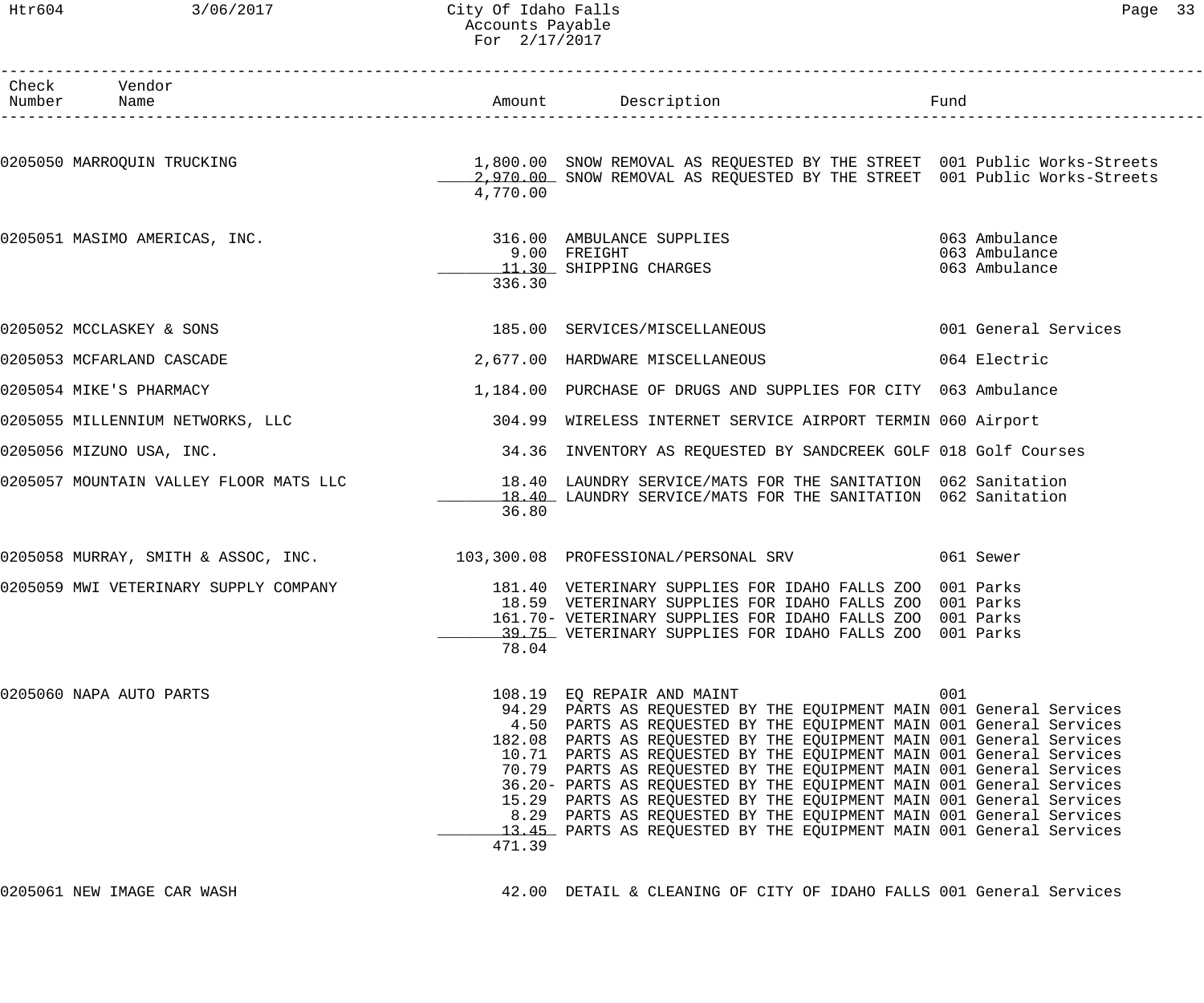City Of Idaho Falls
Accounts Payable
For 2/17/2017

| Check Number | Vendor Name | Amount | Description | Fund |
|---|---|---|---|---|
| 0205050 | MARROQUIN TRUCKING | 1,800.00 | SNOW REMOVAL AS REQUESTED BY THE STREET | 001 Public Works-Streets |
| | | 2,970.00 | SNOW REMOVAL AS REQUESTED BY THE STREET | 001 Public Works-Streets |
| | | 4,770.00 | | |
| 0205051 | MASIMO AMERICAS, INC. | 316.00 | AMBULANCE SUPPLIES | 063 Ambulance |
| | | 9.00 | FREIGHT | 063 Ambulance |
| | | 11.30 | SHIPPING CHARGES | 063 Ambulance |
| | | 336.30 | | |
| 0205052 | MCCLASKEY & SONS | 185.00 | SERVICES/MISCELLANEOUS | 001 General Services |
| 0205053 | MCFARLAND CASCADE | 2,677.00 | HARDWARE MISCELLANEOUS | 064 Electric |
| 0205054 | MIKE'S PHARMACY | 1,184.00 | PURCHASE OF DRUGS AND SUPPLIES FOR CITY | 063 Ambulance |
| 0205055 | MILLENNIUM NETWORKS, LLC | 304.99 | WIRELESS INTERNET SERVICE AIRPORT TERMIN | 060 Airport |
| 0205056 | MIZUNO USA, INC. | 34.36 | INVENTORY AS REQUESTED BY SANDCREEK GOLF | 018 Golf Courses |
| 0205057 | MOUNTAIN VALLEY FLOOR MATS LLC | 18.40 | LAUNDRY SERVICE/MATS FOR THE SANITATION | 062 Sanitation |
| | | 18.40 | LAUNDRY SERVICE/MATS FOR THE SANITATION | 062 Sanitation |
| | | 36.80 | | |
| 0205058 | MURRAY, SMITH & ASSOC, INC. | 103,300.08 | PROFESSIONAL/PERSONAL SRV | 061 Sewer |
| 0205059 | MWI VETERINARY SUPPLY COMPANY | 181.40 | VETERINARY SUPPLIES FOR IDAHO FALLS ZOO | 001 Parks |
| | | 18.59 | VETERINARY SUPPLIES FOR IDAHO FALLS ZOO | 001 Parks |
| | | 161.70- | VETERINARY SUPPLIES FOR IDAHO FALLS ZOO | 001 Parks |
| | | 39.75 | VETERINARY SUPPLIES FOR IDAHO FALLS ZOO | 001 Parks |
| | | 78.04 | | |
| 0205060 | NAPA AUTO PARTS | 108.19 | EQ REPAIR AND MAINT | 001 |
| | | 94.29 | PARTS AS REQUESTED BY THE EQUIPMENT MAIN | 001 General Services |
| | | 4.50 | PARTS AS REQUESTED BY THE EQUIPMENT MAIN | 001 General Services |
| | | 182.08 | PARTS AS REQUESTED BY THE EQUIPMENT MAIN | 001 General Services |
| | | 10.71 | PARTS AS REQUESTED BY THE EQUIPMENT MAIN | 001 General Services |
| | | 70.79 | PARTS AS REQUESTED BY THE EQUIPMENT MAIN | 001 General Services |
| | | 36.20- | PARTS AS REQUESTED BY THE EQUIPMENT MAIN | 001 General Services |
| | | 15.29 | PARTS AS REQUESTED BY THE EQUIPMENT MAIN | 001 General Services |
| | | 8.29 | PARTS AS REQUESTED BY THE EQUIPMENT MAIN | 001 General Services |
| | | 13.45 | PARTS AS REQUESTED BY THE EQUIPMENT MAIN | 001 General Services |
| | | 471.39 | | |
| 0205061 | NEW IMAGE CAR WASH | 42.00 | DETAIL & CLEANING OF CITY OF IDAHO FALLS | 001 General Services |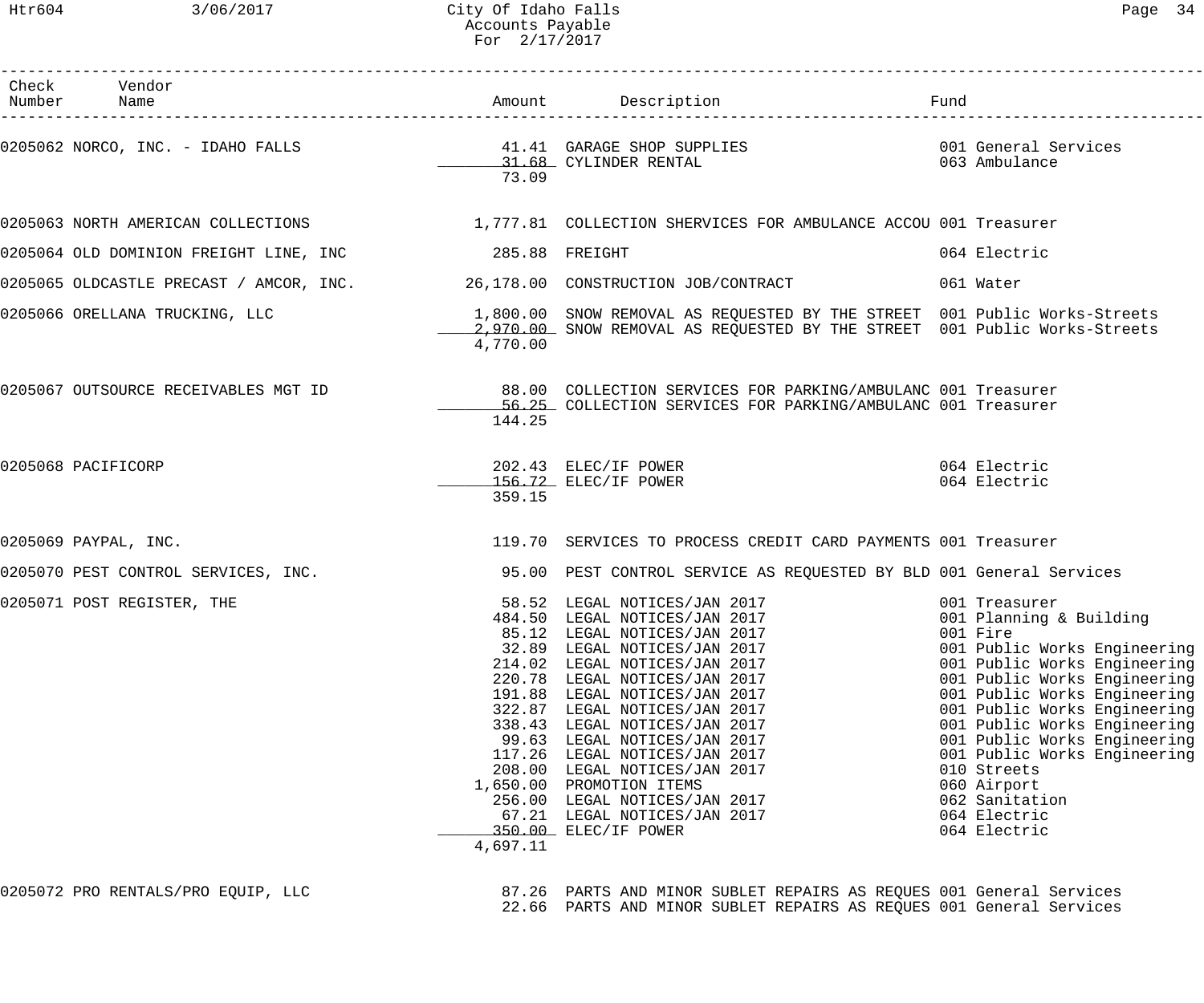# City Of Idaho Falls
## Accounts Payable
### For 2/17/2017

| Check Number | Vendor Name | Amount | Description | Fund |
|---|---|---|---|---|
| 0205062 | NORCO, INC. - IDAHO FALLS | 41.41 | GARAGE SHOP SUPPLIES | 001 General Services |
| | | 31.68 | CYLINDER RENTAL | 063 Ambulance |
| | | 73.09 | | |
| 0205063 | NORTH AMERICAN COLLECTIONS | 1,777.81 | COLLECTION SHERVICES FOR AMBULANCE ACCOU | 001 Treasurer |
| 0205064 | OLD DOMINION FREIGHT LINE, INC | 285.88 | FREIGHT | 064 Electric |
| 0205065 | OLDCASTLE PRECAST / AMCOR, INC. | 26,178.00 | CONSTRUCTION JOB/CONTRACT | 061 Water |
| 0205066 | ORELLANA TRUCKING, LLC | 1,800.00 | SNOW REMOVAL AS REQUESTED BY THE STREET | 001 Public Works-Streets |
| | | 2,970.00 | SNOW REMOVAL AS REQUESTED BY THE STREET | 001 Public Works-Streets |
| | | 4,770.00 | | |
| 0205067 | OUTSOURCE RECEIVABLES MGT ID | 88.00 | COLLECTION SERVICES FOR PARKING/AMBULANC | 001 Treasurer |
| | | 56.25 | COLLECTION SERVICES FOR PARKING/AMBULANC | 001 Treasurer |
| | | 144.25 | | |
| 0205068 | PACIFICORP | 202.43 | ELEC/IF POWER | 064 Electric |
| | | 156.72 | ELEC/IF POWER | 064 Electric |
| | | 359.15 | | |
| 0205069 | PAYPAL, INC. | 119.70 | SERVICES TO PROCESS CREDIT CARD PAYMENTS | 001 Treasurer |
| 0205070 | PEST CONTROL SERVICES, INC. | 95.00 | PEST CONTROL SERVICE AS REQUESTED BY BLD | 001 General Services |
| 0205071 | POST REGISTER, THE | 58.52 | LEGAL NOTICES/JAN 2017 | 001 Treasurer |
| | | 484.50 | LEGAL NOTICES/JAN 2017 | 001 Planning & Building |
| | | 85.12 | LEGAL NOTICES/JAN 2017 | 001 Fire |
| | | 32.89 | LEGAL NOTICES/JAN 2017 | 001 Public Works Engineering |
| | | 214.02 | LEGAL NOTICES/JAN 2017 | 001 Public Works Engineering |
| | | 220.78 | LEGAL NOTICES/JAN 2017 | 001 Public Works Engineering |
| | | 191.88 | LEGAL NOTICES/JAN 2017 | 001 Public Works Engineering |
| | | 322.87 | LEGAL NOTICES/JAN 2017 | 001 Public Works Engineering |
| | | 338.43 | LEGAL NOTICES/JAN 2017 | 001 Public Works Engineering |
| | | 99.63 | LEGAL NOTICES/JAN 2017 | 001 Public Works Engineering |
| | | 117.26 | LEGAL NOTICES/JAN 2017 | 001 Public Works Engineering |
| | | 208.00 | LEGAL NOTICES/JAN 2017 | 010 Streets |
| | | 1,650.00 | PROMOTION ITEMS | 060 Airport |
| | | 256.00 | LEGAL NOTICES/JAN 2017 | 062 Sanitation |
| | | 67.21 | LEGAL NOTICES/JAN 2017 | 064 Electric |
| | | 350.00 | ELEC/IF POWER | 064 Electric |
| | | 4,697.11 | | |
| 0205072 | PRO RENTALS/PRO EQUIP, LLC | 87.26 | PARTS AND MINOR SUBLET REPAIRS AS REQUES | 001 General Services |
| | | 22.66 | PARTS AND MINOR SUBLET REPAIRS AS REQUES | 001 General Services |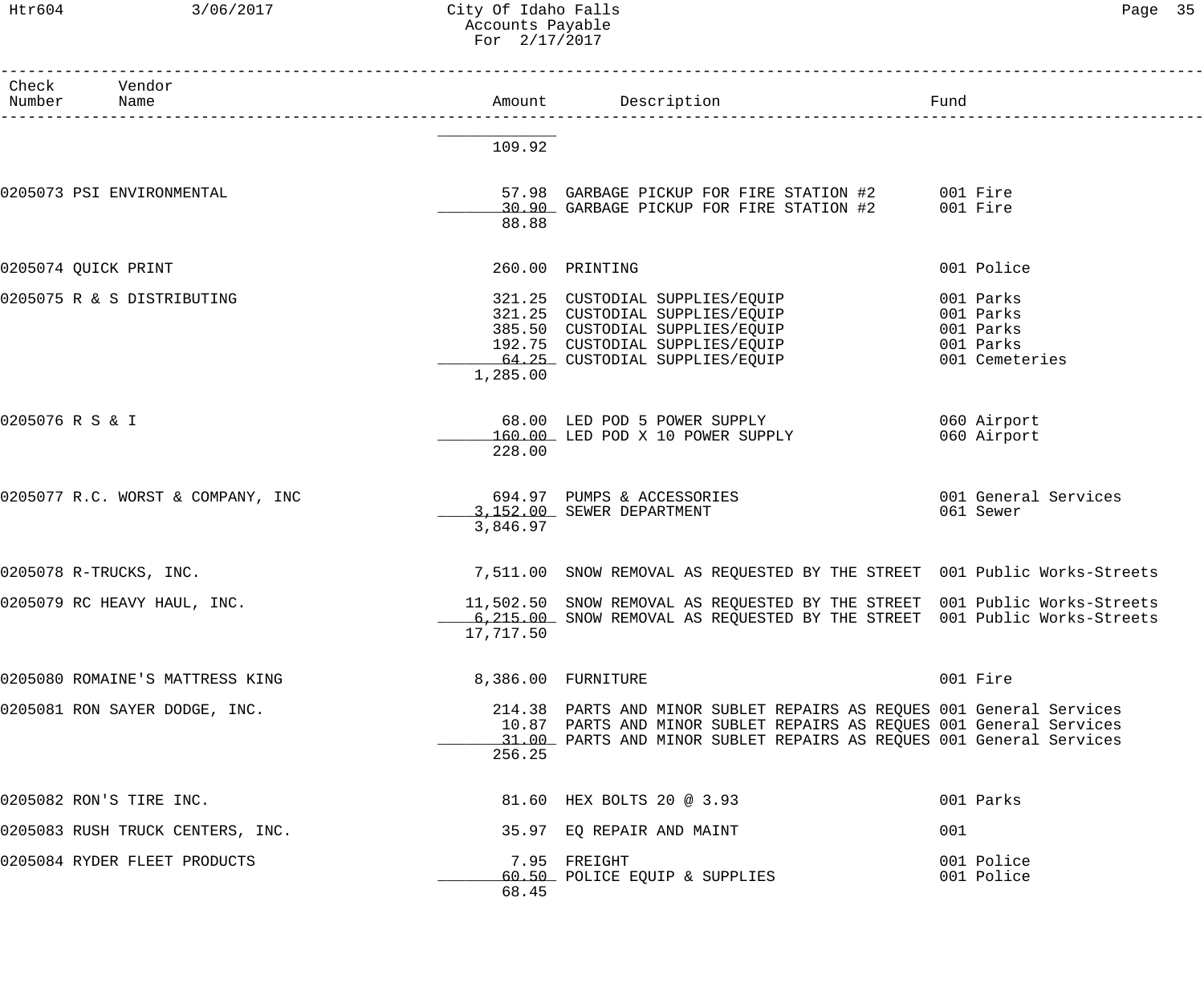City Of Idaho Falls
Accounts Payable
For 2/17/2017

| Check Number | Vendor Name | Amount | Description | Fund |
|---|---|---|---|---|
| | | 109.92 | | |
| 0205073 | PSI ENVIRONMENTAL | 57.98 | GARBAGE PICKUP FOR FIRE STATION #2 | 001 Fire |
| | | 30.90 | GARBAGE PICKUP FOR FIRE STATION #2 | 001 Fire |
| | | 88.88 | | |
| 0205074 | QUICK PRINT | 260.00 | PRINTING | 001 Police |
| 0205075 | R & S DISTRIBUTING | 321.25 | CUSTODIAL SUPPLIES/EQUIP | 001 Parks |
| | | 321.25 | CUSTODIAL SUPPLIES/EQUIP | 001 Parks |
| | | 385.50 | CUSTODIAL SUPPLIES/EQUIP | 001 Parks |
| | | 192.75 | CUSTODIAL SUPPLIES/EQUIP | 001 Parks |
| | | 64.25 | CUSTODIAL SUPPLIES/EQUIP | 001 Cemeteries |
| | | 1,285.00 | | |
| 0205076 | R S & I | 68.00 | LED POD 5 POWER SUPPLY | 060 Airport |
| | | 160.00 | LED POD X 10 POWER SUPPLY | 060 Airport |
| | | 228.00 | | |
| 0205077 | R.C. WORST & COMPANY, INC | 694.97 | PUMPS & ACCESSORIES | 001 General Services |
| | | 3,152.00 | SEWER DEPARTMENT | 061 Sewer |
| | | 3,846.97 | | |
| 0205078 | R-TRUCKS, INC. | 7,511.00 | SNOW REMOVAL AS REQUESTED BY THE STREET | 001 Public Works-Streets |
| 0205079 | RC HEAVY HAUL, INC. | 11,502.50 | SNOW REMOVAL AS REQUESTED BY THE STREET | 001 Public Works-Streets |
| | | 6,215.00 | SNOW REMOVAL AS REQUESTED BY THE STREET | 001 Public Works-Streets |
| | | 17,717.50 | | |
| 0205080 | ROMAINE'S MATTRESS KING | 8,386.00 | FURNITURE | 001 Fire |
| 0205081 | RON SAYER DODGE, INC. | 214.38 | PARTS AND MINOR SUBLET REPAIRS AS REQUES | 001 General Services |
| | | 10.87 | PARTS AND MINOR SUBLET REPAIRS AS REQUES | 001 General Services |
| | | 31.00 | PARTS AND MINOR SUBLET REPAIRS AS REQUES | 001 General Services |
| | | 256.25 | | |
| 0205082 | RON'S TIRE INC. | 81.60 | HEX BOLTS 20 @ 3.93 | 001 Parks |
| 0205083 | RUSH TRUCK CENTERS, INC. | 35.97 | EQ REPAIR AND MAINT | 001 |
| 0205084 | RYDER FLEET PRODUCTS | 7.95 | FREIGHT | 001 Police |
| | | 60.50 | POLICE EQUIP & SUPPLIES | 001 Police |
| | | 68.45 | | |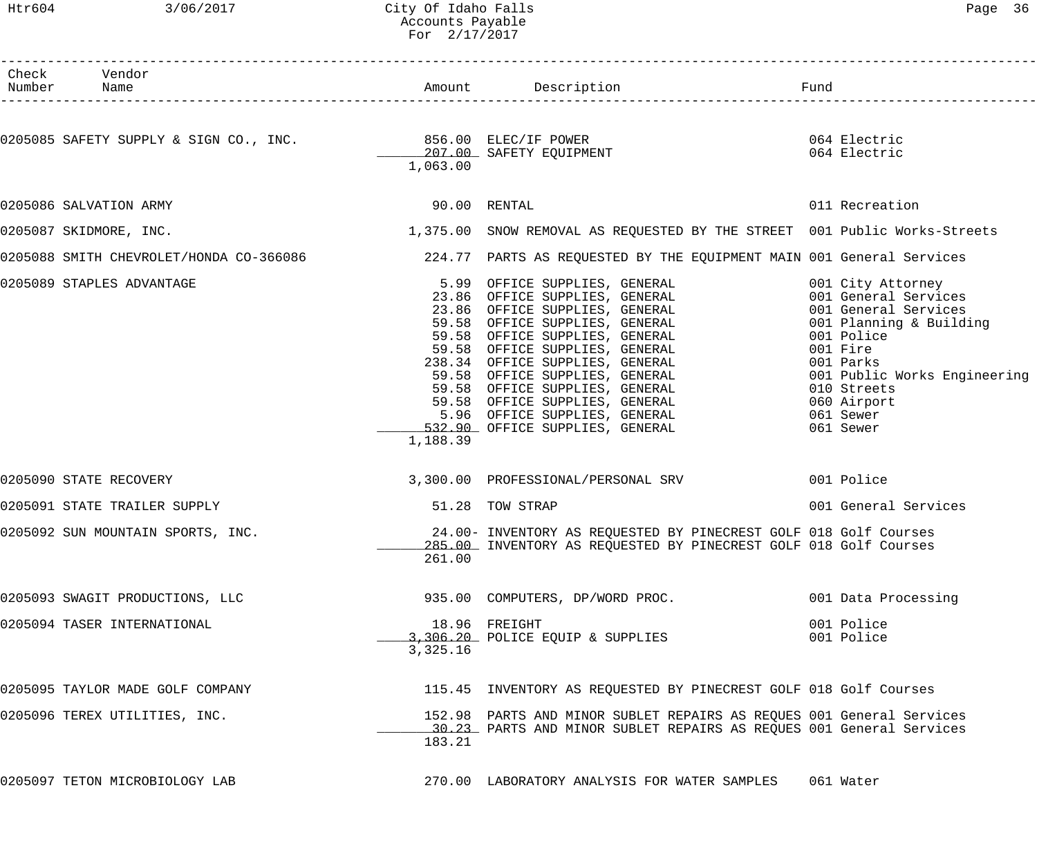# City Of Idaho Falls
## Accounts Payable
### For 2/17/2017

| Check Number | Vendor Name | Amount | Description | Fund |
|---|---|---|---|---|
| 0205085 | SAFETY SUPPLY & SIGN CO., INC. | 856.00 | ELEC/IF POWER | 064 Electric |
| | | 207.00 | SAFETY EQUIPMENT | 064 Electric |
| | | 1,063.00 | | |
| 0205086 | SALVATION ARMY | 90.00 | RENTAL | 011 Recreation |
| 0205087 | SKIDMORE, INC. | 1,375.00 | SNOW REMOVAL AS REQUESTED BY THE STREET | 001 Public Works-Streets |
| 0205088 | SMITH CHEVROLET/HONDA CO-366086 | 224.77 | PARTS AS REQUESTED BY THE EQUIPMENT MAIN | 001 General Services |
| 0205089 | STAPLES ADVANTAGE | 5.99 | OFFICE SUPPLIES, GENERAL | 001 City Attorney |
| | | 23.86 | OFFICE SUPPLIES, GENERAL | 001 General Services |
| | | 23.86 | OFFICE SUPPLIES, GENERAL | 001 General Services |
| | | 59.58 | OFFICE SUPPLIES, GENERAL | 001 Planning & Building |
| | | 59.58 | OFFICE SUPPLIES, GENERAL | 001 Police |
| | | 59.58 | OFFICE SUPPLIES, GENERAL | 001 Fire |
| | | 238.34 | OFFICE SUPPLIES, GENERAL | 001 Parks |
| | | 59.58 | OFFICE SUPPLIES, GENERAL | 001 Public Works Engineering |
| | | 59.58 | OFFICE SUPPLIES, GENERAL | 010 Streets |
| | | 59.58 | OFFICE SUPPLIES, GENERAL | 060 Airport |
| | | 5.96 | OFFICE SUPPLIES, GENERAL | 061 Sewer |
| | | 532.90 | OFFICE SUPPLIES, GENERAL | 061 Sewer |
| | | 1,188.39 | | |
| 0205090 | STATE RECOVERY | 3,300.00 | PROFESSIONAL/PERSONAL SRV | 001 Police |
| 0205091 | STATE TRAILER SUPPLY | 51.28 | TOW STRAP | 001 General Services |
| 0205092 | SUN MOUNTAIN SPORTS, INC. | 24.00- | INVENTORY AS REQUESTED BY PINECREST GOLF | 018 Golf Courses |
| | | 285.00 | INVENTORY AS REQUESTED BY PINECREST GOLF | 018 Golf Courses |
| | | 261.00 | | |
| 0205093 | SWAGIT PRODUCTIONS, LLC | 935.00 | COMPUTERS, DP/WORD PROC. | 001 Data Processing |
| 0205094 | TASER INTERNATIONAL | 18.96 | FREIGHT | 001 Police |
| | | 3,306.20 | POLICE EQUIP & SUPPLIES | 001 Police |
| | | 3,325.16 | | |
| 0205095 | TAYLOR MADE GOLF COMPANY | 115.45 | INVENTORY AS REQUESTED BY PINECREST GOLF | 018 Golf Courses |
| 0205096 | TEREX UTILITIES, INC. | 152.98 | PARTS AND MINOR SUBLET REPAIRS AS REQUES | 001 General Services |
| | | 30.23 | PARTS AND MINOR SUBLET REPAIRS AS REQUES | 001 General Services |
| | | 183.21 | | |
| 0205097 | TETON MICROBIOLOGY LAB | 270.00 | LABORATORY ANALYSIS FOR WATER SAMPLES | 061 Water |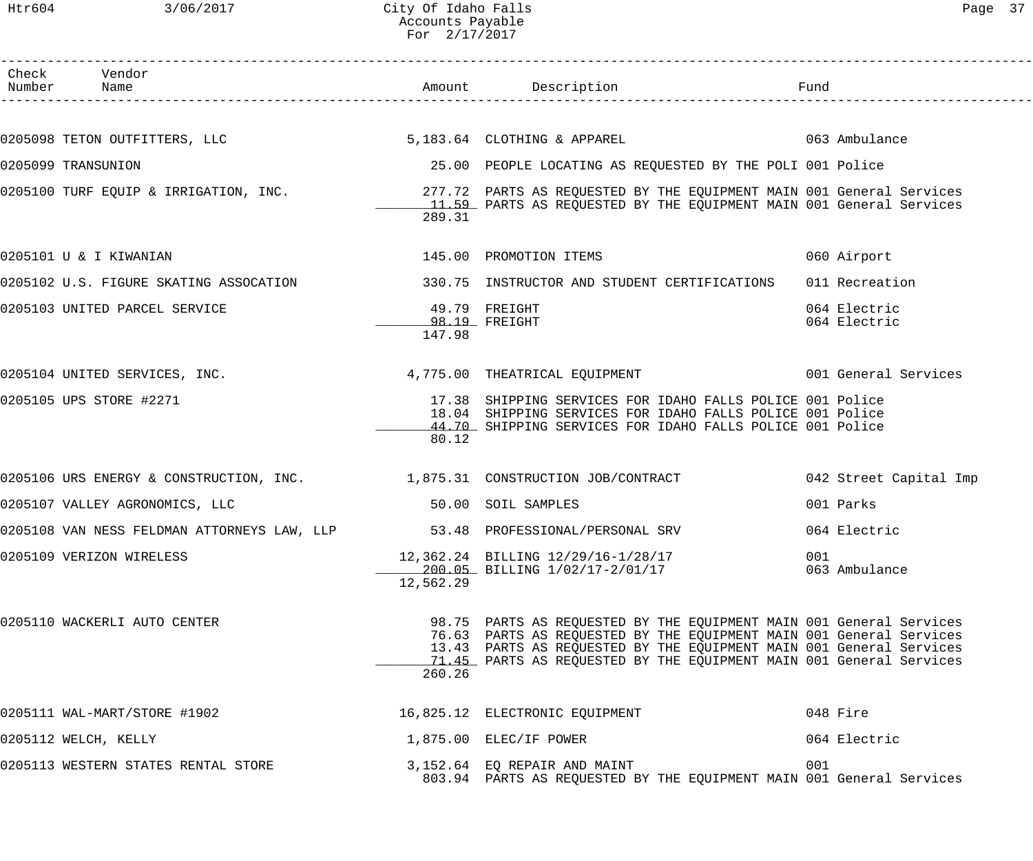# City Of Idaho Falls
## Accounts Payable
### For 2/17/2017

| Check Number | Vendor Name | Amount | Description | Fund |
|---|---|---|---|---|
| 0205098 | TETON OUTFITTERS, LLC | 5,183.64 | CLOTHING & APPAREL | 063 Ambulance |
| 0205099 | TRANSUNION | 25.00 | PEOPLE LOCATING AS REQUESTED BY THE POLI | 001 Police |
| 0205100 | TURF EQUIP & IRRIGATION, INC. | 277.72 | PARTS AS REQUESTED BY THE EQUIPMENT MAIN | 001 General Services |
| | | 11.59 | PARTS AS REQUESTED BY THE EQUIPMENT MAIN | 001 General Services |
| | | 289.31 | | |
| 0205101 | U & I KIWANIAN | 145.00 | PROMOTION ITEMS | 060 Airport |
| 0205102 | U.S. FIGURE SKATING ASSOCATION | 330.75 | INSTRUCTOR AND STUDENT CERTIFICATIONS | 011 Recreation |
| 0205103 | UNITED PARCEL SERVICE | 49.79 | FREIGHT | 064 Electric |
| | | 98.19 | FREIGHT | 064 Electric |
| | | 147.98 | | |
| 0205104 | UNITED SERVICES, INC. | 4,775.00 | THEATRICAL EQUIPMENT | 001 General Services |
| 0205105 | UPS STORE #2271 | 17.38 | SHIPPING SERVICES FOR IDAHO FALLS POLICE | 001 Police |
| | | 18.04 | SHIPPING SERVICES FOR IDAHO FALLS POLICE | 001 Police |
| | | 44.70 | SHIPPING SERVICES FOR IDAHO FALLS POLICE | 001 Police |
| | | 80.12 | | |
| 0205106 | URS ENERGY & CONSTRUCTION, INC. | 1,875.31 | CONSTRUCTION JOB/CONTRACT | 042 Street Capital Imp |
| 0205107 | VALLEY AGRONOMICS, LLC | 50.00 | SOIL SAMPLES | 001 Parks |
| 0205108 | VAN NESS FELDMAN ATTORNEYS LAW, LLP | 53.48 | PROFESSIONAL/PERSONAL SRV | 064 Electric |
| 0205109 | VERIZON WIRELESS | 12,362.24 | BILLING 12/29/16-1/28/17 | 001 |
| | | 200.05 | BILLING 1/02/17-2/01/17 | 063 Ambulance |
| | | 12,562.29 | | |
| 0205110 | WACKERLI AUTO CENTER | 98.75 | PARTS AS REQUESTED BY THE EQUIPMENT MAIN | 001 General Services |
| | | 76.63 | PARTS AS REQUESTED BY THE EQUIPMENT MAIN | 001 General Services |
| | | 13.43 | PARTS AS REQUESTED BY THE EQUIPMENT MAIN | 001 General Services |
| | | 71.45 | PARTS AS REQUESTED BY THE EQUIPMENT MAIN | 001 General Services |
| | | 260.26 | | |
| 0205111 | WAL-MART/STORE #1902 | 16,825.12 | ELECTRONIC EQUIPMENT | 048 Fire |
| 0205112 | WELCH, KELLY | 1,875.00 | ELEC/IF POWER | 064 Electric |
| 0205113 | WESTERN STATES RENTAL STORE | 3,152.64 | EQ REPAIR AND MAINT | 001 |
| | | 803.94 | PARTS AS REQUESTED BY THE EQUIPMENT MAIN | 001 General Services |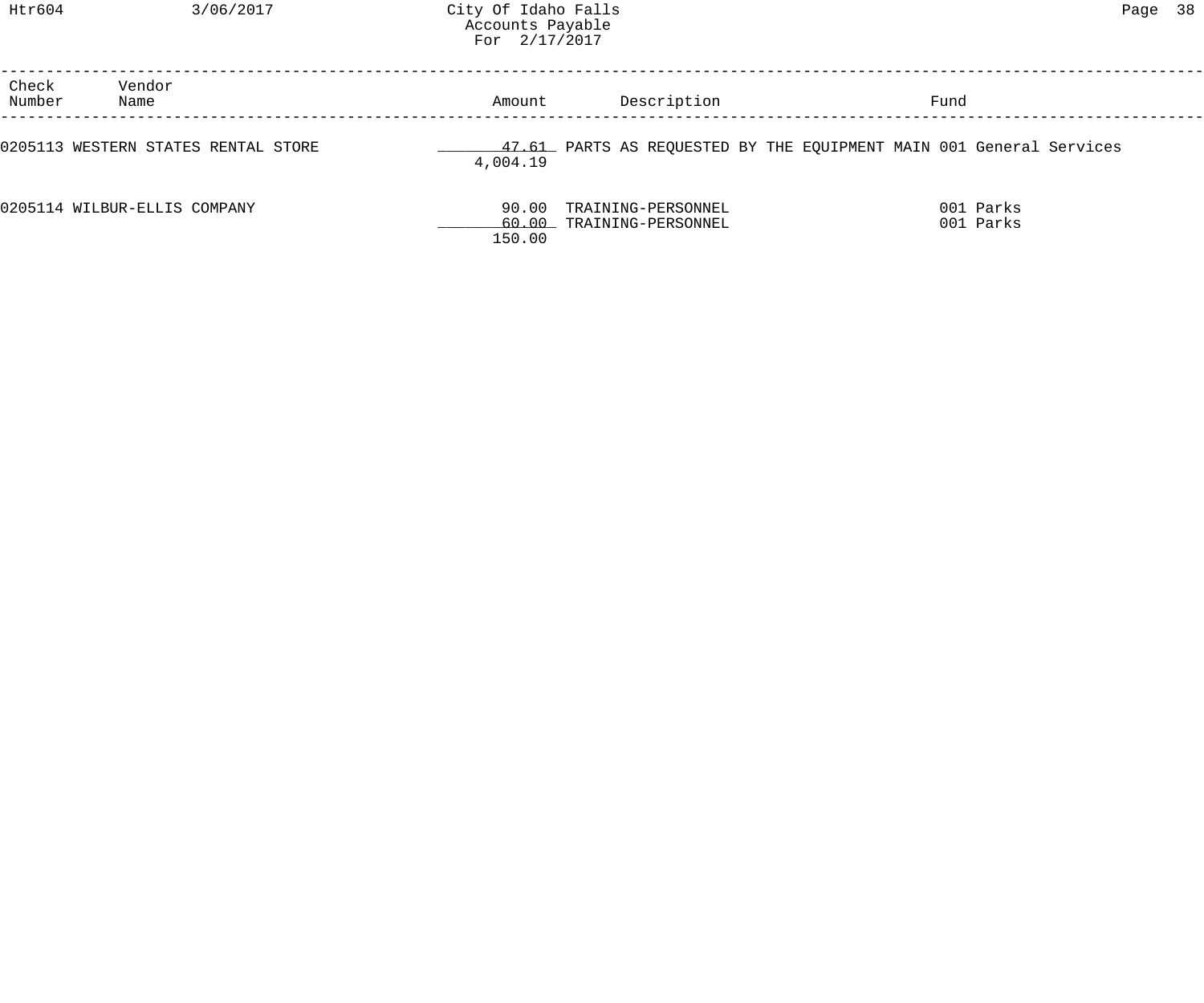| Check Number | Vendor Name | Amount | Description | Fund |
|---|---|---|---|---|
| 0205113 | WESTERN STATES RENTAL STORE | 47.61 | PARTS AS REQUESTED BY THE EQUIPMENT MAIN | 001 General Services |
| | | 4,004.19 | | |
| 0205114 | WILBUR-ELLIS COMPANY | 90.00 | TRAINING-PERSONNEL | 001 Parks |
| | | 60.00 | TRAINING-PERSONNEL | 001 Parks |
| | | 150.00 | | |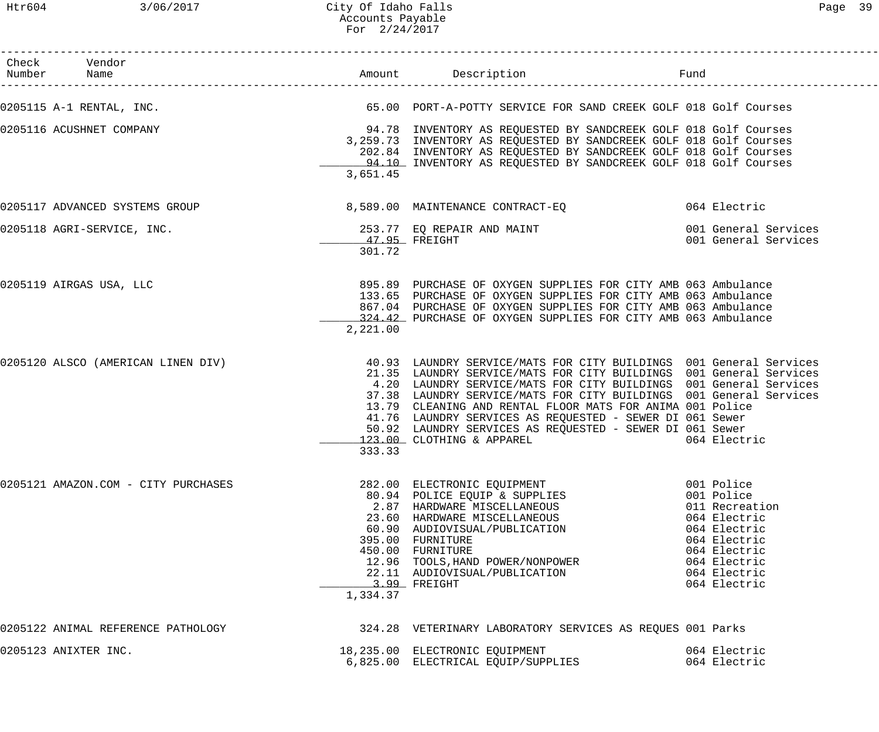# City Of Idaho Falls
## Accounts Payable
### For 2/24/2017

| Check Number | Vendor Name | Amount | Description | Fund |
|---|---|---|---|---|
| 0205115 | A-1 RENTAL, INC. | 65.00 | PORT-A-POTTY SERVICE FOR SAND CREEK GOLF | 018 Golf Courses |
| 0205116 | ACUSHNET COMPANY | 94.78 | INVENTORY AS REQUESTED BY SANDCREEK GOLF | 018 Golf Courses |
| | | 3,259.73 | INVENTORY AS REQUESTED BY SANDCREEK GOLF | 018 Golf Courses |
| | | 202.84 | INVENTORY AS REQUESTED BY SANDCREEK GOLF | 018 Golf Courses |
| | | 94.10 | INVENTORY AS REQUESTED BY SANDCREEK GOLF | 018 Golf Courses |
| | | 3,651.45 | | |
| 0205117 | ADVANCED SYSTEMS GROUP | 8,589.00 | MAINTENANCE CONTRACT-EQ | 064 Electric |
| 0205118 | AGRI-SERVICE, INC. | 253.77 | EQ REPAIR AND MAINT | 001 General Services |
| | | 47.95 | FREIGHT | 001 General Services |
| | | 301.72 | | |
| 0205119 | AIRGAS USA, LLC | 895.89 | PURCHASE OF OXYGEN SUPPLIES FOR CITY AMB | 063 Ambulance |
| | | 133.65 | PURCHASE OF OXYGEN SUPPLIES FOR CITY AMB | 063 Ambulance |
| | | 867.04 | PURCHASE OF OXYGEN SUPPLIES FOR CITY AMB | 063 Ambulance |
| | | 324.42 | PURCHASE OF OXYGEN SUPPLIES FOR CITY AMB | 063 Ambulance |
| | | 2,221.00 | | |
| 0205120 | ALSCO (AMERICAN LINEN DIV) | 40.93 | LAUNDRY SERVICE/MATS FOR CITY BUILDINGS | 001 General Services |
| | | 21.35 | LAUNDRY SERVICE/MATS FOR CITY BUILDINGS | 001 General Services |
| | | 4.20 | LAUNDRY SERVICE/MATS FOR CITY BUILDINGS | 001 General Services |
| | | 37.38 | LAUNDRY SERVICE/MATS FOR CITY BUILDINGS | 001 General Services |
| | | 13.79 | CLEANING AND RENTAL FLOOR MATS FOR ANIMA | 001 Police |
| | | 41.76 | LAUNDRY SERVICES AS REQUESTED - SEWER DI | 061 Sewer |
| | | 50.92 | LAUNDRY SERVICES AS REQUESTED - SEWER DI | 061 Sewer |
| | | 123.00 | CLOTHING & APPAREL | 064 Electric |
| | | 333.33 | | |
| 0205121 | AMAZON.COM - CITY PURCHASES | 282.00 | ELECTRONIC EQUIPMENT | 001 Police |
| | | 80.94 | POLICE EQUIP & SUPPLIES | 001 Police |
| | | 2.87 | HARDWARE MISCELLANEOUS | 011 Recreation |
| | | 23.60 | HARDWARE MISCELLANEOUS | 064 Electric |
| | | 60.90 | AUDIOVISUAL/PUBLICATION | 064 Electric |
| | | 395.00 | FURNITURE | 064 Electric |
| | | 450.00 | FURNITURE | 064 Electric |
| | | 12.96 | TOOLS,HAND POWER/NONPOWER | 064 Electric |
| | | 22.11 | AUDIOVISUAL/PUBLICATION | 064 Electric |
| | | 3.99 | FREIGHT | 064 Electric |
| | | 1,334.37 | | |
| 0205122 | ANIMAL REFERENCE PATHOLOGY | 324.28 | VETERINARY LABORATORY SERVICES AS REQUES | 001 Parks |
| 0205123 | ANIXTER INC. | 18,235.00 | ELECTRONIC EQUIPMENT | 064 Electric |
| | | 6,825.00 | ELECTRICAL EQUIP/SUPPLIES | 064 Electric |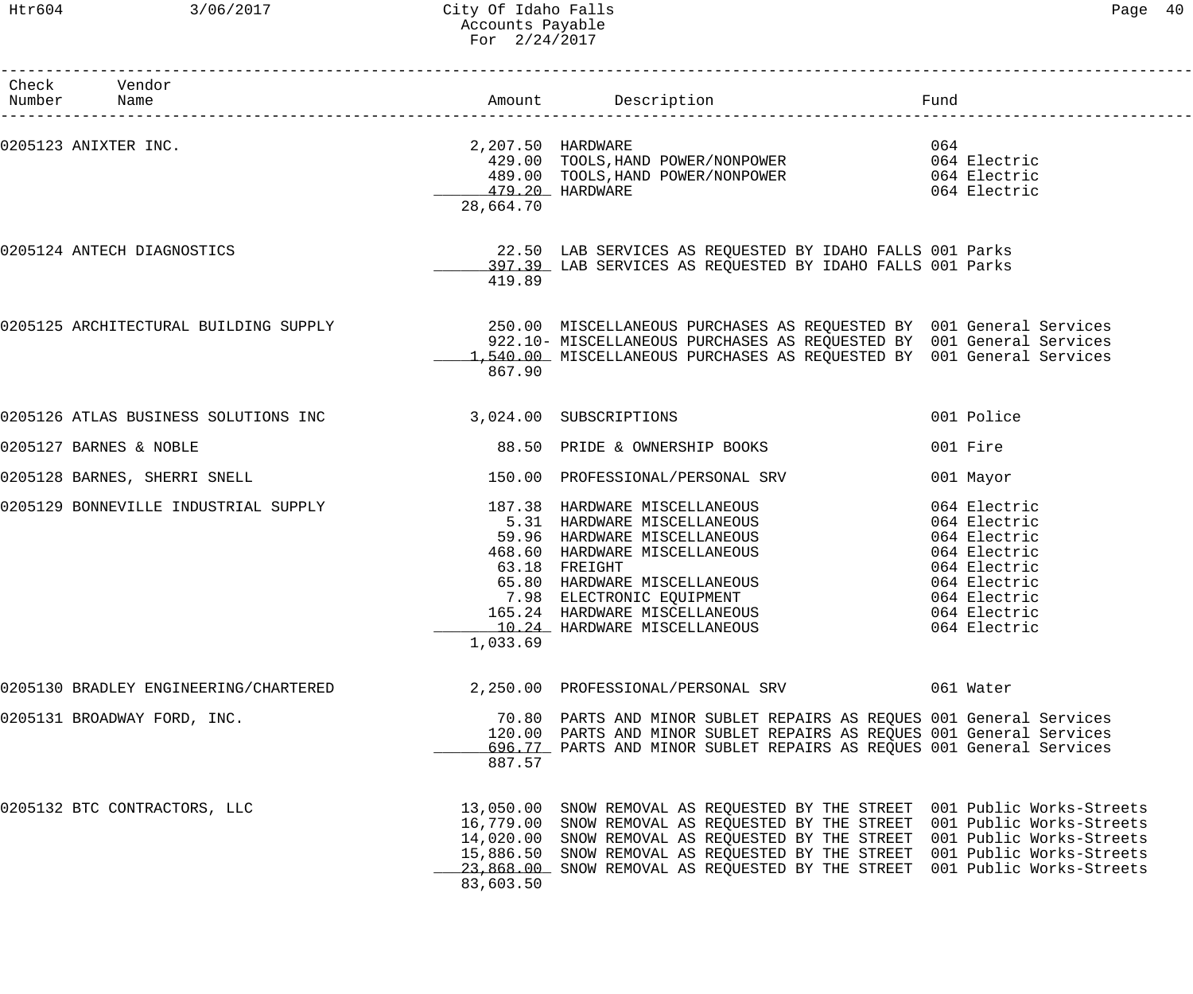City Of Idaho Falls
Accounts Payable
For 2/24/2017

| Check Number | Vendor Name | Amount | Description | Fund |
|---|---|---|---|---|
| 0205123 | ANIXTER INC. | 2,207.50 | HARDWARE | 064 |
| | | 429.00 | TOOLS,HAND POWER/NONPOWER | 064 Electric |
| | | 489.00 | TOOLS,HAND POWER/NONPOWER | 064 Electric |
| | | 479.20 | HARDWARE | 064 Electric |
| | | 28,664.70 | | |
| 0205124 | ANTECH DIAGNOSTICS | 22.50 | LAB SERVICES AS REQUESTED BY IDAHO FALLS | 001 Parks |
| | | 397.39 | LAB SERVICES AS REQUESTED BY IDAHO FALLS | 001 Parks |
| | | 419.89 | | |
| 0205125 | ARCHITECTURAL BUILDING SUPPLY | 250.00 | MISCELLANEOUS PURCHASES AS REQUESTED BY | 001 General Services |
| | | 922.10- | MISCELLANEOUS PURCHASES AS REQUESTED BY | 001 General Services |
| | | 1,540.00 | MISCELLANEOUS PURCHASES AS REQUESTED BY | 001 General Services |
| | | 867.90 | | |
| 0205126 | ATLAS BUSINESS SOLUTIONS INC | 3,024.00 | SUBSCRIPTIONS | 001 Police |
| 0205127 | BARNES & NOBLE | 88.50 | PRIDE & OWNERSHIP BOOKS | 001 Fire |
| 0205128 | BARNES, SHERRI SNELL | 150.00 | PROFESSIONAL/PERSONAL SRV | 001 Mayor |
| 0205129 | BONNEVILLE INDUSTRIAL SUPPLY | 187.38 | HARDWARE MISCELLANEOUS | 064 Electric |
| | | 5.31 | HARDWARE MISCELLANEOUS | 064 Electric |
| | | 59.96 | HARDWARE MISCELLANEOUS | 064 Electric |
| | | 468.60 | HARDWARE MISCELLANEOUS | 064 Electric |
| | | 63.18 | FREIGHT | 064 Electric |
| | | 65.80 | HARDWARE MISCELLANEOUS | 064 Electric |
| | | 7.98 | ELECTRONIC EQUIPMENT | 064 Electric |
| | | 165.24 | HARDWARE MISCELLANEOUS | 064 Electric |
| | | 10.24 | HARDWARE MISCELLANEOUS | 064 Electric |
| | | 1,033.69 | | |
| 0205130 | BRADLEY ENGINEERING/CHARTERED | 2,250.00 | PROFESSIONAL/PERSONAL SRV | 061 Water |
| 0205131 | BROADWAY FORD, INC. | 70.80 | PARTS AND MINOR SUBLET REPAIRS AS REQUES | 001 General Services |
| | | 120.00 | PARTS AND MINOR SUBLET REPAIRS AS REQUES | 001 General Services |
| | | 696.77 | PARTS AND MINOR SUBLET REPAIRS AS REQUES | 001 General Services |
| | | 887.57 | | |
| 0205132 | BTC CONTRACTORS, LLC | 13,050.00 | SNOW REMOVAL AS REQUESTED BY THE STREET | 001 Public Works-Streets |
| | | 16,779.00 | SNOW REMOVAL AS REQUESTED BY THE STREET | 001 Public Works-Streets |
| | | 14,020.00 | SNOW REMOVAL AS REQUESTED BY THE STREET | 001 Public Works-Streets |
| | | 15,886.50 | SNOW REMOVAL AS REQUESTED BY THE STREET | 001 Public Works-Streets |
| | | 23,868.00 | SNOW REMOVAL AS REQUESTED BY THE STREET | 001 Public Works-Streets |
| | | 83,603.50 | | |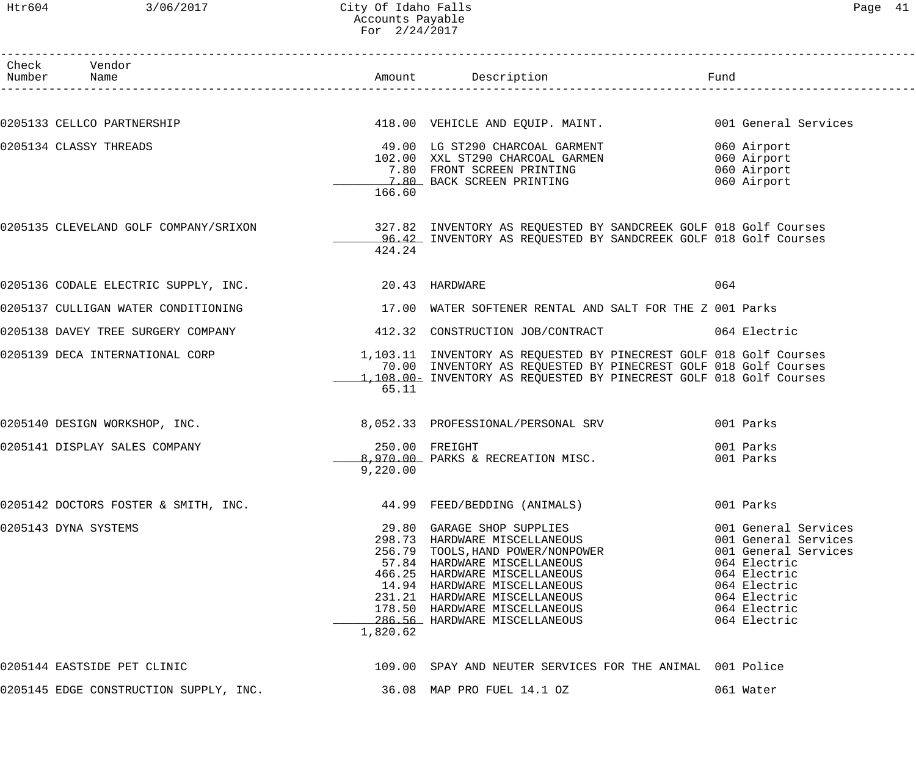# City Of Idaho Falls
## Accounts Payable
### For 2/24/2017

| Check Number | Vendor Name | Amount | Description | Fund |
|---|---|---|---|---|
| 0205133 | CELLCO PARTNERSHIP | 418.00 | VEHICLE AND EQUIP. MAINT. | 001 General Services |
| 0205134 | CLASSY THREADS | 49.00 | LG ST290 CHARCOAL GARMENT | 060 Airport |
| | | 102.00 | XXL ST290 CHARCOAL GARMEN | 060 Airport |
| | | 7.80 | FRONT SCREEN PRINTING | 060 Airport |
| | | 7.80 | BACK SCREEN PRINTING | 060 Airport |
| | | 166.60 | | |
| 0205135 | CLEVELAND GOLF COMPANY/SRIXON | 327.82 | INVENTORY AS REQUESTED BY SANDCREEK GOLF | 018 Golf Courses |
| | | 96.42 | INVENTORY AS REQUESTED BY SANDCREEK GOLF | 018 Golf Courses |
| | | 424.24 | | |
| 0205136 | CODALE ELECTRIC SUPPLY, INC. | 20.43 | HARDWARE | 064 |
| 0205137 | CULLIGAN WATER CONDITIONING | 17.00 | WATER SOFTENER RENTAL AND SALT FOR THE Z | 001 Parks |
| 0205138 | DAVEY TREE SURGERY COMPANY | 412.32 | CONSTRUCTION JOB/CONTRACT | 064 Electric |
| 0205139 | DECA INTERNATIONAL CORP | 1,103.11 | INVENTORY AS REQUESTED BY PINECREST GOLF | 018 Golf Courses |
| | | 70.00 | INVENTORY AS REQUESTED BY PINECREST GOLF | 018 Golf Courses |
| | | 1,108.00- | INVENTORY AS REQUESTED BY PINECREST GOLF | 018 Golf Courses |
| | | 65.11 | | |
| 0205140 | DESIGN WORKSHOP, INC. | 8,052.33 | PROFESSIONAL/PERSONAL SRV | 001 Parks |
| 0205141 | DISPLAY SALES COMPANY | 250.00 | FREIGHT | 001 Parks |
| | | 8,970.00 | PARKS & RECREATION MISC. | 001 Parks |
| | | 9,220.00 | | |
| 0205142 | DOCTORS FOSTER & SMITH, INC. | 44.99 | FEED/BEDDING (ANIMALS) | 001 Parks |
| 0205143 | DYNA SYSTEMS | 29.80 | GARAGE SHOP SUPPLIES | 001 General Services |
| | | 298.73 | HARDWARE MISCELLANEOUS | 001 General Services |
| | | 256.79 | TOOLS,HAND POWER/NONPOWER | 001 General Services |
| | | 57.84 | HARDWARE MISCELLANEOUS | 064 Electric |
| | | 466.25 | HARDWARE MISCELLANEOUS | 064 Electric |
| | | 14.94 | HARDWARE MISCELLANEOUS | 064 Electric |
| | | 231.21 | HARDWARE MISCELLANEOUS | 064 Electric |
| | | 178.50 | HARDWARE MISCELLANEOUS | 064 Electric |
| | | 286.56 | HARDWARE MISCELLANEOUS | 064 Electric |
| | | 1,820.62 | | |
| 0205144 | EASTSIDE PET CLINIC | 109.00 | SPAY AND NEUTER SERVICES FOR THE ANIMAL | 001 Police |
| 0205145 | EDGE CONSTRUCTION SUPPLY, INC. | 36.08 | MAP PRO FUEL 14.1 OZ | 061 Water |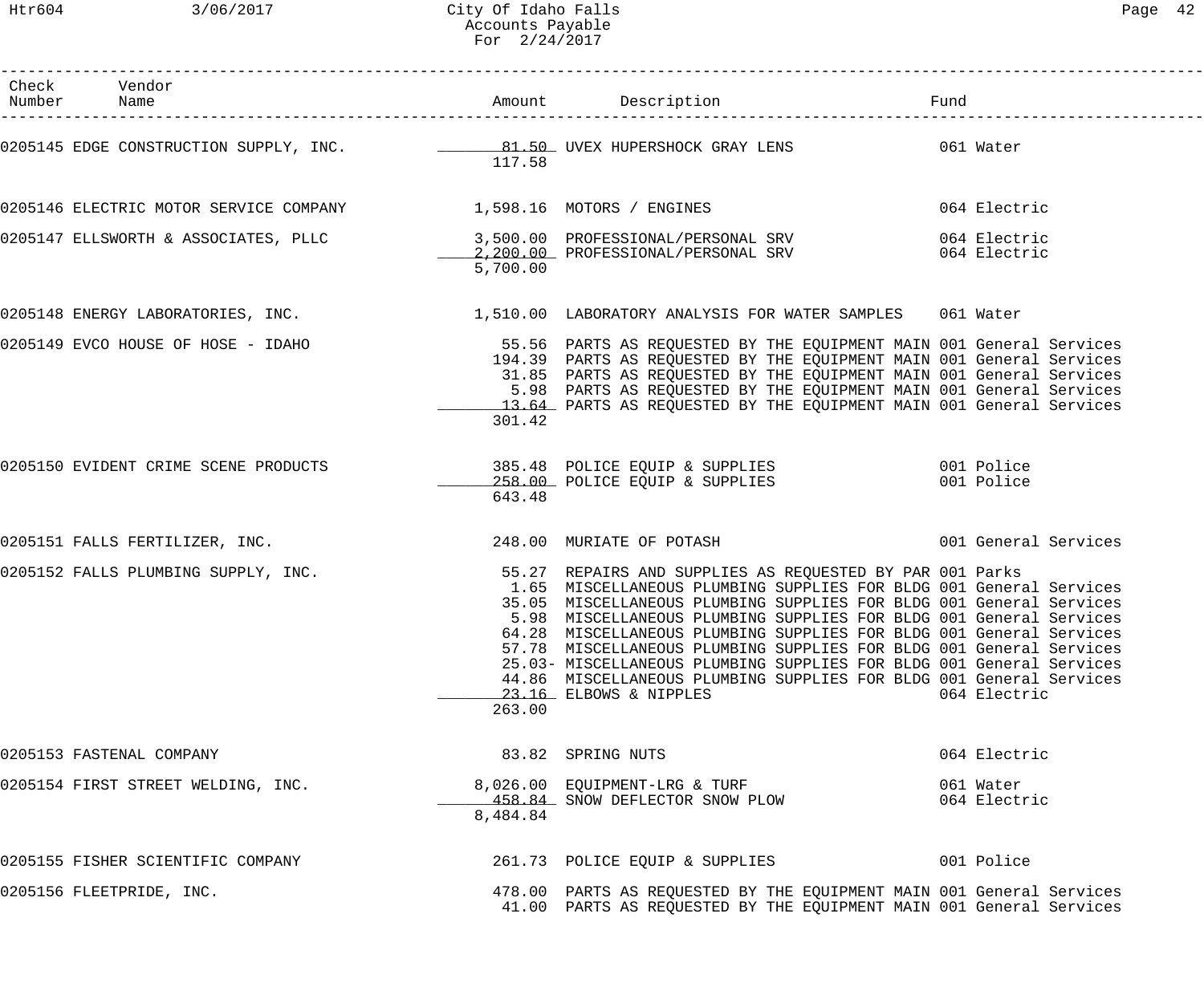| Check Number | Vendor Name | Amount | Description | Fund |
|---|---|---|---|---|
| 0205145 | EDGE CONSTRUCTION SUPPLY, INC. | 81.50 | UVEX HUPERSHOCK GRAY LENS | 061 Water |
| | | 117.58 | | |
| 0205146 | ELECTRIC MOTOR SERVICE COMPANY | 1,598.16 | MOTORS / ENGINES | 064 Electric |
| 0205147 | ELLSWORTH & ASSOCIATES, PLLC | 3,500.00 | PROFESSIONAL/PERSONAL SRV | 064 Electric |
| | | 2,200.00 | PROFESSIONAL/PERSONAL SRV | 064 Electric |
| | | 5,700.00 | | |
| 0205148 | ENERGY LABORATORIES, INC. | 1,510.00 | LABORATORY ANALYSIS FOR WATER SAMPLES | 061 Water |
| 0205149 | EVCO HOUSE OF HOSE - IDAHO | 55.56 | PARTS AS REQUESTED BY THE EQUIPMENT MAIN | 001 General Services |
| | | 194.39 | PARTS AS REQUESTED BY THE EQUIPMENT MAIN | 001 General Services |
| | | 31.85 | PARTS AS REQUESTED BY THE EQUIPMENT MAIN | 001 General Services |
| | | 5.98 | PARTS AS REQUESTED BY THE EQUIPMENT MAIN | 001 General Services |
| | | 13.64 | PARTS AS REQUESTED BY THE EQUIPMENT MAIN | 001 General Services |
| | | 301.42 | | |
| 0205150 | EVIDENT CRIME SCENE PRODUCTS | 385.48 | POLICE EQUIP & SUPPLIES | 001 Police |
| | | 258.00 | POLICE EQUIP & SUPPLIES | 001 Police |
| | | 643.48 | | |
| 0205151 | FALLS FERTILIZER, INC. | 248.00 | MURIATE OF POTASH | 001 General Services |
| 0205152 | FALLS PLUMBING SUPPLY, INC. | 55.27 | REPAIRS AND SUPPLIES AS REQUESTED BY PAR | 001 Parks |
| | | 1.65 | MISCELLANEOUS PLUMBING SUPPLIES FOR BLDG | 001 General Services |
| | | 35.05 | MISCELLANEOUS PLUMBING SUPPLIES FOR BLDG | 001 General Services |
| | | 5.98 | MISCELLANEOUS PLUMBING SUPPLIES FOR BLDG | 001 General Services |
| | | 64.28 | MISCELLANEOUS PLUMBING SUPPLIES FOR BLDG | 001 General Services |
| | | 57.78 | MISCELLANEOUS PLUMBING SUPPLIES FOR BLDG | 001 General Services |
| | | 25.03- | MISCELLANEOUS PLUMBING SUPPLIES FOR BLDG | 001 General Services |
| | | 44.86 | MISCELLANEOUS PLUMBING SUPPLIES FOR BLDG | 001 General Services |
| | | 23.16 | ELBOWS & NIPPLES | 064 Electric |
| | | 263.00 | | |
| 0205153 | FASTENAL COMPANY | 83.82 | SPRING NUTS | 064 Electric |
| 0205154 | FIRST STREET WELDING, INC. | 8,026.00 | EQUIPMENT-LRG & TURF | 061 Water |
| | | 458.84 | SNOW DEFLECTOR SNOW PLOW | 064 Electric |
| | | 8,484.84 | | |
| 0205155 | FISHER SCIENTIFIC COMPANY | 261.73 | POLICE EQUIP & SUPPLIES | 001 Police |
| 0205156 | FLEETPRIDE, INC. | 478.00 | PARTS AS REQUESTED BY THE EQUIPMENT MAIN | 001 General Services |
| | | 41.00 | PARTS AS REQUESTED BY THE EQUIPMENT MAIN | 001 General Services |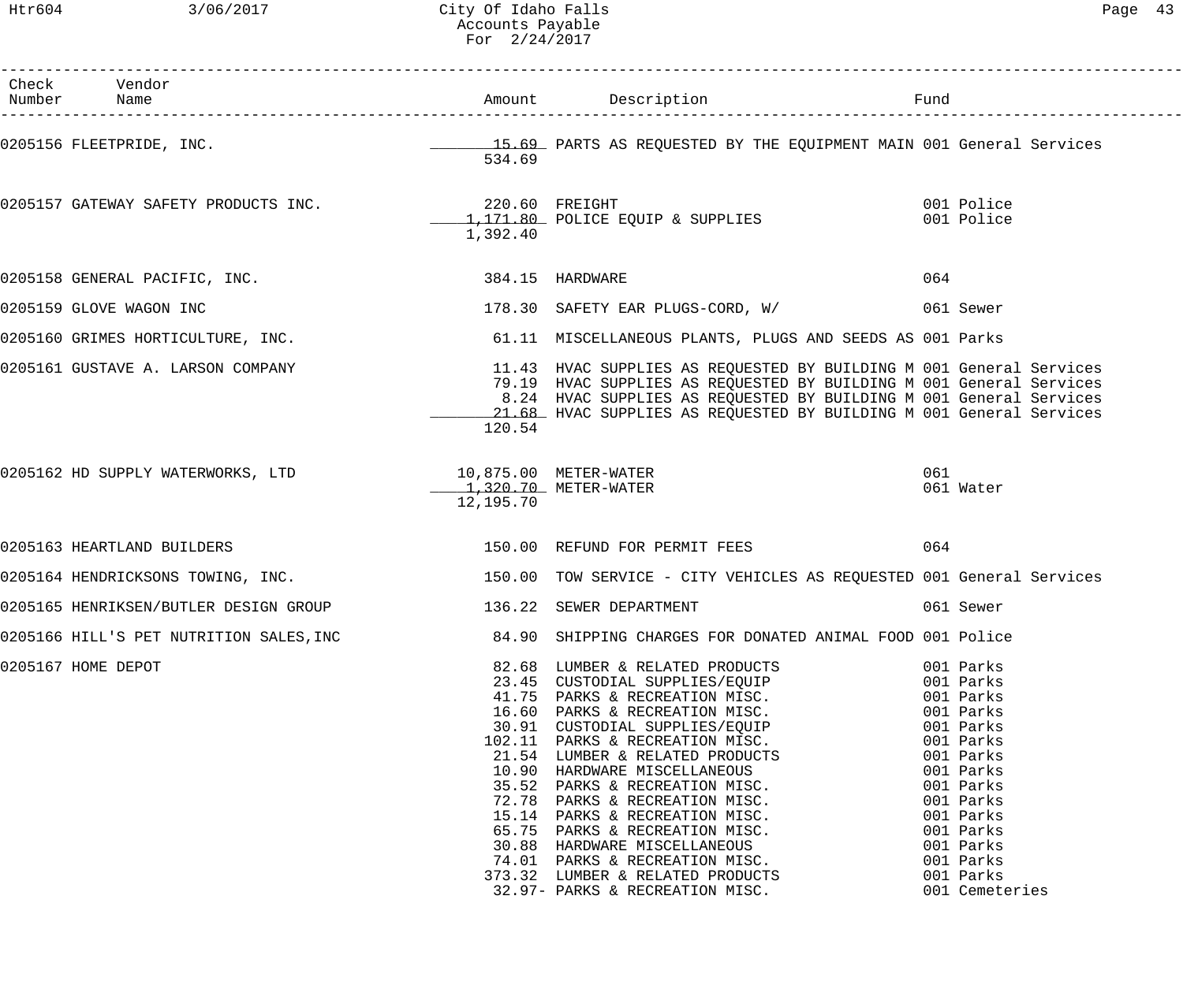| Check Number | Vendor Name | Amount | Description | Fund |
|---|---|---|---|---|
| 0205156 | FLEETPRIDE, INC. | 15.69 | PARTS AS REQUESTED BY THE EQUIPMENT MAIN | 001 General Services |
| | | 534.69 | | |
| 0205157 | GATEWAY SAFETY PRODUCTS INC. | 220.60 | FREIGHT | 001 Police |
| | | 1,171.80 | POLICE EQUIP & SUPPLIES | 001 Police |
| | | 1,392.40 | | |
| 0205158 | GENERAL PACIFIC, INC. | 384.15 | HARDWARE | 064 |
| 0205159 | GLOVE WAGON INC | 178.30 | SAFETY EAR PLUGS-CORD, W/ | 061 Sewer |
| 0205160 | GRIMES HORTICULTURE, INC. | 61.11 | MISCELLANEOUS PLANTS, PLUGS AND SEEDS AS | 001 Parks |
| 0205161 | GUSTAVE A. LARSON COMPANY | 11.43 | HVAC SUPPLIES AS REQUESTED BY BUILDING M | 001 General Services |
| | | 79.19 | HVAC SUPPLIES AS REQUESTED BY BUILDING M | 001 General Services |
| | | 8.24 | HVAC SUPPLIES AS REQUESTED BY BUILDING M | 001 General Services |
| | | 21.68 | HVAC SUPPLIES AS REQUESTED BY BUILDING M | 001 General Services |
| | | 120.54 | | |
| 0205162 | HD SUPPLY WATERWORKS, LTD | 10,875.00 | METER-WATER | 061 |
| | | 1,320.70 | METER-WATER | 061 Water |
| | | 12,195.70 | | |
| 0205163 | HEARTLAND BUILDERS | 150.00 | REFUND FOR PERMIT FEES | 064 |
| 0205164 | HENDRICKSONS TOWING, INC. | 150.00 | TOW SERVICE - CITY VEHICLES AS REQUESTED | 001 General Services |
| 0205165 | HENRIKSEN/BUTLER DESIGN GROUP | 136.22 | SEWER DEPARTMENT | 061 Sewer |
| 0205166 | HILL'S PET NUTRITION SALES,INC | 84.90 | SHIPPING CHARGES FOR DONATED ANIMAL FOOD | 001 Police |
| 0205167 | HOME DEPOT | 82.68 | LUMBER & RELATED PRODUCTS | 001 Parks |
| | | 23.45 | CUSTODIAL SUPPLIES/EQUIP | 001 Parks |
| | | 41.75 | PARKS & RECREATION MISC. | 001 Parks |
| | | 16.60 | PARKS & RECREATION MISC. | 001 Parks |
| | | 30.91 | CUSTODIAL SUPPLIES/EQUIP | 001 Parks |
| | | 102.11 | PARKS & RECREATION MISC. | 001 Parks |
| | | 21.54 | LUMBER & RELATED PRODUCTS | 001 Parks |
| | | 10.90 | HARDWARE MISCELLANEOUS | 001 Parks |
| | | 35.52 | PARKS & RECREATION MISC. | 001 Parks |
| | | 72.78 | PARKS & RECREATION MISC. | 001 Parks |
| | | 15.14 | PARKS & RECREATION MISC. | 001 Parks |
| | | 65.75 | PARKS & RECREATION MISC. | 001 Parks |
| | | 30.88 | HARDWARE MISCELLANEOUS | 001 Parks |
| | | 74.01 | PARKS & RECREATION MISC. | 001 Parks |
| | | 373.32 | LUMBER & RELATED PRODUCTS | 001 Parks |
| | | 32.97- | PARKS & RECREATION MISC. | 001 Cemeteries |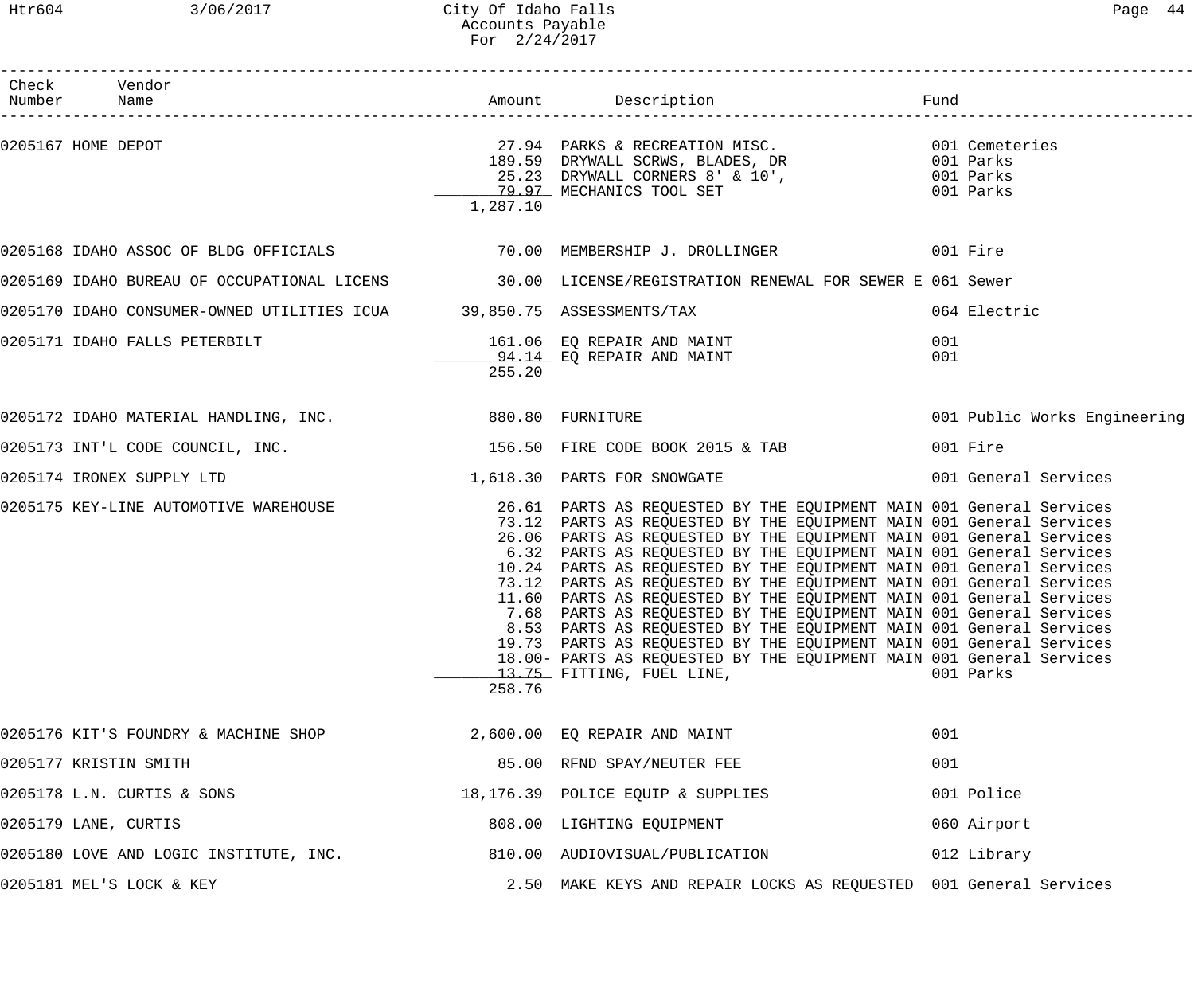# City Of Idaho Falls
## Accounts Payable
### For 2/24/2017

| Check Number | Vendor Name | Amount | Description | Fund |
|---|---|---|---|---|
| 0205167 | HOME DEPOT | 27.94 | PARKS & RECREATION MISC. | 001 Cemeteries |
| | | 189.59 | DRYWALL SCRWS, BLADES, DR | 001 Parks |
| | | 25.23 | DRYWALL CORNERS 8' & 10', | 001 Parks |
| | | 79.97 | MECHANICS TOOL SET | 001 Parks |
| | | 1,287.10 | | |
| 0205168 | IDAHO ASSOC OF BLDG OFFICIALS | 70.00 | MEMBERSHIP J. DROLLINGER | 001 Fire |
| 0205169 | IDAHO BUREAU OF OCCUPATIONAL LICENS | 30.00 | LICENSE/REGISTRATION RENEWAL FOR SEWER E | 061 Sewer |
| 0205170 | IDAHO CONSUMER-OWNED UTILITIES ICUA | 39,850.75 | ASSESSMENTS/TAX | 064 Electric |
| 0205171 | IDAHO FALLS PETERBILT | 161.06 | EQ REPAIR AND MAINT | 001 |
| | | 94.14 | EQ REPAIR AND MAINT | 001 |
| | | 255.20 | | |
| 0205172 | IDAHO MATERIAL HANDLING, INC. | 880.80 | FURNITURE | 001 Public Works Engineering |
| 0205173 | INT'L CODE COUNCIL, INC. | 156.50 | FIRE CODE BOOK 2015 & TAB | 001 Fire |
| 0205174 | IRONEX SUPPLY LTD | 1,618.30 | PARTS FOR SNOWGATE | 001 General Services |
| 0205175 | KEY-LINE AUTOMOTIVE WAREHOUSE | 26.61 | PARTS AS REQUESTED BY THE EQUIPMENT MAIN | 001 General Services |
| | | 73.12 | PARTS AS REQUESTED BY THE EQUIPMENT MAIN | 001 General Services |
| | | 26.06 | PARTS AS REQUESTED BY THE EQUIPMENT MAIN | 001 General Services |
| | | 6.32 | PARTS AS REQUESTED BY THE EQUIPMENT MAIN | 001 General Services |
| | | 10.24 | PARTS AS REQUESTED BY THE EQUIPMENT MAIN | 001 General Services |
| | | 73.12 | PARTS AS REQUESTED BY THE EQUIPMENT MAIN | 001 General Services |
| | | 11.60 | PARTS AS REQUESTED BY THE EQUIPMENT MAIN | 001 General Services |
| | | 7.68 | PARTS AS REQUESTED BY THE EQUIPMENT MAIN | 001 General Services |
| | | 8.53 | PARTS AS REQUESTED BY THE EQUIPMENT MAIN | 001 General Services |
| | | 19.73 | PARTS AS REQUESTED BY THE EQUIPMENT MAIN | 001 General Services |
| | | 18.00- | PARTS AS REQUESTED BY THE EQUIPMENT MAIN | 001 General Services |
| | | 13.75 | FITTING, FUEL LINE, | 001 Parks |
| | | 258.76 | | |
| 0205176 | KIT'S FOUNDRY & MACHINE SHOP | 2,600.00 | EQ REPAIR AND MAINT | 001 |
| 0205177 | KRISTIN SMITH | 85.00 | RFND SPAY/NEUTER FEE | 001 |
| 0205178 | L.N. CURTIS & SONS | 18,176.39 | POLICE EQUIP & SUPPLIES | 001 Police |
| 0205179 | LANE, CURTIS | 808.00 | LIGHTING EQUIPMENT | 060 Airport |
| 0205180 | LOVE AND LOGIC INSTITUTE, INC. | 810.00 | AUDIOVISUAL/PUBLICATION | 012 Library |
| 0205181 | MEL'S LOCK & KEY | 2.50 | MAKE KEYS AND REPAIR LOCKS AS REQUESTED | 001 General Services |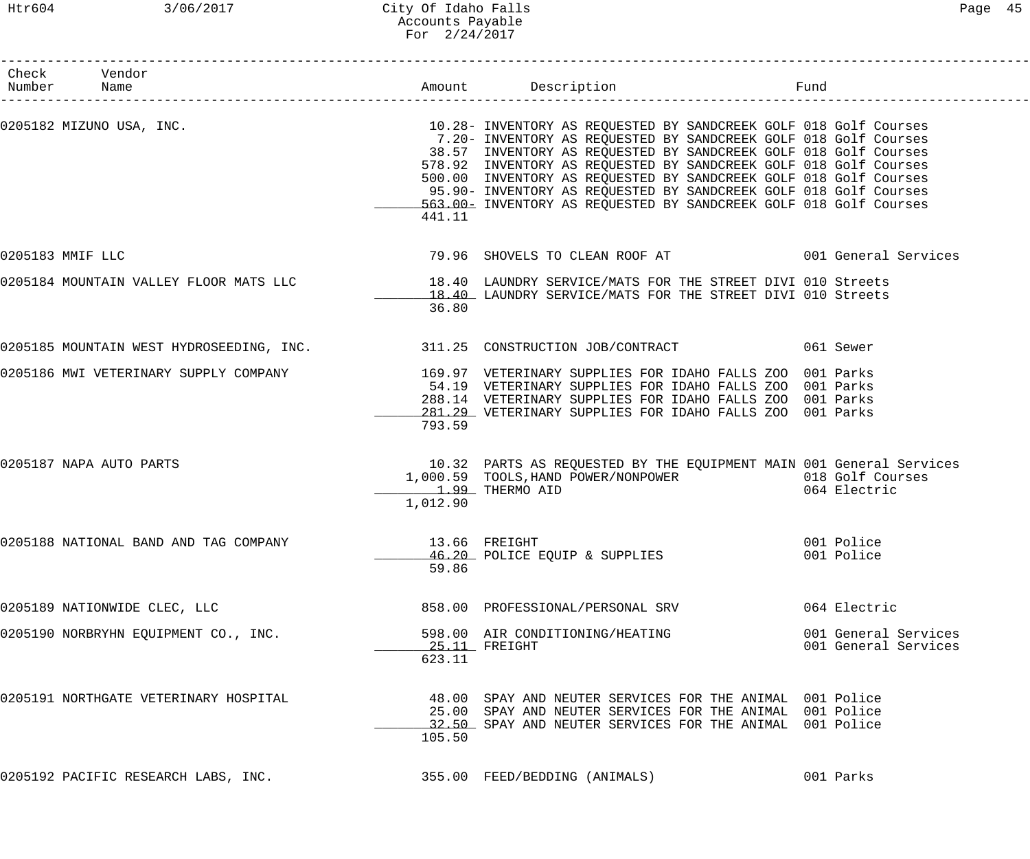| Check Number | Vendor Name | Amount | Description | Fund |
|---|---|---|---|---|
| 0205182 | MIZUNO USA, INC. | 10.28- | INVENTORY AS REQUESTED BY SANDCREEK GOLF | 018 Golf Courses |
| | | 7.20- | INVENTORY AS REQUESTED BY SANDCREEK GOLF | 018 Golf Courses |
| | | 38.57 | INVENTORY AS REQUESTED BY SANDCREEK GOLF | 018 Golf Courses |
| | | 578.92 | INVENTORY AS REQUESTED BY SANDCREEK GOLF | 018 Golf Courses |
| | | 500.00 | INVENTORY AS REQUESTED BY SANDCREEK GOLF | 018 Golf Courses |
| | | 95.90- | INVENTORY AS REQUESTED BY SANDCREEK GOLF | 018 Golf Courses |
| | | 563.00- | INVENTORY AS REQUESTED BY SANDCREEK GOLF | 018 Golf Courses |
| | | 441.11 | | |
| 0205183 | MMIF LLC | 79.96 | SHOVELS TO CLEAN ROOF AT | 001 General Services |
| 0205184 | MOUNTAIN VALLEY FLOOR MATS LLC | 18.40 | LAUNDRY SERVICE/MATS FOR THE STREET DIVI | 010 Streets |
| | | 18.40 | LAUNDRY SERVICE/MATS FOR THE STREET DIVI | 010 Streets |
| | | 36.80 | | |
| 0205185 | MOUNTAIN WEST HYDROSEEDING, INC. | 311.25 | CONSTRUCTION JOB/CONTRACT | 061 Sewer |
| 0205186 | MWI VETERINARY SUPPLY COMPANY | 169.97 | VETERINARY SUPPLIES FOR IDAHO FALLS ZOO | 001 Parks |
| | | 54.19 | VETERINARY SUPPLIES FOR IDAHO FALLS ZOO | 001 Parks |
| | | 288.14 | VETERINARY SUPPLIES FOR IDAHO FALLS ZOO | 001 Parks |
| | | 281.29 | VETERINARY SUPPLIES FOR IDAHO FALLS ZOO | 001 Parks |
| | | 793.59 | | |
| 0205187 | NAPA AUTO PARTS | 10.32 | PARTS AS REQUESTED BY THE EQUIPMENT MAIN | 001 General Services |
| | | 1,000.59 | TOOLS,HAND POWER/NONPOWER | 018 Golf Courses |
| | | 1.99 | THERMO AID | 064 Electric |
| | | 1,012.90 | | |
| 0205188 | NATIONAL BAND AND TAG COMPANY | 13.66 | FREIGHT | 001 Police |
| | | 46.20 | POLICE EQUIP & SUPPLIES | 001 Police |
| | | 59.86 | | |
| 0205189 | NATIONWIDE CLEC, LLC | 858.00 | PROFESSIONAL/PERSONAL SRV | 064 Electric |
| 0205190 | NORBRYHN EQUIPMENT CO., INC. | 598.00 | AIR CONDITIONING/HEATING | 001 General Services |
| | | 25.11 | FREIGHT | 001 General Services |
| | | 623.11 | | |
| 0205191 | NORTHGATE VETERINARY HOSPITAL | 48.00 | SPAY AND NEUTER SERVICES FOR THE ANIMAL | 001 Police |
| | | 25.00 | SPAY AND NEUTER SERVICES FOR THE ANIMAL | 001 Police |
| | | 32.50 | SPAY AND NEUTER SERVICES FOR THE ANIMAL | 001 Police |
| | | 105.50 | | |
| 0205192 | PACIFIC RESEARCH LABS, INC. | 355.00 | FEED/BEDDING (ANIMALS) | 001 Parks |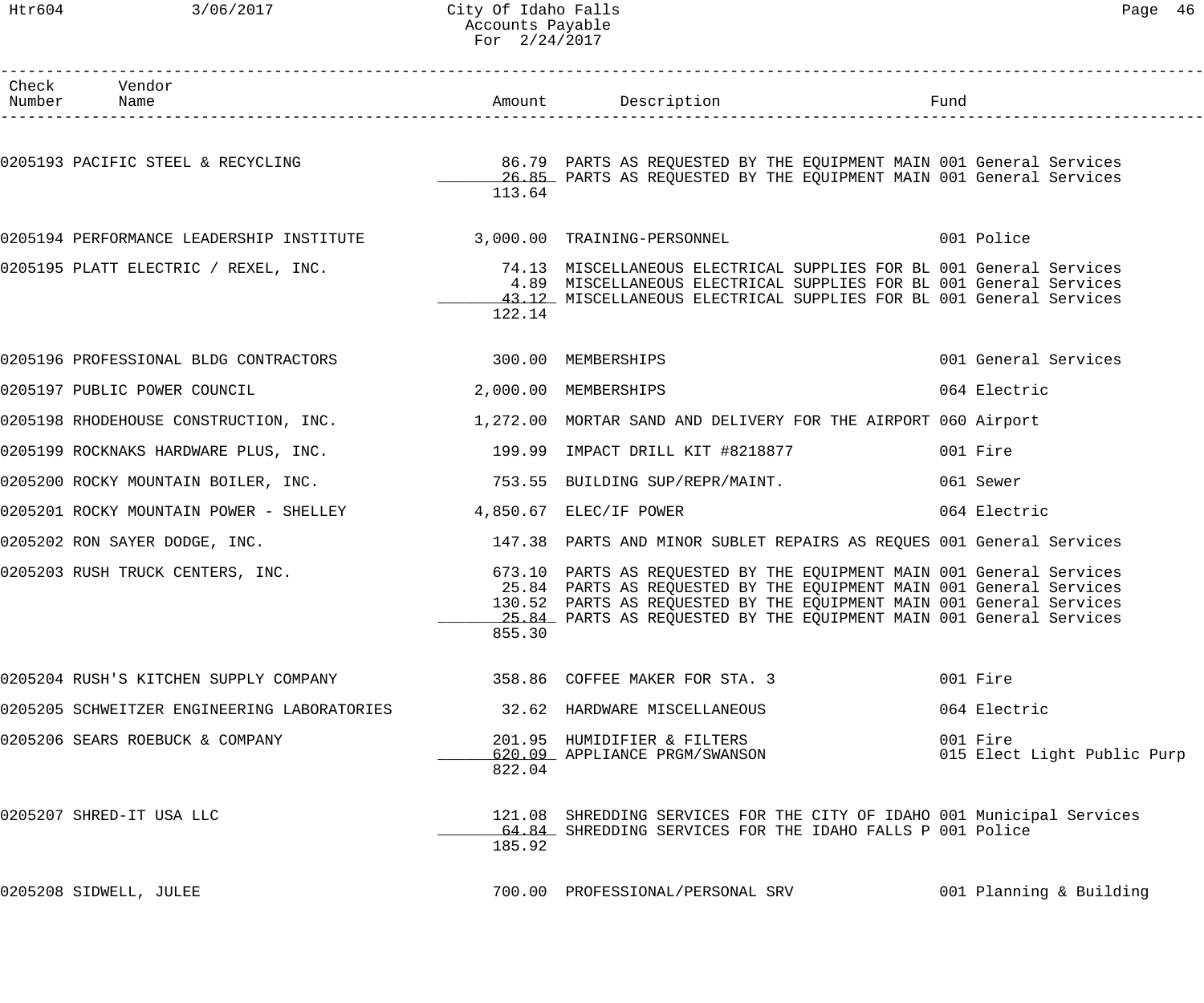# City Of Idaho Falls
## Accounts Payable
### For 2/24/2017

| Check Number | Vendor Name | Amount | Description | Fund |
|---|---|---|---|---|
| 0205193 | PACIFIC STEEL & RECYCLING | 86.79 | PARTS AS REQUESTED BY THE EQUIPMENT MAIN | 001 General Services |
| | | 26.85 | PARTS AS REQUESTED BY THE EQUIPMENT MAIN | 001 General Services |
| | | 113.64 | | |
| 0205194 | PERFORMANCE LEADERSHIP INSTITUTE | 3,000.00 | TRAINING-PERSONNEL | 001 Police |
| 0205195 | PLATT ELECTRIC / REXEL, INC. | 74.13 | MISCELLANEOUS ELECTRICAL SUPPLIES FOR BL | 001 General Services |
| | | 4.89 | MISCELLANEOUS ELECTRICAL SUPPLIES FOR BL | 001 General Services |
| | | 43.12 | MISCELLANEOUS ELECTRICAL SUPPLIES FOR BL | 001 General Services |
| | | 122.14 | | |
| 0205196 | PROFESSIONAL BLDG CONTRACTORS | 300.00 | MEMBERSHIPS | 001 General Services |
| 0205197 | PUBLIC POWER COUNCIL | 2,000.00 | MEMBERSHIPS | 064 Electric |
| 0205198 | RHODEHOUSE CONSTRUCTION, INC. | 1,272.00 | MORTAR SAND AND DELIVERY FOR THE AIRPORT | 060 Airport |
| 0205199 | ROCKNAKS HARDWARE PLUS, INC. | 199.99 | IMPACT DRILL KIT #8218877 | 001 Fire |
| 0205200 | ROCKY MOUNTAIN BOILER, INC. | 753.55 | BUILDING SUP/REPR/MAINT. | 061 Sewer |
| 0205201 | ROCKY MOUNTAIN POWER - SHELLEY | 4,850.67 | ELEC/IF POWER | 064 Electric |
| 0205202 | RON SAYER DODGE, INC. | 147.38 | PARTS AND MINOR SUBLET REPAIRS AS REQUES | 001 General Services |
| 0205203 | RUSH TRUCK CENTERS, INC. | 673.10 | PARTS AS REQUESTED BY THE EQUIPMENT MAIN | 001 General Services |
| | | 25.84 | PARTS AS REQUESTED BY THE EQUIPMENT MAIN | 001 General Services |
| | | 130.52 | PARTS AS REQUESTED BY THE EQUIPMENT MAIN | 001 General Services |
| | | 25.84 | PARTS AS REQUESTED BY THE EQUIPMENT MAIN | 001 General Services |
| | | 855.30 | | |
| 0205204 | RUSH'S KITCHEN SUPPLY COMPANY | 358.86 | COFFEE MAKER FOR STA. 3 | 001 Fire |
| 0205205 | SCHWEITZER ENGINEERING LABORATORIES | 32.62 | HARDWARE MISCELLANEOUS | 064 Electric |
| 0205206 | SEARS ROEBUCK & COMPANY | 201.95 | HUMIDIFIER & FILTERS | 001 Fire |
| | | 620.09 | APPLIANCE PRGM/SWANSON | 015 Elect Light Public Purp |
| | | 822.04 | | |
| 0205207 | SHRED-IT USA LLC | 121.08 | SHREDDING SERVICES FOR THE CITY OF IDAHO | 001 Municipal Services |
| | | 64.84 | SHREDDING SERVICES FOR THE IDAHO FALLS P | 001 Police |
| | | 185.92 | | |
| 0205208 | SIDWELL, JULEE | 700.00 | PROFESSIONAL/PERSONAL SRV | 001 Planning & Building |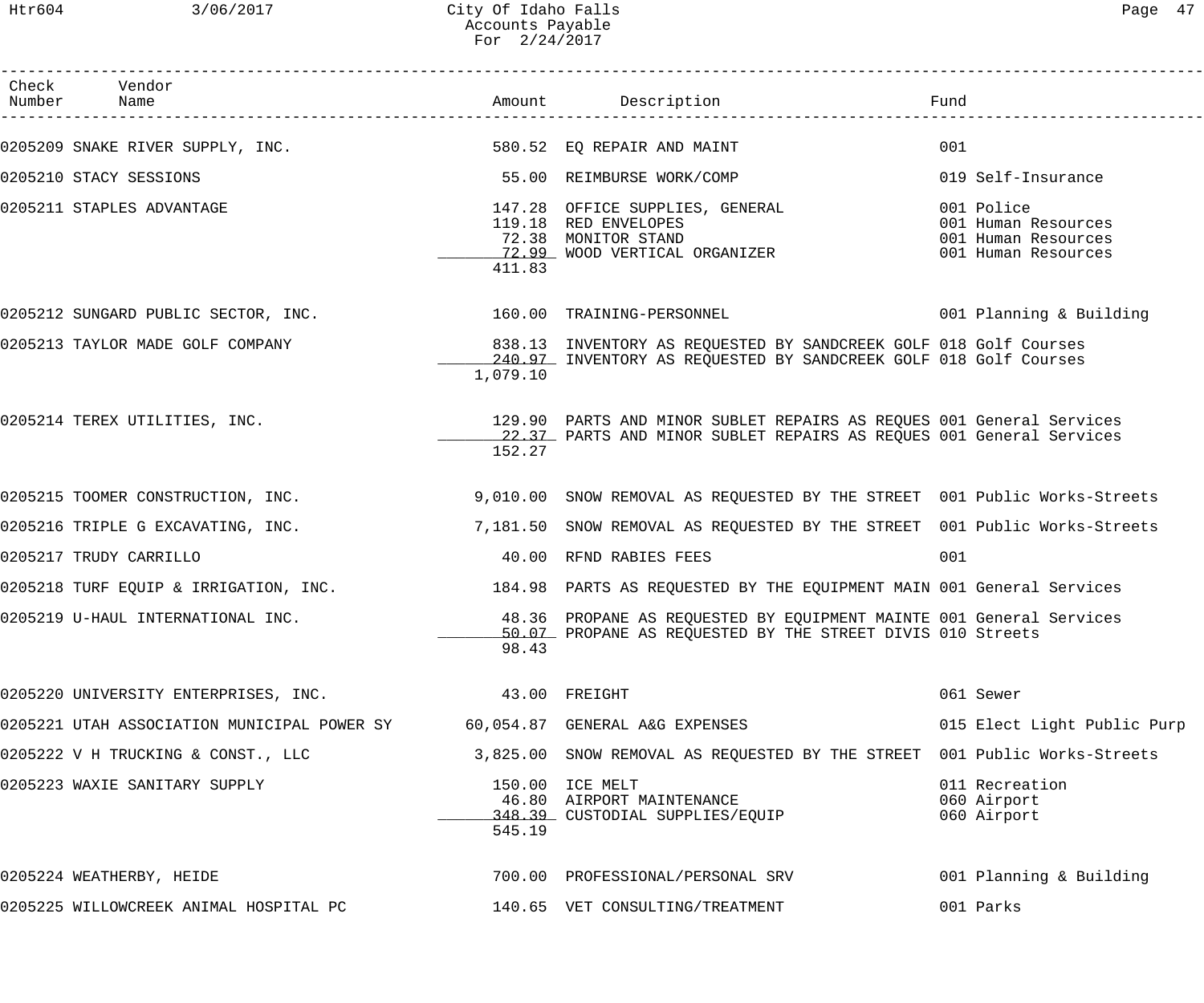# City Of Idaho Falls
## Accounts Payable
### For 2/24/2017

| Check Number | Vendor Name | Amount | Description | Fund |
|---|---|---|---|---|
| 0205209 | SNAKE RIVER SUPPLY, INC. | 580.52 | EQ REPAIR AND MAINT | 001 |
| 0205210 | STACY SESSIONS | 55.00 | REIMBURSE WORK/COMP | 019 Self-Insurance |
| 0205211 | STAPLES ADVANTAGE | 147.28 | OFFICE SUPPLIES, GENERAL | 001 Police |
| | | 119.18 | RED ENVELOPES | 001 Human Resources |
| | | 72.38 | MONITOR STAND | 001 Human Resources |
| | | 72.99 | WOOD VERTICAL ORGANIZER | 001 Human Resources |
| | | 411.83 | | |
| 0205212 | SUNGARD PUBLIC SECTOR, INC. | 160.00 | TRAINING-PERSONNEL | 001 Planning & Building |
| 0205213 | TAYLOR MADE GOLF COMPANY | 838.13 | INVENTORY AS REQUESTED BY SANDCREEK GOLF | 018 Golf Courses |
| | | 240.97 | INVENTORY AS REQUESTED BY SANDCREEK GOLF | 018 Golf Courses |
| | | 1,079.10 | | |
| 0205214 | TEREX UTILITIES, INC. | 129.90 | PARTS AND MINOR SUBLET REPAIRS AS REQUES | 001 General Services |
| | | 22.37 | PARTS AND MINOR SUBLET REPAIRS AS REQUES | 001 General Services |
| | | 152.27 | | |
| 0205215 | TOOMER CONSTRUCTION, INC. | 9,010.00 | SNOW REMOVAL AS REQUESTED BY THE STREET | 001 Public Works-Streets |
| 0205216 | TRIPLE G EXCAVATING, INC. | 7,181.50 | SNOW REMOVAL AS REQUESTED BY THE STREET | 001 Public Works-Streets |
| 0205217 | TRUDY CARRILLO | 40.00 | RFND RABIES FEES | 001 |
| 0205218 | TURF EQUIP & IRRIGATION, INC. | 184.98 | PARTS AS REQUESTED BY THE EQUIPMENT MAIN | 001 General Services |
| 0205219 | U-HAUL INTERNATIONAL INC. | 48.36 | PROPANE AS REQUESTED BY EQUIPMENT MAINTE | 001 General Services |
| | | 50.07 | PROPANE AS REQUESTED BY THE STREET DIVIS | 010 Streets |
| | | 98.43 | | |
| 0205220 | UNIVERSITY ENTERPRISES, INC. | 43.00 | FREIGHT | 061 Sewer |
| 0205221 | UTAH ASSOCIATION MUNICIPAL POWER SY | 60,054.87 | GENERAL A&G EXPENSES | 015 Elect Light Public Purp |
| 0205222 | V H TRUCKING & CONST., LLC | 3,825.00 | SNOW REMOVAL AS REQUESTED BY THE STREET | 001 Public Works-Streets |
| 0205223 | WAXIE SANITARY SUPPLY | 150.00 | ICE MELT | 011 Recreation |
| | | 46.80 | AIRPORT MAINTENANCE | 060 Airport |
| | | 348.39 | CUSTODIAL SUPPLIES/EQUIP | 060 Airport |
| | | 545.19 | | |
| 0205224 | WEATHERBY, HEIDE | 700.00 | PROFESSIONAL/PERSONAL SRV | 001 Planning & Building |
| 0205225 | WILLOWCREEK ANIMAL HOSPITAL PC | 140.65 | VET CONSULTING/TREATMENT | 001 Parks |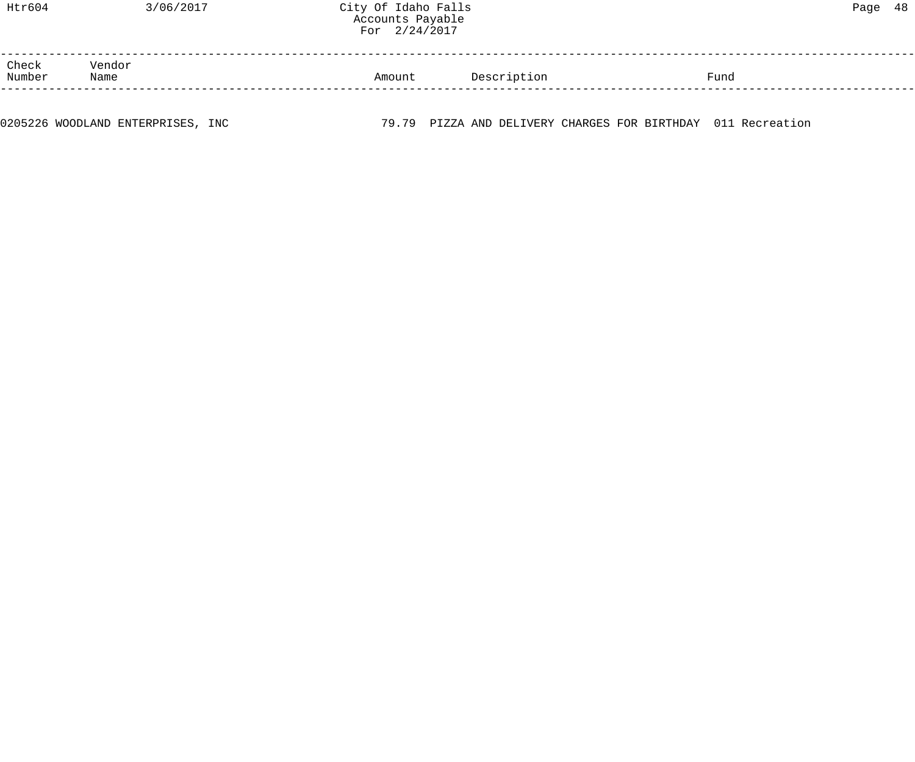| Check Number | Vendor Name | Amount | Description | Fund |
| --- | --- | --- | --- | --- |
| 0205226 | WOODLAND ENTERPRISES, INC | 79.79 | PIZZA AND DELIVERY CHARGES FOR BIRTHDAY | 011 Recreation |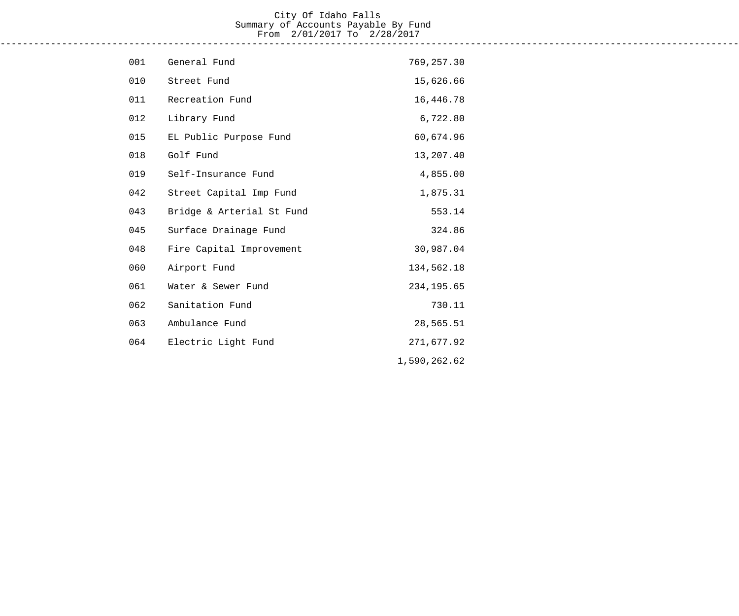City Of Idaho Falls
Summary of Accounts Payable By Fund
From 2/01/2017 To 2/28/2017

| | | |
|---|---|---|
| 001 | General Fund | 769,257.30 |
| 010 | Street Fund | 15,626.66 |
| 011 | Recreation Fund | 16,446.78 |
| 012 | Library Fund | 6,722.80 |
| 015 | EL Public Purpose Fund | 60,674.96 |
| 018 | Golf Fund | 13,207.40 |
| 019 | Self-Insurance Fund | 4,855.00 |
| 042 | Street Capital Imp Fund | 1,875.31 |
| 043 | Bridge & Arterial St Fund | 553.14 |
| 045 | Surface Drainage Fund | 324.86 |
| 048 | Fire Capital Improvement | 30,987.04 |
| 060 | Airport Fund | 134,562.18 |
| 061 | Water & Sewer Fund | 234,195.65 |
| 062 | Sanitation Fund | 730.11 |
| 063 | Ambulance Fund | 28,565.51 |
| 064 | Electric Light Fund | 271,677.92 |
| | | 1,590,262.62 |